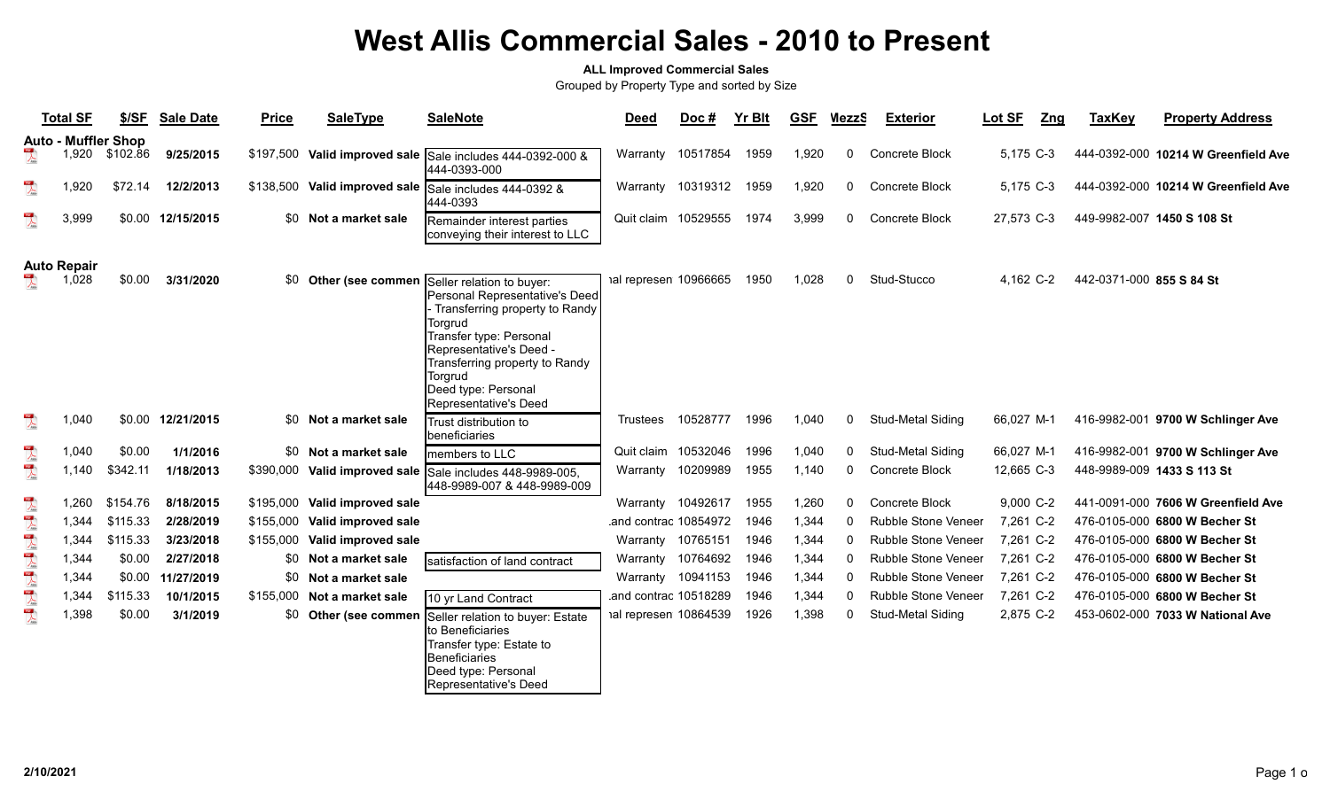# West Allis Commercial Sales - 2010 to Present

**ALL Improved Commercial Sales**

Grouped by Property Type and sorted by Size

| Total SF | $/SF | Sale Date | Price | SaleType | SaleNote | Deed | Doc # | Yr Blt | GSF | MezzS | Exterior | Lot SF | Zng | TaxKey | Property Address |
|---|---|---|---|---|---|---|---|---|---|---|---|---|---|---|---|
| **Auto - Muffler Shop** | | | | | | | | | | | | | | | |
| 1,920 | $102.86 | 9/25/2015 | $197,500 | Valid improved sale | Sale includes 444-0392-000 & 444-0393-000 | Warranty | 10517854 | 1959 | 1,920 | 0 | Concrete Block | 5,175 | C-3 | 444-0392-000 | **10214 W Greenfield Ave** |
| 1,920 | $72.14 | 12/2/2013 | $138,500 | Valid improved sale | Sale includes 444-0392 & 444-0393 | Warranty | 10319312 | 1959 | 1,920 | 0 | Concrete Block | 5,175 | C-3 | 444-0392-000 | **10214 W Greenfield Ave** |
| 3,999 | $0.00 | 12/15/2015 | $0 | Not a market sale | Remainder interest parties conveying their interest to LLC | Quit claim | 10529555 | 1974 | 3,999 | 0 | Concrete Block | 27,573 | C-3 | 449-9982-007 | **1450 S 108 St** |
| **Auto Repair** | | | | | | | | | | | | | | | |
| 1,028 | $0.00 | 3/31/2020 | $0 | Other (see commen | Seller relation to buyer: Personal Representative's Deed - Transferring property to Randy Torgrud Transfer type: Personal Representative's Deed - Transferring property to Randy Torgrud Deed type: Personal Representative's Deed | nal represen | 10966665 | 1950 | 1,028 | 0 | Stud-Stucco | 4,162 | C-2 | 442-0371-000 | **855 S 84 St** |
| 1,040 | $0.00 | 12/21/2015 | $0 | Not a market sale | Trust distribution to beneficiaries | Trustees | 10528777 | 1996 | 1,040 | 0 | Stud-Metal Siding | 66,027 | M-1 | 416-9982-001 | **9700 W Schlinger Ave** |
| 1,040 | $0.00 | 1/1/2016 | $0 | Not a market sale | members to LLC | Quit claim | 10532046 | 1996 | 1,040 | 0 | Stud-Metal Siding | 66,027 | M-1 | 416-9982-001 | **9700 W Schlinger Ave** |
| 1,140 | $342.11 | 1/18/2013 | $390,000 | Valid improved sale | Sale includes 448-9989-005, 448-9989-007 & 448-9989-009 | Warranty | 10209989 | 1955 | 1,140 | 0 | Concrete Block | 12,665 | C-3 | 448-9989-009 | **1433 S 113 St** |
| 1,260 | $154.76 | 8/18/2015 | $195,000 | Valid improved sale | | Warranty | 10492617 | 1955 | 1,260 | 0 | Concrete Block | 9,000 | C-2 | 441-0091-000 | **7606 W Greenfield Ave** |
| 1,344 | $115.33 | 2/28/2019 | $155,000 | Valid improved sale | | .and contrac | 10854972 | 1946 | 1,344 | 0 | Rubble Stone Veneer | 7,261 | C-2 | 476-0105-000 | **6800 W Becher St** |
| 1,344 | $115.33 | 3/23/2018 | $155,000 | Valid improved sale | | Warranty | 10765151 | 1946 | 1,344 | 0 | Rubble Stone Veneer | 7,261 | C-2 | 476-0105-000 | **6800 W Becher St** |
| 1,344 | $0.00 | 2/27/2018 | $0 | Not a market sale | satisfaction of land contract | Warranty | 10764692 | 1946 | 1,344 | 0 | Rubble Stone Veneer | 7,261 | C-2 | 476-0105-000 | **6800 W Becher St** |
| 1,344 | $0.00 | 11/27/2019 | $0 | Not a market sale | | Warranty | 10941153 | 1946 | 1,344 | 0 | Rubble Stone Veneer | 7,261 | C-2 | 476-0105-000 | **6800 W Becher St** |
| 1,344 | $115.33 | 10/1/2015 | $155,000 | Not a market sale | 10 yr Land Contract | .and contrac | 10518289 | 1946 | 1,344 | 0 | Rubble Stone Veneer | 7,261 | C-2 | 476-0105-000 | **6800 W Becher St** |
| 1,398 | $0.00 | 3/1/2019 | $0 | Other (see commen | Seller relation to buyer: Estate to Beneficiaries Transfer type: Estate to Beneficiaries Deed type: Personal Representative's Deed | nal represen | 10864539 | 1926 | 1,398 | 0 | Stud-Metal Siding | 2,875 | C-2 | 453-0602-000 | **7033 W National Ave** |

2/10/2021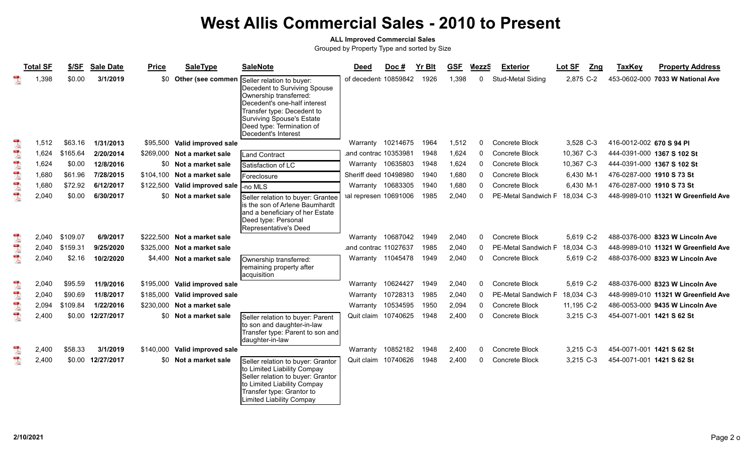# West Allis Commercial Sales - 2010 to Present

**ALL Improved Commercial Sales**

Grouped by Property Type and sorted by Size

| Total SF | $/SF | Sale Date | Price | SaleType | SaleNote | Deed | Doc # | Yr Blt | GSF | MezzS | Exterior | Lot SF | Zng | TaxKey | Property Address |
|---|---|---|---|---|---|---|---|---|---|---|---|---|---|---|---|
| 1,398 | $0.00 | 3/1/2019 | $0 | Other (see commen | Seller relation to buyer: Decedent to Surviving Spouse Ownership transferred: Decedent's one-half interest Transfer type: Decedent to Surviving Spouse's Estate Deed type: Termination of Decedent's Interest | of decedent | 10859842 | 1926 | 1,398 | 0 | Stud-Metal Siding | 2,875 | C-2 | 453-0602-000 | 7033 W National Ave |
| 1,512 | $63.16 | 1/31/2013 | $95,500 | Valid improved sale | | Warranty | 10214675 | 1964 | 1,512 | 0 | Concrete Block | 3,528 | C-3 | 416-0012-002 | 670 S 94 Pl |
| 1,624 | $165.64 | 2/20/2014 | $269,000 | Not a market sale | Land Contract | .and contrac | 10353981 | 1948 | 1,624 | 0 | Concrete Block | 10,367 | C-3 | 444-0391-000 | 1367 S 102 St |
| 1,624 | $0.00 | 12/8/2016 | $0 | Not a market sale | Satisfaction of LC | Warranty | 10635803 | 1948 | 1,624 | 0 | Concrete Block | 10,367 | C-3 | 444-0391-000 | 1367 S 102 St |
| 1,680 | $61.96 | 7/28/2015 | $104,100 | Not a market sale | Foreclosure | Sheriff deed | 10498980 | 1940 | 1,680 | 0 | Concrete Block | 6,430 | M-1 | 476-0287-000 | 1910 S 73 St |
| 1,680 | $72.92 | 6/12/2017 | $122,500 | Valid improved sale | -no MLS | Warranty | 10683305 | 1940 | 1,680 | 0 | Concrete Block | 6,430 | M-1 | 476-0287-000 | 1910 S 73 St |
| 2,040 | $0.00 | 6/30/2017 | $0 | Not a market sale | Seller relation to buyer: Grantee is the son of Arlene Baumhardt and a beneficiary of her Estate Deed type: Personal Representative's Deed | ıal represen | 10691006 | 1985 | 2,040 | 0 | PE-Metal Sandwich F | 18,034 | C-3 | 448-9989-010 | 11321 W Greenfield Ave |
| 2,040 | $109.07 | 6/9/2017 | $222,500 | Not a market sale | | Warranty | 10687042 | 1949 | 2,040 | 0 | Concrete Block | 5,619 | C-2 | 488-0376-000 | 8323 W Lincoln Ave |
| 2,040 | $159.31 | 9/25/2020 | $325,000 | Not a market sale | | .and contrac | 11027637 | 1985 | 2,040 | 0 | PE-Metal Sandwich F | 18,034 | C-3 | 448-9989-010 | 11321 W Greenfield Ave |
| 2,040 | $2.16 | 10/2/2020 | $4,400 | Not a market sale | Ownership transferred: remaining property after acquisition | Warranty | 11045478 | 1949 | 2,040 | 0 | Concrete Block | 5,619 | C-2 | 488-0376-000 | 8323 W Lincoln Ave |
| 2,040 | $95.59 | 11/9/2016 | $195,000 | Valid improved sale | | Warranty | 10624427 | 1949 | 2,040 | 0 | Concrete Block | 5,619 | C-2 | 488-0376-000 | 8323 W Lincoln Ave |
| 2,040 | $90.69 | 11/8/2017 | $185,000 | Valid improved sale | | Warranty | 10728313 | 1985 | 2,040 | 0 | PE-Metal Sandwich F | 18,034 | C-3 | 448-9989-010 | 11321 W Greenfield Ave |
| 2,094 | $109.84 | 1/22/2016 | $230,000 | Not a market sale | | Warranty | 10534595 | 1950 | 2,094 | 0 | Concrete Block | 11,195 | C-2 | 486-0053-000 | 9435 W Lincoln Ave |
| 2,400 | $0.00 | 12/27/2017 | $0 | Not a market sale | Seller relation to buyer: Parent to son and daughter-in-law Transfer type: Parent to son and daughter-in-law | Quit claim | 10740625 | 1948 | 2,400 | 0 | Concrete Block | 3,215 | C-3 | 454-0071-001 | 1421 S 62 St |
| 2,400 | $58.33 | 3/1/2019 | $140,000 | Valid improved sale | | Warranty | 10852182 | 1948 | 2,400 | 0 | Concrete Block | 3,215 | C-3 | 454-0071-001 | 1421 S 62 St |
| 2,400 | $0.00 | 12/27/2017 | $0 | Not a market sale | Seller relation to buyer: Grantor to Limited Liability Compay Seller relation to buyer: Grantor to Limited Liability Compay Transfer type: Grantor to Limited Liability Compay | Quit claim | 10740626 | 1948 | 2,400 | 0 | Concrete Block | 3,215 | C-3 | 454-0071-001 | 1421 S 62 St |

2/10/2021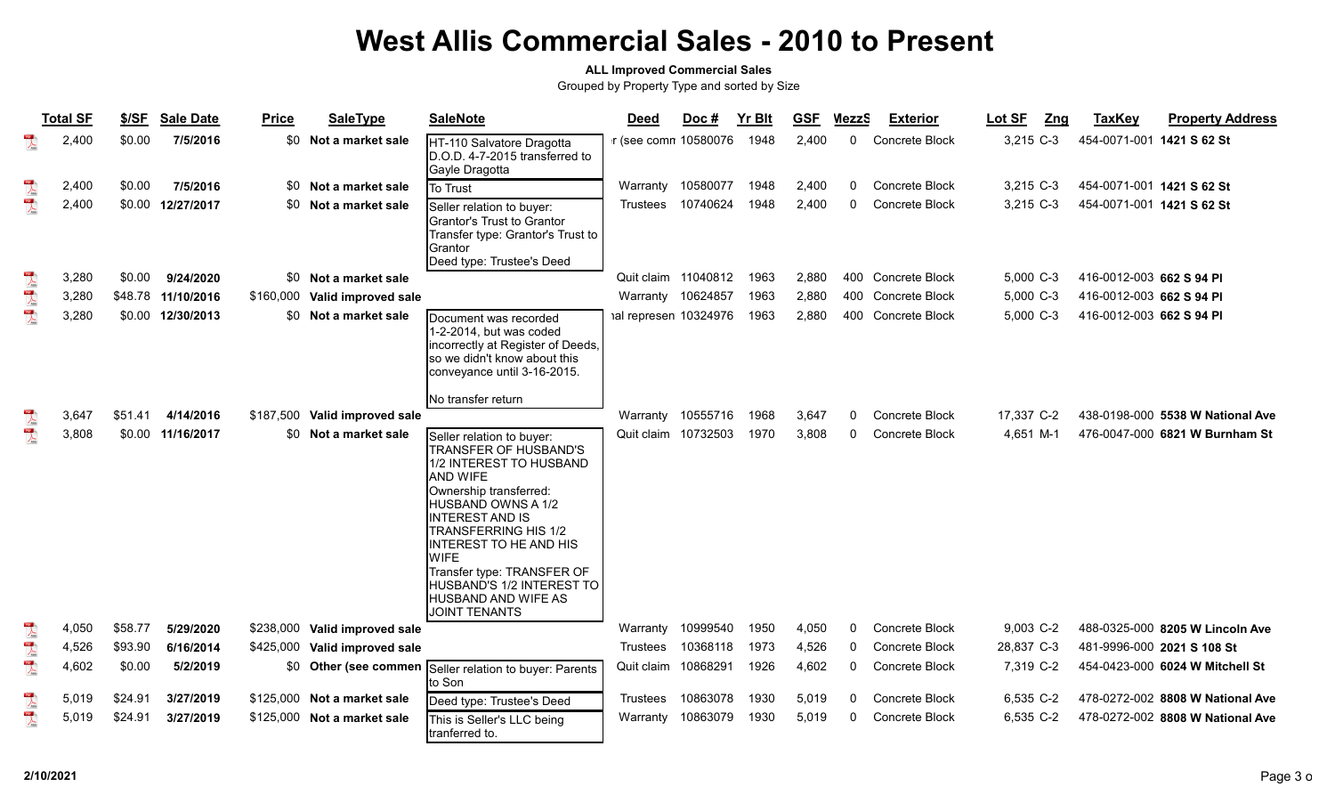# West Allis Commercial Sales - 2010 to Present

**ALL Improved Commercial Sales**

Grouped by Property Type and sorted by Size

| Total SF | $/SF | Sale Date | Price | SaleType | SaleNote | Deed | Doc # | Yr Blt | GSF | MezzS | Exterior | Lot SF | Zng | TaxKey | Property Address |
|---|---|---|---|---|---|---|---|---|---|---|---|---|---|---|---|
| 2,400 | $0.00 | 7/5/2016 | $0 | Not a market sale | HT-110 Salvatore Dragotta D.O.D. 4-7-2015 transferred to Gayle Dragotta | r (see comn | 10580076 | 1948 | 2,400 | 0 | Concrete Block | 3,215 | C-3 | 454-0071-001 | 1421 S 62 St |
| 2,400 | $0.00 | 7/5/2016 | $0 | Not a market sale | To Trust | Warranty | 10580077 | 1948 | 2,400 | 0 | Concrete Block | 3,215 | C-3 | 454-0071-001 | 1421 S 62 St |
| 2,400 | $0.00 | 12/27/2017 | $0 | Not a market sale | Seller relation to buyer: Grantor's Trust to Grantor Transfer type: Grantor's Trust to Grantor Deed type: Trustee's Deed | Trustees | 10740624 | 1948 | 2,400 | 0 | Concrete Block | 3,215 | C-3 | 454-0071-001 | 1421 S 62 St |
| 3,280 | $0.00 | 9/24/2020 | $0 | Not a market sale | | Quit claim | 11040812 | 1963 | 2,880 | 400 | Concrete Block | 5,000 | C-3 | 416-0012-003 | 662 S 94 Pl |
| 3,280 | $48.78 | 11/10/2016 | $160,000 | Valid improved sale | | Warranty | 10624857 | 1963 | 2,880 | 400 | Concrete Block | 5,000 | C-3 | 416-0012-003 | 662 S 94 Pl |
| 3,280 | $0.00 | 12/30/2013 | $0 | Not a market sale | Document was recorded 1-2-2014, but was coded incorrectly at Register of Deeds, so we didn't know about this conveyance until 3-16-2015. No transfer return | al represen | 10324976 | 1963 | 2,880 | 400 | Concrete Block | 5,000 | C-3 | 416-0012-003 | 662 S 94 Pl |
| 3,647 | $51.41 | 4/14/2016 | $187,500 | Valid improved sale | | Warranty | 10555716 | 1968 | 3,647 | 0 | Concrete Block | 17,337 | C-2 | 438-0198-000 | 5538 W National Ave |
| 3,808 | $0.00 | 11/16/2017 | $0 | Not a market sale | Seller relation to buyer: TRANSFER OF HUSBAND'S 1/2 INTEREST TO HUSBAND AND WIFE Ownership transferred: HUSBAND OWNS A 1/2 INTEREST AND IS TRANSFERRING HIS 1/2 INTEREST TO HE AND HIS WIFE Transfer type: TRANSFER OF HUSBAND'S 1/2 INTEREST TO HUSBAND AND WIFE AS JOINT TENANTS | Quit claim | 10732503 | 1970 | 3,808 | 0 | Concrete Block | 4,651 | M-1 | 476-0047-000 | 6821 W Burnham St |
| 4,050 | $58.77 | 5/29/2020 | $238,000 | Valid improved sale | | Warranty | 10999540 | 1950 | 4,050 | 0 | Concrete Block | 9,003 | C-2 | 488-0325-000 | 8205 W Lincoln Ave |
| 4,526 | $93.90 | 6/16/2014 | $425,000 | Valid improved sale | | Trustees | 10368118 | 1973 | 4,526 | 0 | Concrete Block | 28,837 | C-3 | 481-9996-000 | 2021 S 108 St |
| 4,602 | $0.00 | 5/2/2019 | $0 | Other (see commen | Seller relation to buyer: Parents to Son | Quit claim | 10868291 | 1926 | 4,602 | 0 | Concrete Block | 7,319 | C-2 | 454-0423-000 | 6024 W Mitchell St |
| 5,019 | $24.91 | 3/27/2019 | $125,000 | Not a market sale | Deed type: Trustee's Deed | Trustees | 10863078 | 1930 | 5,019 | 0 | Concrete Block | 6,535 | C-2 | 478-0272-002 | 8808 W National Ave |
| 5,019 | $24.91 | 3/27/2019 | $125,000 | Not a market sale | This is Seller's LLC being tranferred to. | Warranty | 10863079 | 1930 | 5,019 | 0 | Concrete Block | 6,535 | C-2 | 478-0272-002 | 8808 W National Ave |

2/10/2021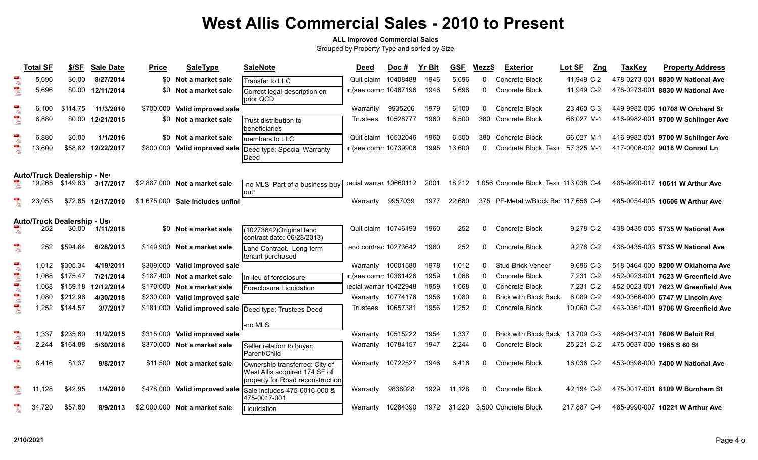# West Allis Commercial Sales - 2010 to Present

**ALL Improved Commercial Sales**

Grouped by Property Type and sorted by Size

| Total SF | $/SF | Sale Date | Price | SaleType | SaleNote | Deed | Doc # | Yr Blt | GSF | MezzS | Exterior | Lot SF | Zng | TaxKey | Property Address |
|---|---|---|---|---|---|---|---|---|---|---|---|---|---|---|---|
| 5,696 | $0.00 | 8/27/2014 | $0 | Not a market sale | Transfer to LLC | Quit claim | 10408488 | 1946 | 5,696 | 0 | Concrete Block | 11,949 | C-2 | 478-0273-001 | 8830 W National Ave |
| 5,696 | $0.00 | 12/11/2014 | $0 | Not a market sale | Correct legal description on prior QCD | r (see comn | 10467196 | 1946 | 5,696 | 0 | Concrete Block | 11,949 | C-2 | 478-0273-001 | 8830 W National Ave |
| 6,100 | $114.75 | 11/3/2010 | $700,000 | Valid improved sale | | Warranty | 9935206 | 1979 | 6,100 | 0 | Concrete Block | 23,460 | C-3 | 449-9982-006 | 10708 W Orchard St |
| 6,880 | $0.00 | 12/21/2015 | $0 | Not a market sale | Trust distribution to beneficiaries | Trustees | 10528777 | 1960 | 6,500 | 380 | Concrete Block | 66,027 | M-1 | 416-9982-001 | 9700 W Schlinger Ave |
| 6,880 | $0.00 | 1/1/2016 | $0 | Not a market sale | members to LLC | Quit claim | 10532046 | 1960 | 6,500 | 380 | Concrete Block | 66,027 | M-1 | 416-9982-001 | 9700 W Schlinger Ave |
| 13,600 | $58.82 | 12/22/2017 | $800,000 | Valid improved sale | Deed type: Special Warranty Deed | r (see comn | 10739906 | 1995 | 13,600 | 0 | Concrete Block, Textu | 57,325 | M-1 | 417-0006-002 | 9018 W Conrad Ln |
| **Auto/Truck Dealership - Ne** | | | | | | | | | | | | | | | |
| 19,268 | $149.83 | 3/17/2017 | $2,887,000 | Not a market sale | -no MLS Part of a business buy out. | ecial warrar | 10660112 | 2001 | 18,212 | 1,056 | Concrete Block, Textu | 113,038 | C-4 | 485-9990-017 | 10611 W Arthur Ave |
| 23,055 | $72.65 | 12/17/2010 | $1,675,000 | Sale includes unfini | | Warranty | 9957039 | 1977 | 22,680 | 375 | PF-Metal w/Block Bac | 117,656 | C-4 | 485-0054-005 | 10606 W Arthur Ave |
| **Auto/Truck Dealership - Us** | | | | | | | | | | | | | | | |
| 252 | $0.00 | 1/11/2018 | $0 | Not a market sale | (10273642)Original land contract date: 06/28/2013) | Quit claim | 10746193 | 1960 | 252 | 0 | Concrete Block | 9,278 | C-2 | 438-0435-003 | 5735 W National Ave |
| 252 | $594.84 | 6/28/2013 | $149,900 | Not a market sale | Land Contract. Long-term tenant purchased | and contrac | 10273642 | 1960 | 252 | 0 | Concrete Block | 9,278 | C-2 | 438-0435-003 | 5735 W National Ave |
| 1,012 | $305.34 | 4/19/2011 | $309,000 | Valid improved sale | | Warranty | 10001580 | 1978 | 1,012 | 0 | Stud-Brick Veneer | 9,696 | C-3 | 518-0464-000 | 9200 W Oklahoma Ave |
| 1,068 | $175.47 | 7/21/2014 | $187,400 | Not a market sale | In lieu of foreclosure | r (see comn | 10381426 | 1959 | 1,068 | 0 | Concrete Block | 7,231 | C-2 | 452-0023-001 | 7623 W Greenfield Ave |
| 1,068 | $159.18 | 12/12/2014 | $170,000 | Not a market sale | Foreclosure Liquidation | ecial warrar | 10422948 | 1959 | 1,068 | 0 | Concrete Block | 7,231 | C-2 | 452-0023-001 | 7623 W Greenfield Ave |
| 1,080 | $212.96 | 4/30/2018 | $230,000 | Valid improved sale | | Warranty | 10774176 | 1956 | 1,080 | 0 | Brick with Block Back | 6,089 | C-2 | 490-0366-000 | 6747 W Lincoln Ave |
| 1,252 | $144.57 | 3/7/2017 | $181,000 | Valid improved sale | Deed type: Trustees Deed -no MLS | Trustees | 10657381 | 1956 | 1,252 | 0 | Concrete Block | 10,060 | C-2 | 443-0361-001 | 9706 W Greenfield Ave |
| 1,337 | $235.60 | 11/2/2015 | $315,000 | Valid improved sale | | Warranty | 10515222 | 1954 | 1,337 | 0 | Brick with Block Back | 13,709 | C-3 | 488-0437-001 | 7606 W Beloit Rd |
| 2,244 | $164.88 | 5/30/2018 | $370,000 | Not a market sale | Seller relation to buyer: Parent/Child | Warranty | 10784157 | 1947 | 2,244 | 0 | Concrete Block | 25,221 | C-2 | 475-0037-000 | 1965 S 60 St |
| 8,416 | $1.37 | 9/8/2017 | $11,500 | Not a market sale | Ownership transferred: City of West Allis acquired 174 SF of property for Road reconstruction | Warranty | 10722527 | 1946 | 8,416 | 0 | Concrete Block | 18,036 | C-2 | 453-0398-000 | 7400 W National Ave |
| 11,128 | $42.95 | 1/4/2010 | $478,000 | Valid improved sale | Sale includes 475-0016-000 & 475-0017-001 | Warranty | 9838028 | 1929 | 11,128 | 0 | Concrete Block | 42,194 | C-2 | 475-0017-001 | 6109 W Burnham St |
| 34,720 | $57.60 | 8/9/2013 | $2,000,000 | Not a market sale | Liquidation | Warranty | 10284390 | 1972 | 31,220 | 3,500 | Concrete Block | 217,887 | C-4 | 485-9990-007 | 10221 W Arthur Ave |

2/10/2021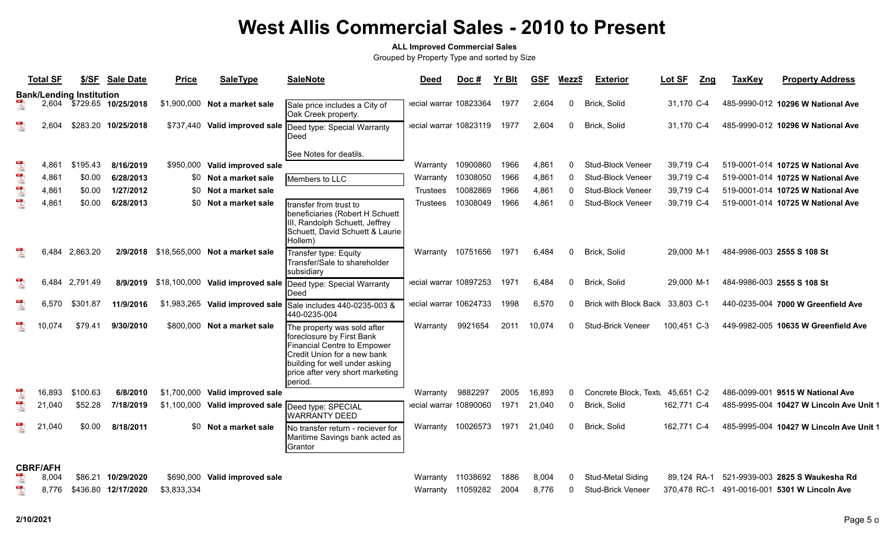# West Allis Commercial Sales - 2010 to Present

**ALL Improved Commercial Sales**

Grouped by Property Type and sorted by Size

| Total SF | $/SF | Sale Date | Price | SaleType | SaleNote | Deed | Doc # | Yr Blt | GSF | MezzS | Exterior | Lot SF | Zng | TaxKey | Property Address |
|---|---|---|---|---|---|---|---|---|---|---|---|---|---|---|---|
| **Bank/Lending Institution** | | | | | | | | | | | | | | | |
| 2,604 | $729.65 | 10/25/2018 | $1,900,000 | Not a market sale | Sale price includes a City of Oak Creek property. | ecial warrar | 10823364 | 1977 | 2,604 | 0 | Brick, Solid | 31,170 | C-4 | 485-9990-012 | 10296 W National Ave |
| 2,604 | $283.20 | 10/25/2018 | $737,440 | Valid improved sale | Deed type: Special Warranty Deed<br><br>See Notes for deatils. | ecial warrar | 10823119 | 1977 | 2,604 | 0 | Brick, Solid | 31,170 | C-4 | 485-9990-012 | 10296 W National Ave |
| 4,861 | $195.43 | 8/16/2019 | $950,000 | Valid improved sale | | Warranty | 10900860 | 1966 | 4,861 | 0 | Stud-Block Veneer | 39,719 | C-4 | 519-0001-014 | 10725 W National Ave |
| 4,861 | $0.00 | 6/28/2013 | $0 | Not a market sale | Members to LLC | Warranty | 10308050 | 1966 | 4,861 | 0 | Stud-Block Veneer | 39,719 | C-4 | 519-0001-014 | 10725 W National Ave |
| 4,861 | $0.00 | 1/27/2012 | $0 | Not a market sale | | Trustees | 10082869 | 1966 | 4,861 | 0 | Stud-Block Veneer | 39,719 | C-4 | 519-0001-014 | 10725 W National Ave |
| 4,861 | $0.00 | 6/28/2013 | $0 | Not a market sale | transfer from trust to beneficiaries (Robert H Schuett III, Randolph Schuett, Jeffrey Schuett, David Schuett & Laurie Hollem) | Trustees | 10308049 | 1966 | 4,861 | 0 | Stud-Block Veneer | 39,719 | C-4 | 519-0001-014 | 10725 W National Ave |
| 6,484 | 2,863.20 | 2/9/2018 | $18,565,000 | Not a market sale | Transfer type: Equity Transfer/Sale to shareholder subsidiary | Warranty | 10751656 | 1971 | 6,484 | 0 | Brick, Solid | 29,000 | M-1 | 484-9986-003 | 2555 S 108 St |
| 6,484 | 2,791.49 | 8/9/2019 | $18,100,000 | Valid improved sale | Deed type: Special Warranty Deed | ecial warrar | 10897253 | 1971 | 6,484 | 0 | Brick, Solid | 29,000 | M-1 | 484-9986-003 | 2555 S 108 St |
| 6,570 | $301.87 | 11/9/2016 | $1,983,265 | Valid improved sale | Sale includes 440-0235-003 & 440-0235-004 | ecial warrar | 10624733 | 1998 | 6,570 | 0 | Brick with Block Back | 33,803 | C-1 | 440-0235-004 | 7000 W Greenfield Ave |
| 10,074 | $79.41 | 9/30/2010 | $800,000 | Not a market sale | The property was sold after foreclosure by First Bank Financial Centre to Empower Credit Union for a new bank building for well under asking price after very short marketing period. | Warranty | 9921654 | 2011 | 10,074 | 0 | Stud-Brick Veneer | 100,451 | C-3 | 449-9982-005 | 10635 W Greenfield Ave |
| 16,893 | $100.63 | 6/8/2010 | $1,700,000 | Valid improved sale | | Warranty | 9882297 | 2005 | 16,893 | 0 | Concrete Block, Textu | 45,651 | C-2 | 486-0099-001 | 9515 W National Ave |
| 21,040 | $52.28 | 7/18/2019 | $1,100,000 | Valid improved sale | Deed type: SPECIAL WARRANTY DEED | ecial warrar | 10890060 | 1971 | 21,040 | 0 | Brick, Solid | 162,771 | C-4 | 485-9995-004 | 10427 W Lincoln Ave Unit 1 |
| 21,040 | $0.00 | 8/18/2011 | $0 | Not a market sale | No transfer return - reciever for Maritime Savings bank acted as Grantor | Warranty | 10026573 | 1971 | 21,040 | 0 | Brick, Solid | 162,771 | C-4 | 485-9995-004 | 10427 W Lincoln Ave Unit 1 |
| **CBRF/AFH** | | | | | | | | | | | | | | | |
| 8,004 | $86.21 | 10/29/2020 | $690,000 | Valid improved sale | | Warranty | 11038692 | 1886 | 8,004 | 0 | Stud-Metal Siding | 89,124 | RA-1 | 521-9939-003 | 2825 S Waukesha Rd |
| 8,776 | $436.80 | 12/17/2020 | $3,833,334 | | | Warranty | 11059282 | 2004 | 8,776 | 0 | Stud-Brick Veneer | 370,478 | RC-1 | 491-0016-001 | 5301 W Lincoln Ave |

2/10/2021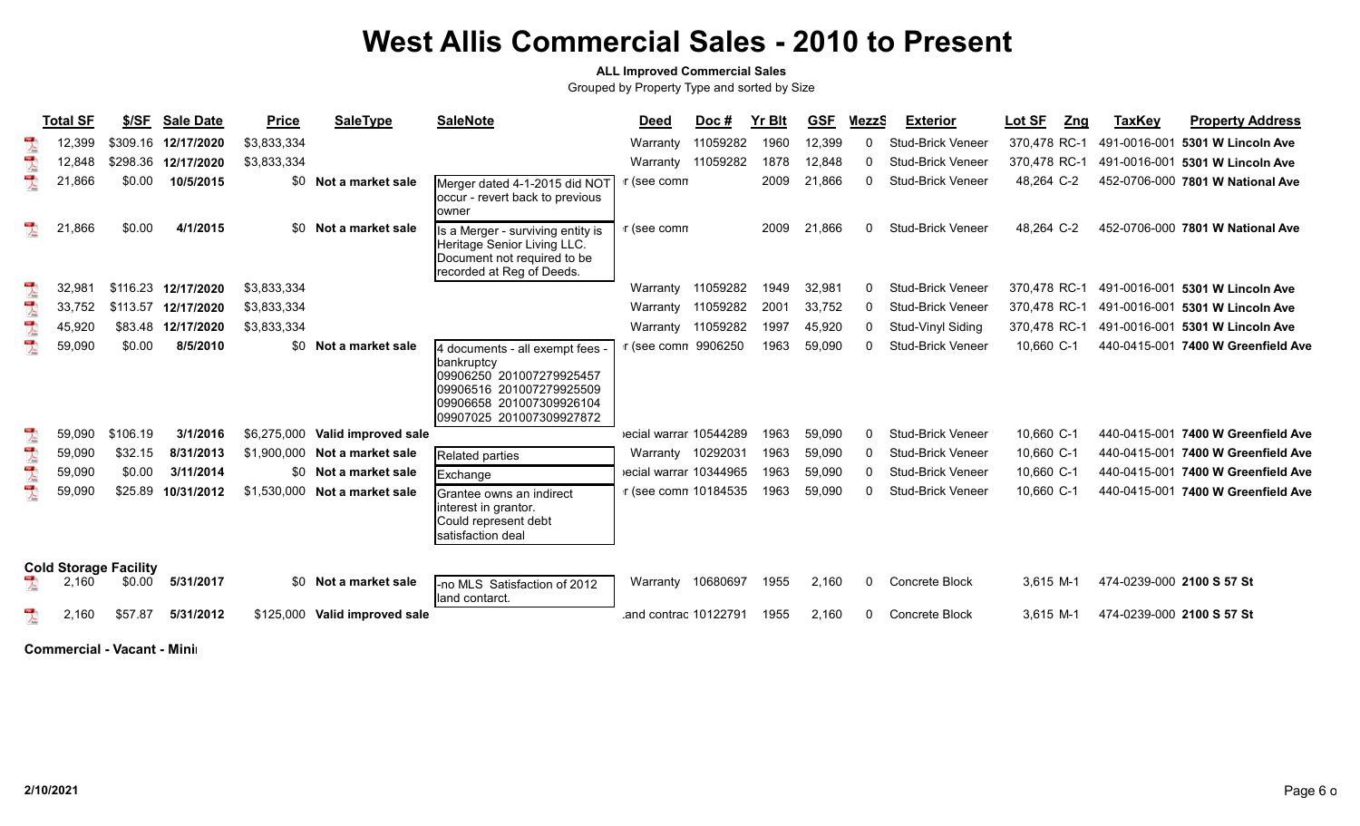# West Allis Commercial Sales - 2010 to Present

**ALL Improved Commercial Sales**

Grouped by Property Type and sorted by Size

| Total SF | $/SF | Sale Date | Price | SaleType | SaleNote | Deed | Doc # | Yr Blt | GSF | MezzS | Exterior | Lot SF | Zng | TaxKey | Property Address |
|---|---|---|---|---|---|---|---|---|---|---|---|---|---|---|---|
| 12,399 | $309.16 | 12/17/2020 | $3,833,334 | | | Warranty | 11059282 | 1960 | 12,399 | 0 | Stud-Brick Veneer | 370,478 | RC-1 | 491-0016-001 | **5301 W Lincoln Ave** |
| 12,848 | $298.36 | 12/17/2020 | $3,833,334 | | | Warranty | 11059282 | 1878 | 12,848 | 0 | Stud-Brick Veneer | 370,478 | RC-1 | 491-0016-001 | **5301 W Lincoln Ave** |
| 21,866 | $0.00 | 10/5/2015 | $0 | **Not a market sale** | Merger dated 4-1-2015 did NOT occur - revert back to previous owner | r (see comn | | 2009 | 21,866 | 0 | Stud-Brick Veneer | 48,264 | C-2 | 452-0706-000 | **7801 W National Ave** |
| 21,866 | $0.00 | 4/1/2015 | $0 | **Not a market sale** | Is a Merger - surviving entity is Heritage Senior Living LLC. Document not required to be recorded at Reg of Deeds. | r (see comn | | 2009 | 21,866 | 0 | Stud-Brick Veneer | 48,264 | C-2 | 452-0706-000 | **7801 W National Ave** |
| 32,981 | $116.23 | 12/17/2020 | $3,833,334 | | | Warranty | 11059282 | 1949 | 32,981 | 0 | Stud-Brick Veneer | 370,478 | RC-1 | 491-0016-001 | **5301 W Lincoln Ave** |
| 33,752 | $113.57 | 12/17/2020 | $3,833,334 | | | Warranty | 11059282 | 2001 | 33,752 | 0 | Stud-Brick Veneer | 370,478 | RC-1 | 491-0016-001 | **5301 W Lincoln Ave** |
| 45,920 | $83.48 | 12/17/2020 | $3,833,334 | | | Warranty | 11059282 | 1997 | 45,920 | 0 | Stud-Vinyl Siding | 370,478 | RC-1 | 491-0016-001 | **5301 W Lincoln Ave** |
| 59,090 | $0.00 | 8/5/2010 | $0 | **Not a market sale** | 4 documents - all exempt fees - bankruptcy 09906250 201007279925457 09906516 201007279925509 09906658 201007309926104 09907025 201007309927872 | r (see comn | 9906250 | 1963 | 59,090 | 0 | Stud-Brick Veneer | 10,660 | C-1 | 440-0415-001 | **7400 W Greenfield Ave** |
| 59,090 | $106.19 | 3/1/2016 | $6,275,000 | **Valid improved sale** | | ecial warrar | 10544289 | 1963 | 59,090 | 0 | Stud-Brick Veneer | 10,660 | C-1 | 440-0415-001 | **7400 W Greenfield Ave** |
| 59,090 | $32.15 | 8/31/2013 | $1,900,000 | **Not a market sale** | Related parties | Warranty | 10292031 | 1963 | 59,090 | 0 | Stud-Brick Veneer | 10,660 | C-1 | 440-0415-001 | **7400 W Greenfield Ave** |
| 59,090 | $0.00 | 3/11/2014 | $0 | **Not a market sale** | Exchange | ecial warrar | 10344965 | 1963 | 59,090 | 0 | Stud-Brick Veneer | 10,660 | C-1 | 440-0415-001 | **7400 W Greenfield Ave** |
| 59,090 | $25.89 | 10/31/2012 | $1,530,000 | **Not a market sale** | Grantee owns an indirect interest in grantor. Could represent debt satisfaction deal | r (see comn | 10184535 | 1963 | 59,090 | 0 | Stud-Brick Veneer | 10,660 | C-1 | 440-0415-001 | **7400 W Greenfield Ave** |
| **Cold Storage Facility** | | | | | | | | | | | | | | | |
| 2,160 | $0.00 | 5/31/2017 | $0 | **Not a market sale** | -no MLS Satisfaction of 2012 land contarct. | Warranty | 10680697 | 1955 | 2,160 | 0 | Concrete Block | 3,615 | M-1 | 474-0239-000 | **2100 S 57 St** |
| 2,160 | $57.87 | 5/31/2012 | $125,000 | **Valid improved sale** | | and contrac | 10122791 | 1955 | 2,160 | 0 | Concrete Block | 3,615 | M-1 | 474-0239-000 | **2100 S 57 St** |

**Commercial - Vacant - Mini**

2/10/2021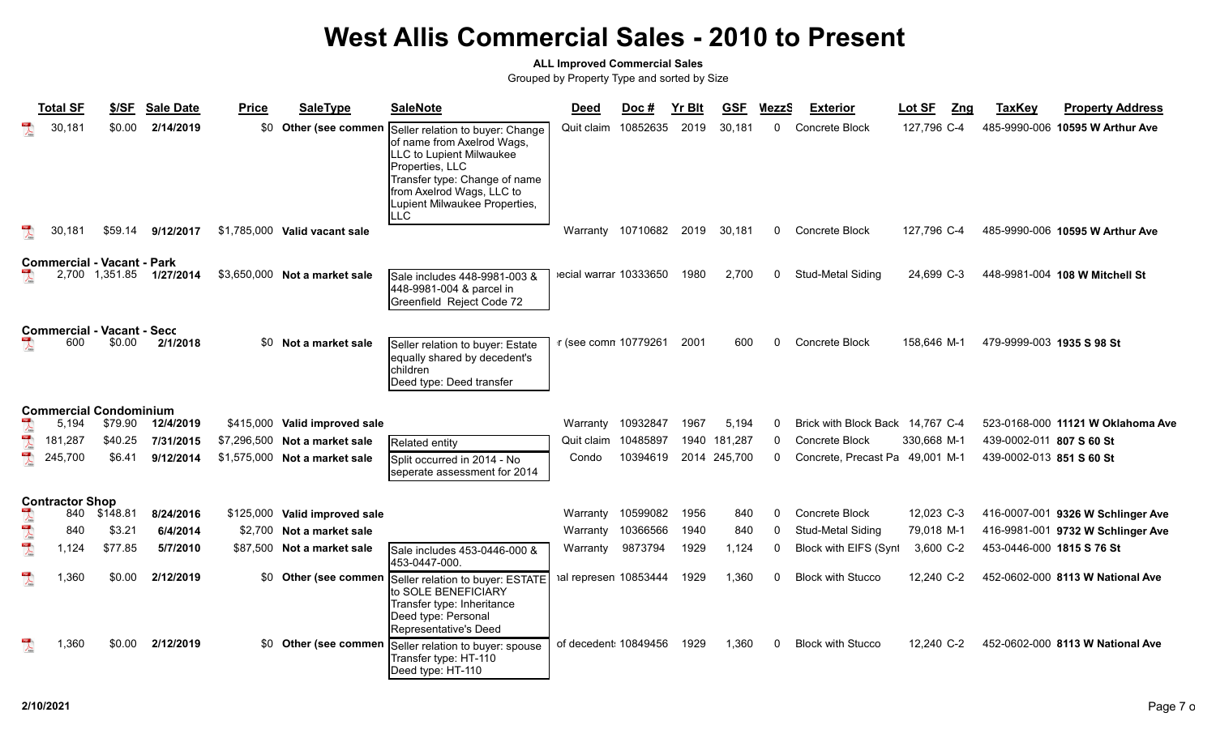# West Allis Commercial Sales - 2010 to Present

**ALL Improved Commercial Sales**

Grouped by Property Type and sorted by Size

| Total SF | $/SF | Sale Date | Price | SaleType | SaleNote | Deed | Doc # | Yr Blt | GSF | MezzS | Exterior | Lot SF | Zng | TaxKey | Property Address |
|---|---|---|---|---|---|---|---|---|---|---|---|---|---|---|---|
| 30,181 | $0.00 | 2/14/2019 | $0 | Other (see commen | Seller relation to buyer: Change of name from Axelrod Wags, LLC to Lupient Milwaukee Properties, LLC Transfer type: Change of name from Axelrod Wags, LLC to Lupient Milwaukee Properties, LLC | Quit claim | 10852635 | 2019 | 30,181 | 0 | Concrete Block | 127,796 | C-4 | 485-9990-006 | **10595 W Arthur Ave** |
| 30,181 | $59.14 | 9/12/2017 | $1,785,000 | Valid vacant sale | | Warranty | 10710682 | 2019 | 30,181 | 0 | Concrete Block | 127,796 | C-4 | 485-9990-006 | **10595 W Arthur Ave** |
| **Commercial - Vacant - Park** | | | | | | | | | | | | | | | |
| 2,700 | 1,351.85 | 1/27/2014 | $3,650,000 | Not a market sale | Sale includes 448-9981-003 & 448-9981-004 & parcel in Greenfield Reject Code 72 | ecial warrar | 10333650 | 1980 | 2,700 | 0 | Stud-Metal Siding | 24,699 | C-3 | 448-9981-004 | **108 W Mitchell St** |
| **Commercial - Vacant - Secc** | | | | | | | | | | | | | | | |
| 600 | $0.00 | 2/1/2018 | $0 | Not a market sale | Seller relation to buyer: Estate equally shared by decedent's children Deed type: Deed transfer | r (see comn | 10779261 | 2001 | 600 | 0 | Concrete Block | 158,646 | M-1 | 479-9999-003 | **1935 S 98 St** |
| **Commercial Condominium** | | | | | | | | | | | | | | | |
| 5,194 | $79.90 | 12/4/2019 | $415,000 | Valid improved sale | | Warranty | 10932847 | 1967 | 5,194 | 0 | Brick with Block Back | 14,767 | C-4 | 523-0168-000 | **11121 W Oklahoma Ave** |
| 181,287 | $40.25 | 7/31/2015 | $7,296,500 | Not a market sale | Related entity | Quit claim | 10485897 | 1940 | 181,287 | 0 | Concrete Block | 330,668 | M-1 | 439-0002-011 | **807 S 60 St** |
| 245,700 | $6.41 | 9/12/2014 | $1,575,000 | Not a market sale | Split occurred in 2014 - No seperate assessment for 2014 | Condo | 10394619 | 2014 | 245,700 | 0 | Concrete, Precast Pa | 49,001 | M-1 | 439-0002-013 | **851 S 60 St** |
| **Contractor Shop** | | | | | | | | | | | | | | | |
| 840 | $148.81 | 8/24/2016 | $125,000 | Valid improved sale | | Warranty | 10599082 | 1956 | 840 | 0 | Concrete Block | 12,023 | C-3 | 416-0007-001 | **9326 W Schlinger Ave** |
| 840 | $3.21 | 6/4/2014 | $2,700 | Not a market sale | | Warranty | 10366566 | 1940 | 840 | 0 | Stud-Metal Siding | 79,018 | M-1 | 416-9981-001 | **9732 W Schlinger Ave** |
| 1,124 | $77.85 | 5/7/2010 | $87,500 | Not a market sale | Sale includes 453-0446-000 & 453-0447-000. | Warranty | 9873794 | 1929 | 1,124 | 0 | Block with EIFS (Synt | 3,600 | C-2 | 453-0446-000 | **1815 S 76 St** |
| 1,360 | $0.00 | 2/12/2019 | $0 | Other (see commen | Seller relation to buyer: ESTATE to SOLE BENEFICIARY Transfer type: Inheritance Deed type: Personal Representative's Deed | ial represen | 10853444 | 1929 | 1,360 | 0 | Block with Stucco | 12,240 | C-2 | 452-0602-000 | **8113 W National Ave** |
| 1,360 | $0.00 | 2/12/2019 | $0 | Other (see commen | Seller relation to buyer: spouse Transfer type: HT-110 Deed type: HT-110 | of decedent | 10849456 | 1929 | 1,360 | 0 | Block with Stucco | 12,240 | C-2 | 452-0602-000 | **8113 W National Ave** |

2/10/2021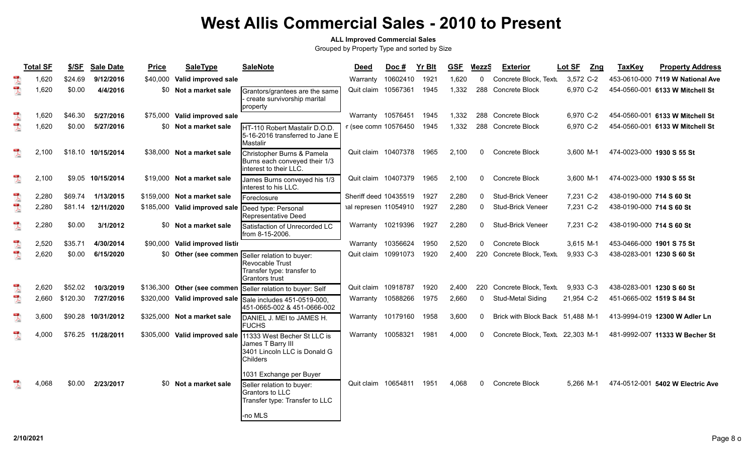# West Allis Commercial Sales - 2010 to Present

**ALL Improved Commercial Sales**

Grouped by Property Type and sorted by Size

| Total SF | $/SF | Sale Date | Price | SaleType | SaleNote | Deed | Doc # | Yr Blt | GSF | MezzS | Exterior | Lot SF | Zng | TaxKey | Property Address |
|---|---|---|---|---|---|---|---|---|---|---|---|---|---|---|---|
| 1,620 | $24.69 | 9/12/2016 | $40,000 | Valid improved sale | | Warranty | 10602410 | 1921 | 1,620 | 0 | Concrete Block, Textu | 3,572 | C-2 | 453-0610-000 | 7119 W National Ave |
| 1,620 | $0.00 | 4/4/2016 | $0 | Not a market sale | Grantors/grantees are the same - create survivorship marital property | Quit claim | 10567361 | 1945 | 1,332 | 288 | Concrete Block | 6,970 | C-2 | 454-0560-001 | 6133 W Mitchell St |
| 1,620 | $46.30 | 5/27/2016 | $75,000 | Valid improved sale | | Warranty | 10576451 | 1945 | 1,332 | 288 | Concrete Block | 6,970 | C-2 | 454-0560-001 | 6133 W Mitchell St |
| 1,620 | $0.00 | 5/27/2016 | $0 | Not a market sale | HT-110 Robert Mastalir D.O.D. 5-16-2016 transferred to Jane E Mastalir | r (see comn | 10576450 | 1945 | 1,332 | 288 | Concrete Block | 6,970 | C-2 | 454-0560-001 | 6133 W Mitchell St |
| 2,100 | $18.10 | 10/15/2014 | $38,000 | Not a market sale | Christopher Burns & Pamela Burns each conveyed their 1/3 interest to their LLC. | Quit claim | 10407378 | 1965 | 2,100 | 0 | Concrete Block | 3,600 | M-1 | 474-0023-000 | 1930 S 55 St |
| 2,100 | $9.05 | 10/15/2014 | $19,000 | Not a market sale | James Burns conveyed his 1/3 interest to his LLC. | Quit claim | 10407379 | 1965 | 2,100 | 0 | Concrete Block | 3,600 | M-1 | 474-0023-000 | 1930 S 55 St |
| 2,280 | $69.74 | 1/13/2015 | $159,000 | Not a market sale | Foreclosure | Sheriff deed | 10435519 | 1927 | 2,280 | 0 | Stud-Brick Veneer | 7,231 | C-2 | 438-0190-000 | 714 S 60 St |
| 2,280 | $81.14 | 12/11/2020 | $185,000 | Valid improved sale | Deed type: Personal Representative Deed | ial represen | 11054910 | 1927 | 2,280 | 0 | Stud-Brick Veneer | 7,231 | C-2 | 438-0190-000 | 714 S 60 St |
| 2,280 | $0.00 | 3/1/2012 | $0 | Not a market sale | Satisfaction of Unrecorded LC from 8-15-2006. | Warranty | 10219396 | 1927 | 2,280 | 0 | Stud-Brick Veneer | 7,231 | C-2 | 438-0190-000 | 714 S 60 St |
| 2,520 | $35.71 | 4/30/2014 | $90,000 | Valid improved listir | | Warranty | 10356624 | 1950 | 2,520 | 0 | Concrete Block | 3,615 | M-1 | 453-0466-000 | 1901 S 75 St |
| 2,620 | $0.00 | 6/15/2020 | $0 | Other (see commen | Seller relation to buyer: Revocable Trust Transfer type: transfer to Grantors trust | Quit claim | 10991073 | 1920 | 2,400 | 220 | Concrete Block, Textu | 9,933 | C-3 | 438-0283-001 | 1230 S 60 St |
| 2,620 | $52.02 | 10/3/2019 | $136,300 | Other (see commen | Seller relation to buyer: Self | Quit claim | 10918787 | 1920 | 2,400 | 220 | Concrete Block, Textu | 9,933 | C-3 | 438-0283-001 | 1230 S 60 St |
| 2,660 | $120.30 | 7/27/2016 | $320,000 | Valid improved sale | Sale includes 451-0519-000, 451-0665-002 & 451-0666-002 | Warranty | 10588266 | 1975 | 2,660 | 0 | Stud-Metal Siding | 21,954 | C-2 | 451-0665-002 | 1519 S 84 St |
| 3,600 | $90.28 | 10/31/2012 | $325,000 | Not a market sale | DANIEL J. MEI to JAMES H. FUCHS | Warranty | 10179160 | 1958 | 3,600 | 0 | Brick with Block Back | 51,488 | M-1 | 413-9994-019 | 12300 W Adler Ln |
| 4,000 | $76.25 | 11/28/2011 | $305,000 | Valid improved sale | 11333 West Becher St LLC is James T Barry III 3401 Lincoln LLC is Donald G Childers 1031 Exchange per Buyer | Warranty | 10058321 | 1981 | 4,000 | 0 | Concrete Block, Textu | 22,303 | M-1 | 481-9992-007 | 11333 W Becher St |
| 4,068 | $0.00 | 2/23/2017 | $0 | Not a market sale | Seller relation to buyer: Grantors to LLC Transfer type: Transfer to LLC -no MLS | Quit claim | 10654811 | 1951 | 4,068 | 0 | Concrete Block | 5,266 | M-1 | 474-0512-001 | 5402 W Electric Ave |

2/10/2021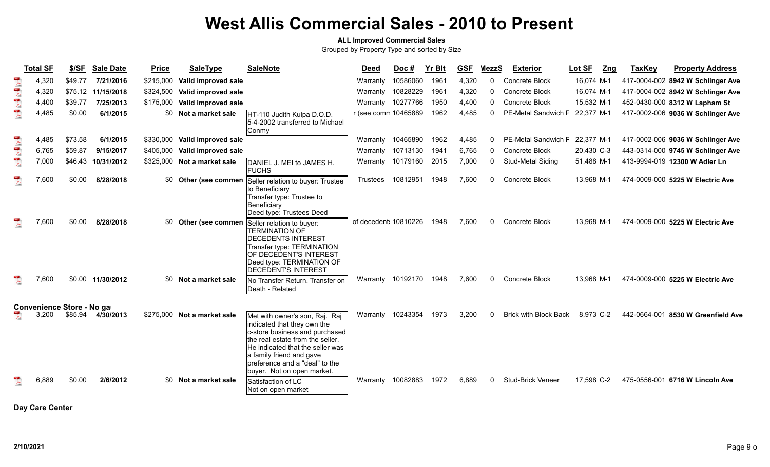# West Allis Commercial Sales - 2010 to Present

**ALL Improved Commercial Sales**

Grouped by Property Type and sorted by Size

| Total SF | $/SF | Sale Date | Price | SaleType | SaleNote | Deed | Doc # | Yr Blt | GSF | MezzS | Exterior | Lot SF | Zng | TaxKey | Property Address |
|---|---|---|---|---|---|---|---|---|---|---|---|---|---|---|---|
| 4,320 | $49.77 | 7/21/2016 | $215,000 | Valid improved sale | | Warranty | 10586060 | 1961 | 4,320 | 0 | Concrete Block | 16,074 | M-1 | 417-0004-002 | 8942 W Schlinger Ave |
| 4,320 | $75.12 | 11/15/2018 | $324,500 | Valid improved sale | | Warranty | 10828229 | 1961 | 4,320 | 0 | Concrete Block | 16,074 | M-1 | 417-0004-002 | 8942 W Schlinger Ave |
| 4,400 | $39.77 | 7/25/2013 | $175,000 | Valid improved sale | | Warranty | 10277766 | 1950 | 4,400 | 0 | Concrete Block | 15,532 | M-1 | 452-0430-000 | 8312 W Lapham St |
| 4,485 | $0.00 | 6/1/2015 | $0 | Not a market sale | HT-110 Judith Kulpa D.O.D. 5-4-2002 transferred to Michael Conmy | r (see comn | 10465889 | 1962 | 4,485 | 0 | PE-Metal Sandwich F | 22,377 | M-1 | 417-0002-006 | 9036 W Schlinger Ave |
| 4,485 | $73.58 | 6/1/2015 | $330,000 | Valid improved sale | | Warranty | 10465890 | 1962 | 4,485 | 0 | PE-Metal Sandwich F | 22,377 | M-1 | 417-0002-006 | 9036 W Schlinger Ave |
| 6,765 | $59.87 | 9/15/2017 | $405,000 | Valid improved sale | | Warranty | 10713130 | 1941 | 6,765 | 0 | Concrete Block | 20,430 | C-3 | 443-0314-000 | 9745 W Schlinger Ave |
| 7,000 | $46.43 | 10/31/2012 | $325,000 | Not a market sale | DANIEL J. MEI to JAMES H. FUCHS | Warranty | 10179160 | 2015 | 7,000 | 0 | Stud-Metal Siding | 51,488 | M-1 | 413-9994-019 | 12300 W Adler Ln |
| 7,600 | $0.00 | 8/28/2018 | $0 | Other (see commen | Seller relation to buyer: Trustee to Beneficiary Transfer type: Trustee to Beneficiary Deed type: Trustees Deed | Trustees | 10812951 | 1948 | 7,600 | 0 | Concrete Block | 13,968 | M-1 | 474-0009-000 | 5225 W Electric Ave |
| 7,600 | $0.00 | 8/28/2018 | $0 | Other (see commen | Seller relation to buyer: TERMINATION OF DECEDENTS INTEREST Transfer type: TERMINATION OF DECEDENT'S INTEREST Deed type: TERMINATION OF DECEDENT'S INTEREST | of decedent: | 10810226 | 1948 | 7,600 | 0 | Concrete Block | 13,968 | M-1 | 474-0009-000 | 5225 W Electric Ave |
| 7,600 | $0.00 | 11/30/2012 | $0 | Not a market sale | No Transfer Return. Transfer on Death - Related | Warranty | 10192170 | 1948 | 7,600 | 0 | Concrete Block | 13,968 | M-1 | 474-0009-000 | 5225 W Electric Ave |
| **Convenience Store - No ga:** | | | | | | | | | | | | | | | |
| 3,200 | $85.94 | 4/30/2013 | $275,000 | Not a market sale | Met with owner's son, Raj. Raj indicated that they own the c-store business and purchased the real estate from the seller. He indicated that the seller was a family friend and gave preference and a "deal" to the buyer. Not on open market. | Warranty | 10243354 | 1973 | 3,200 | 0 | Brick with Block Back | 8,973 | C-2 | 442-0664-001 | 8530 W Greenfield Ave |
| 6,889 | $0.00 | 2/6/2012 | $0 | Not a market sale | Satisfaction of LC Not on open market | Warranty | 10082883 | 1972 | 6,889 | 0 | Stud-Brick Veneer | 17,598 | C-2 | 475-0556-001 | 6716 W Lincoln Ave |

**Day Care Center**

2/10/2021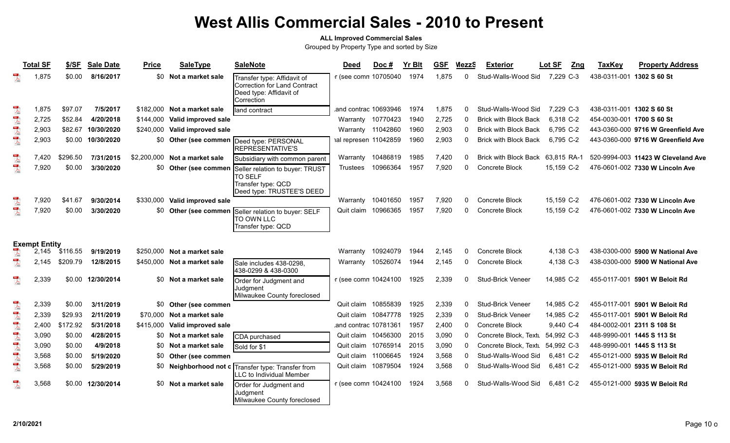# West Allis Commercial Sales - 2010 to Present

**ALL Improved Commercial Sales**

Grouped by Property Type and sorted by Size

| Total SF | $/SF | Sale Date | Price | SaleType | SaleNote | Deed | Doc # | Yr Blt | GSF | MezzS | Exterior | Lot SF | Zng | TaxKey | Property Address |
|---|---|---|---|---|---|---|---|---|---|---|---|---|---|---|---|
| 1,875 | $0.00 | 8/16/2017 | $0 | Not a market sale | Transfer type: Affidavit of Correction for Land Contract Deed type: Affidavit of Correction | r (see comn | 10705040 | 1974 | 1,875 | 0 | Stud-Walls-Wood Sid | 7,229 | C-3 | 438-0311-001 | **1302 S 60 St** |
| 1,875 | $97.07 | 7/5/2017 | $182,000 | Not a market sale | land contract | .and contrac | 10693946 | 1974 | 1,875 | 0 | Stud-Walls-Wood Sid | 7,229 | C-3 | 438-0311-001 | **1302 S 60 St** |
| 2,725 | $52.84 | 4/20/2018 | $144,000 | Valid improved sale | | Warranty | 10770423 | 1940 | 2,725 | 0 | Brick with Block Back | 6,318 | C-2 | 454-0030-001 | **1700 S 60 St** |
| 2,903 | $82.67 | 10/30/2020 | $240,000 | Valid improved sale | | Warranty | 11042860 | 1960 | 2,903 | 0 | Brick with Block Back | 6,795 | C-2 | 443-0360-000 | **9716 W Greenfield Ave** |
| 2,903 | $0.00 | 10/30/2020 | $0 | Other (see commen | Deed type: PERSONAL REPRESENTATIVE'S | ıal represen | 11042859 | 1960 | 2,903 | 0 | Brick with Block Back | 6,795 | C-2 | 443-0360-000 | **9716 W Greenfield Ave** |
| 7,420 | $296.50 | 7/31/2015 | $2,200,000 | Not a market sale | Subsidiary with common parent | Warranty | 10486819 | 1985 | 7,420 | 0 | Brick with Block Back | 63,815 | RA-1 | 520-9994-003 | **11423 W Cleveland Ave** |
| 7,920 | $0.00 | 3/30/2020 | $0 | Other (see commen | Seller relation to buyer: TRUST TO SELF Transfer type: QCD Deed type: TRUSTEE'S DEED | Trustees | 10966364 | 1957 | 7,920 | 0 | Concrete Block | 15,159 | C-2 | 476-0601-002 | **7330 W Lincoln Ave** |
| 7,920 | $41.67 | 9/30/2014 | $330,000 | Valid improved sale | | Warranty | 10401650 | 1957 | 7,920 | 0 | Concrete Block | 15,159 | C-2 | 476-0601-002 | **7330 W Lincoln Ave** |
| 7,920 | $0.00 | 3/30/2020 | $0 | Other (see commen | Seller relation to buyer: SELF TO OWN LLC Transfer type: QCD | Quit claim | 10966365 | 1957 | 7,920 | 0 | Concrete Block | 15,159 | C-2 | 476-0601-002 | **7330 W Lincoln Ave** |
| **Exempt Entity** | | | | | | | | | | | | | | | |
| 2,145 | $116.55 | 9/19/2019 | $250,000 | Not a market sale | | Warranty | 10924079 | 1944 | 2,145 | 0 | Concrete Block | 4,138 | C-3 | 438-0300-000 | **5900 W National Ave** |
| 2,145 | $209.79 | 12/8/2015 | $450,000 | Not a market sale | Sale includes 438-0298, 438-0299 & 438-0300 | Warranty | 10526074 | 1944 | 2,145 | 0 | Concrete Block | 4,138 | C-3 | 438-0300-000 | **5900 W National Ave** |
| 2,339 | $0.00 | 12/30/2014 | $0 | Not a market sale | Order for Judgment and Judgment Milwaukee County foreclosed | r (see comn | 10424100 | 1925 | 2,339 | 0 | Stud-Brick Veneer | 14,985 | C-2 | 455-0117-001 | **5901 W Beloit Rd** |
| 2,339 | $0.00 | 3/11/2019 | $0 | Other (see commen | | Quit claim | 10855839 | 1925 | 2,339 | 0 | Stud-Brick Veneer | 14,985 | C-2 | 455-0117-001 | **5901 W Beloit Rd** |
| 2,339 | $29.93 | 2/11/2019 | $70,000 | Not a market sale | | Quit claim | 10847778 | 1925 | 2,339 | 0 | Stud-Brick Veneer | 14,985 | C-2 | 455-0117-001 | **5901 W Beloit Rd** |
| 2,400 | $172.92 | 5/31/2018 | $415,000 | Valid improved sale | | .and contrac | 10781361 | 1957 | 2,400 | 0 | Concrete Block | 9,440 | C-4 | 484-0002-001 | **2311 S 108 St** |
| 3,090 | $0.00 | 4/28/2015 | $0 | Not a market sale | CDA purchased | Quit claim | 10456300 | 2015 | 3,090 | 0 | Concrete Block, Textu | 54,992 | C-3 | 448-9990-001 | **1445 S 113 St** |
| 3,090 | $0.00 | 4/9/2018 | $0 | Not a market sale | Sold for $1 | Quit claim | 10765914 | 2015 | 3,090 | 0 | Concrete Block, Textu | 54,992 | C-3 | 448-9990-001 | **1445 S 113 St** |
| 3,568 | $0.00 | 5/19/2020 | $0 | Other (see commen | | Quit claim | 11006645 | 1924 | 3,568 | 0 | Stud-Walls-Wood Sid | 6,481 | C-2 | 455-0121-000 | **5935 W Beloit Rd** |
| 3,568 | $0.00 | 5/29/2019 | $0 | Neighborhood not c | Transfer type: Transfer from LLC to Individual Member | Quit claim | 10879504 | 1924 | 3,568 | 0 | Stud-Walls-Wood Sid | 6,481 | C-2 | 455-0121-000 | **5935 W Beloit Rd** |
| 3,568 | $0.00 | 12/30/2014 | $0 | Not a market sale | Order for Judgment and Judgment Milwaukee County foreclosed | r (see comn | 10424100 | 1924 | 3,568 | 0 | Stud-Walls-Wood Sid | 6,481 | C-2 | 455-0121-000 | **5935 W Beloit Rd** |

2/10/2021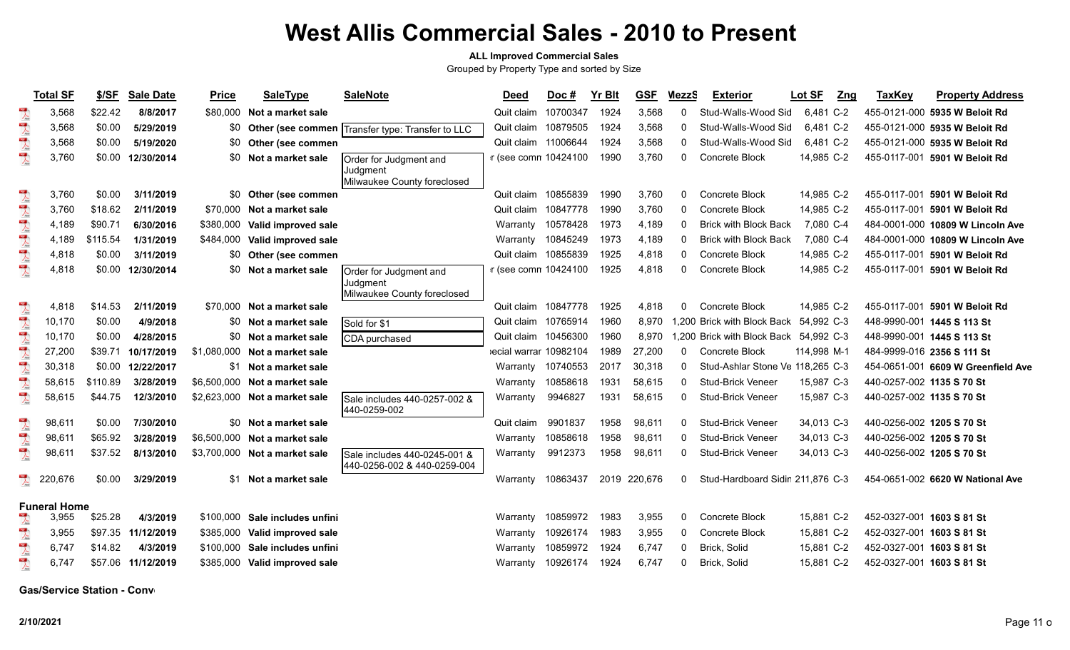# West Allis Commercial Sales - 2010 to Present

**ALL Improved Commercial Sales**

Grouped by Property Type and sorted by Size

| Total SF | $/SF | Sale Date | Price | SaleType | SaleNote | Deed | Doc # | Yr Blt | GSF | MezzS | Exterior | Lot SF | Zng | TaxKey | Property Address |
|---|---|---|---|---|---|---|---|---|---|---|---|---|---|---|---|
| 3,568 | $22.42 | 8/8/2017 | $80,000 | Not a market sale | | Quit claim | 10700347 | 1924 | 3,568 | 0 | Stud-Walls-Wood Sid | 6,481 | C-2 | 455-0121-000 | 5935 W Beloit Rd |
| 3,568 | $0.00 | 5/29/2019 | $0 | Other (see commen | Transfer type: Transfer to LLC | Quit claim | 10879505 | 1924 | 3,568 | 0 | Stud-Walls-Wood Sid | 6,481 | C-2 | 455-0121-000 | 5935 W Beloit Rd |
| 3,568 | $0.00 | 5/19/2020 | $0 | Other (see commen | | Quit claim | 11006644 | 1924 | 3,568 | 0 | Stud-Walls-Wood Sid | 6,481 | C-2 | 455-0121-000 | 5935 W Beloit Rd |
| 3,760 | $0.00 | 12/30/2014 | $0 | Not a market sale | Order for Judgment and Judgment Milwaukee County foreclosed | r (see comn | 10424100 | 1990 | 3,760 | 0 | Concrete Block | 14,985 | C-2 | 455-0117-001 | 5901 W Beloit Rd |
| 3,760 | $0.00 | 3/11/2019 | $0 | Other (see commen | | Quit claim | 10855839 | 1990 | 3,760 | 0 | Concrete Block | 14,985 | C-2 | 455-0117-001 | 5901 W Beloit Rd |
| 3,760 | $18.62 | 2/11/2019 | $70,000 | Not a market sale | | Quit claim | 10847778 | 1990 | 3,760 | 0 | Concrete Block | 14,985 | C-2 | 455-0117-001 | 5901 W Beloit Rd |
| 4,189 | $90.71 | 6/30/2016 | $380,000 | Valid improved sale | | Warranty | 10578428 | 1973 | 4,189 | 0 | Brick with Block Back | 7,080 | C-4 | 484-0001-000 | 10809 W Lincoln Ave |
| 4,189 | $115.54 | 1/31/2019 | $484,000 | Valid improved sale | | Warranty | 10845249 | 1973 | 4,189 | 0 | Brick with Block Back | 7,080 | C-4 | 484-0001-000 | 10809 W Lincoln Ave |
| 4,818 | $0.00 | 3/11/2019 | $0 | Other (see commen | | Quit claim | 10855839 | 1925 | 4,818 | 0 | Concrete Block | 14,985 | C-2 | 455-0117-001 | 5901 W Beloit Rd |
| 4,818 | $0.00 | 12/30/2014 | $0 | Not a market sale | Order for Judgment and Judgment Milwaukee County foreclosed | r (see comn | 10424100 | 1925 | 4,818 | 0 | Concrete Block | 14,985 | C-2 | 455-0117-001 | 5901 W Beloit Rd |
| 4,818 | $14.53 | 2/11/2019 | $70,000 | Not a market sale | | Quit claim | 10847778 | 1925 | 4,818 | 0 | Concrete Block | 14,985 | C-2 | 455-0117-001 | 5901 W Beloit Rd |
| 10,170 | $0.00 | 4/9/2018 | $0 | Not a market sale | Sold for $1 | Quit claim | 10765914 | 1960 | 8,970 | 1,200 | Brick with Block Back | 54,992 | C-3 | 448-9990-001 | 1445 S 113 St |
| 10,170 | $0.00 | 4/28/2015 | $0 | Not a market sale | CDA purchased | Quit claim | 10456300 | 1960 | 8,970 | 1,200 | Brick with Block Back | 54,992 | C-3 | 448-9990-001 | 1445 S 113 St |
| 27,200 | $39.71 | 10/17/2019 | $1,080,000 | Not a market sale | | pecial warrar | 10982104 | 1989 | 27,200 | 0 | Concrete Block | 114,998 | M-1 | 484-9999-016 | 2356 S 111 St |
| 30,318 | $0.00 | 12/22/2017 | $1 | Not a market sale | | Warranty | 10740553 | 2017 | 30,318 | 0 | Stud-Ashlar Stone Ve | 118,265 | C-3 | 454-0651-001 | 6609 W Greenfield Ave |
| 58,615 | $110.89 | 3/28/2019 | $6,500,000 | Not a market sale | | Warranty | 10858618 | 1931 | 58,615 | 0 | Stud-Brick Veneer | 15,987 | C-3 | 440-0257-002 | 1135 S 70 St |
| 58,615 | $44.75 | 12/3/2010 | $2,623,000 | Not a market sale | Sale includes 440-0257-002 & 440-0259-002 | Warranty | 9946827 | 1931 | 58,615 | 0 | Stud-Brick Veneer | 15,987 | C-3 | 440-0257-002 | 1135 S 70 St |
| 98,611 | $0.00 | 7/30/2010 | $0 | Not a market sale | | Quit claim | 9901837 | 1958 | 98,611 | 0 | Stud-Brick Veneer | 34,013 | C-3 | 440-0256-002 | 1205 S 70 St |
| 98,611 | $65.92 | 3/28/2019 | $6,500,000 | Not a market sale | | Warranty | 10858618 | 1958 | 98,611 | 0 | Stud-Brick Veneer | 34,013 | C-3 | 440-0256-002 | 1205 S 70 St |
| 98,611 | $37.52 | 8/13/2010 | $3,700,000 | Not a market sale | Sale includes 440-0245-001 & 440-0256-002 & 440-0259-004 | Warranty | 9912373 | 1958 | 98,611 | 0 | Stud-Brick Veneer | 34,013 | C-3 | 440-0256-002 | 1205 S 70 St |
| 220,676 | $0.00 | 3/29/2019 | $1 | Not a market sale | | Warranty | 10863437 | 2019 | 220,676 | 0 | Stud-Hardboard Sidin | 211,876 | C-3 | 454-0651-002 | 6620 W National Ave |
| **Funeral Home** | | | | | | | | | | | | | | | |
| 3,955 | $25.28 | 4/3/2019 | $100,000 | Sale includes unfini | | Warranty | 10859972 | 1983 | 3,955 | 0 | Concrete Block | 15,881 | C-2 | 452-0327-001 | 1603 S 81 St |
| 3,955 | $97.35 | 11/12/2019 | $385,000 | Valid improved sale | | Warranty | 10926174 | 1983 | 3,955 | 0 | Concrete Block | 15,881 | C-2 | 452-0327-001 | 1603 S 81 St |
| 6,747 | $14.82 | 4/3/2019 | $100,000 | Sale includes unfini | | Warranty | 10859972 | 1924 | 6,747 | 0 | Brick, Solid | 15,881 | C-2 | 452-0327-001 | 1603 S 81 St |
| 6,747 | $57.06 | 11/12/2019 | $385,000 | Valid improved sale | | Warranty | 10926174 | 1924 | 6,747 | 0 | Brick, Solid | 15,881 | C-2 | 452-0327-001 | 1603 S 81 St |

**Gas/Service Station - Conv**

2/10/2021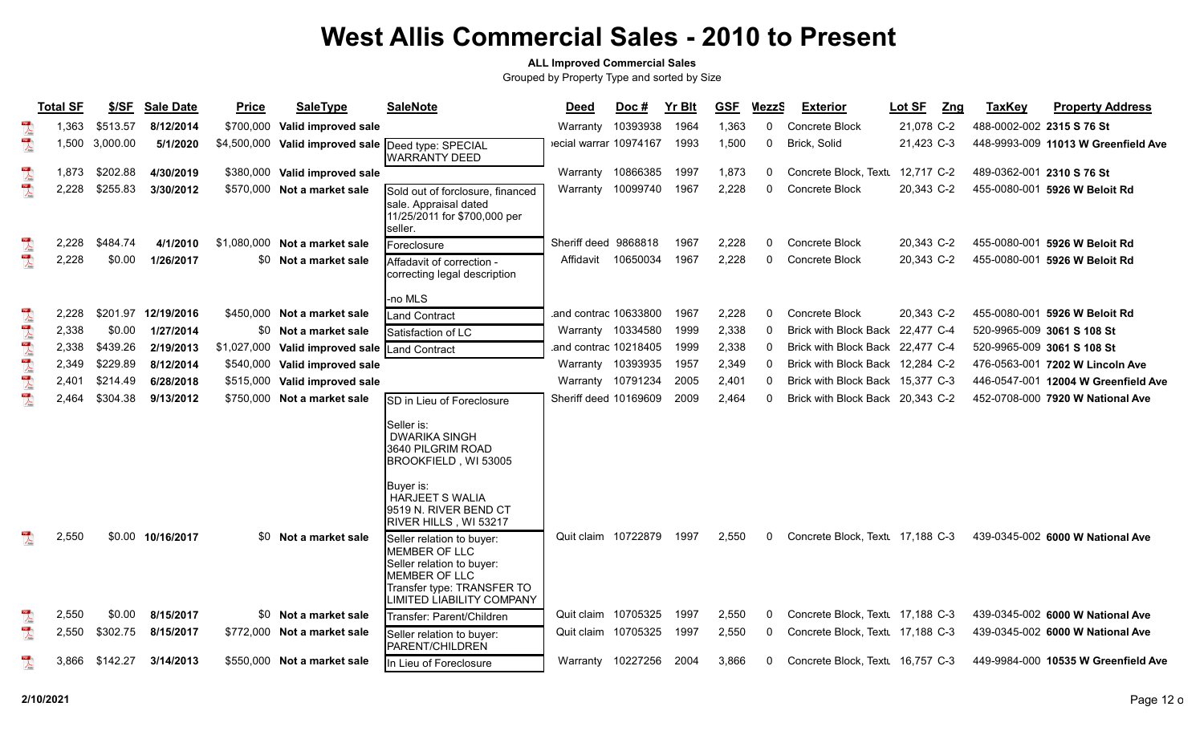# West Allis Commercial Sales - 2010 to Present

**ALL Improved Commercial Sales**

Grouped by Property Type and sorted by Size

| Total SF | $/SF | Sale Date | Price | SaleType | SaleNote | Deed | Doc # | Yr Blt | GSF | MezzS | Exterior | Lot SF | Zng | TaxKey | Property Address |
|---|---|---|---|---|---|---|---|---|---|---|---|---|---|---|---|
| 1,363 | $513.57 | 8/12/2014 | $700,000 | Valid improved sale | | Warranty | 10393938 | 1964 | 1,363 | 0 | Concrete Block | 21,078 | C-2 | 488-0002-002 | 2315 S 76 St |
| 1,500 | 3,000.00 | 5/1/2020 | $4,500,000 | Valid improved sale | Deed type: SPECIAL WARRANTY DEED | ecial warrar | 10974167 | 1993 | 1,500 | 0 | Brick, Solid | 21,423 | C-3 | 448-9993-009 | 11013 W Greenfield Ave |
| 1,873 | $202.88 | 4/30/2019 | $380,000 | Valid improved sale | | Warranty | 10866385 | 1997 | 1,873 | 0 | Concrete Block, Textu | 12,717 | C-2 | 489-0362-001 | 2310 S 76 St |
| 2,228 | $255.83 | 3/30/2012 | $570,000 | Not a market sale | Sold out of forclosure, financed sale. Appraisal dated 11/25/2011 for $700,000 per seller. | Warranty | 10099740 | 1967 | 2,228 | 0 | Concrete Block | 20,343 | C-2 | 455-0080-001 | 5926 W Beloit Rd |
| 2,228 | $484.74 | 4/1/2010 | $1,080,000 | Not a market sale | Foreclosure | Sheriff deed | 9868818 | 1967 | 2,228 | 0 | Concrete Block | 20,343 | C-2 | 455-0080-001 | 5926 W Beloit Rd |
| 2,228 | $0.00 | 1/26/2017 | $0 | Not a market sale | Affadavit of correction - correcting legal description -no MLS | Affidavit | 10650034 | 1967 | 2,228 | 0 | Concrete Block | 20,343 | C-2 | 455-0080-001 | 5926 W Beloit Rd |
| 2,228 | $201.97 | 12/19/2016 | $450,000 | Not a market sale | Land Contract | and contrac | 10633800 | 1967 | 2,228 | 0 | Concrete Block | 20,343 | C-2 | 455-0080-001 | 5926 W Beloit Rd |
| 2,338 | $0.00 | 1/27/2014 | $0 | Not a market sale | Satisfaction of LC | Warranty | 10334580 | 1999 | 2,338 | 0 | Brick with Block Back | 22,477 | C-4 | 520-9965-009 | 3061 S 108 St |
| 2,338 | $439.26 | 2/19/2013 | $1,027,000 | Valid improved sale | Land Contract | and contrac | 10218405 | 1999 | 2,338 | 0 | Brick with Block Back | 22,477 | C-4 | 520-9965-009 | 3061 S 108 St |
| 2,349 | $229.89 | 8/12/2014 | $540,000 | Valid improved sale | | Warranty | 10393935 | 1957 | 2,349 | 0 | Brick with Block Back | 12,284 | C-2 | 476-0563-001 | 7202 W Lincoln Ave |
| 2,401 | $214.49 | 6/28/2018 | $515,000 | Valid improved sale | | Warranty | 10791234 | 2005 | 2,401 | 0 | Brick with Block Back | 15,377 | C-3 | 446-0547-001 | 12004 W Greenfield Ave |
| 2,464 | $304.38 | 9/13/2012 | $750,000 | Not a market sale | SD in Lieu of Foreclosure Seller is: DWARIKA SINGH 3640 PILGRIM ROAD BROOKFIELD , WI 53005 Buyer is: HARJEET S WALIA 9519 N. RIVER BEND CT RIVER HILLS , WI 53217 | Sheriff deed | 10169609 | 2009 | 2,464 | 0 | Brick with Block Back | 20,343 | C-2 | 452-0708-000 | 7920 W National Ave |
| 2,550 | $0.00 | 10/16/2017 | $0 | Not a market sale | Seller relation to buyer: MEMBER OF LLC Seller relation to buyer: MEMBER OF LLC Transfer type: TRANSFER TO LIMITED LIABILITY COMPANY | Quit claim | 10722879 | 1997 | 2,550 | 0 | Concrete Block, Textu | 17,188 | C-3 | 439-0345-002 | 6000 W National Ave |
| 2,550 | $0.00 | 8/15/2017 | $0 | Not a market sale | Transfer: Parent/Children | Quit claim | 10705325 | 1997 | 2,550 | 0 | Concrete Block, Textu | 17,188 | C-3 | 439-0345-002 | 6000 W National Ave |
| 2,550 | $302.75 | 8/15/2017 | $772,000 | Not a market sale | Seller relation to buyer: PARENT/CHILDREN | Quit claim | 10705325 | 1997 | 2,550 | 0 | Concrete Block, Textu | 17,188 | C-3 | 439-0345-002 | 6000 W National Ave |
| 3,866 | $142.27 | 3/14/2013 | $550,000 | Not a market sale | In Lieu of Foreclosure | Warranty | 10227256 | 2004 | 3,866 | 0 | Concrete Block, Textu | 16,757 | C-3 | 449-9984-000 | 10535 W Greenfield Ave |

2/10/2021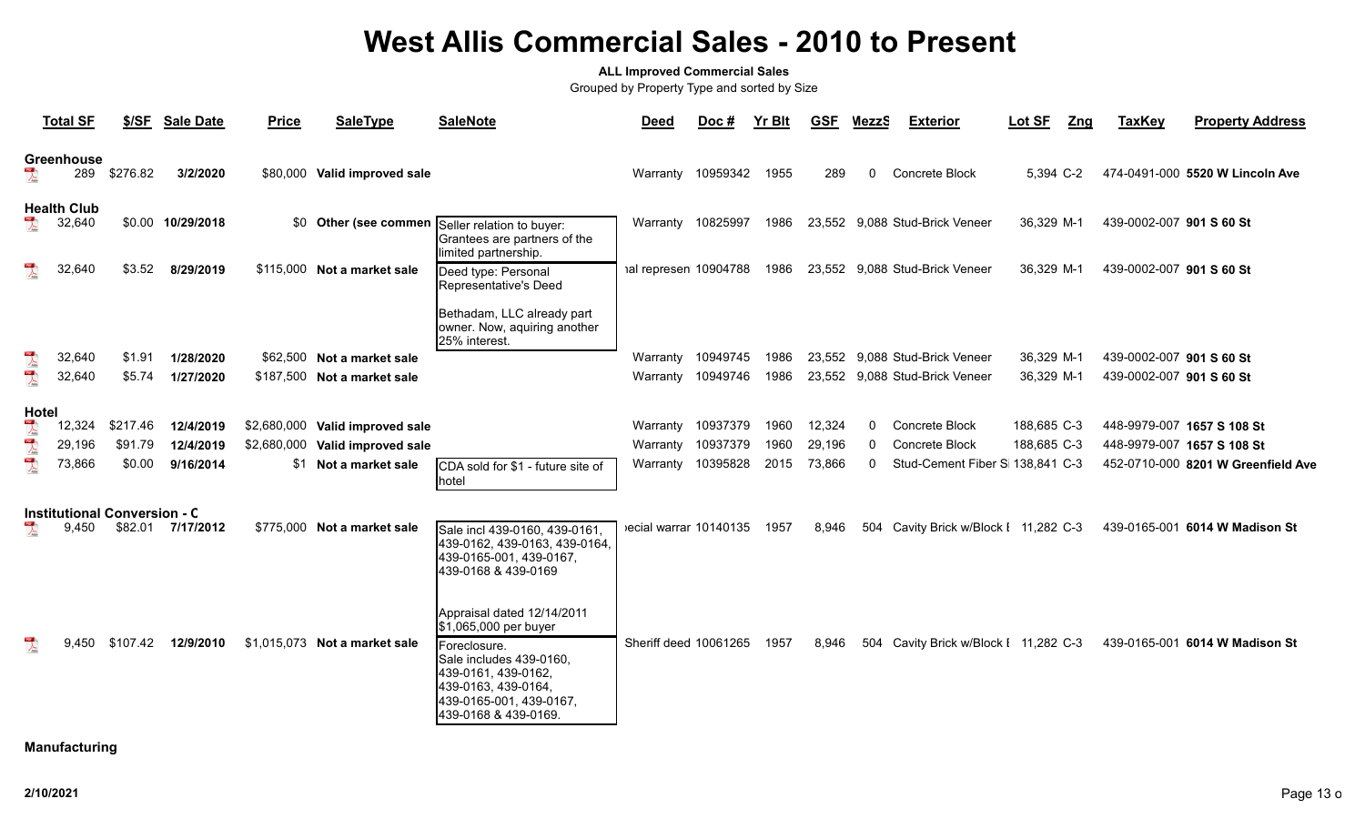# West Allis Commercial Sales - 2010 to Present

**ALL Improved Commercial Sales**

Grouped by Property Type and sorted by Size

| Total SF | $/SF | Sale Date | Price | SaleType | SaleNote | Deed | Doc # | Yr Blt | GSF | MezzS | Exterior | Lot SF | Zng | TaxKey | Property Address |
|---|---|---|---|---|---|---|---|---|---|---|---|---|---|---|---|
| **Greenhouse** | | | | | | | | | | | | | | | |
| 289 | $276.82 | 3/2/2020 | $80,000 | Valid improved sale | | Warranty | 10959342 | 1955 | 289 | 0 | Concrete Block | 5,394 | C-2 | 474-0491-000 | 5520 W Lincoln Ave |
| **Health Club** | | | | | | | | | | | | | | | |
| 32,640 | $0.00 | 10/29/2018 | $0 | Other (see commen | Seller relation to buyer: Grantees are partners of the limited partnership. | Warranty | 10825997 | 1986 | 23,552 | 9,088 | Stud-Brick Veneer | 36,329 | M-1 | 439-0002-007 | 901 S 60 St |
| 32,640 | $3.52 | 8/29/2019 | $115,000 | Not a market sale | Deed type: Personal Representative's Deed<br><br>Bethadam, LLC already part owner. Now, aquiring another 25% interest. | nal represen | 10904788 | 1986 | 23,552 | 9,088 | Stud-Brick Veneer | 36,329 | M-1 | 439-0002-007 | 901 S 60 St |
| 32,640 | $1.91 | 1/28/2020 | $62,500 | Not a market sale | | Warranty | 10949745 | 1986 | 23,552 | 9,088 | Stud-Brick Veneer | 36,329 | M-1 | 439-0002-007 | 901 S 60 St |
| 32,640 | $5.74 | 1/27/2020 | $187,500 | Not a market sale | | Warranty | 10949746 | 1986 | 23,552 | 9,088 | Stud-Brick Veneer | 36,329 | M-1 | 439-0002-007 | 901 S 60 St |
| **Hotel** | | | | | | | | | | | | | | | |
| 12,324 | $217.46 | 12/4/2019 | $2,680,000 | Valid improved sale | | Warranty | 10937379 | 1960 | 12,324 | 0 | Concrete Block | 188,685 | C-3 | 448-9979-007 | 1657 S 108 St |
| 29,196 | $91.79 | 12/4/2019 | $2,680,000 | Valid improved sale | | Warranty | 10937379 | 1960 | 29,196 | 0 | Concrete Block | 188,685 | C-3 | 448-9979-007 | 1657 S 108 St |
| 73,866 | $0.00 | 9/16/2014 | $1 | Not a market sale | CDA sold for $1 - future site of hotel | Warranty | 10395828 | 2015 | 73,866 | 0 | Stud-Cement Fiber Si | 138,841 | C-3 | 452-0710-000 | 8201 W Greenfield Ave |
| **Institutional Conversion - C** | | | | | | | | | | | | | | | |
| 9,450 | $82.01 | 7/17/2012 | $775,000 | Not a market sale | Sale incl 439-0160, 439-0161, 439-0162, 439-0163, 439-0164, 439-0165-001, 439-0167, 439-0168 & 439-0169<br><br>Appraisal dated 12/14/2011 $1,065,000 per buyer | ecial warrar | 10140135 | 1957 | 8,946 | 504 | Cavity Brick w/Block I | 11,282 | C-3 | 439-0165-001 | 6014 W Madison St |
| 9,450 | $107.42 | 12/9/2010 | $1,015,073 | Not a market sale | Foreclosure.<br>Sale includes 439-0160, 439-0161, 439-0162, 439-0163, 439-0164, 439-0165-001, 439-0167, 439-0168 & 439-0169. | Sheriff deed | 10061265 | 1957 | 8,946 | 504 | Cavity Brick w/Block I | 11,282 | C-3 | 439-0165-001 | 6014 W Madison St |

**Manufacturing**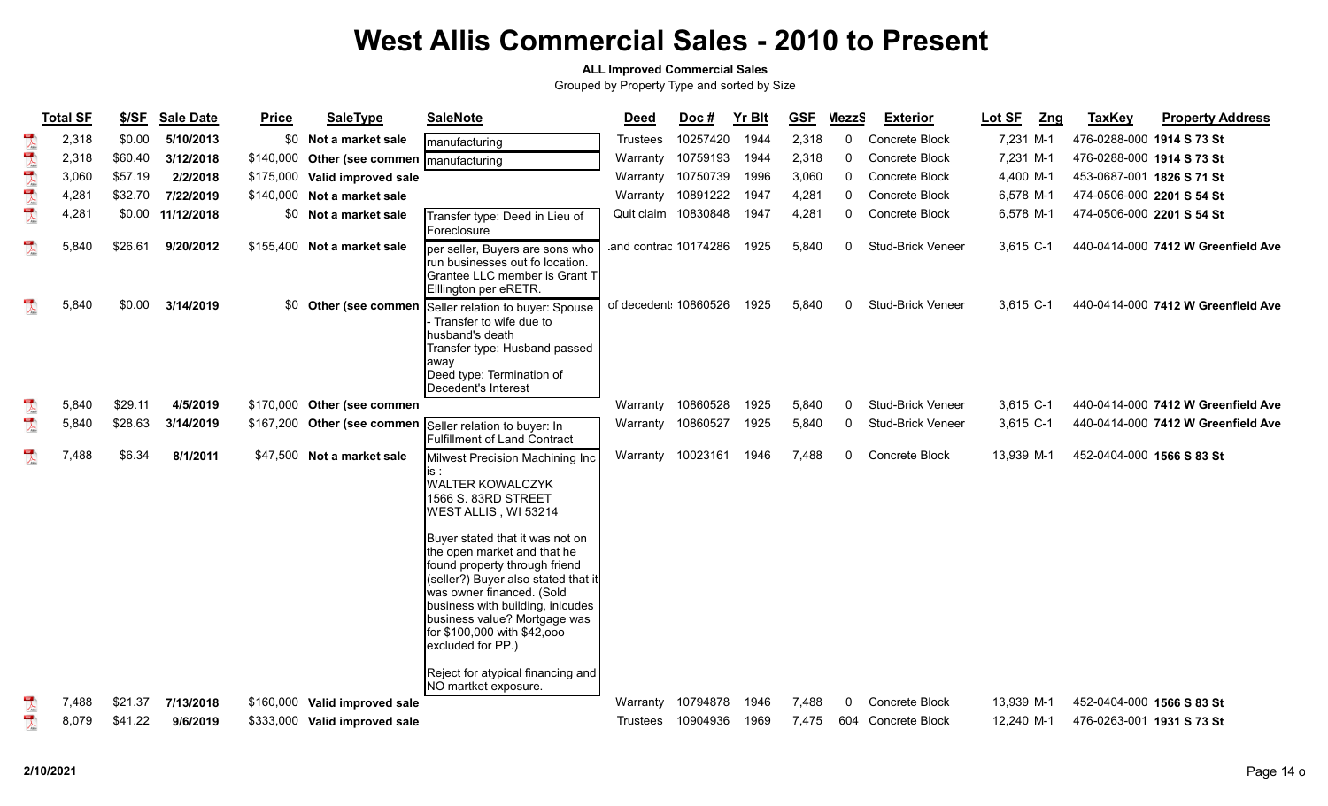# West Allis Commercial Sales - 2010 to Present

**ALL Improved Commercial Sales**

Grouped by Property Type and sorted by Size

| Total SF | $/SF | Sale Date | Price | SaleType | SaleNote | Deed | Doc # | Yr Blt | GSF | MezzS | Exterior | Lot SF | Zng | TaxKey | Property Address |
|---|---|---|---|---|---|---|---|---|---|---|---|---|---|---|---|
| 2,318 | $0.00 | 5/10/2013 | $0 | Not a market sale | manufacturing | Trustees | 10257420 | 1944 | 2,318 | 0 | Concrete Block | 7,231 | M-1 | 476-0288-000 | 1914 S 73 St |
| 2,318 | $60.40 | 3/12/2018 | $140,000 | Other (see commen | manufacturing | Warranty | 10759193 | 1944 | 2,318 | 0 | Concrete Block | 7,231 | M-1 | 476-0288-000 | 1914 S 73 St |
| 3,060 | $57.19 | 2/2/2018 | $175,000 | Valid improved sale | | Warranty | 10750739 | 1996 | 3,060 | 0 | Concrete Block | 4,400 | M-1 | 453-0687-001 | 1826 S 71 St |
| 4,281 | $32.70 | 7/22/2019 | $140,000 | Not a market sale | | Warranty | 10891222 | 1947 | 4,281 | 0 | Concrete Block | 6,578 | M-1 | 474-0506-000 | 2201 S 54 St |
| 4,281 | $0.00 | 11/12/2018 | $0 | Not a market sale | Transfer type: Deed in Lieu of Foreclosure | Quit claim | 10830848 | 1947 | 4,281 | 0 | Concrete Block | 6,578 | M-1 | 474-0506-000 | 2201 S 54 St |
| 5,840 | $26.61 | 9/20/2012 | $155,400 | Not a market sale | per seller, Buyers are sons who run businesses out fo location. Grantee LLC member is Grant T Elllington per eRETR. | .and contrac | 10174286 | 1925 | 5,840 | 0 | Stud-Brick Veneer | 3,615 | C-1 | 440-0414-000 | 7412 W Greenfield Ave |
| 5,840 | $0.00 | 3/14/2019 | $0 | Other (see commen | Seller relation to buyer: Spouse - Transfer to wife due to husband's death<br>Transfer type: Husband passed away<br>Deed type: Termination of Decedent's Interest | of decedent | 10860526 | 1925 | 5,840 | 0 | Stud-Brick Veneer | 3,615 | C-1 | 440-0414-000 | 7412 W Greenfield Ave |
| 5,840 | $29.11 | 4/5/2019 | $170,000 | Other (see commen | | Warranty | 10860528 | 1925 | 5,840 | 0 | Stud-Brick Veneer | 3,615 | C-1 | 440-0414-000 | 7412 W Greenfield Ave |
| 5,840 | $28.63 | 3/14/2019 | $167,200 | Other (see commen | Seller relation to buyer: In Fulfillment of Land Contract | Warranty | 10860527 | 1925 | 5,840 | 0 | Stud-Brick Veneer | 3,615 | C-1 | 440-0414-000 | 7412 W Greenfield Ave |
| 7,488 | $6.34 | 8/1/2011 | $47,500 | Not a market sale | Milwest Precision Machining Inc is :<br>WALTER KOWALCZYK<br>1566 S. 83RD STREET<br>WEST ALLIS , WI 53214<br><br>Buyer stated that it was not on the open market and that he found property through friend (seller?) Buyer also stated that it was owner financed. (Sold business with building, inlcudes business value? Mortgage was for $100,000 with $42,ooo excluded for PP.)<br><br>Reject for atypical financing and NO martket exposure. | Warranty | 10023161 | 1946 | 7,488 | 0 | Concrete Block | 13,939 | M-1 | 452-0404-000 | 1566 S 83 St |
| 7,488 | $21.37 | 7/13/2018 | $160,000 | Valid improved sale | | Warranty | 10794878 | 1946 | 7,488 | 0 | Concrete Block | 13,939 | M-1 | 452-0404-000 | 1566 S 83 St |
| 8,079 | $41.22 | 9/6/2019 | $333,000 | Valid improved sale | | Trustees | 10904936 | 1969 | 7,475 | 604 | Concrete Block | 12,240 | M-1 | 476-0263-001 | 1931 S 73 St |

2/10/2021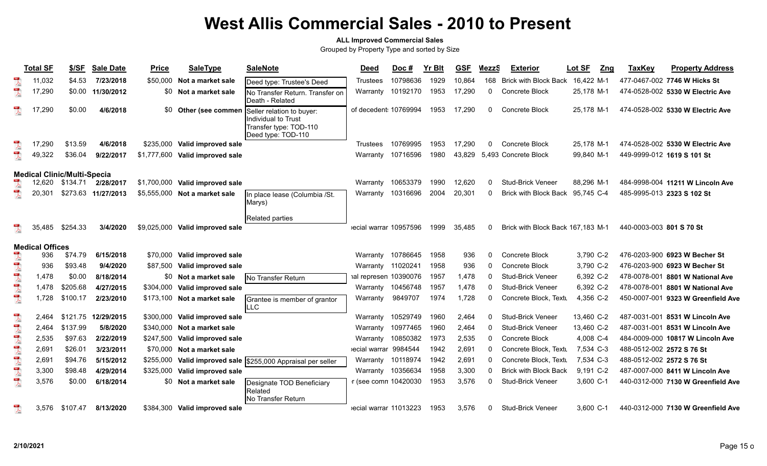# West Allis Commercial Sales - 2010 to Present

**ALL Improved Commercial Sales**

Grouped by Property Type and sorted by Size

| Total SF | $/SF | Sale Date | Price | SaleType | SaleNote | Deed | Doc # | Yr Blt | GSF | MezzS | Exterior | Lot SF | Zng | TaxKey | Property Address |
|---|---|---|---|---|---|---|---|---|---|---|---|---|---|---|---|
| 11,032 | $4.53 | 7/23/2018 | $50,000 | Not a market sale | Deed type: Trustee's Deed | Trustees | 10798636 | 1929 | 10,864 | 168 | Brick with Block Back | 16,422 | M-1 | 477-0467-002 | 7746 W Hicks St |
| 17,290 | $0.00 | 11/30/2012 | $0 | Not a market sale | No Transfer Return. Transfer on Death - Related | Warranty | 10192170 | 1953 | 17,290 | 0 | Concrete Block | 25,178 | M-1 | 474-0528-002 | 5330 W Electric Ave |
| 17,290 | $0.00 | 4/6/2018 | $0 | Other (see commen | Seller relation to buyer: Individual to Trust Transfer type: TOD-110 Deed type: TOD-110 | of decedent: | 10769994 | 1953 | 17,290 | 0 | Concrete Block | 25,178 | M-1 | 474-0528-002 | 5330 W Electric Ave |
| 17,290 | $13.59 | 4/6/2018 | $235,000 | Valid improved sale | | Trustees | 10769995 | 1953 | 17,290 | 0 | Concrete Block | 25,178 | M-1 | 474-0528-002 | 5330 W Electric Ave |
| 49,322 | $36.04 | 9/22/2017 | $1,777,600 | Valid improved sale | | Warranty | 10716596 | 1980 | 43,829 | 5,493 | Concrete Block | 99,840 | M-1 | 449-9999-012 | 1619 S 101 St |
| **Medical Clinic/Multi-Specia** | | | | | | | | | | | | | | | |
| 12,620 | $134.71 | 2/28/2017 | $1,700,000 | Valid improved sale | | Warranty | 10653379 | 1990 | 12,620 | 0 | Stud-Brick Veneer | 88,296 | M-1 | 484-9998-004 | 11211 W Lincoln Ave |
| 20,301 | $273.63 | 11/27/2013 | $5,555,000 | Not a market sale | In place lease (Columbia /St. Marys) Related parties | Warranty | 10316696 | 2004 | 20,301 | 0 | Brick with Block Back | 95,745 | C-4 | 485-9995-013 | 2323 S 102 St |
| 35,485 | $254.33 | 3/4/2020 | $9,025,000 | Valid improved sale | | ecial warrar | 10957596 | 1999 | 35,485 | 0 | Brick with Block Back | 167,183 | M-1 | 440-0003-003 | 801 S 70 St |
| **Medical Offices** | | | | | | | | | | | | | | | |
| 936 | $74.79 | 6/15/2018 | $70,000 | Valid improved sale | | Warranty | 10786645 | 1958 | 936 | 0 | Concrete Block | 3,790 | C-2 | 476-0203-900 | 6923 W Becher St |
| 936 | $93.48 | 9/4/2020 | $87,500 | Valid improved sale | | Warranty | 11020241 | 1958 | 936 | 0 | Concrete Block | 3,790 | C-2 | 476-0203-900 | 6923 W Becher St |
| 1,478 | $0.00 | 8/18/2014 | $0 | Not a market sale | No Transfer Return | al represen | 10390076 | 1957 | 1,478 | 0 | Stud-Brick Veneer | 6,392 | C-2 | 478-0078-001 | 8801 W National Ave |
| 1,478 | $205.68 | 4/27/2015 | $304,000 | Valid improved sale | | Warranty | 10456748 | 1957 | 1,478 | 0 | Stud-Brick Veneer | 6,392 | C-2 | 478-0078-001 | 8801 W National Ave |
| 1,728 | $100.17 | 2/23/2010 | $173,100 | Not a market sale | Grantee is member of grantor LLC | Warranty | 9849707 | 1974 | 1,728 | 0 | Concrete Block, Textu | 4,356 | C-2 | 450-0007-001 | 9323 W Greenfield Ave |
| 2,464 | $121.75 | 12/29/2015 | $300,000 | Valid improved sale | | Warranty | 10529749 | 1960 | 2,464 | 0 | Stud-Brick Veneer | 13,460 | C-2 | 487-0031-001 | 8531 W Lincoln Ave |
| 2,464 | $137.99 | 5/8/2020 | $340,000 | Not a market sale | | Warranty | 10977465 | 1960 | 2,464 | 0 | Stud-Brick Veneer | 13,460 | C-2 | 487-0031-001 | 8531 W Lincoln Ave |
| 2,535 | $97.63 | 2/22/2019 | $247,500 | Valid improved sale | | Warranty | 10850382 | 1973 | 2,535 | 0 | Concrete Block | 4,008 | C-4 | 484-0009-000 | 10817 W Lincoln Ave |
| 2,691 | $26.01 | 3/23/2011 | $70,000 | Not a market sale | | ecial warrar | 9984544 | 1942 | 2,691 | 0 | Concrete Block, Textu | 7,534 | C-3 | 488-0512-002 | 2572 S 76 St |
| 2,691 | $94.76 | 5/15/2012 | $255,000 | Valid improved sale | $255,000 Appraisal per seller | Warranty | 10118974 | 1942 | 2,691 | 0 | Concrete Block, Textu | 7,534 | C-3 | 488-0512-002 | 2572 S 76 St |
| 3,300 | $98.48 | 4/29/2014 | $325,000 | Valid improved sale | | Warranty | 10356634 | 1958 | 3,300 | 0 | Brick with Block Back | 9,191 | C-2 | 487-0007-000 | 8411 W Lincoln Ave |
| 3,576 | $0.00 | 6/18/2014 | $0 | Not a market sale | Designate TOD Beneficiary Related No Transfer Return | r (see comn | 10420030 | 1953 | 3,576 | 0 | Stud-Brick Veneer | 3,600 | C-1 | 440-0312-000 | 7130 W Greenfield Ave |
| 3,576 | $107.47 | 8/13/2020 | $384,300 | Valid improved sale | | ecial warrar | 11013223 | 1953 | 3,576 | 0 | Stud-Brick Veneer | 3,600 | C-1 | 440-0312-000 | 7130 W Greenfield Ave |

2/10/2021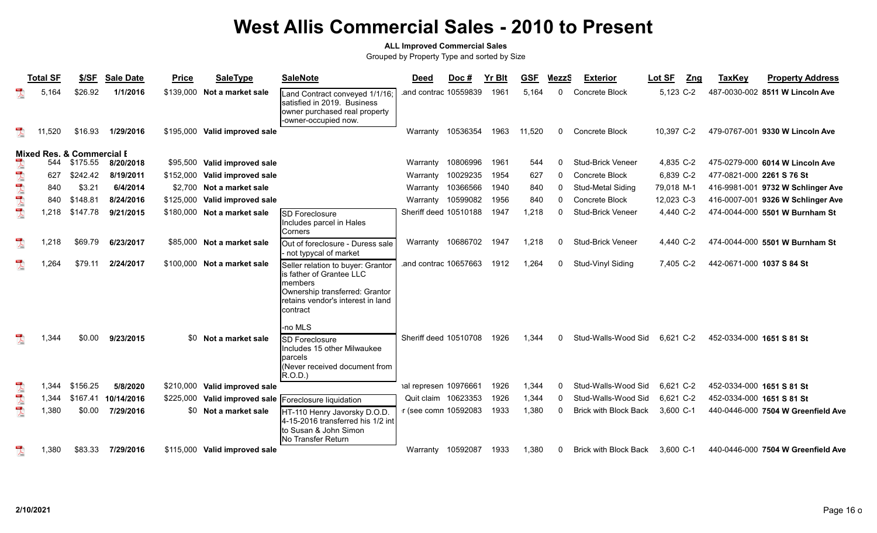# West Allis Commercial Sales - 2010 to Present

**ALL Improved Commercial Sales**

Grouped by Property Type and sorted by Size

| Total SF | $/SF | Sale Date | Price | SaleType | SaleNote | Deed | Doc # | Yr Blt | GSF | MezzS | Exterior | Lot SF | Zng | TaxKey | Property Address |
|---|---|---|---|---|---|---|---|---|---|---|---|---|---|---|---|
| 5,164 | $26.92 | 1/1/2016 | $139,000 | Not a market sale | Land Contract conveyed 1/1/16; satisfied in 2019. Business owner purchased real property -owner-occupied now. | .and contrac | 10559839 | 1961 | 5,164 | 0 | Concrete Block | 5,123 | C-2 | 487-0030-002 | 8511 W Lincoln Ave |
| 11,520 | $16.93 | 1/29/2016 | $195,000 | Valid improved sale | | Warranty | 10536354 | 1963 | 11,520 | 0 | Concrete Block | 10,397 | C-2 | 479-0767-001 | 9330 W Lincoln Ave |
| **Mixed Res. & Commercial E** | | | | | | | | | | | | | | | |
| 544 | $175.55 | 8/20/2018 | $95,500 | Valid improved sale | | Warranty | 10806996 | 1961 | 544 | 0 | Stud-Brick Veneer | 4,835 | C-2 | 475-0279-000 | 6014 W Lincoln Ave |
| 627 | $242.42 | 8/19/2011 | $152,000 | Valid improved sale | | Warranty | 10029235 | 1954 | 627 | 0 | Concrete Block | 6,839 | C-2 | 477-0821-000 | 2261 S 76 St |
| 840 | $3.21 | 6/4/2014 | $2,700 | Not a market sale | | Warranty | 10366566 | 1940 | 840 | 0 | Stud-Metal Siding | 79,018 | M-1 | 416-9981-001 | 9732 W Schlinger Ave |
| 840 | $148.81 | 8/24/2016 | $125,000 | Valid improved sale | | Warranty | 10599082 | 1956 | 840 | 0 | Concrete Block | 12,023 | C-3 | 416-0007-001 | 9326 W Schlinger Ave |
| 1,218 | $147.78 | 9/21/2015 | $180,000 | Not a market sale | SD Foreclosure Includes parcel in Hales Corners | Sheriff deed | 10510188 | 1947 | 1,218 | 0 | Stud-Brick Veneer | 4,440 | C-2 | 474-0044-000 | 5501 W Burnham St |
| 1,218 | $69.79 | 6/23/2017 | $85,000 | Not a market sale | Out of foreclosure - Duress sale - not typycal of market | Warranty | 10686702 | 1947 | 1,218 | 0 | Stud-Brick Veneer | 4,440 | C-2 | 474-0044-000 | 5501 W Burnham St |
| 1,264 | $79.11 | 2/24/2017 | $100,000 | Not a market sale | Seller relation to buyer: Grantor is father of Grantee LLC members Ownership transferred: Grantor retains vendor's interest in land contract -no MLS | .and contrac | 10657663 | 1912 | 1,264 | 0 | Stud-Vinyl Siding | 7,405 | C-2 | 442-0671-000 | 1037 S 84 St |
| 1,344 | $0.00 | 9/23/2015 | $0 | Not a market sale | SD Foreclosure Includes 15 other Milwaukee parcels (Never received document from R.O.D.) | Sheriff deed | 10510708 | 1926 | 1,344 | 0 | Stud-Walls-Wood Sid | 6,621 | C-2 | 452-0334-000 | 1651 S 81 St |
| 1,344 | $156.25 | 5/8/2020 | $210,000 | Valid improved sale | | ıal represen | 10976661 | 1926 | 1,344 | 0 | Stud-Walls-Wood Sid | 6,621 | C-2 | 452-0334-000 | 1651 S 81 St |
| 1,344 | $167.41 | 10/14/2016 | $225,000 | Valid improved sale | Foreclosure liquidation | Quit claim | 10623353 | 1926 | 1,344 | 0 | Stud-Walls-Wood Sid | 6,621 | C-2 | 452-0334-000 | 1651 S 81 St |
| 1,380 | $0.00 | 7/29/2016 | $0 | Not a market sale | HT-110 Henry Javorsky D.O.D. 4-15-2016 transferred his 1/2 int to Susan & John Simon No Transfer Return | r (see comn | 10592083 | 1933 | 1,380 | 0 | Brick with Block Back | 3,600 | C-1 | 440-0446-000 | 7504 W Greenfield Ave |
| 1,380 | $83.33 | 7/29/2016 | $115,000 | Valid improved sale | | Warranty | 10592087 | 1933 | 1,380 | 0 | Brick with Block Back | 3,600 | C-1 | 440-0446-000 | 7504 W Greenfield Ave |

2/10/2021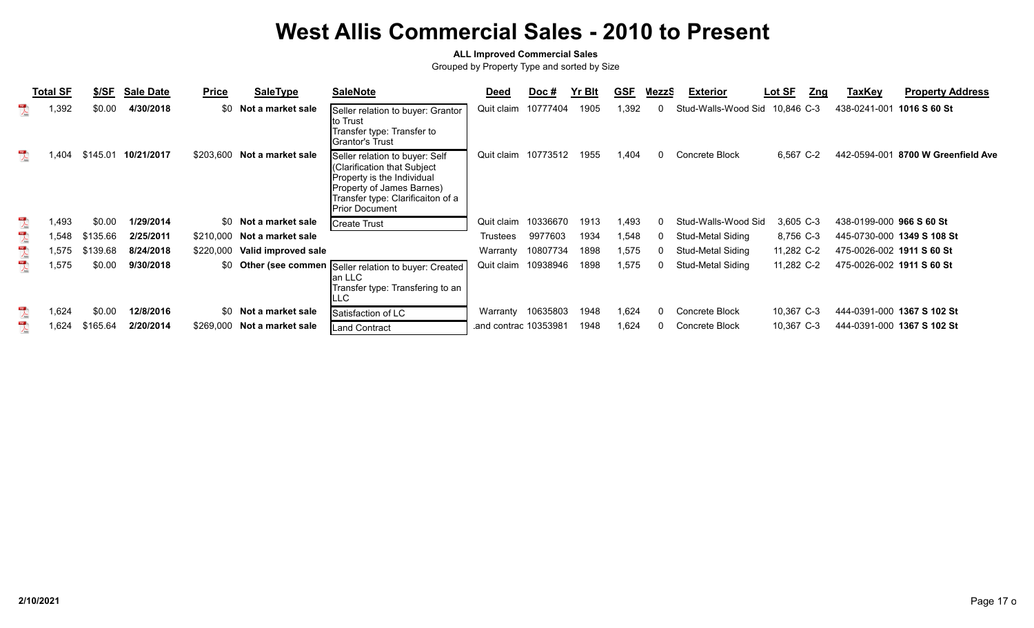# West Allis Commercial Sales - 2010 to Present

**ALL Improved Commercial Sales**

Grouped by Property Type and sorted by Size

| Total SF | $/SF | Sale Date | Price | SaleType | SaleNote | Deed | Doc # | Yr Blt | GSF | MezzS | Exterior | Lot SF | Zng | TaxKey | Property Address |
|---|---|---|---|---|---|---|---|---|---|---|---|---|---|---|---|
| 1,392 | $0.00 | **4/30/2018** | $0 | **Not a market sale** | Seller relation to buyer: Grantor to Trust Transfer type: Transfer to Grantor's Trust | Quit claim | 10777404 | 1905 | 1,392 | 0 | Stud-Walls-Wood Sid | 10,846 | C-3 | 438-0241-001 | **1016 S 60 St** |
| 1,404 | $145.01 | **10/21/2017** | $203,600 | **Not a market sale** | Seller relation to buyer: Self (Clarification that Subject Property is the Individual Property of James Barnes) Transfer type: Clarificaiton of a Prior Document | Quit claim | 10773512 | 1955 | 1,404 | 0 | Concrete Block | 6,567 | C-2 | 442-0594-001 | **8700 W Greenfield Ave** |
| 1,493 | $0.00 | **1/29/2014** | $0 | **Not a market sale** | Create Trust | Quit claim | 10336670 | 1913 | 1,493 | 0 | Stud-Walls-Wood Sid | 3,605 | C-3 | 438-0199-000 | **966 S 60 St** |
| 1,548 | $135.66 | **2/25/2011** | $210,000 | **Not a market sale** | | Trustees | 9977603 | 1934 | 1,548 | 0 | Stud-Metal Siding | 8,756 | C-3 | 445-0730-000 | **1349 S 108 St** |
| 1,575 | $139.68 | **8/24/2018** | $220,000 | **Valid improved sale** | | Warranty | 10807734 | 1898 | 1,575 | 0 | Stud-Metal Siding | 11,282 | C-2 | 475-0026-002 | **1911 S 60 St** |
| 1,575 | $0.00 | **9/30/2018** | $0 | **Other (see commen** | Seller relation to buyer: Created an LLC Transfer type: Transfering to an LLC | Quit claim | 10938946 | 1898 | 1,575 | 0 | Stud-Metal Siding | 11,282 | C-2 | 475-0026-002 | **1911 S 60 St** |
| 1,624 | $0.00 | **12/8/2016** | $0 | **Not a market sale** | Satisfaction of LC | Warranty | 10635803 | 1948 | 1,624 | 0 | Concrete Block | 10,367 | C-3 | 444-0391-000 | **1367 S 102 St** |
| 1,624 | $165.64 | **2/20/2014** | $269,000 | **Not a market sale** | Land Contract | .and contrac | 10353981 | 1948 | 1,624 | 0 | Concrete Block | 10,367 | C-3 | 444-0391-000 | **1367 S 102 St** |

**2/10/2021**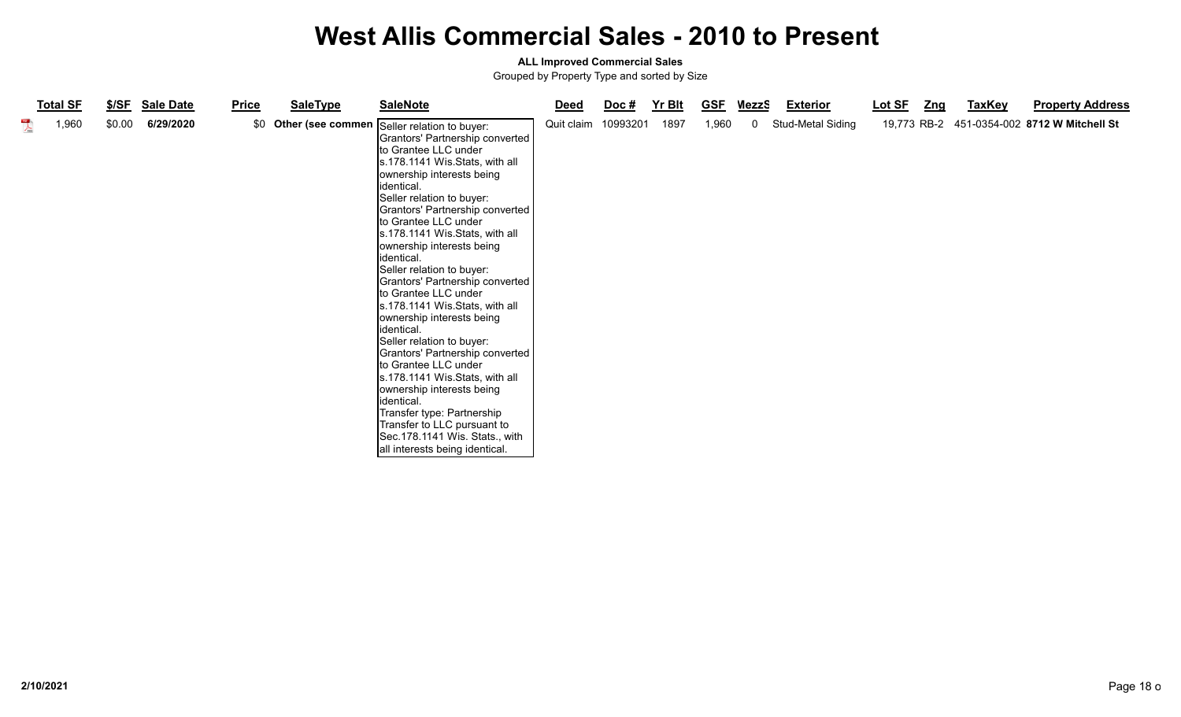# West Allis Commercial Sales - 2010 to Present

**ALL Improved Commercial Sales**

Grouped by Property Type and sorted by Size

| Total SF | $/SF | Sale Date | Price | SaleType | SaleNote | Deed | Doc # | Yr Blt | GSF | MezzS | Exterior | Lot SF | Zng | TaxKey | Property Address |
|---|---|---|---|---|---|---|---|---|---|---|---|---|---|---|---|
| 1,960 | $0.00 | **6/29/2020** | $0 | **Other (see commen** | Seller relation to buyer: Grantors' Partnership converted to Grantee LLC under s.178.1141 Wis.Stats, with all ownership interests being identical. Seller relation to buyer: Grantors' Partnership converted to Grantee LLC under s.178.1141 Wis.Stats, with all ownership interests being identical. Seller relation to buyer: Grantors' Partnership converted to Grantee LLC under s.178.1141 Wis.Stats, with all ownership interests being identical. Seller relation to buyer: Grantors' Partnership converted to Grantee LLC under s.178.1141 Wis.Stats, with all ownership interests being identical. Transfer type: Partnership Transfer to LLC pursuant to Sec.178.1141 Wis. Stats., with all interests being identical. | Quit claim | 10993201 | 1897 | 1,960 | 0 | Stud-Metal Siding | 19,773 | RB-2 | 451-0354-002 | **8712 W Mitchell St** |

2/10/2021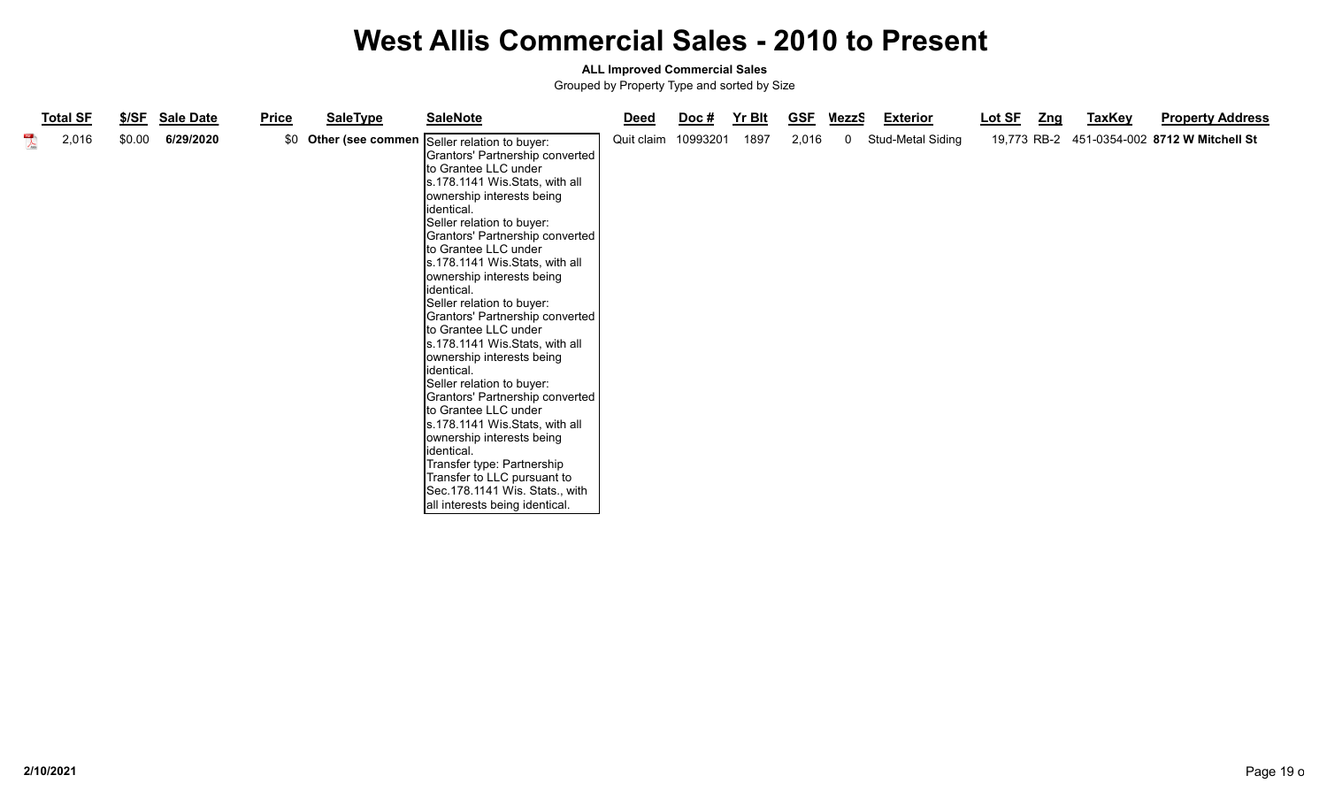# West Allis Commercial Sales - 2010 to Present

**ALL Improved Commercial Sales**

Grouped by Property Type and sorted by Size

| Total SF | $/SF | Sale Date | Price | SaleType | SaleNote | Deed | Doc # | Yr Blt | GSF | MezzS | Exterior | Lot SF | Zng | TaxKey | Property Address |
|---|---|---|---|---|---|---|---|---|---|---|---|---|---|---|---|
| 2,016 | $0.00 | **6/29/2020** | $0 | **Other (see commen** | Seller relation to buyer: Grantors' Partnership converted to Grantee LLC under s.178.1141 Wis.Stats, with all ownership interests being identical. Seller relation to buyer: Grantors' Partnership converted to Grantee LLC under s.178.1141 Wis.Stats, with all ownership interests being identical. Seller relation to buyer: Grantors' Partnership converted to Grantee LLC under s.178.1141 Wis.Stats, with all ownership interests being identical. Seller relation to buyer: Grantors' Partnership converted to Grantee LLC under s.178.1141 Wis.Stats, with all ownership interests being identical. Transfer type: Partnership Transfer to LLC pursuant to Sec.178.1141 Wis. Stats., with all interests being identical. | Quit claim | 10993201 | 1897 | 2,016 | 0 | Stud-Metal Siding | 19,773 | RB-2 | 451-0354-002 | **8712 W Mitchell St** |

2/10/2021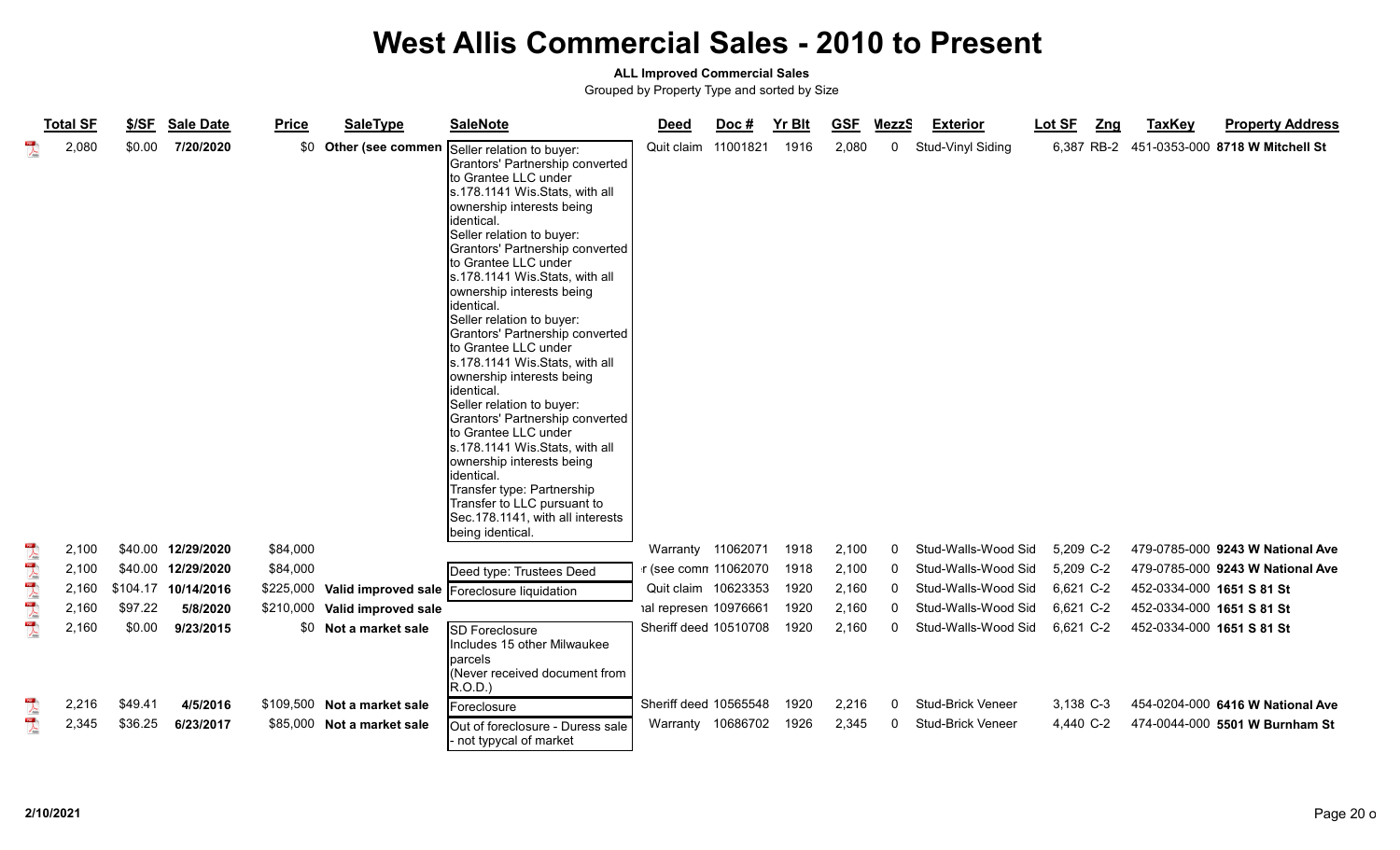# West Allis Commercial Sales - 2010 to Present

**ALL Improved Commercial Sales**

Grouped by Property Type and sorted by Size

| Total SF | $/SF | Sale Date | Price | SaleType | SaleNote | Deed | Doc # | Yr Blt | GSF | MezzS | Exterior | Lot SF | Zng | TaxKey | Property Address |
|---|---|---|---|---|---|---|---|---|---|---|---|---|---|---|---|
| 2,080 | $0.00 | 7/20/2020 | $0 | Other (see commen | Seller relation to buyer: Grantors' Partnership converted to Grantee LLC under s.178.1141 Wis.Stats, with all ownership interests being identical. Seller relation to buyer: Grantors' Partnership converted to Grantee LLC under s.178.1141 Wis.Stats, with all ownership interests being identical. Seller relation to buyer: Grantors' Partnership converted to Grantee LLC under s.178.1141 Wis.Stats, with all ownership interests being identical. Seller relation to buyer: Grantors' Partnership converted to Grantee LLC under s.178.1141 Wis.Stats, with all ownership interests being identical. Transfer type: Partnership Transfer to LLC pursuant to Sec.178.1141, with all interests being identical. | Quit claim | 11001821 | 1916 | 2,080 | 0 | Stud-Vinyl Siding | 6,387 | RB-2 | 451-0353-000 | **8718 W Mitchell St** |
| 2,100 | $40.00 | 12/29/2020 | $84,000 | | | Warranty | 11062071 | 1918 | 2,100 | 0 | Stud-Walls-Wood Sid | 5,209 | C-2 | 479-0785-000 | **9243 W National Ave** |
| 2,100 | $40.00 | 12/29/2020 | $84,000 | | Deed type: Trustees Deed | r (see comn | 11062070 | 1918 | 2,100 | 0 | Stud-Walls-Wood Sid | 5,209 | C-2 | 479-0785-000 | **9243 W National Ave** |
| 2,160 | $104.17 | 10/14/2016 | $225,000 | Valid improved sale | Foreclosure liquidation | Quit claim | 10623353 | 1920 | 2,160 | 0 | Stud-Walls-Wood Sid | 6,621 | C-2 | 452-0334-000 | **1651 S 81 St** |
| 2,160 | $97.22 | 5/8/2020 | $210,000 | Valid improved sale | | ial represen | 10976661 | 1920 | 2,160 | 0 | Stud-Walls-Wood Sid | 6,621 | C-2 | 452-0334-000 | **1651 S 81 St** |
| 2,160 | $0.00 | 9/23/2015 | $0 | Not a market sale | SD Foreclosure Includes 15 other Milwaukee parcels (Never received document from R.O.D.) | Sheriff deed | 10510708 | 1920 | 2,160 | 0 | Stud-Walls-Wood Sid | 6,621 | C-2 | 452-0334-000 | **1651 S 81 St** |
| 2,216 | $49.41 | 4/5/2016 | $109,500 | Not a market sale | Foreclosure | Sheriff deed | 10565548 | 1920 | 2,216 | 0 | Stud-Brick Veneer | 3,138 | C-3 | 454-0204-000 | **6416 W National Ave** |
| 2,345 | $36.25 | 6/23/2017 | $85,000 | Not a market sale | Out of foreclosure - Duress sale - not typycal of market | Warranty | 10686702 | 1926 | 2,345 | 0 | Stud-Brick Veneer | 4,440 | C-2 | 474-0044-000 | **5501 W Burnham St** |

2/10/2021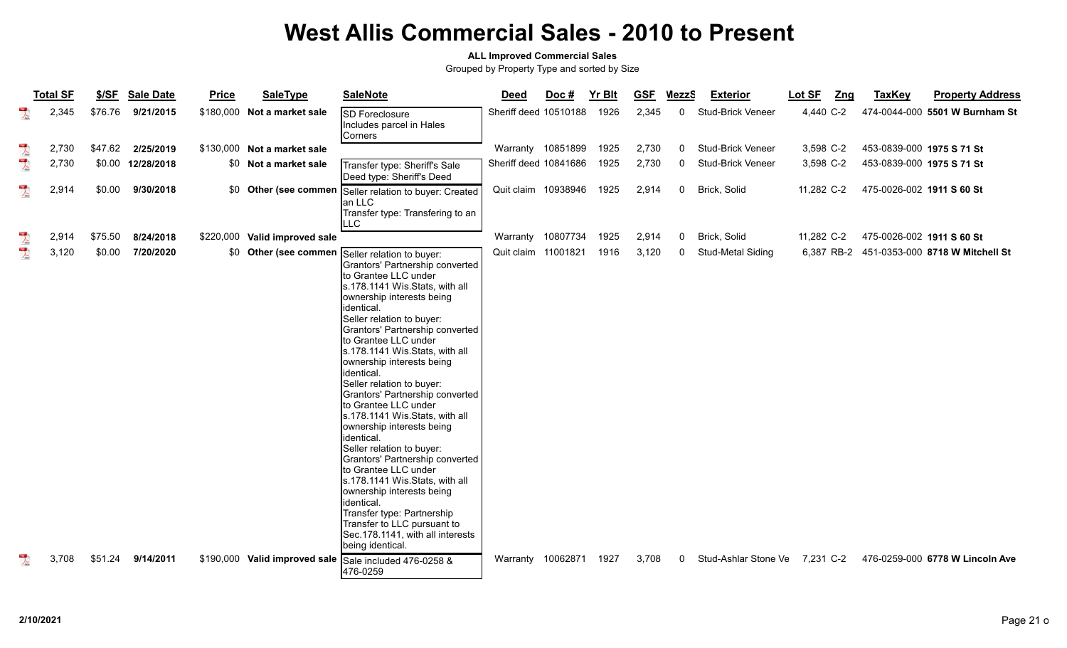# West Allis Commercial Sales - 2010 to Present

**ALL Improved Commercial Sales**

Grouped by Property Type and sorted by Size

| Total SF | $/SF | Sale Date | Price | SaleType | SaleNote | Deed | Doc # | Yr Blt | GSF | MezzS | Exterior | Lot SF | Zng | TaxKey | Property Address |
|---|---|---|---|---|---|---|---|---|---|---|---|---|---|---|---|
| 2,345 | $76.76 | **9/21/2015** | $180,000 | **Not a market sale** | SD Foreclosure<br>Includes parcel in Hales Corners | Sheriff deed | 10510188 | 1926 | 2,345 | 0 | Stud-Brick Veneer | 4,440 | C-2 | 474-0044-000 | **5501 W Burnham St** |
| 2,730 | $47.62 | **2/25/2019** | $130,000 | **Not a market sale** | | Warranty | 10851899 | 1925 | 2,730 | 0 | Stud-Brick Veneer | 3,598 | C-2 | 453-0839-000 | **1975 S 71 St** |
| 2,730 | $0.00 | **12/28/2018** | $0 | **Not a market sale** | Transfer type: Sheriff's Sale<br>Deed type: Sheriff's Deed | Sheriff deed | 10841686 | 1925 | 2,730 | 0 | Stud-Brick Veneer | 3,598 | C-2 | 453-0839-000 | **1975 S 71 St** |
| 2,914 | $0.00 | **9/30/2018** | $0 | **Other (see commen** | Seller relation to buyer: Created an LLC<br>Transfer type: Transfering to an LLC | Quit claim | 10938946 | 1925 | 2,914 | 0 | Brick, Solid | 11,282 | C-2 | 475-0026-002 | **1911 S 60 St** |
| 2,914 | $75.50 | **8/24/2018** | $220,000 | **Valid improved sale** | | Warranty | 10807734 | 1925 | 2,914 | 0 | Brick, Solid | 11,282 | C-2 | 475-0026-002 | **1911 S 60 St** |
| 3,120 | $0.00 | **7/20/2020** | $0 | **Other (see commen** | Seller relation to buyer: Grantors' Partnership converted to Grantee LLC under s.178.1141 Wis.Stats, with all ownership interests being identical.<br>Seller relation to buyer: Grantors' Partnership converted to Grantee LLC under s.178.1141 Wis.Stats, with all ownership interests being identical.<br>Seller relation to buyer: Grantors' Partnership converted to Grantee LLC under s.178.1141 Wis.Stats, with all ownership interests being identical.<br>Seller relation to buyer: Grantors' Partnership converted to Grantee LLC under s.178.1141 Wis.Stats, with all ownership interests being identical.<br>Transfer type: Partnership Transfer to LLC pursuant to Sec.178.1141, with all interests being identical. | Quit claim | 11001821 | 1916 | 3,120 | 0 | Stud-Metal Siding | 6,387 | RB-2 | 451-0353-000 | **8718 W Mitchell St** |
| 3,708 | $51.24 | **9/14/2011** | $190,000 | **Valid improved sale** | Sale included 476-0258 & 476-0259 | Warranty | 10062871 | 1927 | 3,708 | 0 | Stud-Ashlar Stone Ve | 7,231 | C-2 | 476-0259-000 | **6778 W Lincoln Ave** |

**2/10/2021**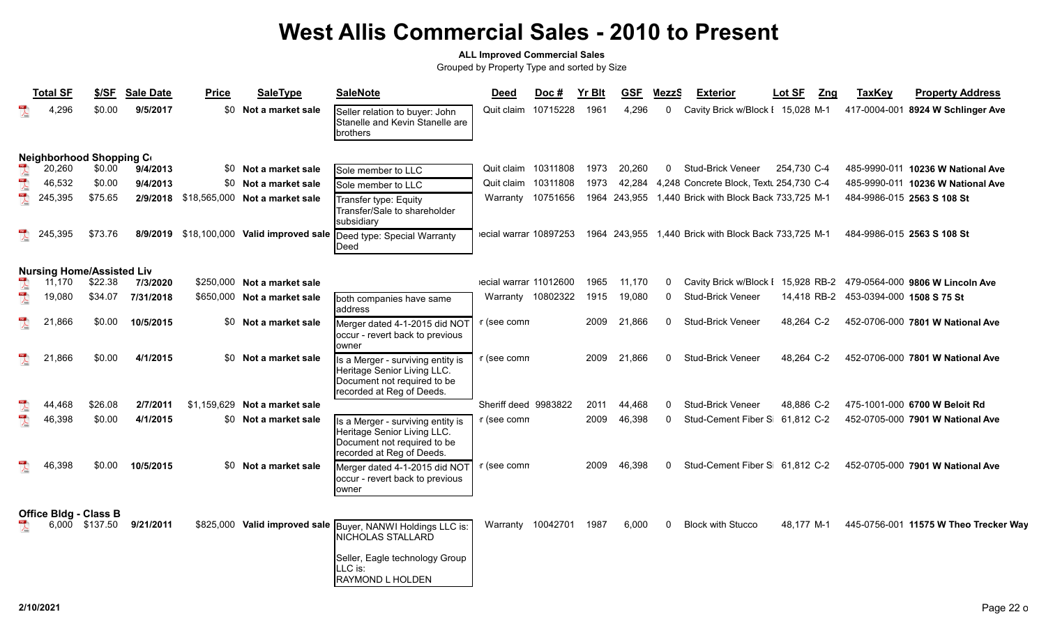# West Allis Commercial Sales - 2010 to Present

**ALL Improved Commercial Sales**

Grouped by Property Type and sorted by Size

| Total SF | $/SF | Sale Date | Price | SaleType | SaleNote | Deed | Doc # | Yr Blt | GSF | MezzS | Exterior | Lot SF | Zng | TaxKey | Property Address |
|---|---|---|---|---|---|---|---|---|---|---|---|---|---|---|---|
| 4,296 | $0.00 | 9/5/2017 | $0 | Not a market sale | Seller relation to buyer: John Stanelle and Kevin Stanelle are brothers | Quit claim | 10715228 | 1961 | 4,296 | 0 | Cavity Brick w/Block I | 15,028 | M-1 | 417-0004-001 | 8924 W Schlinger Ave |
| **Neighborhood Shopping C** | | | | | | | | | | | | | | | |
| 20,260 | $0.00 | 9/4/2013 | $0 | Not a market sale | Sole member to LLC | Quit claim | 10311808 | 1973 | 20,260 | 0 | Stud-Brick Veneer | 254,730 | C-4 | 485-9990-011 | 10236 W National Ave |
| 46,532 | $0.00 | 9/4/2013 | $0 | Not a market sale | Sole member to LLC | Quit claim | 10311808 | 1973 | 42,284 | 4,248 | Concrete Block, Textu | 254,730 | C-4 | 485-9990-011 | 10236 W National Ave |
| 245,395 | $75.65 | 2/9/2018 | $18,565,000 | Not a market sale | Transfer type: Equity Transfer/Sale to shareholder subsidiary | Warranty | 10751656 | 1964 | 243,955 | 1,440 | Brick with Block Back | 733,725 | M-1 | 484-9986-015 | 2563 S 108 St |
| 245,395 | $73.76 | 8/9/2019 | $18,100,000 | Valid improved sale | Deed type: Special Warranty Deed | ecial warrar | 10897253 | 1964 | 243,955 | 1,440 | Brick with Block Back | 733,725 | M-1 | 484-9986-015 | 2563 S 108 St |
| **Nursing Home/Assisted Liv** | | | | | | | | | | | | | | | |
| 11,170 | $22.38 | 7/3/2020 | $250,000 | Not a market sale | | ecial warrar | 11012600 | 1965 | 11,170 | 0 | Cavity Brick w/Block I | 15,928 | RB-2 | 479-0564-000 | 9806 W Lincoln Ave |
| 19,080 | $34.07 | 7/31/2018 | $650,000 | Not a market sale | both companies have same address | Warranty | 10802322 | 1915 | 19,080 | 0 | Stud-Brick Veneer | 14,418 | RB-2 | 453-0394-000 | 1508 S 75 St |
| 21,866 | $0.00 | 10/5/2015 | $0 | Not a market sale | Merger dated 4-1-2015 did NOT occur - revert back to previous owner | r (see comn | | 2009 | 21,866 | 0 | Stud-Brick Veneer | 48,264 | C-2 | 452-0706-000 | 7801 W National Ave |
| 21,866 | $0.00 | 4/1/2015 | $0 | Not a market sale | Is a Merger - surviving entity is Heritage Senior Living LLC. Document not required to be recorded at Reg of Deeds. | r (see comn | | 2009 | 21,866 | 0 | Stud-Brick Veneer | 48,264 | C-2 | 452-0706-000 | 7801 W National Ave |
| 44,468 | $26.08 | 2/7/2011 | $1,159,629 | Not a market sale | | Sheriff deed | 9983822 | 2011 | 44,468 | 0 | Stud-Brick Veneer | 48,886 | C-2 | 475-1001-000 | 6700 W Beloit Rd |
| 46,398 | $0.00 | 4/1/2015 | $0 | Not a market sale | Is a Merger - surviving entity is Heritage Senior Living LLC. Document not required to be recorded at Reg of Deeds. | r (see comn | | 2009 | 46,398 | 0 | Stud-Cement Fiber Si | 61,812 | C-2 | 452-0705-000 | 7901 W National Ave |
| 46,398 | $0.00 | 10/5/2015 | $0 | Not a market sale | Merger dated 4-1-2015 did NOT occur - revert back to previous owner | r (see comn | | 2009 | 46,398 | 0 | Stud-Cement Fiber Si | 61,812 | C-2 | 452-0705-000 | 7901 W National Ave |
| **Office Bldg - Class B** | | | | | | | | | | | | | | | |
| 6,000 | $137.50 | 9/21/2011 | $825,000 | Valid improved sale | Buyer, NANWI Holdings LLC is: NICHOLAS STALLARD<br><br>Seller, Eagle technology Group LLC is: RAYMOND L HOLDEN | Warranty | 10042701 | 1987 | 6,000 | 0 | Block with Stucco | 48,177 | M-1 | 445-0756-001 | 11575 W Theo Trecker Way |

2/10/2021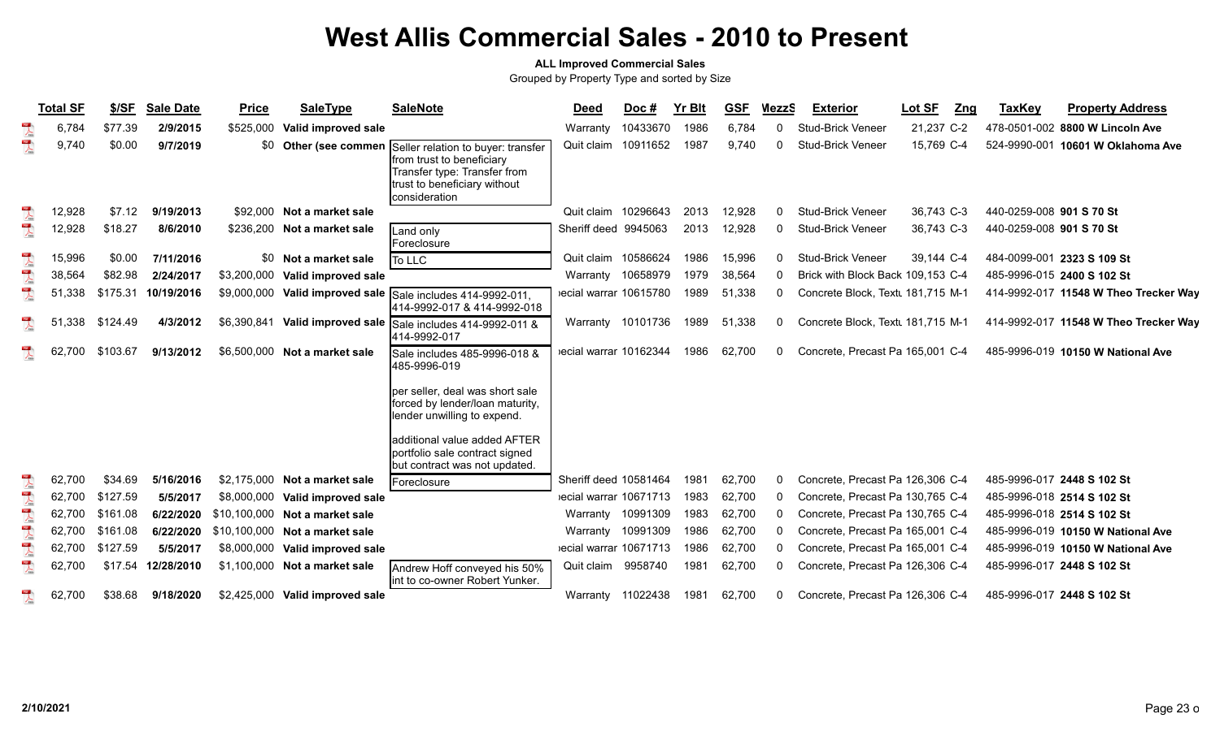# West Allis Commercial Sales - 2010 to Present

**ALL Improved Commercial Sales**

Grouped by Property Type and sorted by Size

| Total SF | $/SF | Sale Date | Price | SaleType | SaleNote | Deed | Doc # | Yr Blt | GSF | MezzS | Exterior | Lot SF | Zng | TaxKey | Property Address |
|---|---|---|---|---|---|---|---|---|---|---|---|---|---|---|---|
| 6,784 | $77.39 | 2/9/2015 | $525,000 | Valid improved sale | | Warranty | 10433670 | 1986 | 6,784 | 0 | Stud-Brick Veneer | 21,237 | C-2 | 478-0501-002 | **8800 W Lincoln Ave** |
| 9,740 | $0.00 | 9/7/2019 | $0 | Other (see commen | Seller relation to buyer: transfer from trust to beneficiary Transfer type: Transfer from trust to beneficiary without consideration | Quit claim | 10911652 | 1987 | 9,740 | 0 | Stud-Brick Veneer | 15,769 | C-4 | 524-9990-001 | **10601 W Oklahoma Ave** |
| 12,928 | $7.12 | 9/19/2013 | $92,000 | Not a market sale | | Quit claim | 10296643 | 2013 | 12,928 | 0 | Stud-Brick Veneer | 36,743 | C-3 | 440-0259-008 | **901 S 70 St** |
| 12,928 | $18.27 | 8/6/2010 | $236,200 | Not a market sale | Land only Foreclosure | Sheriff deed | 9945063 | 2013 | 12,928 | 0 | Stud-Brick Veneer | 36,743 | C-3 | 440-0259-008 | **901 S 70 St** |
| 15,996 | $0.00 | 7/11/2016 | $0 | Not a market sale | To LLC | Quit claim | 10586624 | 1986 | 15,996 | 0 | Stud-Brick Veneer | 39,144 | C-4 | 484-0099-001 | **2323 S 109 St** |
| 38,564 | $82.98 | 2/24/2017 | $3,200,000 | Valid improved sale | | Warranty | 10658979 | 1979 | 38,564 | 0 | Brick with Block Back | 109,153 | C-4 | 485-9996-015 | **2400 S 102 St** |
| 51,338 | $175.31 | 10/19/2016 | $9,000,000 | Valid improved sale | Sale includes 414-9992-011, 414-9992-017 & 414-9992-018 | ecial warrar | 10615780 | 1989 | 51,338 | 0 | Concrete Block, Textu | 181,715 | M-1 | 414-9992-017 | **11548 W Theo Trecker Way** |
| 51,338 | $124.49 | 4/3/2012 | $6,390,841 | Valid improved sale | Sale includes 414-9992-011 & 414-9992-017 | Warranty | 10101736 | 1989 | 51,338 | 0 | Concrete Block, Textu | 181,715 | M-1 | 414-9992-017 | **11548 W Theo Trecker Way** |
| 62,700 | $103.67 | 9/13/2012 | $6,500,000 | Not a market sale | Sale includes 485-9996-018 & 485-9996-019<br><br>per seller, deal was short sale forced by lender/loan maturity, lender unwilling to expend.<br><br>additional value added AFTER portfolio sale contract signed but contract was not updated. | ecial warrar | 10162344 | 1986 | 62,700 | 0 | Concrete, Precast Pa | 165,001 | C-4 | 485-9996-019 | **10150 W National Ave** |
| 62,700 | $34.69 | 5/16/2016 | $2,175,000 | Not a market sale | Foreclosure | Sheriff deed | 10581464 | 1981 | 62,700 | 0 | Concrete, Precast Pa | 126,306 | C-4 | 485-9996-017 | **2448 S 102 St** |
| 62,700 | $127.59 | 5/5/2017 | $8,000,000 | Valid improved sale | | ecial warrar | 10671713 | 1983 | 62,700 | 0 | Concrete, Precast Pa | 130,765 | C-4 | 485-9996-018 | **2514 S 102 St** |
| 62,700 | $161.08 | 6/22/2020 | $10,100,000 | Not a market sale | | Warranty | 10991309 | 1983 | 62,700 | 0 | Concrete, Precast Pa | 130,765 | C-4 | 485-9996-018 | **2514 S 102 St** |
| 62,700 | $161.08 | 6/22/2020 | $10,100,000 | Not a market sale | | Warranty | 10991309 | 1986 | 62,700 | 0 | Concrete, Precast Pa | 165,001 | C-4 | 485-9996-019 | **10150 W National Ave** |
| 62,700 | $127.59 | 5/5/2017 | $8,000,000 | Valid improved sale | | ecial warrar | 10671713 | 1986 | 62,700 | 0 | Concrete, Precast Pa | 165,001 | C-4 | 485-9996-019 | **10150 W National Ave** |
| 62,700 | $17.54 | 12/28/2010 | $1,100,000 | Not a market sale | Andrew Hoff conveyed his 50% int to co-owner Robert Yunker. | Quit claim | 9958740 | 1981 | 62,700 | 0 | Concrete, Precast Pa | 126,306 | C-4 | 485-9996-017 | **2448 S 102 St** |
| 62,700 | $38.68 | 9/18/2020 | $2,425,000 | Valid improved sale | | Warranty | 11022438 | 1981 | 62,700 | 0 | Concrete, Precast Pa | 126,306 | C-4 | 485-9996-017 | **2448 S 102 St** |

2/10/2021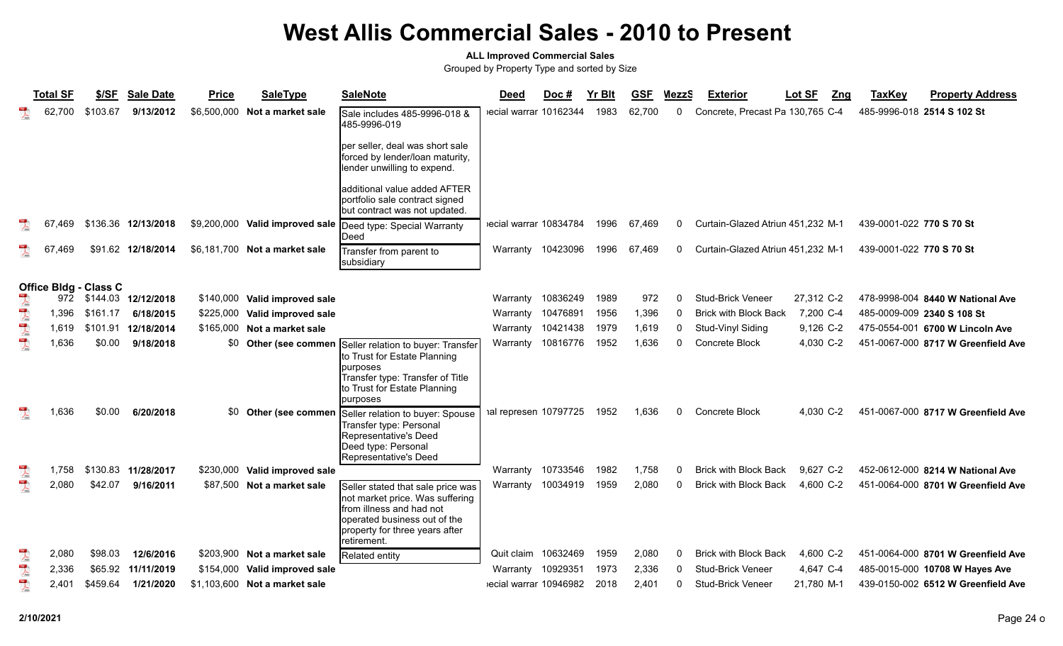# West Allis Commercial Sales - 2010 to Present

**ALL Improved Commercial Sales**

Grouped by Property Type and sorted by Size

| Total SF | $/SF | Sale Date | Price | SaleType | SaleNote | Deed | Doc # | Yr Blt | GSF | MezzS | Exterior | Lot SF | Zng | TaxKey | Property Address |
|---|---|---|---|---|---|---|---|---|---|---|---|---|---|---|---|
| 62,700 | $103.67 | 9/13/2012 | $6,500,000 | **Not a market sale** | Sale includes 485-9996-018 & 485-9996-019 per seller, deal was short sale forced by lender/loan maturity, lender unwilling to expend. additional value added AFTER portfolio sale contract signed but contract was not updated. | ecial warrar | 10162344 | 1983 | 62,700 | 0 | Concrete, Precast Pa | 130,765 | C-4 | 485-9996-018 | **2514 S 102 St** |
| 67,469 | $136.36 | 12/13/2018 | $9,200,000 | **Valid improved sale** | Deed type: Special Warranty Deed | ecial warrar | 10834784 | 1996 | 67,469 | 0 | Curtain-Glazed Atriun | 451,232 | M-1 | 439-0001-022 | **770 S 70 St** |
| 67,469 | $91.62 | 12/18/2014 | $6,181,700 | **Not a market sale** | Transfer from parent to subsidiary | Warranty | 10423096 | 1996 | 67,469 | 0 | Curtain-Glazed Atriun | 451,232 | M-1 | 439-0001-022 | **770 S 70 St** |
| **Office Bldg - Class C** | | | | | | | | | | | | | | | |
| 972 | $144.03 | 12/12/2018 | $140,000 | **Valid improved sale** | | Warranty | 10836249 | 1989 | 972 | 0 | Stud-Brick Veneer | 27,312 | C-2 | 478-9998-004 | **8440 W National Ave** |
| 1,396 | $161.17 | 6/18/2015 | $225,000 | **Valid improved sale** | | Warranty | 10476891 | 1956 | 1,396 | 0 | Brick with Block Back | 7,200 | C-4 | 485-0009-009 | **2340 S 108 St** |
| 1,619 | $101.91 | 12/18/2014 | $165,000 | **Not a market sale** | | Warranty | 10421438 | 1979 | 1,619 | 0 | Stud-Vinyl Siding | 9,126 | C-2 | 475-0554-001 | **6700 W Lincoln Ave** |
| 1,636 | $0.00 | 9/18/2018 | $0 | **Other (see commen** | Seller relation to buyer: Transfer to Trust for Estate Planning purposes Transfer type: Transfer of Title to Trust for Estate Planning purposes | Warranty | 10816776 | 1952 | 1,636 | 0 | Concrete Block | 4,030 | C-2 | 451-0067-000 | **8717 W Greenfield Ave** |
| 1,636 | $0.00 | 6/20/2018 | $0 | **Other (see commen** | Seller relation to buyer: Spouse Transfer type: Personal Representative's Deed Deed type: Personal Representative's Deed | al represen | 10797725 | 1952 | 1,636 | 0 | Concrete Block | 4,030 | C-2 | 451-0067-000 | **8717 W Greenfield Ave** |
| 1,758 | $130.83 | 11/28/2017 | $230,000 | **Valid improved sale** | | Warranty | 10733546 | 1982 | 1,758 | 0 | Brick with Block Back | 9,627 | C-2 | 452-0612-000 | **8214 W National Ave** |
| 2,080 | $42.07 | 9/16/2011 | $87,500 | **Not a market sale** | Seller stated that sale price was not market price. Was suffering from illness and had not operated business out of the property for three years after retirement. | Warranty | 10034919 | 1959 | 2,080 | 0 | Brick with Block Back | 4,600 | C-2 | 451-0064-000 | **8701 W Greenfield Ave** |
| 2,080 | $98.03 | 12/6/2016 | $203,900 | **Not a market sale** | Related entity | Quit claim | 10632469 | 1959 | 2,080 | 0 | Brick with Block Back | 4,600 | C-2 | 451-0064-000 | **8701 W Greenfield Ave** |
| 2,336 | $65.92 | 11/11/2019 | $154,000 | **Valid improved sale** | | Warranty | 10929351 | 1973 | 2,336 | 0 | Stud-Brick Veneer | 4,647 | C-4 | 485-0015-000 | **10708 W Hayes Ave** |
| 2,401 | $459.64 | 1/21/2020 | $1,103,600 | **Not a market sale** | | ecial warrar | 10946982 | 2018 | 2,401 | 0 | Stud-Brick Veneer | 21,780 | M-1 | 439-0150-002 | **6512 W Greenfield Ave** |

2/10/2021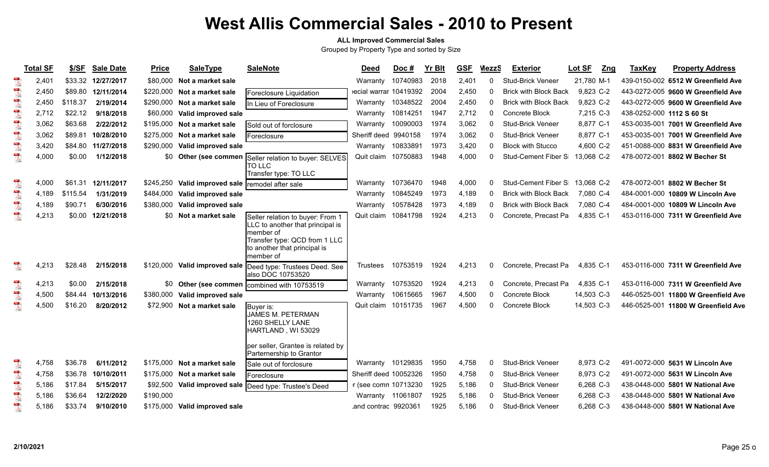# West Allis Commercial Sales - 2010 to Present

**ALL Improved Commercial Sales**

Grouped by Property Type and sorted by Size

| Total SF | $/SF | Sale Date | Price | SaleType | SaleNote | Deed | Doc # | Yr Blt | GSF | MezzS | Exterior | Lot SF | Zng | TaxKey | Property Address |
|---|---|---|---|---|---|---|---|---|---|---|---|---|---|---|---|
| 2,401 | $33.32 | 12/27/2017 | $80,000 | Not a market sale | | Warranty | 10740983 | 2018 | 2,401 | 0 | Stud-Brick Veneer | 21,780 | M-1 | 439-0150-002 | 6512 W Greenfield Ave |
| 2,450 | $89.80 | 12/11/2014 | $220,000 | Not a market sale | Foreclosure Liquidation | pecial warrar | 10419392 | 2004 | 2,450 | 0 | Brick with Block Back | 9,823 | C-2 | 443-0272-005 | 9600 W Greenfield Ave |
| 2,450 | $118.37 | 2/19/2014 | $290,000 | Not a market sale | In Lieu of Foreclosure | Warranty | 10348522 | 2004 | 2,450 | 0 | Brick with Block Back | 9,823 | C-2 | 443-0272-005 | 9600 W Greenfield Ave |
| 2,712 | $22.12 | 9/18/2018 | $60,000 | Valid improved sale | | Warranty | 10814251 | 1947 | 2,712 | 0 | Concrete Block | 7,215 | C-3 | 438-0252-000 | 1112 S 60 St |
| 3,062 | $63.68 | 2/22/2012 | $195,000 | Not a market sale | Sold out of forclosure | Warranty | 10090003 | 1974 | 3,062 | 0 | Stud-Brick Veneer | 8,877 | C-1 | 453-0035-001 | 7001 W Greenfield Ave |
| 3,062 | $89.81 | 10/28/2010 | $275,000 | Not a market sale | Foreclosure | Sheriff deed | 9940158 | 1974 | 3,062 | 0 | Stud-Brick Veneer | 8,877 | C-1 | 453-0035-001 | 7001 W Greenfield Ave |
| 3,420 | $84.80 | 11/27/2018 | $290,000 | Valid improved sale | | Warranty | 10833891 | 1973 | 3,420 | 0 | Block with Stucco | 4,600 | C-2 | 451-0088-000 | 8831 W Greenfield Ave |
| 4,000 | $0.00 | 1/12/2018 | $0 | Other (see commen | Seller relation to buyer: SELVES TO LLC Transfer type: TO LLC | Quit claim | 10750883 | 1948 | 4,000 | 0 | Stud-Cement Fiber Si | 13,068 | C-2 | 478-0072-001 | 8802 W Becher St |
| 4,000 | $61.31 | 12/11/2017 | $245,250 | Valid improved sale | remodel after sale | Warranty | 10736470 | 1948 | 4,000 | 0 | Stud-Cement Fiber Si | 13,068 | C-2 | 478-0072-001 | 8802 W Becher St |
| 4,189 | $115.54 | 1/31/2019 | $484,000 | Valid improved sale | | Warranty | 10845249 | 1973 | 4,189 | 0 | Brick with Block Back | 7,080 | C-4 | 484-0001-000 | 10809 W Lincoln Ave |
| 4,189 | $90.71 | 6/30/2016 | $380,000 | Valid improved sale | | Warranty | 10578428 | 1973 | 4,189 | 0 | Brick with Block Back | 7,080 | C-4 | 484-0001-000 | 10809 W Lincoln Ave |
| 4,213 | $0.00 | 12/21/2018 | $0 | Not a market sale | Seller relation to buyer: From 1 LLC to another that principal is member of Transfer type: QCD from 1 LLC to another that principal is member of | Quit claim | 10841798 | 1924 | 4,213 | 0 | Concrete, Precast Pa | 4,835 | C-1 | 453-0116-000 | 7311 W Greenfield Ave |
| 4,213 | $28.48 | 2/15/2018 | $120,000 | Valid improved sale | Deed type: Trustees Deed. See also DOC 10753520 | Trustees | 10753519 | 1924 | 4,213 | 0 | Concrete, Precast Pa | 4,835 | C-1 | 453-0116-000 | 7311 W Greenfield Ave |
| 4,213 | $0.00 | 2/15/2018 | $0 | Other (see commen | combined with 10753519 | Warranty | 10753520 | 1924 | 4,213 | 0 | Concrete, Precast Pa | 4,835 | C-1 | 453-0116-000 | 7311 W Greenfield Ave |
| 4,500 | $84.44 | 10/13/2016 | $380,000 | Valid improved sale | | Warranty | 10615665 | 1967 | 4,500 | 0 | Concrete Block | 14,503 | C-3 | 446-0525-001 | 11800 W Greenfield Ave |
| 4,500 | $16.20 | 8/20/2012 | $72,900 | Not a market sale | Buyer is: JAMES M. PETERMAN 1260 SHELLY LANE HARTLAND , WI 53029 per seller, Grantee is related by Parternership to Grantor | Quit claim | 10151735 | 1967 | 4,500 | 0 | Concrete Block | 14,503 | C-3 | 446-0525-001 | 11800 W Greenfield Ave |
| 4,758 | $36.78 | 6/11/2012 | $175,000 | Not a market sale | Sale out of forclosure | Warranty | 10129835 | 1950 | 4,758 | 0 | Stud-Brick Veneer | 8,973 | C-2 | 491-0072-000 | 5631 W Lincoln Ave |
| 4,758 | $36.78 | 10/10/2011 | $175,000 | Not a market sale | Foreclosure | Sheriff deed | 10052326 | 1950 | 4,758 | 0 | Stud-Brick Veneer | 8,973 | C-2 | 491-0072-000 | 5631 W Lincoln Ave |
| 5,186 | $17.84 | 5/15/2017 | $92,500 | Valid improved sale | Deed type: Trustee's Deed | r (see comn | 10713230 | 1925 | 5,186 | 0 | Stud-Brick Veneer | 6,268 | C-3 | 438-0448-000 | 5801 W National Ave |
| 5,186 | $36.64 | 12/2/2020 | $190,000 | | | Warranty | 11061807 | 1925 | 5,186 | 0 | Stud-Brick Veneer | 6,268 | C-3 | 438-0448-000 | 5801 W National Ave |
| 5,186 | $33.74 | 9/10/2010 | $175,000 | Valid improved sale | | and contrac | 9920361 | 1925 | 5,186 | 0 | Stud-Brick Veneer | 6,268 | C-3 | 438-0448-000 | 5801 W National Ave |

2/10/2021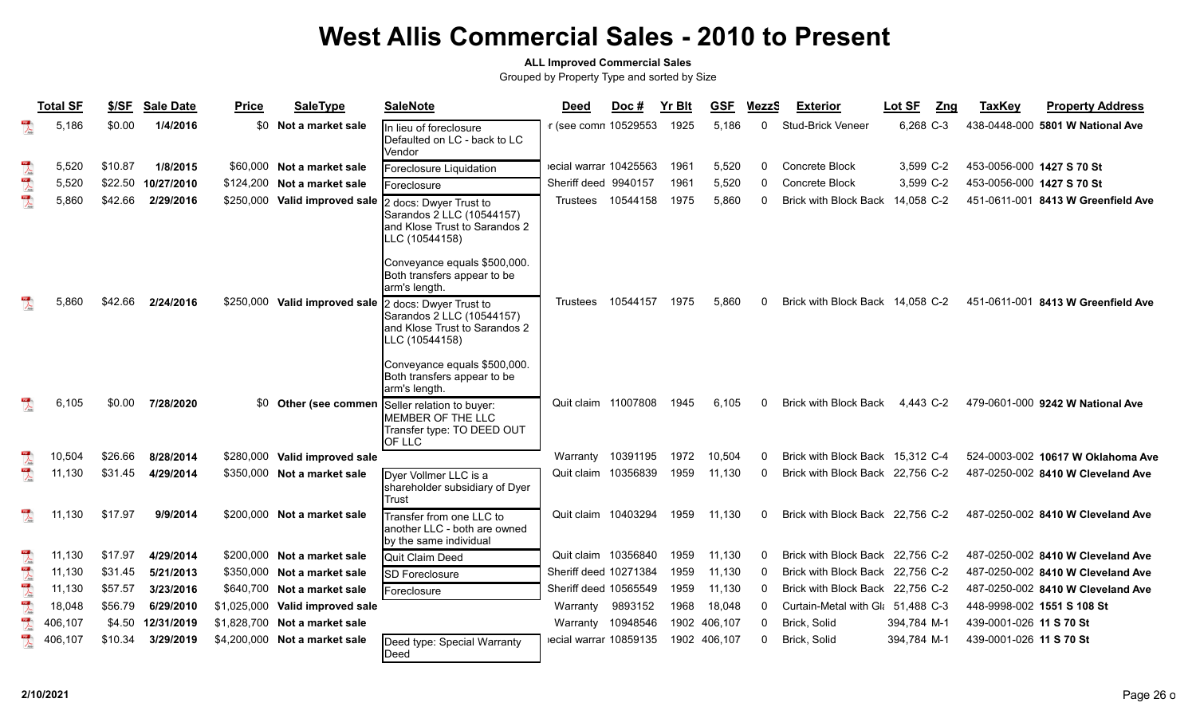# West Allis Commercial Sales - 2010 to Present

**ALL Improved Commercial Sales**

Grouped by Property Type and sorted by Size

| Total SF | $/SF | Sale Date | Price | SaleType | SaleNote | Deed | Doc # | Yr Blt | GSF | MezzS | Exterior | Lot SF | Zng | TaxKey | Property Address |
|---|---|---|---|---|---|---|---|---|---|---|---|---|---|---|---|
| 5,186 | $0.00 | 1/4/2016 | $0 | Not a market sale | In lieu of foreclosure Defaulted on LC - back to LC Vendor | r (see comn | 10529553 | 1925 | 5,186 | 0 | Stud-Brick Veneer | 6,268 | C-3 | 438-0448-000 | 5801 W National Ave |
| 5,520 | $10.87 | 1/8/2015 | $60,000 | Not a market sale | Foreclosure Liquidation | ecial warrar | 10425563 | 1961 | 5,520 | 0 | Concrete Block | 3,599 | C-2 | 453-0056-000 | 1427 S 70 St |
| 5,520 | $22.50 | 10/27/2010 | $124,200 | Not a market sale | Foreclosure | Sheriff deed | 9940157 | 1961 | 5,520 | 0 | Concrete Block | 3,599 | C-2 | 453-0056-000 | 1427 S 70 St |
| 5,860 | $42.66 | 2/29/2016 | $250,000 | Valid improved sale | 2 docs: Dwyer Trust to Sarandos 2 LLC (10544157) and Klose Trust to Sarandos 2 LLC (10544158)<br><br>Conveyance equals $500,000. Both transfers appear to be arm's length. | Trustees | 10544158 | 1975 | 5,860 | 0 | Brick with Block Back | 14,058 | C-2 | 451-0611-001 | 8413 W Greenfield Ave |
| 5,860 | $42.66 | 2/24/2016 | $250,000 | Valid improved sale | 2 docs: Dwyer Trust to Sarandos 2 LLC (10544157) and Klose Trust to Sarandos 2 LLC (10544158)<br><br>Conveyance equals $500,000. Both transfers appear to be arm's length. | Trustees | 10544157 | 1975 | 5,860 | 0 | Brick with Block Back | 14,058 | C-2 | 451-0611-001 | 8413 W Greenfield Ave |
| 6,105 | $0.00 | 7/28/2020 | $0 | Other (see commen | Seller relation to buyer: MEMBER OF THE LLC Transfer type: TO DEED OUT OF LLC | Quit claim | 11007808 | 1945 | 6,105 | 0 | Brick with Block Back | 4,443 | C-2 | 479-0601-000 | 9242 W National Ave |
| 10,504 | $26.66 | 8/28/2014 | $280,000 | Valid improved sale | | Warranty | 10391195 | 1972 | 10,504 | 0 | Brick with Block Back | 15,312 | C-4 | 524-0003-002 | 10617 W Oklahoma Ave |
| 11,130 | $31.45 | 4/29/2014 | $350,000 | Not a market sale | Dyer Vollmer LLC is a shareholder subsidiary of Dyer Trust | Quit claim | 10356839 | 1959 | 11,130 | 0 | Brick with Block Back | 22,756 | C-2 | 487-0250-002 | 8410 W Cleveland Ave |
| 11,130 | $17.97 | 9/9/2014 | $200,000 | Not a market sale | Transfer from one LLC to another LLC - both are owned by the same individual | Quit claim | 10403294 | 1959 | 11,130 | 0 | Brick with Block Back | 22,756 | C-2 | 487-0250-002 | 8410 W Cleveland Ave |
| 11,130 | $17.97 | 4/29/2014 | $200,000 | Not a market sale | Quit Claim Deed | Quit claim | 10356840 | 1959 | 11,130 | 0 | Brick with Block Back | 22,756 | C-2 | 487-0250-002 | 8410 W Cleveland Ave |
| 11,130 | $31.45 | 5/21/2013 | $350,000 | Not a market sale | SD Foreclosure | Sheriff deed | 10271384 | 1959 | 11,130 | 0 | Brick with Block Back | 22,756 | C-2 | 487-0250-002 | 8410 W Cleveland Ave |
| 11,130 | $57.57 | 3/23/2016 | $640,700 | Not a market sale | Foreclosure | Sheriff deed | 10565549 | 1959 | 11,130 | 0 | Brick with Block Back | 22,756 | C-2 | 487-0250-002 | 8410 W Cleveland Ave |
| 18,048 | $56.79 | 6/29/2010 | $1,025,000 | Valid improved sale | | Warranty | 9893152 | 1968 | 18,048 | 0 | Curtain-Metal with Gla | 51,488 | C-3 | 448-9998-002 | 1551 S 108 St |
| 406,107 | $4.50 | 12/31/2019 | $1,828,700 | Not a market sale | | Warranty | 10948546 | 1902 | 406,107 | 0 | Brick, Solid | 394,784 | M-1 | 439-0001-026 | 11 S 70 St |
| 406,107 | $10.34 | 3/29/2019 | $4,200,000 | Not a market sale | Deed type: Special Warranty Deed | ecial warrar | 10859135 | 1902 | 406,107 | 0 | Brick, Solid | 394,784 | M-1 | 439-0001-026 | 11 S 70 St |

2/10/2021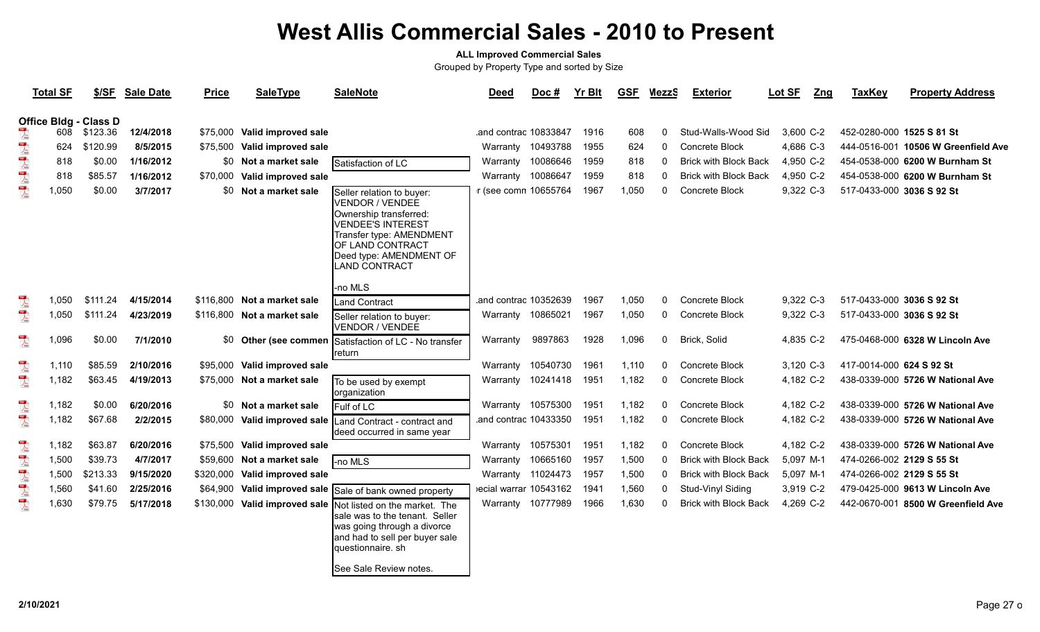# West Allis Commercial Sales - 2010 to Present

**ALL Improved Commercial Sales**

Grouped by Property Type and sorted by Size

| Total SF | $/SF | Sale Date | Price | SaleType | SaleNote | Deed | Doc # | Yr Blt | GSF | MezzS | Exterior | Lot SF | Zng | TaxKey | Property Address |
|---|---|---|---|---|---|---|---|---|---|---|---|---|---|---|---|
| **Office Bldg - Class D** | | | | | | | | | | | | | | | |
| 608 | $123.36 | **12/4/2018** | $75,000 | **Valid improved sale** | | .and contrac | 10833847 | 1916 | 608 | 0 | Stud-Walls-Wood Sid | 3,600 | C-2 | 452-0280-000 | **1525 S 81 St** |
| 624 | $120.99 | **8/5/2015** | $75,500 | **Valid improved sale** | | Warranty | 10493788 | 1955 | 624 | 0 | Concrete Block | 4,686 | C-3 | 444-0516-001 | **10506 W Greenfield Ave** |
| 818 | $0.00 | **1/16/2012** | $0 | **Not a market sale** | Satisfaction of LC | Warranty | 10086646 | 1959 | 818 | 0 | Brick with Block Back | 4,950 | C-2 | 454-0538-000 | **6200 W Burnham St** |
| 818 | $85.57 | **1/16/2012** | $70,000 | **Valid improved sale** | | Warranty | 10086647 | 1959 | 818 | 0 | Brick with Block Back | 4,950 | C-2 | 454-0538-000 | **6200 W Burnham St** |
| 1,050 | $0.00 | **3/7/2017** | $0 | **Not a market sale** | Seller relation to buyer: VENDOR / VENDEE Ownership transferred: VENDEE'S INTEREST Transfer type: AMENDMENT OF LAND CONTRACT Deed type: AMENDMENT OF LAND CONTRACT -no MLS | r (see comn | 10655764 | 1967 | 1,050 | 0 | Concrete Block | 9,322 | C-3 | 517-0433-000 | **3036 S 92 St** |
| 1,050 | $111.24 | **4/15/2014** | $116,800 | **Not a market sale** | Land Contract | .and contrac | 10352639 | 1967 | 1,050 | 0 | Concrete Block | 9,322 | C-3 | 517-0433-000 | **3036 S 92 St** |
| 1,050 | $111.24 | **4/23/2019** | $116,800 | **Not a market sale** | Seller relation to buyer: VENDOR / VENDEE | Warranty | 10865021 | 1967 | 1,050 | 0 | Concrete Block | 9,322 | C-3 | 517-0433-000 | **3036 S 92 St** |
| 1,096 | $0.00 | **7/1/2010** | $0 | **Other (see commen** | Satisfaction of LC - No transfer return | Warranty | 9897863 | 1928 | 1,096 | 0 | Brick, Solid | 4,835 | C-2 | 475-0468-000 | **6328 W Lincoln Ave** |
| 1,110 | $85.59 | **2/10/2016** | $95,000 | **Valid improved sale** | | Warranty | 10540730 | 1961 | 1,110 | 0 | Concrete Block | 3,120 | C-3 | 417-0014-000 | **624 S 92 St** |
| 1,182 | $63.45 | **4/19/2013** | $75,000 | **Not a market sale** | To be used by exempt organization | Warranty | 10241418 | 1951 | 1,182 | 0 | Concrete Block | 4,182 | C-2 | 438-0339-000 | **5726 W National Ave** |
| 1,182 | $0.00 | **6/20/2016** | $0 | **Not a market sale** | Fulf of LC | Warranty | 10575300 | 1951 | 1,182 | 0 | Concrete Block | 4,182 | C-2 | 438-0339-000 | **5726 W National Ave** |
| 1,182 | $67.68 | **2/2/2015** | $80,000 | **Valid improved sale** | Land Contract - contract and deed occurred in same year | .and contrac | 10433350 | 1951 | 1,182 | 0 | Concrete Block | 4,182 | C-2 | 438-0339-000 | **5726 W National Ave** |
| 1,182 | $63.87 | **6/20/2016** | $75,500 | **Valid improved sale** | | Warranty | 10575301 | 1951 | 1,182 | 0 | Concrete Block | 4,182 | C-2 | 438-0339-000 | **5726 W National Ave** |
| 1,500 | $39.73 | **4/7/2017** | $59,600 | **Not a market sale** | -no MLS | Warranty | 10665160 | 1957 | 1,500 | 0 | Brick with Block Back | 5,097 | M-1 | 474-0266-002 | **2129 S 55 St** |
| 1,500 | $213.33 | **9/15/2020** | $320,000 | **Valid improved sale** | | Warranty | 11024473 | 1957 | 1,500 | 0 | Brick with Block Back | 5,097 | M-1 | 474-0266-002 | **2129 S 55 St** |
| 1,560 | $41.60 | **2/25/2016** | $64,900 | **Valid improved sale** | Sale of bank owned property | ecial warrar | 10543162 | 1941 | 1,560 | 0 | Stud-Vinyl Siding | 3,919 | C-2 | 479-0425-000 | **9613 W Lincoln Ave** |
| 1,630 | $79.75 | **5/17/2018** | $130,000 | **Valid improved sale** | Not listed on the market. The sale was to the tenant. Seller was going through a divorce and had to sell per buyer sale questionnaire. sh See Sale Review notes. | Warranty | 10777989 | 1966 | 1,630 | 0 | Brick with Block Back | 4,269 | C-2 | 442-0670-001 | **8500 W Greenfield Ave** |

2/10/2021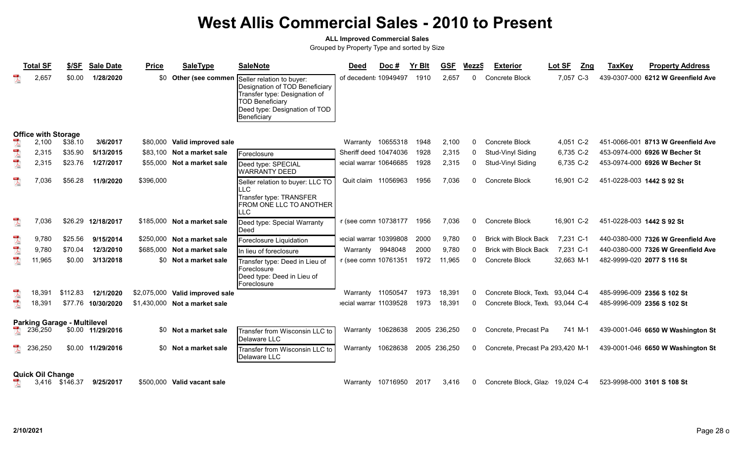# West Allis Commercial Sales - 2010 to Present

**ALL Improved Commercial Sales**

Grouped by Property Type and sorted by Size

| Total SF | $/SF | Sale Date | Price | SaleType | SaleNote | Deed | Doc # | Yr Blt | GSF | MezzS | Exterior | Lot SF | Zng | TaxKey | Property Address |
|---|---|---|---|---|---|---|---|---|---|---|---|---|---|---|---|
| 2,657 | $0.00 | 1/28/2020 | $0 | Other (see commen | Seller relation to buyer: Designation of TOD Beneficiary Transfer type: Designation of TOD Beneficiary Deed type: Designation of TOD Beneficiary | of decedent: | 10949497 | 1910 | 2,657 | 0 | Concrete Block | 7,057 | C-3 | 439-0307-000 | **6212 W Greenfield Ave** |
| **Office with Storage** | | | | | | | | | | | | | | | |
| 2,100 | $38.10 | 3/6/2017 | $80,000 | Valid improved sale | | Warranty | 10655318 | 1948 | 2,100 | 0 | Concrete Block | 4,051 | C-2 | 451-0066-001 | **8713 W Greenfield Ave** |
| 2,315 | $35.90 | 5/13/2015 | $83,100 | Not a market sale | Foreclosure | Sheriff deed | 10474036 | 1928 | 2,315 | 0 | Stud-Vinyl Siding | 6,735 | C-2 | 453-0974-000 | **6926 W Becher St** |
| 2,315 | $23.76 | 1/27/2017 | $55,000 | Not a market sale | Deed type: SPECIAL WARRANTY DEED | ecial warrar | 10646685 | 1928 | 2,315 | 0 | Stud-Vinyl Siding | 6,735 | C-2 | 453-0974-000 | **6926 W Becher St** |
| 7,036 | $56.28 | 11/9/2020 | $396,000 | | Seller relation to buyer: LLC TO LLC Transfer type: TRANSFER FROM ONE LLC TO ANOTHER LLC | Quit claim | 11056963 | 1956 | 7,036 | 0 | Concrete Block | 16,901 | C-2 | 451-0228-003 | **1442 S 92 St** |
| 7,036 | $26.29 | 12/18/2017 | $185,000 | Not a market sale | Deed type: Special Warranty Deed | r (see comn | 10738177 | 1956 | 7,036 | 0 | Concrete Block | 16,901 | C-2 | 451-0228-003 | **1442 S 92 St** |
| 9,780 | $25.56 | 9/15/2014 | $250,000 | Not a market sale | Foreclosure Liquidation | ecial warrar | 10399808 | 2000 | 9,780 | 0 | Brick with Block Back | 7,231 | C-1 | 440-0380-000 | **7326 W Greenfield Ave** |
| 9,780 | $70.04 | 12/3/2010 | $685,000 | Not a market sale | In lieu of foreclosure | Warranty | 9948048 | 2000 | 9,780 | 0 | Brick with Block Back | 7,231 | C-1 | 440-0380-000 | **7326 W Greenfield Ave** |
| 11,965 | $0.00 | 3/13/2018 | $0 | Not a market sale | Transfer type: Deed in Lieu of Foreclosure Deed type: Deed in Lieu of Foreclosure | r (see comn | 10761351 | 1972 | 11,965 | 0 | Concrete Block | 32,663 | M-1 | 482-9999-020 | **2077 S 116 St** |
| 18,391 | $112.83 | 12/1/2020 | $2,075,000 | Valid improved sale | | Warranty | 11050547 | 1973 | 18,391 | 0 | Concrete Block, Textu | 93,044 | C-4 | 485-9996-009 | **2356 S 102 St** |
| 18,391 | $77.76 | 10/30/2020 | $1,430,000 | Not a market sale | | ecial warrar | 11039528 | 1973 | 18,391 | 0 | Concrete Block, Textu | 93,044 | C-4 | 485-9996-009 | **2356 S 102 St** |
| **Parking Garage - Multilevel** | | | | | | | | | | | | | | | |
| 236,250 | $0.00 | 11/29/2016 | $0 | Not a market sale | Transfer from Wisconsin LLC to Delaware LLC | Warranty | 10628638 | 2005 | 236,250 | 0 | Concrete, Precast Pa | 741 | M-1 | 439-0001-046 | **6650 W Washington St** |
| 236,250 | $0.00 | 11/29/2016 | $0 | Not a market sale | Transfer from Wisconsin LLC to Delaware LLC | Warranty | 10628638 | 2005 | 236,250 | 0 | Concrete, Precast Pa | 293,420 | M-1 | 439-0001-046 | **6650 W Washington St** |
| **Quick Oil Change** | | | | | | | | | | | | | | | |
| 3,416 | $146.37 | 9/25/2017 | $500,000 | Valid vacant sale | | Warranty | 10716950 | 2017 | 3,416 | 0 | Concrete Block, Glaz | 19,024 | C-4 | 523-9998-000 | **3101 S 108 St** |

2/10/2021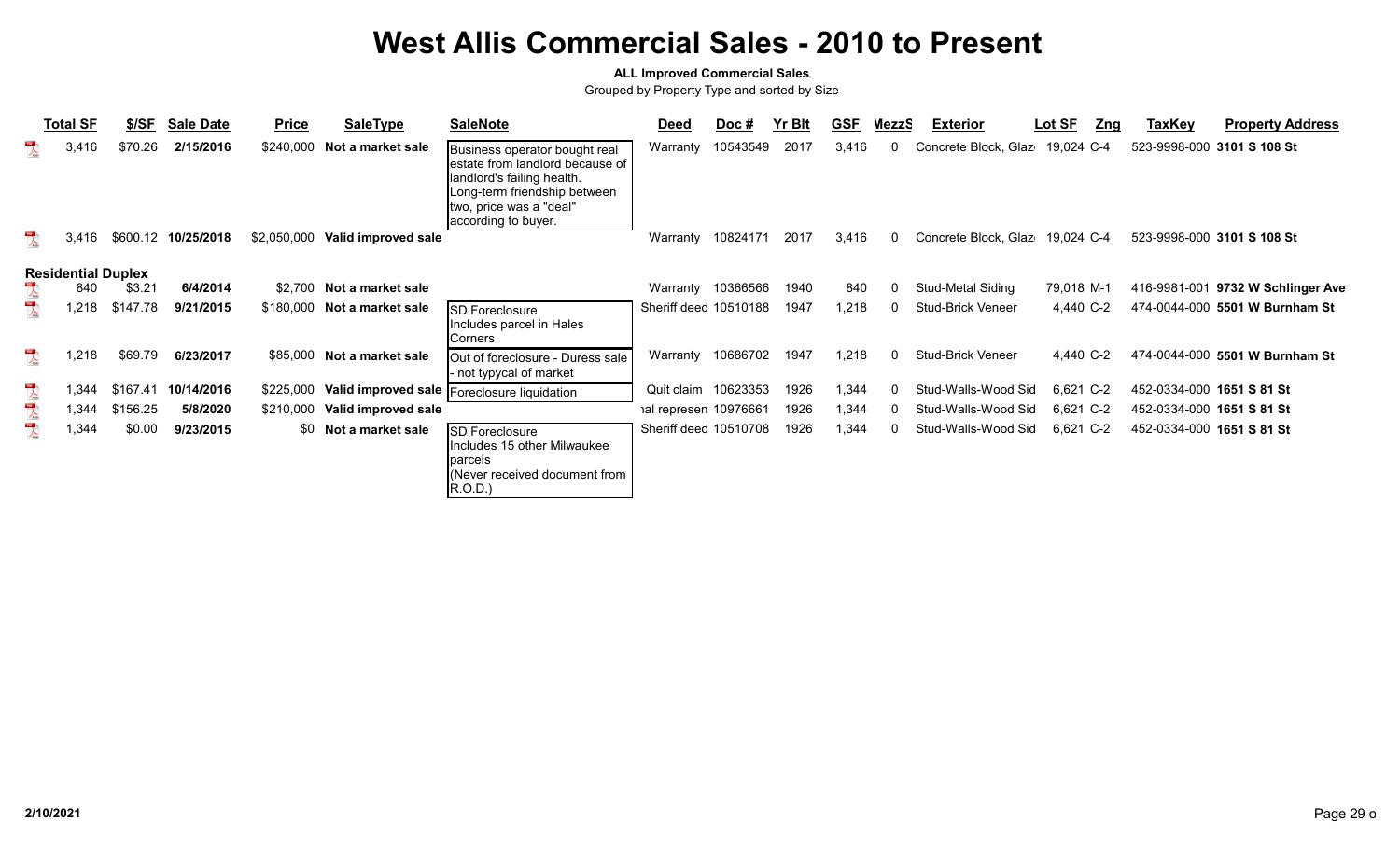# West Allis Commercial Sales - 2010 to Present

**ALL Improved Commercial Sales**

Grouped by Property Type and sorted by Size

| Total SF | $/SF | Sale Date | Price | SaleType | SaleNote | Deed | Doc # | Yr Blt | GSF | MezzS | Exterior | Lot SF | Zng | TaxKey | Property Address |
|---|---|---|---|---|---|---|---|---|---|---|---|---|---|---|---|
| 3,416 | $70.26 | 2/15/2016 | $240,000 | Not a market sale | Business operator bought real estate from landlord because of landlord's failing health. Long-term friendship between two, price was a "deal" according to buyer. | Warranty | 10543549 | 2017 | 3,416 | 0 | Concrete Block, Glaz | 19,024 | C-4 | 523-9998-000 | 3101 S 108 St |
| 3,416 | $600.12 | 10/25/2018 | $2,050,000 | Valid improved sale | | Warranty | 10824171 | 2017 | 3,416 | 0 | Concrete Block, Glaz | 19,024 | C-4 | 523-9998-000 | 3101 S 108 St |
| **Residential Duplex** | | | | | | | | | | | | | | | |
| 840 | $3.21 | 6/4/2014 | $2,700 | Not a market sale | | Warranty | 10366566 | 1940 | 840 | 0 | Stud-Metal Siding | 79,018 | M-1 | 416-9981-001 | 9732 W Schlinger Ave |
| 1,218 | $147.78 | 9/21/2015 | $180,000 | Not a market sale | SD Foreclosure Includes parcel in Hales Corners | Sheriff deed | 10510188 | 1947 | 1,218 | 0 | Stud-Brick Veneer | 4,440 | C-2 | 474-0044-000 | 5501 W Burnham St |
| 1,218 | $69.79 | 6/23/2017 | $85,000 | Not a market sale | Out of foreclosure - Duress sale - not typycal of market | Warranty | 10686702 | 1947 | 1,218 | 0 | Stud-Brick Veneer | 4,440 | C-2 | 474-0044-000 | 5501 W Burnham St |
| 1,344 | $167.41 | 10/14/2016 | $225,000 | Valid improved sale | Foreclosure liquidation | Quit claim | 10623353 | 1926 | 1,344 | 0 | Stud-Walls-Wood Sid | 6,621 | C-2 | 452-0334-000 | 1651 S 81 St |
| 1,344 | $156.25 | 5/8/2020 | $210,000 | Valid improved sale | | nal represen | 10976661 | 1926 | 1,344 | 0 | Stud-Walls-Wood Sid | 6,621 | C-2 | 452-0334-000 | 1651 S 81 St |
| 1,344 | $0.00 | 9/23/2015 | $0 | Not a market sale | SD Foreclosure Includes 15 other Milwaukee parcels (Never received document from R.O.D.) | Sheriff deed | 10510708 | 1926 | 1,344 | 0 | Stud-Walls-Wood Sid | 6,621 | C-2 | 452-0334-000 | 1651 S 81 St |

2/10/2021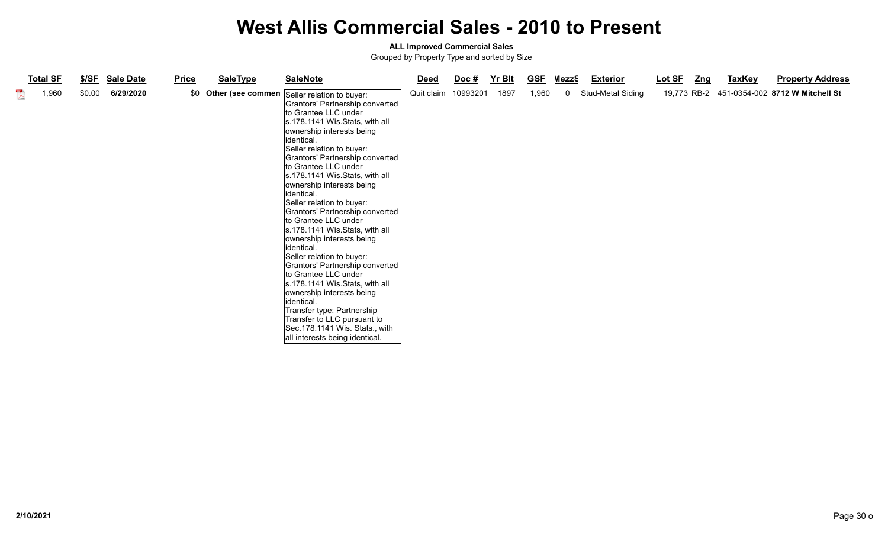# West Allis Commercial Sales - 2010 to Present

**ALL Improved Commercial Sales**

Grouped by Property Type and sorted by Size

| Total SF | $/SF | Sale Date | Price | SaleType | SaleNote | Deed | Doc # | Yr Blt | GSF | MezzS | Exterior | Lot SF | Zng | TaxKey | Property Address |
|---|---|---|---|---|---|---|---|---|---|---|---|---|---|---|---|
| 1,960 | $0.00 | **6/29/2020** | $0 | **Other (see commen** | Seller relation to buyer: Grantors' Partnership converted to Grantee LLC under s.178.1141 Wis.Stats, with all ownership interests being identical. Seller relation to buyer: Grantors' Partnership converted to Grantee LLC under s.178.1141 Wis.Stats, with all ownership interests being identical. Seller relation to buyer: Grantors' Partnership converted to Grantee LLC under s.178.1141 Wis.Stats, with all ownership interests being identical. Seller relation to buyer: Grantors' Partnership converted to Grantee LLC under s.178.1141 Wis.Stats, with all ownership interests being identical. Transfer type: Partnership Transfer to LLC pursuant to Sec.178.1141 Wis. Stats., with all interests being identical. | Quit claim | 10993201 | 1897 | 1,960 | 0 | Stud-Metal Siding | 19,773 | RB-2 | 451-0354-002 | **8712 W Mitchell St** |

2/10/2021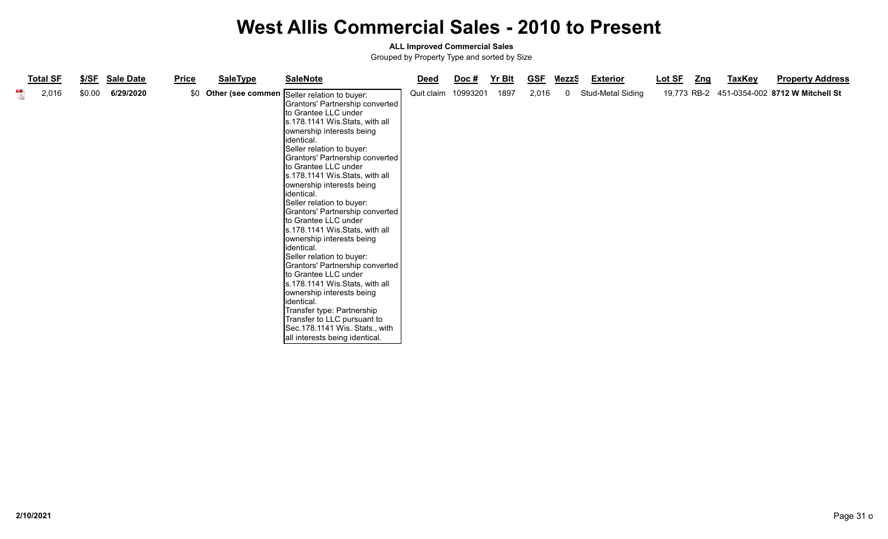# West Allis Commercial Sales - 2010 to Present

**ALL Improved Commercial Sales**

Grouped by Property Type and sorted by Size

| Total SF | $/SF | Sale Date | Price | SaleType | SaleNote | Deed | Doc # | Yr Blt | GSF | MezzS | Exterior | Lot SF | Zng | TaxKey | Property Address |
|---|---|---|---|---|---|---|---|---|---|---|---|---|---|---|---|
| 2,016 | $0.00 | **6/29/2020** | $0 | **Other (see commen** | Seller relation to buyer: Grantors' Partnership converted to Grantee LLC under s.178.1141 Wis.Stats, with all ownership interests being identical. Seller relation to buyer: Grantors' Partnership converted to Grantee LLC under s.178.1141 Wis.Stats, with all ownership interests being identical. Seller relation to buyer: Grantors' Partnership converted to Grantee LLC under s.178.1141 Wis.Stats, with all ownership interests being identical. Seller relation to buyer: Grantors' Partnership converted to Grantee LLC under s.178.1141 Wis.Stats, with all ownership interests being identical. Transfer type: Partnership Transfer to LLC pursuant to Sec.178.1141 Wis. Stats., with all interests being identical. | Quit claim | 10993201 | 1897 | 2,016 | 0 | Stud-Metal Siding | 19,773 | RB-2 | 451-0354-002 | **8712 W Mitchell St** |

2/10/2021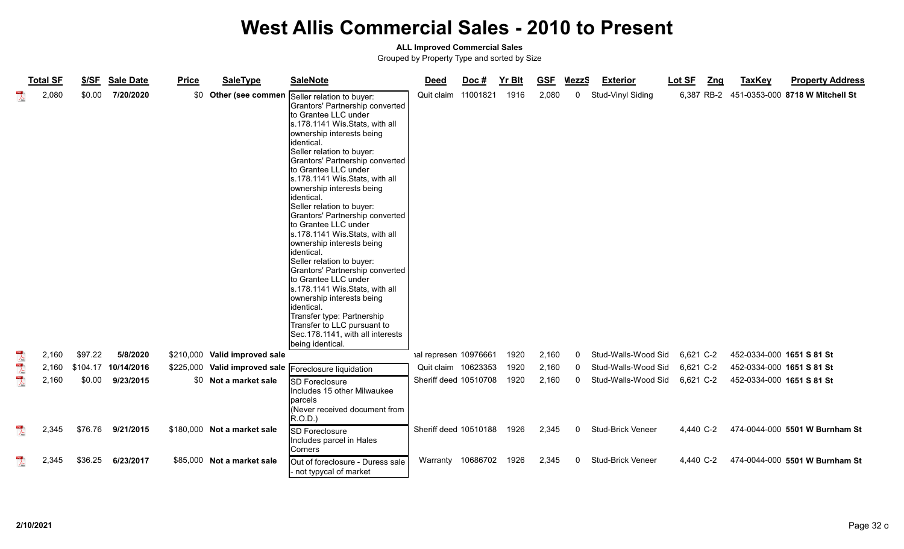# West Allis Commercial Sales - 2010 to Present

**ALL Improved Commercial Sales**

Grouped by Property Type and sorted by Size

| Total SF | $/SF | Sale Date | Price | SaleType | SaleNote | Deed | Doc # | Yr Blt | GSF | MezzS | Exterior | Lot SF | Zng | TaxKey | Property Address |
|---|---|---|---|---|---|---|---|---|---|---|---|---|---|---|---|
| 2,080 | $0.00 | 7/20/2020 | $0 | Other (see commen | Seller relation to buyer: Grantors' Partnership converted to Grantee LLC under s.178.1141 Wis.Stats, with all ownership interests being identical. Seller relation to buyer: Grantors' Partnership converted to Grantee LLC under s.178.1141 Wis.Stats, with all ownership interests being identical. Seller relation to buyer: Grantors' Partnership converted to Grantee LLC under s.178.1141 Wis.Stats, with all ownership interests being identical. Seller relation to buyer: Grantors' Partnership converted to Grantee LLC under s.178.1141 Wis.Stats, with all ownership interests being identical. Transfer type: Partnership Transfer to LLC pursuant to Sec.178.1141, with all interests being identical. | Quit claim | 11001821 | 1916 | 2,080 | 0 | Stud-Vinyl Siding | 6,387 | RB-2 | 451-0353-000 | **8718 W Mitchell St** |
| 2,160 | $97.22 | 5/8/2020 | $210,000 | Valid improved sale | | ıal represen | 10976661 | 1920 | 2,160 | 0 | Stud-Walls-Wood Sid | 6,621 | C-2 | 452-0334-000 | **1651 S 81 St** |
| 2,160 | $104.17 | 10/14/2016 | $225,000 | Valid improved sale | Foreclosure liquidation | Quit claim | 10623353 | 1920 | 2,160 | 0 | Stud-Walls-Wood Sid | 6,621 | C-2 | 452-0334-000 | **1651 S 81 St** |
| 2,160 | $0.00 | 9/23/2015 | $0 | Not a market sale | SD Foreclosure Includes 15 other Milwaukee parcels (Never received document from R.O.D.) | Sheriff deed | 10510708 | 1920 | 2,160 | 0 | Stud-Walls-Wood Sid | 6,621 | C-2 | 452-0334-000 | **1651 S 81 St** |
| 2,345 | $76.76 | 9/21/2015 | $180,000 | Not a market sale | SD Foreclosure Includes parcel in Hales Corners | Sheriff deed | 10510188 | 1926 | 2,345 | 0 | Stud-Brick Veneer | 4,440 | C-2 | 474-0044-000 | **5501 W Burnham St** |
| 2,345 | $36.25 | 6/23/2017 | $85,000 | Not a market sale | Out of foreclosure - Duress sale - not typycal of market | Warranty | 10686702 | 1926 | 2,345 | 0 | Stud-Brick Veneer | 4,440 | C-2 | 474-0044-000 | **5501 W Burnham St** |

2/10/2021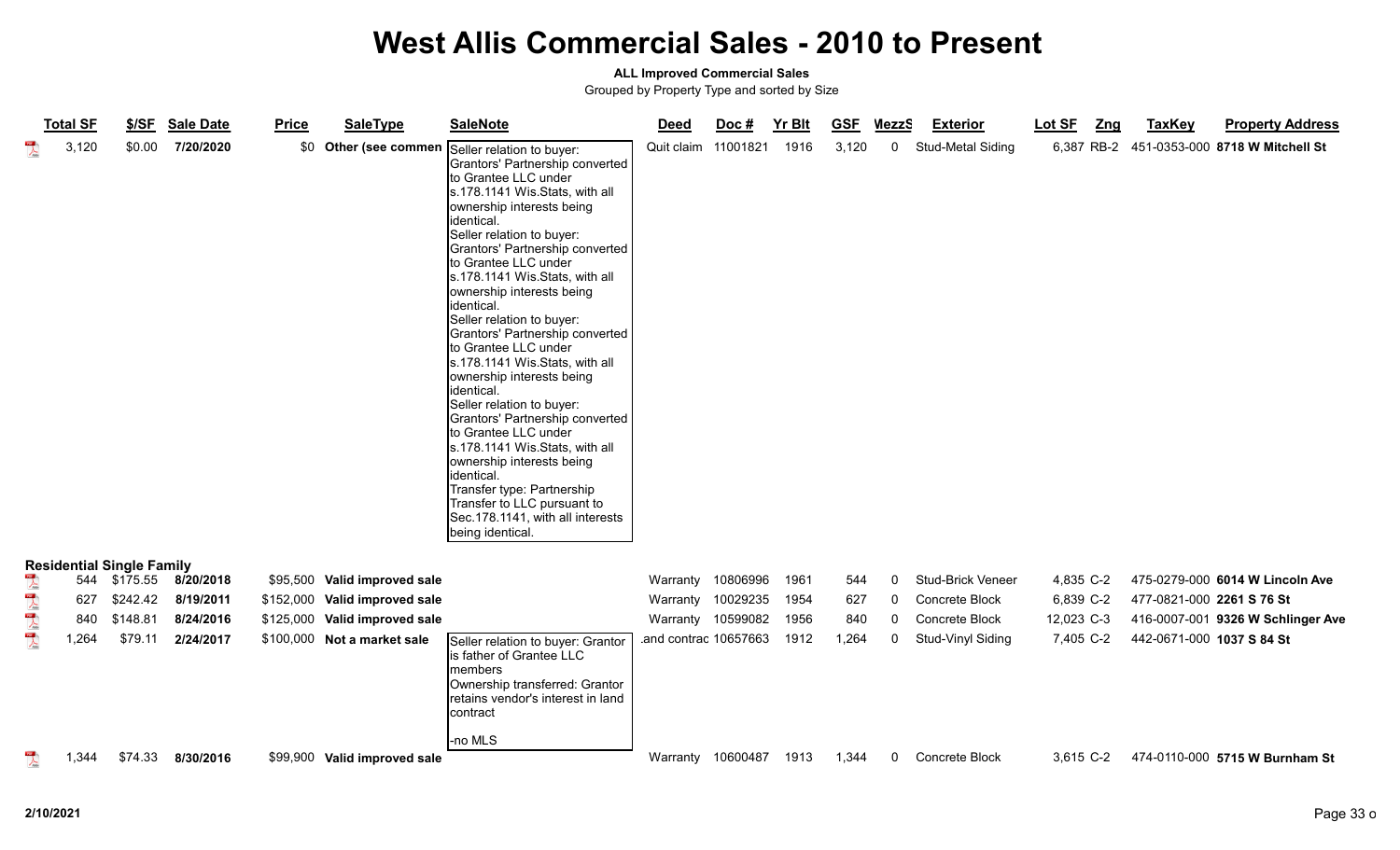# West Allis Commercial Sales - 2010 to Present

**ALL Improved Commercial Sales**

Grouped by Property Type and sorted by Size

| Total SF | $/SF | Sale Date | Price | SaleType | SaleNote | Deed | Doc # | Yr Blt | GSF | MezzS | Exterior | Lot SF | Zng | TaxKey | Property Address |
|---|---|---|---|---|---|---|---|---|---|---|---|---|---|---|---|
| 3,120 | $0.00 | **7/20/2020** | $0 | **Other (see commen** | Seller relation to buyer: Grantors' Partnership converted to Grantee LLC under s.178.1141 Wis.Stats, with all ownership interests being identical. Seller relation to buyer: Grantors' Partnership converted to Grantee LLC under s.178.1141 Wis.Stats, with all ownership interests being identical. Seller relation to buyer: Grantors' Partnership converted to Grantee LLC under s.178.1141 Wis.Stats, with all ownership interests being identical. Seller relation to buyer: Grantors' Partnership converted to Grantee LLC under s.178.1141 Wis.Stats, with all ownership interests being identical. Transfer type: Partnership Transfer to LLC pursuant to Sec.178.1141, with all interests being identical. | Quit claim | 11001821 | 1916 | 3,120 | 0 | Stud-Metal Siding | 6,387 | RB-2 | 451-0353-000 | **8718 W Mitchell St** |
| **Residential Single Family** | | | | | | | | | | | | | | | |
| 544 | $175.55 | **8/20/2018** | $95,500 | **Valid improved sale** | | Warranty | 10806996 | 1961 | 544 | 0 | Stud-Brick Veneer | 4,835 | C-2 | 475-0279-000 | **6014 W Lincoln Ave** |
| 627 | $242.42 | **8/19/2011** | $152,000 | **Valid improved sale** | | Warranty | 10029235 | 1954 | 627 | 0 | Concrete Block | 6,839 | C-2 | 477-0821-000 | **2261 S 76 St** |
| 840 | $148.81 | **8/24/2016** | $125,000 | **Valid improved sale** | | Warranty | 10599082 | 1956 | 840 | 0 | Concrete Block | 12,023 | C-3 | 416-0007-001 | **9326 W Schlinger Ave** |
| 1,264 | $79.11 | **2/24/2017** | $100,000 | **Not a market sale** | Seller relation to buyer: Grantor is father of Grantee LLC members Ownership transferred: Grantor retains vendor's interest in land contract -no MLS | .and contrac | 10657663 | 1912 | 1,264 | 0 | Stud-Vinyl Siding | 7,405 | C-2 | 442-0671-000 | **1037 S 84 St** |
| 1,344 | $74.33 | **8/30/2016** | $99,900 | **Valid improved sale** | | Warranty | 10600487 | 1913 | 1,344 | 0 | Concrete Block | 3,615 | C-2 | 474-0110-000 | **5715 W Burnham St** |

**2/10/2021**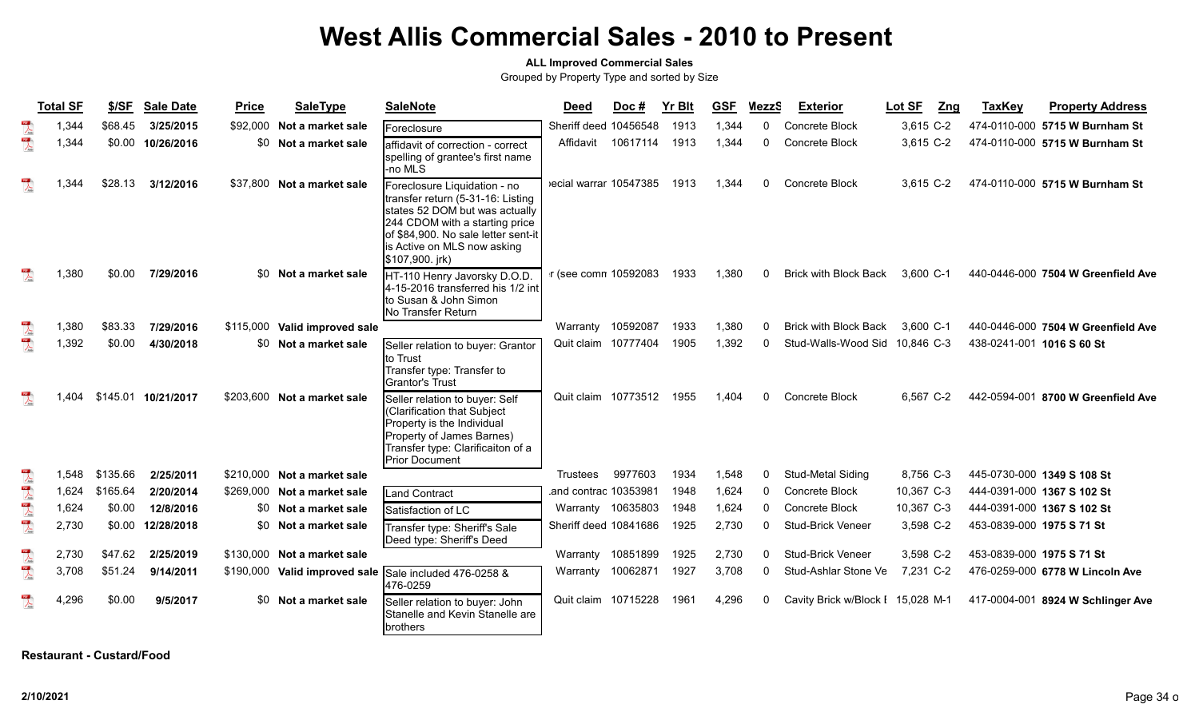# West Allis Commercial Sales - 2010 to Present

**ALL Improved Commercial Sales**

Grouped by Property Type and sorted by Size

| Total SF | $/SF | Sale Date | Price | SaleType | SaleNote | Deed | Doc # | Yr Blt | GSF | MezzS | Exterior | Lot SF | Zng | TaxKey | Property Address |
|---|---|---|---|---|---|---|---|---|---|---|---|---|---|---|---|
| 1,344 | $68.45 | 3/25/2015 | $92,000 | Not a market sale | Foreclosure | Sheriff deed | 10456548 | 1913 | 1,344 | 0 | Concrete Block | 3,615 | C-2 | 474-0110-000 | 5715 W Burnham St |
| 1,344 | $0.00 | 10/26/2016 | $0 | Not a market sale | affidavit of correction - correct spelling of grantee's first name -no MLS | Affidavit | 10617114 | 1913 | 1,344 | 0 | Concrete Block | 3,615 | C-2 | 474-0110-000 | 5715 W Burnham St |
| 1,344 | $28.13 | 3/12/2016 | $37,800 | Not a market sale | Foreclosure Liquidation - no transfer return (5-31-16: Listing states 52 DOM but was actually 244 CDOM with a starting price of $84,900. No sale letter sent-it is Active on MLS now asking $107,900. jrk) | ecial warrar | 10547385 | 1913 | 1,344 | 0 | Concrete Block | 3,615 | C-2 | 474-0110-000 | 5715 W Burnham St |
| 1,380 | $0.00 | 7/29/2016 | $0 | Not a market sale | HT-110 Henry Javorsky D.O.D. 4-15-2016 transferred his 1/2 int to Susan & John Simon No Transfer Return | r (see comn | 10592083 | 1933 | 1,380 | 0 | Brick with Block Back | 3,600 | C-1 | 440-0446-000 | 7504 W Greenfield Ave |
| 1,380 | $83.33 | 7/29/2016 | $115,000 | Valid improved sale | | Warranty | 10592087 | 1933 | 1,380 | 0 | Brick with Block Back | 3,600 | C-1 | 440-0446-000 | 7504 W Greenfield Ave |
| 1,392 | $0.00 | 4/30/2018 | $0 | Not a market sale | Seller relation to buyer: Grantor to Trust Transfer type: Transfer to Grantor's Trust | Quit claim | 10777404 | 1905 | 1,392 | 0 | Stud-Walls-Wood Sid | 10,846 | C-3 | 438-0241-001 | 1016 S 60 St |
| 1,404 | $145.01 | 10/21/2017 | $203,600 | Not a market sale | Seller relation to buyer: Self (Clarification that Subject Property is the Individual Property of James Barnes) Transfer type: Clarificaiton of a Prior Document | Quit claim | 10773512 | 1955 | 1,404 | 0 | Concrete Block | 6,567 | C-2 | 442-0594-001 | 8700 W Greenfield Ave |
| 1,548 | $135.66 | 2/25/2011 | $210,000 | Not a market sale | | Trustees | 9977603 | 1934 | 1,548 | 0 | Stud-Metal Siding | 8,756 | C-3 | 445-0730-000 | 1349 S 108 St |
| 1,624 | $165.64 | 2/20/2014 | $269,000 | Not a market sale | Land Contract | and contrac | 10353981 | 1948 | 1,624 | 0 | Concrete Block | 10,367 | C-3 | 444-0391-000 | 1367 S 102 St |
| 1,624 | $0.00 | 12/8/2016 | $0 | Not a market sale | Satisfaction of LC | Warranty | 10635803 | 1948 | 1,624 | 0 | Concrete Block | 10,367 | C-3 | 444-0391-000 | 1367 S 102 St |
| 2,730 | $0.00 | 12/28/2018 | $0 | Not a market sale | Transfer type: Sheriff's Sale Deed type: Sheriff's Deed | Sheriff deed | 10841686 | 1925 | 2,730 | 0 | Stud-Brick Veneer | 3,598 | C-2 | 453-0839-000 | 1975 S 71 St |
| 2,730 | $47.62 | 2/25/2019 | $130,000 | Not a market sale | | Warranty | 10851899 | 1925 | 2,730 | 0 | Stud-Brick Veneer | 3,598 | C-2 | 453-0839-000 | 1975 S 71 St |
| 3,708 | $51.24 | 9/14/2011 | $190,000 | Valid improved sale | Sale included 476-0258 & 476-0259 | Warranty | 10062871 | 1927 | 3,708 | 0 | Stud-Ashlar Stone Ve | 7,231 | C-2 | 476-0259-000 | 6778 W Lincoln Ave |
| 4,296 | $0.00 | 9/5/2017 | $0 | Not a market sale | Seller relation to buyer: John Stanelle and Kevin Stanelle are brothers | Quit claim | 10715228 | 1961 | 4,296 | 0 | Cavity Brick w/Block I | 15,028 | M-1 | 417-0004-001 | 8924 W Schlinger Ave |

**Restaurant - Custard/Food**

2/10/2021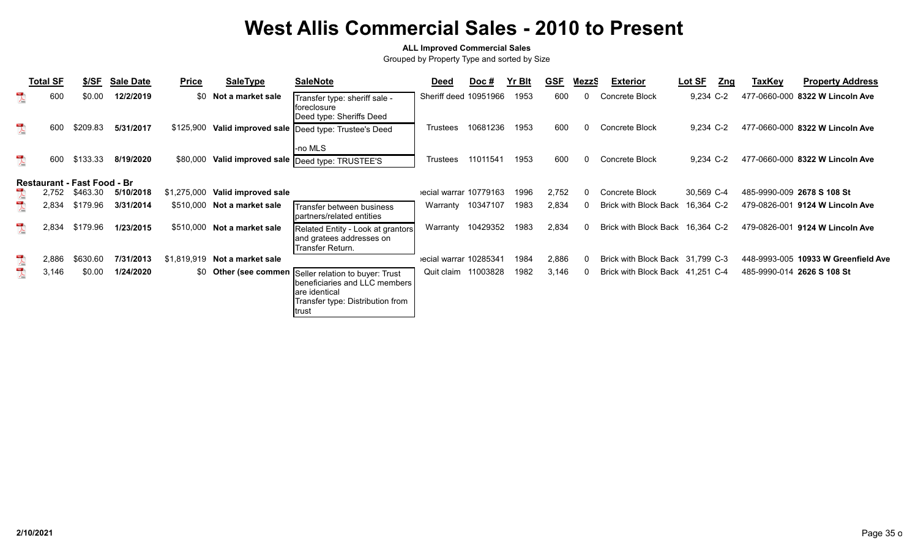# West Allis Commercial Sales - 2010 to Present

**ALL Improved Commercial Sales**

Grouped by Property Type and sorted by Size

| Total SF | $/SF | Sale Date | Price | SaleType | SaleNote | Deed | Doc # | Yr Blt | GSF | MezzS | Exterior | Lot SF | Zng | TaxKey | Property Address |
|---|---|---|---|---|---|---|---|---|---|---|---|---|---|---|---|
| 600 | $0.00 | 12/2/2019 | $0 | Not a market sale | Transfer type: sheriff sale - foreclosure Deed type: Sheriffs Deed | Sheriff deed | 10951966 | 1953 | 600 | 0 | Concrete Block | 9,234 | C-2 | 477-0660-000 | 8322 W Lincoln Ave |
| 600 | $209.83 | 5/31/2017 | $125,900 | Valid improved sale | Deed type: Trustee's Deed -no MLS | Trustees | 10681236 | 1953 | 600 | 0 | Concrete Block | 9,234 | C-2 | 477-0660-000 | 8322 W Lincoln Ave |
| 600 | $133.33 | 8/19/2020 | $80,000 | Valid improved sale | Deed type: TRUSTEE'S | Trustees | 11011541 | 1953 | 600 | 0 | Concrete Block | 9,234 | C-2 | 477-0660-000 | 8322 W Lincoln Ave |
| **Restaurant - Fast Food - Br** | | | | | | | | | | | | | | | |
| 2,752 | $463.30 | 5/10/2018 | $1,275,000 | Valid improved sale | | ecial warrar | 10779163 | 1996 | 2,752 | 0 | Concrete Block | 30,569 | C-4 | 485-9990-009 | 2678 S 108 St |
| 2,834 | $179.96 | 3/31/2014 | $510,000 | Not a market sale | Transfer between business partners/related entities | Warranty | 10347107 | 1983 | 2,834 | 0 | Brick with Block Back | 16,364 | C-2 | 479-0826-001 | 9124 W Lincoln Ave |
| 2,834 | $179.96 | 1/23/2015 | $510,000 | Not a market sale | Related Entity - Look at grantors and gratees addresses on Transfer Return. | Warranty | 10429352 | 1983 | 2,834 | 0 | Brick with Block Back | 16,364 | C-2 | 479-0826-001 | 9124 W Lincoln Ave |
| 2,886 | $630.60 | 7/31/2013 | $1,819,919 | Not a market sale | | ecial warrar | 10285341 | 1984 | 2,886 | 0 | Brick with Block Back | 31,799 | C-3 | 448-9993-005 | 10933 W Greenfield Ave |
| 3,146 | $0.00 | 1/24/2020 | $0 | Other (see commen | Seller relation to buyer: Trust beneficiaries and LLC members are identical Transfer type: Distribution from trust | Quit claim | 11003828 | 1982 | 3,146 | 0 | Brick with Block Back | 41,251 | C-4 | 485-9990-014 | 2626 S 108 St |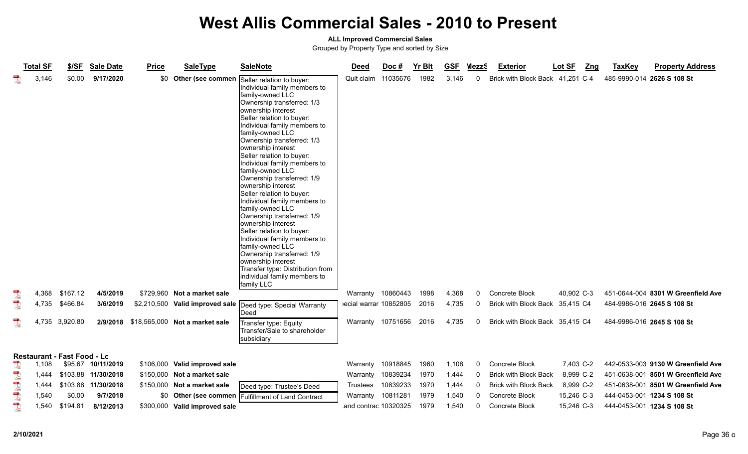# West Allis Commercial Sales - 2010 to Present

**ALL Improved Commercial Sales**

Grouped by Property Type and sorted by Size

| Total SF | $/SF | Sale Date | Price | SaleType | SaleNote | Deed | Doc # | Yr Blt | GSF | MezzS | Exterior | Lot SF | Zng | TaxKey | Property Address |
|---|---|---|---|---|---|---|---|---|---|---|---|---|---|---|---|
| 3,146 | $0.00 | **9/17/2020** | $0 | **Other (see commen** | Seller relation to buyer: Individual family members to family-owned LLC Ownership transferred: 1/3 ownership interest Seller relation to buyer: Individual family members to family-owned LLC Ownership transferred: 1/3 ownership interest Seller relation to buyer: Individual family members to family-owned LLC Ownership transferred: 1/9 ownership interest Seller relation to buyer: Individual family members to family-owned LLC Ownership transferred: 1/9 ownership interest Seller relation to buyer: Individual family members to family-owned LLC Ownership transferred: 1/9 ownership interest Transfer type: Distribution from individual family members to family LLC | Quit claim | 11035676 | 1982 | 3,146 | 0 | Brick with Block Back | 41,251 | C-4 | 485-9990-014 | **2626 S 108 St** |
| 4,368 | $167.12 | **4/5/2019** | $729,960 | **Not a market sale** | | Warranty | 10860443 | 1998 | 4,368 | 0 | Concrete Block | 40,902 | C-3 | 451-0644-004 | **8301 W Greenfield Ave** |
| 4,735 | $466.84 | **3/6/2019** | $2,210,500 | **Valid improved sale** | Deed type: Special Warranty Deed | ›ecial warrar | 10852805 | 2016 | 4,735 | 0 | Brick with Block Back | 35,415 | C4 | 484-9986-016 | **2645 S 108 St** |
| 4,735 | 3,920.80 | **2/9/2018** | $18,565,000 | **Not a market sale** | Transfer type: Equity Transfer/Sale to shareholder subsidiary | Warranty | 10751656 | 2016 | 4,735 | 0 | Brick with Block Back | 35,415 | C4 | 484-9986-016 | **2645 S 108 St** |
| **Restaurant - Fast Food - Lo** | | | | | | | | | | | | | | | |
| 1,108 | $95.67 | **10/11/2019** | $106,000 | **Valid improved sale** | | Warranty | 10918845 | 1960 | 1,108 | 0 | Concrete Block | 7,403 | C-2 | 442-0533-003 | **9130 W Greenfield Ave** |
| 1,444 | $103.88 | **11/30/2018** | $150,000 | **Not a market sale** | | Warranty | 10839234 | 1970 | 1,444 | 0 | Brick with Block Back | 8,999 | C-2 | 451-0638-001 | **8501 W Greenfield Ave** |
| 1,444 | $103.88 | **11/30/2018** | $150,000 | **Not a market sale** | Deed type: Trustee's Deed | Trustees | 10839233 | 1970 | 1,444 | 0 | Brick with Block Back | 8,999 | C-2 | 451-0638-001 | **8501 W Greenfield Ave** |
| 1,540 | $0.00 | **9/7/2018** | $0 | **Other (see commen** | Fulfillment of Land Contract | Warranty | 10811281 | 1979 | 1,540 | 0 | Concrete Block | 15,246 | C-3 | 444-0453-001 | **1234 S 108 St** |
| 1,540 | $194.81 | **8/12/2013** | $300,000 | **Valid improved sale** | | .and contrac | 10320325 | 1979 | 1,540 | 0 | Concrete Block | 15,246 | C-3 | 444-0453-001 | **1234 S 108 St** |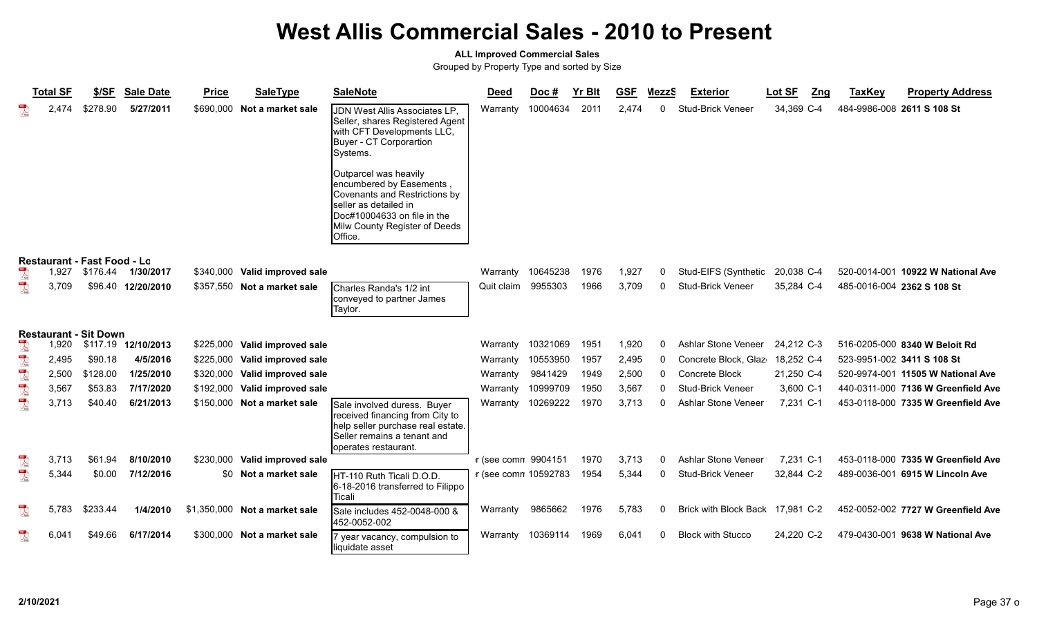# West Allis Commercial Sales - 2010 to Present

**ALL Improved Commercial Sales**

Grouped by Property Type and sorted by Size

| Total SF | $/SF | Sale Date | Price | SaleType | SaleNote | Deed | Doc # | Yr Blt | GSF | MezzS | Exterior | Lot SF | Zng | TaxKey | Property Address |
|---|---|---|---|---|---|---|---|---|---|---|---|---|---|---|---|
| 2,474 | $278.90 | 5/27/2011 | $690,000 | Not a market sale | JDN West Allis Associates LP, Seller, shares Registered Agent with CFT Developments LLC, Buyer - CT Corporartion Systems. Outparcel was heavily encumbered by Easements , Covenants and Restrictions by seller as detailed in Doc#10004633 on file in the Milw County Register of Deeds Office. | Warranty | 10004634 | 2011 | 2,474 | 0 | Stud-Brick Veneer | 34,369 | C-4 | 484-9986-008 | 2611 S 108 St |
| **Restaurant - Fast Food - Lo** | | | | | | | | | | | | | | | |
| 1,927 | $176.44 | 1/30/2017 | $340,000 | Valid improved sale | | Warranty | 10645238 | 1976 | 1,927 | 0 | Stud-EIFS (Synthetic | 20,038 | C-4 | 520-0014-001 | 10922 W National Ave |
| 3,709 | $96.40 | 12/20/2010 | $357,550 | Not a market sale | Charles Randa's 1/2 int conveyed to partner James Taylor. | Quit claim | 9955303 | 1966 | 3,709 | 0 | Stud-Brick Veneer | 35,284 | C-4 | 485-0016-004 | 2362 S 108 St |
| **Restaurant - Sit Down** | | | | | | | | | | | | | | | |
| 1,920 | $117.19 | 12/10/2013 | $225,000 | Valid improved sale | | Warranty | 10321069 | 1951 | 1,920 | 0 | Ashlar Stone Veneer | 24,212 | C-3 | 516-0205-000 | 8340 W Beloit Rd |
| 2,495 | $90.18 | 4/5/2016 | $225,000 | Valid improved sale | | Warranty | 10553950 | 1957 | 2,495 | 0 | Concrete Block, Glaz | 18,252 | C-4 | 523-9951-002 | 3411 S 108 St |
| 2,500 | $128.00 | 1/25/2010 | $320,000 | Valid improved sale | | Warranty | 9841429 | 1949 | 2,500 | 0 | Concrete Block | 21,250 | C-4 | 520-9974-001 | 11505 W National Ave |
| 3,567 | $53.83 | 7/17/2020 | $192,000 | Valid improved sale | | Warranty | 10999709 | 1950 | 3,567 | 0 | Stud-Brick Veneer | 3,600 | C-1 | 440-0311-000 | 7136 W Greenfield Ave |
| 3,713 | $40.40 | 6/21/2013 | $150,000 | Not a market sale | Sale involved duress. Buyer received financing from City to help seller purchase real estate. Seller remains a tenant and operates restaurant. | Warranty | 10269222 | 1970 | 3,713 | 0 | Ashlar Stone Veneer | 7,231 | C-1 | 453-0118-000 | 7335 W Greenfield Ave |
| 3,713 | $61.94 | 8/10/2010 | $230,000 | Valid improved sale | | r (see comn | 9904151 | 1970 | 3,713 | 0 | Ashlar Stone Veneer | 7,231 | C-1 | 453-0118-000 | 7335 W Greenfield Ave |
| 5,344 | $0.00 | 7/12/2016 | $0 | Not a market sale | HT-110 Ruth Ticali D.O.D. 6-18-2016 transferred to Filippo Ticali | r (see comn | 10592783 | 1954 | 5,344 | 0 | Stud-Brick Veneer | 32,844 | C-2 | 489-0036-001 | 6915 W Lincoln Ave |
| 5,783 | $233.44 | 1/4/2010 | $1,350,000 | Not a market sale | Sale includes 452-0048-000 & 452-0052-002 | Warranty | 9865662 | 1976 | 5,783 | 0 | Brick with Block Back | 17,981 | C-2 | 452-0052-002 | 7727 W Greenfield Ave |
| 6,041 | $49.66 | 6/17/2014 | $300,000 | Not a market sale | 7 year vacancy, compulsion to liquidate asset | Warranty | 10369114 | 1969 | 6,041 | 0 | Block with Stucco | 24,220 | C-2 | 479-0430-001 | 9638 W National Ave |

2/10/2021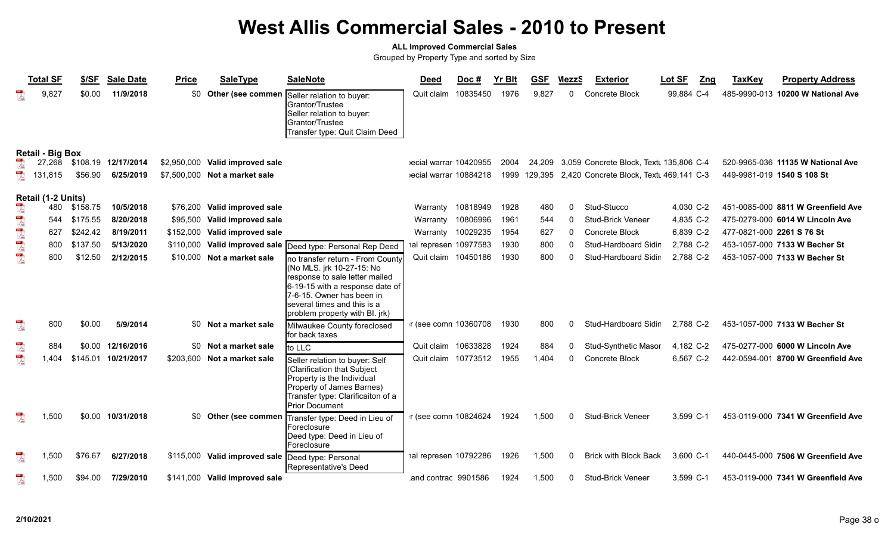# West Allis Commercial Sales - 2010 to Present

**ALL Improved Commercial Sales**

Grouped by Property Type and sorted by Size

| Total SF | $/SF | Sale Date | Price | SaleType | SaleNote | Deed | Doc # | Yr Blt | GSF | MezzS | Exterior | Lot SF | Zng | TaxKey | Property Address |
|---|---|---|---|---|---|---|---|---|---|---|---|---|---|---|---|
| 9,827 | $0.00 | 11/9/2018 | $0 | Other (see commen | Seller relation to buyer: Grantor/Trustee Seller relation to buyer: Grantor/Trustee Transfer type: Quit Claim Deed | Quit claim | 10835450 | 1976 | 9,827 | 0 | Concrete Block | 99,884 | C-4 | 485-9990-013 | 10200 W National Ave |
| **Retail - Big Box** | | | | | | | | | | | | | | | |
| 27,268 | $108.19 | 12/17/2014 | $2,950,000 | Valid improved sale | | ecial warrar | 10420955 | 2004 | 24,209 | 3,059 | Concrete Block, Textu | 135,806 | C-4 | 520-9965-036 | 11135 W National Ave |
| 131,815 | $56.90 | 6/25/2019 | $7,500,000 | Not a market sale | | ecial warrar | 10884218 | 1999 | 129,395 | 2,420 | Concrete Block, Textu | 469,141 | C-3 | 449-9981-019 | 1540 S 108 St |
| **Retail (1-2 Units)** | | | | | | | | | | | | | | | |
| 480 | $158.75 | 10/5/2018 | $76,200 | Valid improved sale | | Warranty | 10818949 | 1928 | 480 | 0 | Stud-Stucco | 4,030 | C-2 | 451-0085-000 | 8811 W Greenfield Ave |
| 544 | $175.55 | 8/20/2018 | $95,500 | Valid improved sale | | Warranty | 10806996 | 1961 | 544 | 0 | Stud-Brick Veneer | 4,835 | C-2 | 475-0279-000 | 6014 W Lincoln Ave |
| 627 | $242.42 | 8/19/2011 | $152,000 | Valid improved sale | | Warranty | 10029235 | 1954 | 627 | 0 | Concrete Block | 6,839 | C-2 | 477-0821-000 | 2261 S 76 St |
| 800 | $137.50 | 5/13/2020 | $110,000 | Valid improved sale | Deed type: Personal Rep Deed | al represen | 10977583 | 1930 | 800 | 0 | Stud-Hardboard Sidin | 2,788 | C-2 | 453-1057-000 | 7133 W Becher St |
| 800 | $12.50 | 2/12/2015 | $10,000 | Not a market sale | no transfer return - From County (No MLS. jrk 10-27-15: No response to sale letter mailed 6-19-15 with a response date of 7-6-15. Owner has been in several times and this is a problem property with Bl. jrk) | Quit claim | 10450186 | 1930 | 800 | 0 | Stud-Hardboard Sidin | 2,788 | C-2 | 453-1057-000 | 7133 W Becher St |
| 800 | $0.00 | 5/9/2014 | $0 | Not a market sale | Milwaukee County foreclosed for back taxes | r (see comn | 10360708 | 1930 | 800 | 0 | Stud-Hardboard Sidin | 2,788 | C-2 | 453-1057-000 | 7133 W Becher St |
| 884 | $0.00 | 12/16/2016 | $0 | Not a market sale | to LLC | Quit claim | 10633828 | 1924 | 884 | 0 | Stud-Synthetic Masor | 4,182 | C-2 | 475-0277-000 | 6000 W Lincoln Ave |
| 1,404 | $145.01 | 10/21/2017 | $203,600 | Not a market sale | Seller relation to buyer: Self (Clarification that Subject Property is the Individual Property of James Barnes) Transfer type: Clarificaiton of a Prior Document | Quit claim | 10773512 | 1955 | 1,404 | 0 | Concrete Block | 6,567 | C-2 | 442-0594-001 | 8700 W Greenfield Ave |
| 1,500 | $0.00 | 10/31/2018 | $0 | Other (see commen | Transfer type: Deed in Lieu of Foreclosure Deed type: Deed in Lieu of Foreclosure | r (see comn | 10824624 | 1924 | 1,500 | 0 | Stud-Brick Veneer | 3,599 | C-1 | 453-0119-000 | 7341 W Greenfield Ave |
| 1,500 | $76.67 | 6/27/2018 | $115,000 | Valid improved sale | Deed type: Personal Representative's Deed | al represen | 10792286 | 1926 | 1,500 | 0 | Brick with Block Back | 3,600 | C-1 | 440-0445-000 | 7506 W Greenfield Ave |
| 1,500 | $94.00 | 7/29/2010 | $141,000 | Valid improved sale | | and contrac | 9901586 | 1924 | 1,500 | 0 | Stud-Brick Veneer | 3,599 | C-1 | 453-0119-000 | 7341 W Greenfield Ave |

2/10/2021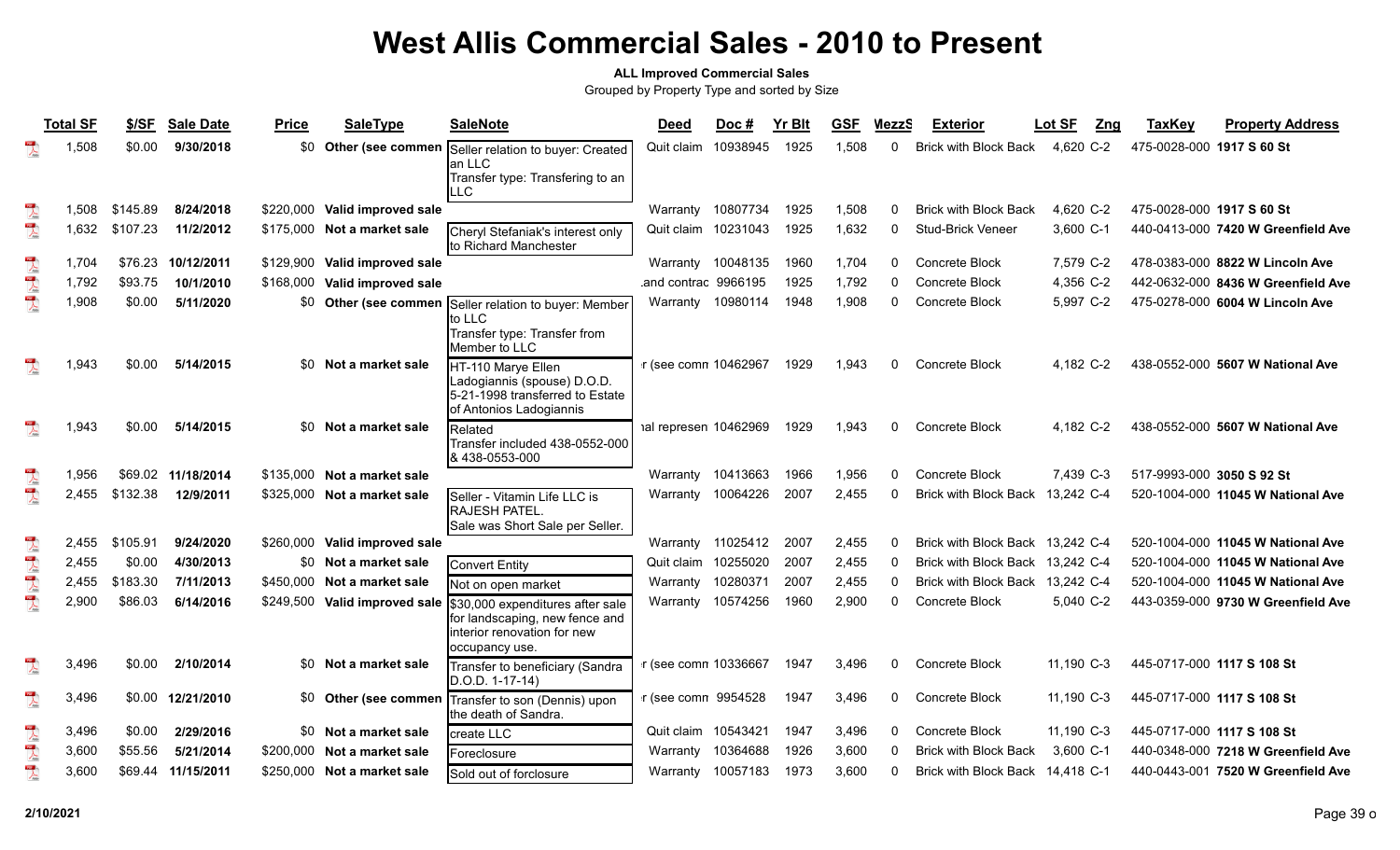# West Allis Commercial Sales - 2010 to Present

**ALL Improved Commercial Sales**

Grouped by Property Type and sorted by Size

| Total SF | $/SF | Sale Date | Price | SaleType | SaleNote | Deed | Doc # | Yr Blt | GSF | MezzS | Exterior | Lot SF | Zng | TaxKey | Property Address |
|---|---|---|---|---|---|---|---|---|---|---|---|---|---|---|---|
| 1,508 | $0.00 | 9/30/2018 | $0 | Other (see commen | Seller relation to buyer: Created an LLC Transfer type: Transfering to an LLC | Quit claim | 10938945 | 1925 | 1,508 | 0 | Brick with Block Back | 4,620 | C-2 | 475-0028-000 | 1917 S 60 St |
| 1,508 | $145.89 | 8/24/2018 | $220,000 | Valid improved sale | | Warranty | 10807734 | 1925 | 1,508 | 0 | Brick with Block Back | 4,620 | C-2 | 475-0028-000 | 1917 S 60 St |
| 1,632 | $107.23 | 11/2/2012 | $175,000 | Not a market sale | Cheryl Stefaniak's interest only to Richard Manchester | Quit claim | 10231043 | 1925 | 1,632 | 0 | Stud-Brick Veneer | 3,600 | C-1 | 440-0413-000 | 7420 W Greenfield Ave |
| 1,704 | $76.23 | 10/12/2011 | $129,900 | Valid improved sale | | Warranty | 10048135 | 1960 | 1,704 | 0 | Concrete Block | 7,579 | C-2 | 478-0383-000 | 8822 W Lincoln Ave |
| 1,792 | $93.75 | 10/1/2010 | $168,000 | Valid improved sale | | .and contrac | 9966195 | 1925 | 1,792 | 0 | Concrete Block | 4,356 | C-2 | 442-0632-000 | 8436 W Greenfield Ave |
| 1,908 | $0.00 | 5/11/2020 | $0 | Other (see commen | Seller relation to buyer: Member to LLC Transfer type: Transfer from Member to LLC | Warranty | 10980114 | 1948 | 1,908 | 0 | Concrete Block | 5,997 | C-2 | 475-0278-000 | 6004 W Lincoln Ave |
| 1,943 | $0.00 | 5/14/2015 | $0 | Not a market sale | HT-110 Marye Ellen Ladogiannis (spouse) D.O.D. 5-21-1998 transferred to Estate of Antonios Ladogiannis | r (see comn | 10462967 | 1929 | 1,943 | 0 | Concrete Block | 4,182 | C-2 | 438-0552-000 | 5607 W National Ave |
| 1,943 | $0.00 | 5/14/2015 | $0 | Not a market sale | Related Transfer included 438-0552-000 & 438-0553-000 | ıal represen | 10462969 | 1929 | 1,943 | 0 | Concrete Block | 4,182 | C-2 | 438-0552-000 | 5607 W National Ave |
| 1,956 | $69.02 | 11/18/2014 | $135,000 | Not a market sale | | Warranty | 10413663 | 1966 | 1,956 | 0 | Concrete Block | 7,439 | C-3 | 517-9993-000 | 3050 S 92 St |
| 2,455 | $132.38 | 12/9/2011 | $325,000 | Not a market sale | Seller - Vitamin Life LLC is RAJESH PATEL. Sale was Short Sale per Seller. | Warranty | 10064226 | 2007 | 2,455 | 0 | Brick with Block Back | 13,242 | C-4 | 520-1004-000 | 11045 W National Ave |
| 2,455 | $105.91 | 9/24/2020 | $260,000 | Valid improved sale | | Warranty | 11025412 | 2007 | 2,455 | 0 | Brick with Block Back | 13,242 | C-4 | 520-1004-000 | 11045 W National Ave |
| 2,455 | $0.00 | 4/30/2013 | $0 | Not a market sale | Convert Entity | Quit claim | 10255020 | 2007 | 2,455 | 0 | Brick with Block Back | 13,242 | C-4 | 520-1004-000 | 11045 W National Ave |
| 2,455 | $183.30 | 7/11/2013 | $450,000 | Not a market sale | Not on open market | Warranty | 10280371 | 2007 | 2,455 | 0 | Brick with Block Back | 13,242 | C-4 | 520-1004-000 | 11045 W National Ave |
| 2,900 | $86.03 | 6/14/2016 | $249,500 | Valid improved sale | $30,000 expenditures after sale for landscaping, new fence and interior renovation for new occupancy use. | Warranty | 10574256 | 1960 | 2,900 | 0 | Concrete Block | 5,040 | C-2 | 443-0359-000 | 9730 W Greenfield Ave |
| 3,496 | $0.00 | 2/10/2014 | $0 | Not a market sale | Transfer to beneficiary (Sandra D.O.D. 1-17-14) | r (see comn | 10336667 | 1947 | 3,496 | 0 | Concrete Block | 11,190 | C-3 | 445-0717-000 | 1117 S 108 St |
| 3,496 | $0.00 | 12/21/2010 | $0 | Other (see commen | Transfer to son (Dennis) upon the death of Sandra. | r (see comn | 9954528 | 1947 | 3,496 | 0 | Concrete Block | 11,190 | C-3 | 445-0717-000 | 1117 S 108 St |
| 3,496 | $0.00 | 2/29/2016 | $0 | Not a market sale | create LLC | Quit claim | 10543421 | 1947 | 3,496 | 0 | Concrete Block | 11,190 | C-3 | 445-0717-000 | 1117 S 108 St |
| 3,600 | $55.56 | 5/21/2014 | $200,000 | Not a market sale | Foreclosure | Warranty | 10364688 | 1926 | 3,600 | 0 | Brick with Block Back | 3,600 | C-1 | 440-0348-000 | 7218 W Greenfield Ave |
| 3,600 | $69.44 | 11/15/2011 | $250,000 | Not a market sale | Sold out of forclosure | Warranty | 10057183 | 1973 | 3,600 | 0 | Brick with Block Back | 14,418 | C-1 | 440-0443-001 | 7520 W Greenfield Ave |

2/10/2021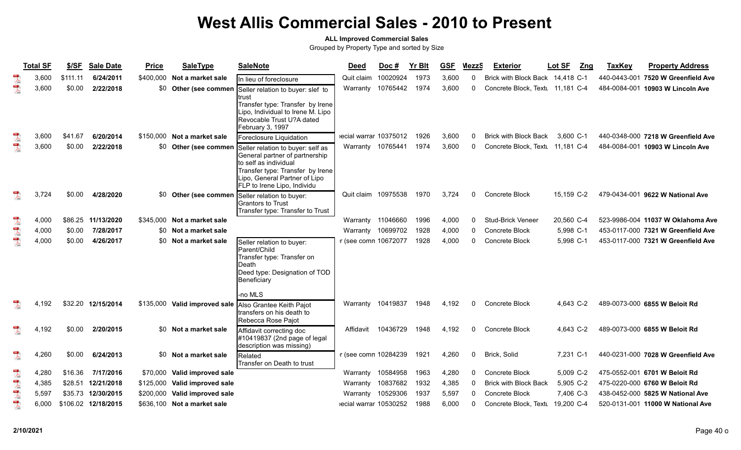# West Allis Commercial Sales - 2010 to Present

**ALL Improved Commercial Sales**

Grouped by Property Type and sorted by Size

| Total SF | $/SF | Sale Date | Price | SaleType | SaleNote | Deed | Doc # | Yr Blt | GSF | MezzS | Exterior | Lot SF | Zng | TaxKey | Property Address |
|---|---|---|---|---|---|---|---|---|---|---|---|---|---|---|---|
| 3,600 | $111.11 | 6/24/2011 | $400,000 | Not a market sale | In lieu of foreclosure | Quit claim | 10020924 | 1973 | 3,600 | 0 | Brick with Block Back | 14,418 | C-1 | 440-0443-001 | 7520 W Greenfield Ave |
| 3,600 | $0.00 | 2/22/2018 | $0 | Other (see commen | Seller relation to buyer: slef to trust<br>Transfer type: Transfer by Irene Lipo, Individual to Irene M. Lipo Revocable Trust U?A dated February 3, 1997 | Warranty | 10765442 | 1974 | 3,600 | 0 | Concrete Block, Textu | 11,181 | C-4 | 484-0084-001 | 10903 W Lincoln Ave |
| 3,600 | $41.67 | 6/20/2014 | $150,000 | Not a market sale | Foreclosure Liquidation | ecial warrar | 10375012 | 1926 | 3,600 | 0 | Brick with Block Back | 3,600 | C-1 | 440-0348-000 | 7218 W Greenfield Ave |
| 3,600 | $0.00 | 2/22/2018 | $0 | Other (see commen | Seller relation to buyer: self as General partner of partnership to self as individual<br>Transfer type: Transfer by Irene Lipo, General Partner of Lipo FLP to Irene Lipo, Individu | Warranty | 10765441 | 1974 | 3,600 | 0 | Concrete Block, Textu | 11,181 | C-4 | 484-0084-001 | 10903 W Lincoln Ave |
| 3,724 | $0.00 | 4/28/2020 | $0 | Other (see commen | Seller relation to buyer: Grantors to Trust<br>Transfer type: Transfer to Trust | Quit claim | 10975538 | 1970 | 3,724 | 0 | Concrete Block | 15,159 | C-2 | 479-0434-001 | 9622 W National Ave |
| 4,000 | $86.25 | 11/13/2020 | $345,000 | Not a market sale | | Warranty | 11046660 | 1996 | 4,000 | 0 | Stud-Brick Veneer | 20,560 | C-4 | 523-9986-004 | 11037 W Oklahoma Ave |
| 4,000 | $0.00 | 7/28/2017 | $0 | Not a market sale | | Warranty | 10699702 | 1928 | 4,000 | 0 | Concrete Block | 5,998 | C-1 | 453-0117-000 | 7321 W Greenfield Ave |
| 4,000 | $0.00 | 4/26/2017 | $0 | Not a market sale | Seller relation to buyer: Parent/Child<br>Transfer type: Transfer on Death<br>Deed type: Designation of TOD Beneficiary<br><br>-no MLS | r (see comn | 10672077 | 1928 | 4,000 | 0 | Concrete Block | 5,998 | C-1 | 453-0117-000 | 7321 W Greenfield Ave |
| 4,192 | $32.20 | 12/15/2014 | $135,000 | Valid improved sale | Also Grantee Keith Pajot transfers on his death to Rebecca Rose Pajot | Warranty | 10419837 | 1948 | 4,192 | 0 | Concrete Block | 4,643 | C-2 | 489-0073-000 | 6855 W Beloit Rd |
| 4,192 | $0.00 | 2/20/2015 | $0 | Not a market sale | Affidavit correcting doc #10419837 (2nd page of legal description was missing) | Affidavit | 10436729 | 1948 | 4,192 | 0 | Concrete Block | 4,643 | C-2 | 489-0073-000 | 6855 W Beloit Rd |
| 4,260 | $0.00 | 6/24/2013 | $0 | Not a market sale | Related<br>Transfer on Death to trust | r (see comn | 10284239 | 1921 | 4,260 | 0 | Brick, Solid | 7,231 | C-1 | 440-0231-000 | 7028 W Greenfield Ave |
| 4,280 | $16.36 | 7/17/2016 | $70,000 | Valid improved sale | | Warranty | 10584958 | 1963 | 4,280 | 0 | Concrete Block | 5,009 | C-2 | 475-0552-001 | 6701 W Beloit Rd |
| 4,385 | $28.51 | 12/21/2018 | $125,000 | Valid improved sale | | Warranty | 10837682 | 1932 | 4,385 | 0 | Brick with Block Back | 5,905 | C-2 | 475-0220-000 | 6760 W Beloit Rd |
| 5,597 | $35.73 | 12/30/2015 | $200,000 | Valid improved sale | | Warranty | 10529306 | 1937 | 5,597 | 0 | Concrete Block | 7,406 | C-3 | 438-0452-000 | 5825 W National Ave |
| 6,000 | $106.02 | 12/18/2015 | $636,100 | Not a market sale | | ecial warrar | 10530252 | 1988 | 6,000 | 0 | Concrete Block, Textu | 19,200 | C-4 | 520-0131-001 | 11000 W National Ave |

2/10/2021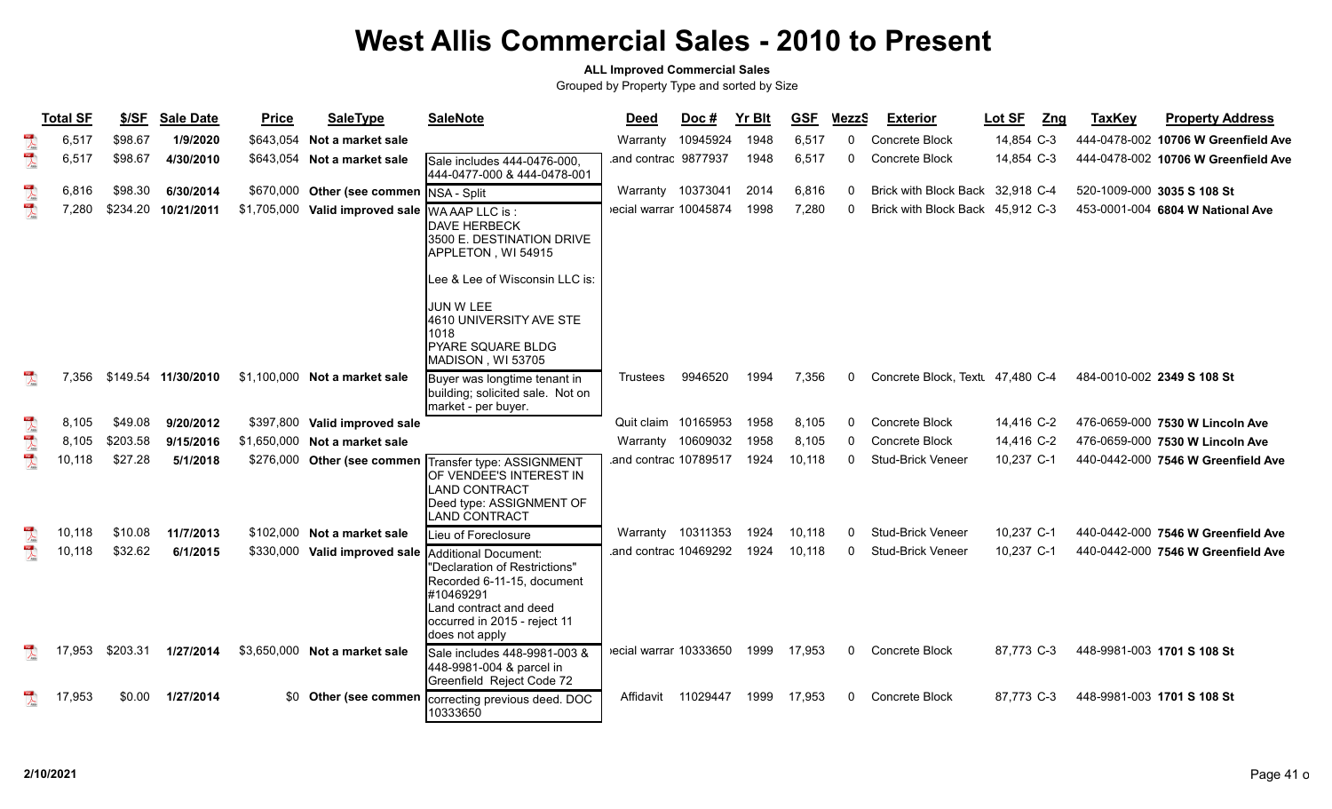# West Allis Commercial Sales - 2010 to Present

**ALL Improved Commercial Sales**

Grouped by Property Type and sorted by Size

| Total SF | $/SF | Sale Date | Price | SaleType | SaleNote | Deed | Doc # | Yr Blt | GSF | MezzS | Exterior | Lot SF | Zng | TaxKey | Property Address |
|---|---|---|---|---|---|---|---|---|---|---|---|---|---|---|---|
| 6,517 | $98.67 | 1/9/2020 | $643,054 | Not a market sale | | Warranty | 10945924 | 1948 | 6,517 | 0 | Concrete Block | 14,854 | C-3 | 444-0478-002 | 10706 W Greenfield Ave |
| 6,517 | $98.67 | 4/30/2010 | $643,054 | Not a market sale | Sale includes 444-0476-000, 444-0477-000 & 444-0478-001 | .and contrac | 9877937 | 1948 | 6,517 | 0 | Concrete Block | 14,854 | C-3 | 444-0478-002 | 10706 W Greenfield Ave |
| 6,816 | $98.30 | 6/30/2014 | $670,000 | Other (see commen | NSA - Split | Warranty | 10373041 | 2014 | 6,816 | 0 | Brick with Block Back | 32,918 | C-4 | 520-1009-000 | 3035 S 108 St |
| 7,280 | $234.20 | 10/21/2011 | $1,705,000 | Valid improved sale | WA AAP LLC is : DAVE HERBECK 3500 E. DESTINATION DRIVE APPLETON , WI 54915 Lee & Lee of Wisconsin LLC is: JUN W LEE 4610 UNIVERSITY AVE STE 1018 PYARE SQUARE BLDG MADISON , WI 53705 | ɪecial warrar | 10045874 | 1998 | 7,280 | 0 | Brick with Block Back | 45,912 | C-3 | 453-0001-004 | 6804 W National Ave |
| 7,356 | $149.54 | 11/30/2010 | $1,100,000 | Not a market sale | Buyer was longtime tenant in building; solicited sale. Not on market - per buyer. | Trustees | 9946520 | 1994 | 7,356 | 0 | Concrete Block, Textu | 47,480 | C-4 | 484-0010-002 | 2349 S 108 St |
| 8,105 | $49.08 | 9/20/2012 | $397,800 | Valid improved sale | | Quit claim | 10165953 | 1958 | 8,105 | 0 | Concrete Block | 14,416 | C-2 | 476-0659-000 | 7530 W Lincoln Ave |
| 8,105 | $203.58 | 9/15/2016 | $1,650,000 | Not a market sale | | Warranty | 10609032 | 1958 | 8,105 | 0 | Concrete Block | 14,416 | C-2 | 476-0659-000 | 7530 W Lincoln Ave |
| 10,118 | $27.28 | 5/1/2018 | $276,000 | Other (see commen | Transfer type: ASSIGNMENT OF VENDEE'S INTEREST IN LAND CONTRACT Deed type: ASSIGNMENT OF LAND CONTRACT | .and contrac | 10789517 | 1924 | 10,118 | 0 | Stud-Brick Veneer | 10,237 | C-1 | 440-0442-000 | 7546 W Greenfield Ave |
| 10,118 | $10.08 | 11/7/2013 | $102,000 | Not a market sale | Lieu of Foreclosure | Warranty | 10311353 | 1924 | 10,118 | 0 | Stud-Brick Veneer | 10,237 | C-1 | 440-0442-000 | 7546 W Greenfield Ave |
| 10,118 | $32.62 | 6/1/2015 | $330,000 | Valid improved sale | Additional Document: "Declaration of Restrictions" Recorded 6-11-15, document #10469291 Land contract and deed occurred in 2015 - reject 11 does not apply | .and contrac | 10469292 | 1924 | 10,118 | 0 | Stud-Brick Veneer | 10,237 | C-1 | 440-0442-000 | 7546 W Greenfield Ave |
| 17,953 | $203.31 | 1/27/2014 | $3,650,000 | Not a market sale | Sale includes 448-9981-003 & 448-9981-004 & parcel in Greenfield Reject Code 72 | ɪecial warrar | 10333650 | 1999 | 17,953 | 0 | Concrete Block | 87,773 | C-3 | 448-9981-003 | 1701 S 108 St |
| 17,953 | $0.00 | 1/27/2014 | $0 | Other (see commen | correcting previous deed. DOC 10333650 | Affidavit | 11029447 | 1999 | 17,953 | 0 | Concrete Block | 87,773 | C-3 | 448-9981-003 | 1701 S 108 St |

2/10/2021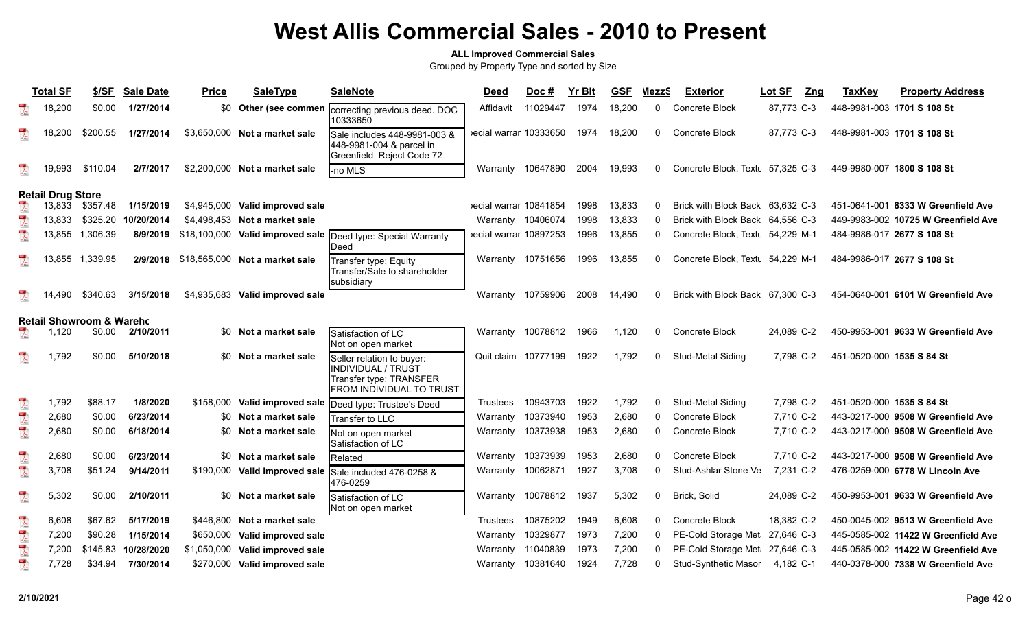# West Allis Commercial Sales - 2010 to Present

**ALL Improved Commercial Sales**

Grouped by Property Type and sorted by Size

| Total SF | $/SF | Sale Date | Price | SaleType | SaleNote | Deed | Doc # | Yr Blt | GSF | MezzS | Exterior | Lot SF | Zng | TaxKey | Property Address |
|---|---|---|---|---|---|---|---|---|---|---|---|---|---|---|---|
| 18,200 | $0.00 | 1/27/2014 | $0 | Other (see commen | correcting previous deed. DOC 10333650 | Affidavit | 11029447 | 1974 | 18,200 | 0 | Concrete Block | 87,773 | C-3 | 448-9981-003 | 1701 S 108 St |
| 18,200 | $200.55 | 1/27/2014 | $3,650,000 | Not a market sale | Sale includes 448-9981-003 & 448-9981-004 & parcel in Greenfield Reject Code 72 | ecial warrar | 10333650 | 1974 | 18,200 | 0 | Concrete Block | 87,773 | C-3 | 448-9981-003 | 1701 S 108 St |
| 19,993 | $110.04 | 2/7/2017 | $2,200,000 | Not a market sale | -no MLS | Warranty | 10647890 | 2004 | 19,993 | 0 | Concrete Block, Textu | 57,325 | C-3 | 449-9980-007 | 1800 S 108 St |
| **Retail Drug Store** | | | | | | | | | | | | | | | |
| 13,833 | $357.48 | 1/15/2019 | $4,945,000 | Valid improved sale | | ecial warrar | 10841854 | 1998 | 13,833 | 0 | Brick with Block Back | 63,632 | C-3 | 451-0641-001 | 8333 W Greenfield Ave |
| 13,833 | $325.20 | 10/20/2014 | $4,498,453 | Not a market sale | | Warranty | 10406074 | 1998 | 13,833 | 0 | Brick with Block Back | 64,556 | C-3 | 449-9983-002 | 10725 W Greenfield Ave |
| 13,855 | 1,306.39 | 8/9/2019 | $18,100,000 | Valid improved sale | Deed type: Special Warranty Deed | ecial warrar | 10897253 | 1996 | 13,855 | 0 | Concrete Block, Textu | 54,229 | M-1 | 484-9986-017 | 2677 S 108 St |
| 13,855 | 1,339.95 | 2/9/2018 | $18,565,000 | Not a market sale | Transfer type: Equity Transfer/Sale to shareholder subsidiary | Warranty | 10751656 | 1996 | 13,855 | 0 | Concrete Block, Textu | 54,229 | M-1 | 484-9986-017 | 2677 S 108 St |
| 14,490 | $340.63 | 3/15/2018 | $4,935,683 | Valid improved sale | | Warranty | 10759906 | 2008 | 14,490 | 0 | Brick with Block Back | 67,300 | C-3 | 454-0640-001 | 6101 W Greenfield Ave |
| **Retail Showroom & Warehc** | | | | | | | | | | | | | | | |
| 1,120 | $0.00 | 2/10/2011 | $0 | Not a market sale | Satisfaction of LC Not on open market | Warranty | 10078812 | 1966 | 1,120 | 0 | Concrete Block | 24,089 | C-2 | 450-9953-001 | 9633 W Greenfield Ave |
| 1,792 | $0.00 | 5/10/2018 | $0 | Not a market sale | Seller relation to buyer: INDIVIDUAL / TRUST Transfer type: TRANSFER FROM INDIVIDUAL TO TRUST | Quit claim | 10777199 | 1922 | 1,792 | 0 | Stud-Metal Siding | 7,798 | C-2 | 451-0520-000 | 1535 S 84 St |
| 1,792 | $88.17 | 1/8/2020 | $158,000 | Valid improved sale | Deed type: Trustee's Deed | Trustees | 10943703 | 1922 | 1,792 | 0 | Stud-Metal Siding | 7,798 | C-2 | 451-0520-000 | 1535 S 84 St |
| 2,680 | $0.00 | 6/23/2014 | $0 | Not a market sale | Transfer to LLC | Warranty | 10373940 | 1953 | 2,680 | 0 | Concrete Block | 7,710 | C-2 | 443-0217-000 | 9508 W Greenfield Ave |
| 2,680 | $0.00 | 6/18/2014 | $0 | Not a market sale | Not on open market Satisfaction of LC | Warranty | 10373938 | 1953 | 2,680 | 0 | Concrete Block | 7,710 | C-2 | 443-0217-000 | 9508 W Greenfield Ave |
| 2,680 | $0.00 | 6/23/2014 | $0 | Not a market sale | Related | Warranty | 10373939 | 1953 | 2,680 | 0 | Concrete Block | 7,710 | C-2 | 443-0217-000 | 9508 W Greenfield Ave |
| 3,708 | $51.24 | 9/14/2011 | $190,000 | Valid improved sale | Sale included 476-0258 & 476-0259 | Warranty | 10062871 | 1927 | 3,708 | 0 | Stud-Ashlar Stone Ve | 7,231 | C-2 | 476-0259-000 | 6778 W Lincoln Ave |
| 5,302 | $0.00 | 2/10/2011 | $0 | Not a market sale | Satisfaction of LC Not on open market | Warranty | 10078812 | 1937 | 5,302 | 0 | Brick, Solid | 24,089 | C-2 | 450-9953-001 | 9633 W Greenfield Ave |
| 6,608 | $67.62 | 5/17/2019 | $446,800 | Not a market sale | | Trustees | 10875202 | 1949 | 6,608 | 0 | Concrete Block | 18,382 | C-2 | 450-0045-002 | 9513 W Greenfield Ave |
| 7,200 | $90.28 | 1/15/2014 | $650,000 | Valid improved sale | | Warranty | 10329877 | 1973 | 7,200 | 0 | PE-Cold Storage Met | 27,646 | C-3 | 445-0585-002 | 11422 W Greenfield Ave |
| 7,200 | $145.83 | 10/28/2020 | $1,050,000 | Valid improved sale | | Warranty | 11040839 | 1973 | 7,200 | 0 | PE-Cold Storage Met | 27,646 | C-3 | 445-0585-002 | 11422 W Greenfield Ave |
| 7,728 | $34.94 | 7/30/2014 | $270,000 | Valid improved sale | | Warranty | 10381640 | 1924 | 7,728 | 0 | Stud-Synthetic Masor | 4,182 | C-1 | 440-0378-000 | 7338 W Greenfield Ave |

2/10/2021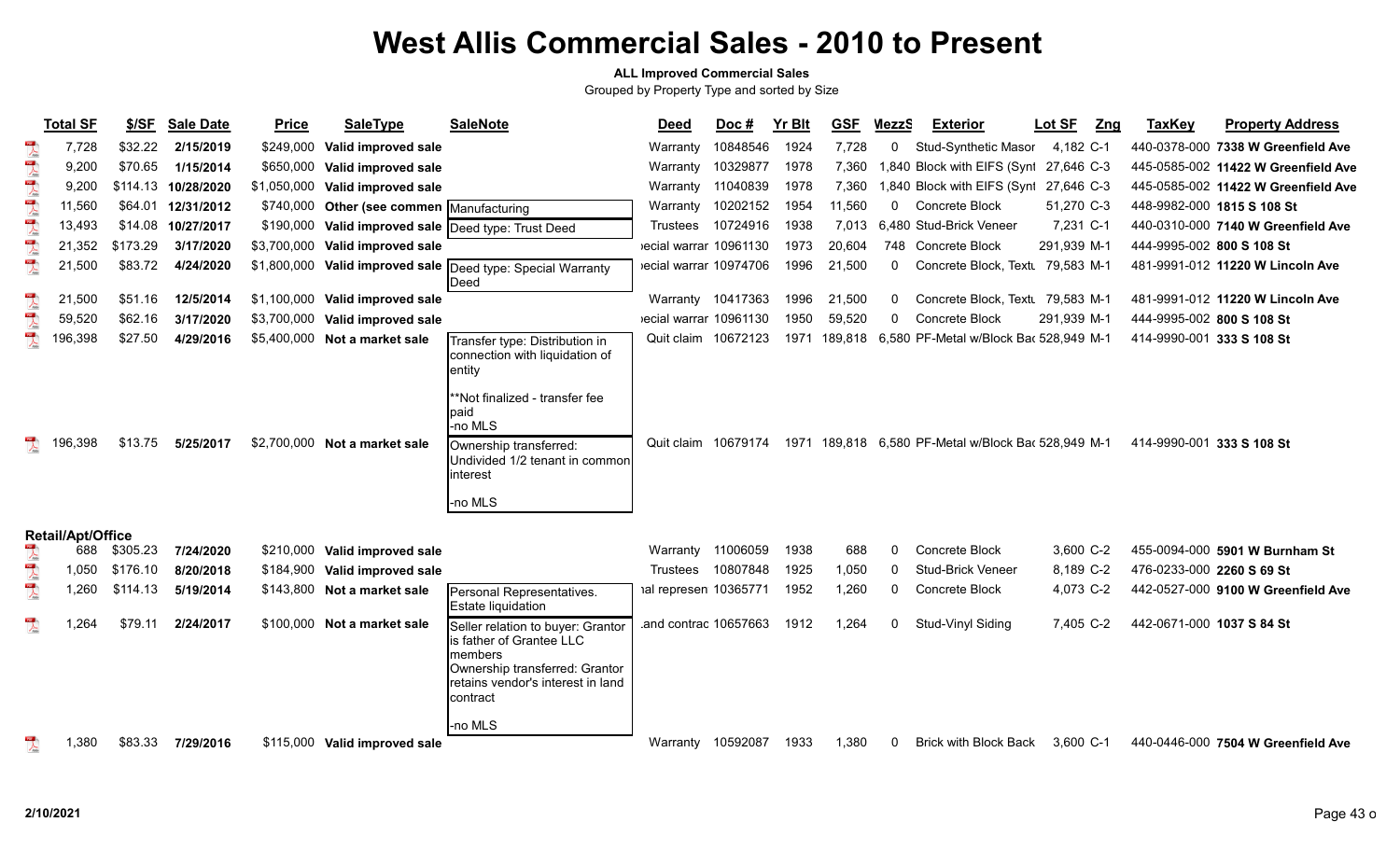# West Allis Commercial Sales - 2010 to Present

**ALL Improved Commercial Sales**

Grouped by Property Type and sorted by Size

| Total SF | $/SF | Sale Date | Price | SaleType | SaleNote | Deed | Doc # | Yr Blt | GSF | MezzS | Exterior | Lot SF | Zng | TaxKey | Property Address |
|---|---|---|---|---|---|---|---|---|---|---|---|---|---|---|---|
| 7,728 | $32.22 | 2/15/2019 | $249,000 | Valid improved sale | | Warranty | 10848546 | 1924 | 7,728 | 0 | Stud-Synthetic Masor | 4,182 | C-1 | 440-0378-000 | 7338 W Greenfield Ave |
| 9,200 | $70.65 | 1/15/2014 | $650,000 | Valid improved sale | | Warranty | 10329877 | 1978 | 7,360 | 1,840 | Block with EIFS (Synt | 27,646 | C-3 | 445-0585-002 | 11422 W Greenfield Ave |
| 9,200 | $114.13 | 10/28/2020 | $1,050,000 | Valid improved sale | | Warranty | 11040839 | 1978 | 7,360 | 1,840 | Block with EIFS (Synt | 27,646 | C-3 | 445-0585-002 | 11422 W Greenfield Ave |
| 11,560 | $64.01 | 12/31/2012 | $740,000 | Other (see commen | Manufacturing | Warranty | 10202152 | 1954 | 11,560 | 0 | Concrete Block | 51,270 | C-3 | 448-9982-000 | 1815 S 108 St |
| 13,493 | $14.08 | 10/27/2017 | $190,000 | Valid improved sale | Deed type: Trust Deed | Trustees | 10724916 | 1938 | 7,013 | 6,480 | Stud-Brick Veneer | 7,231 | C-1 | 440-0310-000 | 7140 W Greenfield Ave |
| 21,352 | $173.29 | 3/17/2020 | $3,700,000 | Valid improved sale | | pecial warrar | 10961130 | 1973 | 20,604 | 748 | Concrete Block | 291,939 | M-1 | 444-9995-002 | 800 S 108 St |
| 21,500 | $83.72 | 4/24/2020 | $1,800,000 | Valid improved sale | Deed type: Special Warranty Deed | pecial warrar | 10974706 | 1996 | 21,500 | 0 | Concrete Block, Textu | 79,583 | M-1 | 481-9991-012 | 11220 W Lincoln Ave |
| 21,500 | $51.16 | 12/5/2014 | $1,100,000 | Valid improved sale | | Warranty | 10417363 | 1996 | 21,500 | 0 | Concrete Block, Textu | 79,583 | M-1 | 481-9991-012 | 11220 W Lincoln Ave |
| 59,520 | $62.16 | 3/17/2020 | $3,700,000 | Valid improved sale | | pecial warrar | 10961130 | 1950 | 59,520 | 0 | Concrete Block | 291,939 | M-1 | 444-9995-002 | 800 S 108 St |
| 196,398 | $27.50 | 4/29/2016 | $5,400,000 | Not a market sale | Transfer type: Distribution in connection with liquidation of entity<br><br>**Not finalized - transfer fee paid<br>-no MLS | Quit claim | 10672123 | 1971 | 189,818 | 6,580 | PF-Metal w/Block Bac | 528,949 | M-1 | 414-9990-001 | 333 S 108 St |
| 196,398 | $13.75 | 5/25/2017 | $2,700,000 | Not a market sale | Ownership transferred: Undivided 1/2 tenant in common interest<br><br>-no MLS | Quit claim | 10679174 | 1971 | 189,818 | 6,580 | PF-Metal w/Block Bac | 528,949 | M-1 | 414-9990-001 | 333 S 108 St |
| **Retail/Apt/Office** | | | | | | | | | | | | | | | |
| 688 | $305.23 | 7/24/2020 | $210,000 | Valid improved sale | | Warranty | 11006059 | 1938 | 688 | 0 | Concrete Block | 3,600 | C-2 | 455-0094-000 | 5901 W Burnham St |
| 1,050 | $176.10 | 8/20/2018 | $184,900 | Valid improved sale | | Trustees | 10807848 | 1925 | 1,050 | 0 | Stud-Brick Veneer | 8,189 | C-2 | 476-0233-000 | 2260 S 69 St |
| 1,260 | $114.13 | 5/19/2014 | $143,800 | Not a market sale | Personal Representatives. Estate liquidation | nal represen | 10365771 | 1952 | 1,260 | 0 | Concrete Block | 4,073 | C-2 | 442-0527-000 | 9100 W Greenfield Ave |
| 1,264 | $79.11 | 2/24/2017 | $100,000 | Not a market sale | Seller relation to buyer: Grantor is father of Grantee LLC members<br>Ownership transferred: Grantor retains vendor's interest in land contract<br><br>-no MLS | .and contrac | 10657663 | 1912 | 1,264 | 0 | Stud-Vinyl Siding | 7,405 | C-2 | 442-0671-000 | 1037 S 84 St |
| 1,380 | $83.33 | 7/29/2016 | $115,000 | Valid improved sale | | Warranty | 10592087 | 1933 | 1,380 | 0 | Brick with Block Back | 3,600 | C-1 | 440-0446-000 | 7504 W Greenfield Ave |

2/10/2021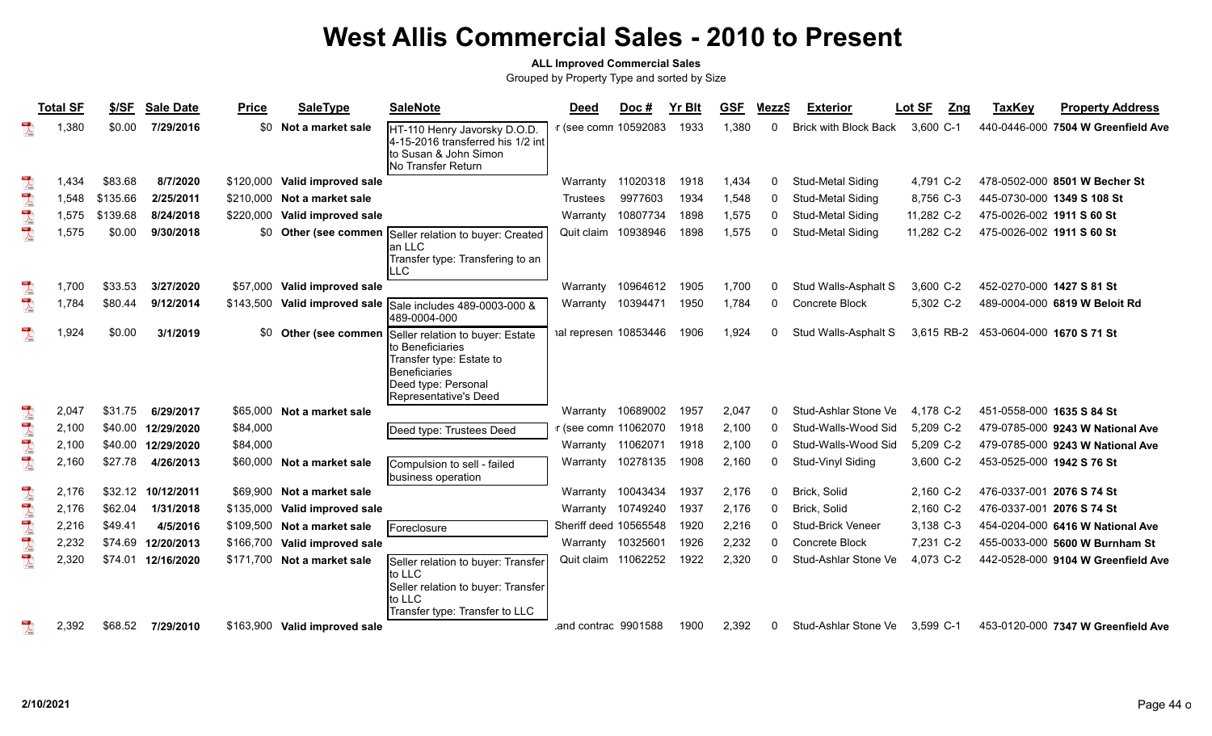# West Allis Commercial Sales - 2010 to Present

**ALL Improved Commercial Sales**

Grouped by Property Type and sorted by Size

| Total SF | $/SF | Sale Date | Price | SaleType | SaleNote | Deed | Doc # | Yr Blt | GSF | MezzS | Exterior | Lot SF | Zng | TaxKey | Property Address |
|---|---|---|---|---|---|---|---|---|---|---|---|---|---|---|---|
| 1,380 | $0.00 | 7/29/2016 | $0 | Not a market sale | HT-110 Henry Javorsky D.O.D. 4-15-2016 transferred his 1/2 int to Susan & John Simon No Transfer Return | r (see comn | 10592083 | 1933 | 1,380 | 0 | Brick with Block Back | 3,600 | C-1 | 440-0446-000 | 7504 W Greenfield Ave |
| 1,434 | $83.68 | 8/7/2020 | $120,000 | Valid improved sale | | Warranty | 11020318 | 1918 | 1,434 | 0 | Stud-Metal Siding | 4,791 | C-2 | 478-0502-000 | 8501 W Becher St |
| 1,548 | $135.66 | 2/25/2011 | $210,000 | Not a market sale | | Trustees | 9977603 | 1934 | 1,548 | 0 | Stud-Metal Siding | 8,756 | C-3 | 445-0730-000 | 1349 S 108 St |
| 1,575 | $139.68 | 8/24/2018 | $220,000 | Valid improved sale | | Warranty | 10807734 | 1898 | 1,575 | 0 | Stud-Metal Siding | 11,282 | C-2 | 475-0026-002 | 1911 S 60 St |
| 1,575 | $0.00 | 9/30/2018 | $0 | Other (see commen | Seller relation to buyer: Created an LLC Transfer type: Transfering to an LLC | Quit claim | 10938946 | 1898 | 1,575 | 0 | Stud-Metal Siding | 11,282 | C-2 | 475-0026-002 | 1911 S 60 St |
| 1,700 | $33.53 | 3/27/2020 | $57,000 | Valid improved sale | | Warranty | 10964612 | 1905 | 1,700 | 0 | Stud Walls-Asphalt S | 3,600 | C-2 | 452-0270-000 | 1427 S 81 St |
| 1,784 | $80.44 | 9/12/2014 | $143,500 | Valid improved sale | Sale includes 489-0003-000 & 489-0004-000 | Warranty | 10394471 | 1950 | 1,784 | 0 | Concrete Block | 5,302 | C-2 | 489-0004-000 | 6819 W Beloit Rd |
| 1,924 | $0.00 | 3/1/2019 | $0 | Other (see commen | Seller relation to buyer: Estate to Beneficiaries Transfer type: Estate to Beneficiaries Deed type: Personal Representative's Deed | ıal represen | 10853446 | 1906 | 1,924 | 0 | Stud Walls-Asphalt S | 3,615 | RB-2 | 453-0604-000 | 1670 S 71 St |
| 2,047 | $31.75 | 6/29/2017 | $65,000 | Not a market sale | | Warranty | 10689002 | 1957 | 2,047 | 0 | Stud-Ashlar Stone Ve | 4,178 | C-2 | 451-0558-000 | 1635 S 84 St |
| 2,100 | $40.00 | 12/29/2020 | $84,000 | | Deed type: Trustees Deed | r (see comn | 11062070 | 1918 | 2,100 | 0 | Stud-Walls-Wood Sid | 5,209 | C-2 | 479-0785-000 | 9243 W National Ave |
| 2,100 | $40.00 | 12/29/2020 | $84,000 | | | Warranty | 11062071 | 1918 | 2,100 | 0 | Stud-Walls-Wood Sid | 5,209 | C-2 | 479-0785-000 | 9243 W National Ave |
| 2,160 | $27.78 | 4/26/2013 | $60,000 | Not a market sale | Compulsion to sell - failed business operation | Warranty | 10278135 | 1908 | 2,160 | 0 | Stud-Vinyl Siding | 3,600 | C-2 | 453-0525-000 | 1942 S 76 St |
| 2,176 | $32.12 | 10/12/2011 | $69,900 | Not a market sale | | Warranty | 10043434 | 1937 | 2,176 | 0 | Brick, Solid | 2,160 | C-2 | 476-0337-001 | 2076 S 74 St |
| 2,176 | $62.04 | 1/31/2018 | $135,000 | Valid improved sale | | Warranty | 10749240 | 1937 | 2,176 | 0 | Brick, Solid | 2,160 | C-2 | 476-0337-001 | 2076 S 74 St |
| 2,216 | $49.41 | 4/5/2016 | $109,500 | Not a market sale | Foreclosure | Sheriff deed | 10565548 | 1920 | 2,216 | 0 | Stud-Brick Veneer | 3,138 | C-3 | 454-0204-000 | 6416 W National Ave |
| 2,232 | $74.69 | 12/20/2013 | $166,700 | Valid improved sale | | Warranty | 10325601 | 1926 | 2,232 | 0 | Concrete Block | 7,231 | C-2 | 455-0033-000 | 5600 W Burnham St |
| 2,320 | $74.01 | 12/16/2020 | $171,700 | Not a market sale | Seller relation to buyer: Transfer to LLC Seller relation to buyer: Transfer to LLC Transfer type: Transfer to LLC | Quit claim | 11062252 | 1922 | 2,320 | 0 | Stud-Ashlar Stone Ve | 4,073 | C-2 | 442-0528-000 | 9104 W Greenfield Ave |
| 2,392 | $68.52 | 7/29/2010 | $163,900 | Valid improved sale | | .and contrac | 9901588 | 1900 | 2,392 | 0 | Stud-Ashlar Stone Ve | 3,599 | C-1 | 453-0120-000 | 7347 W Greenfield Ave |

2/10/2021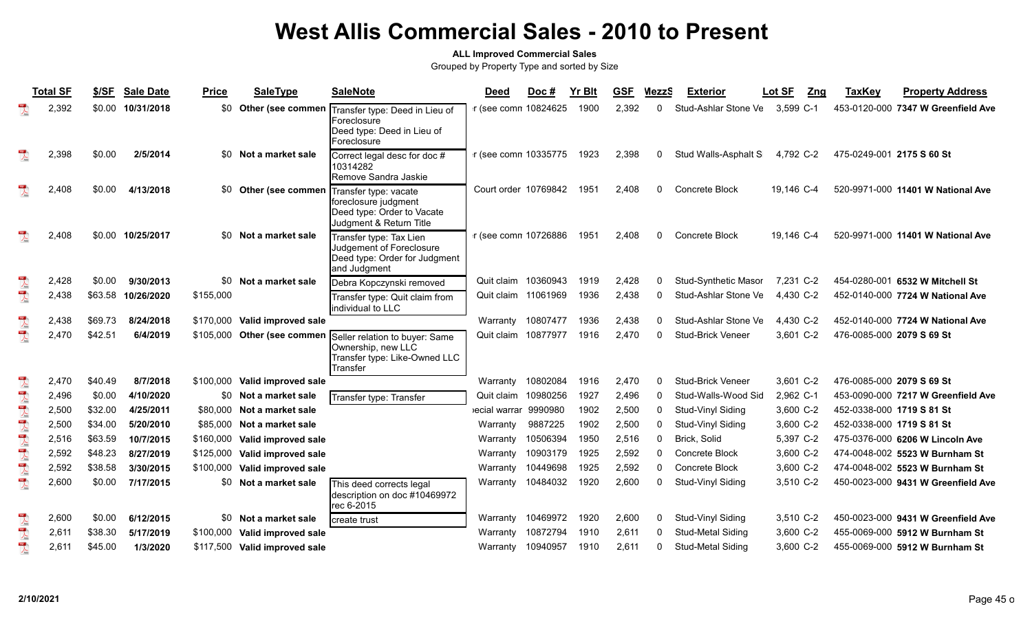# West Allis Commercial Sales - 2010 to Present

**ALL Improved Commercial Sales**

Grouped by Property Type and sorted by Size

| Total SF | $/SF | Sale Date | Price | SaleType | SaleNote | Deed | Doc # | Yr Blt | GSF | MezzS | Exterior | Lot SF | Zng | TaxKey | Property Address |
|---|---|---|---|---|---|---|---|---|---|---|---|---|---|---|---|
| 2,392 | $0.00 | 10/31/2018 | $0 | Other (see commen | Transfer type: Deed in Lieu of Foreclosure Deed type: Deed in Lieu of Foreclosure | r (see comn | 10824625 | 1900 | 2,392 | 0 | Stud-Ashlar Stone Ve | 3,599 | C-1 | 453-0120-000 | 7347 W Greenfield Ave |
| 2,398 | $0.00 | 2/5/2014 | $0 | Not a market sale | Correct legal desc for doc # 10314282 Remove Sandra Jaskie | r (see comn | 10335775 | 1923 | 2,398 | 0 | Stud Walls-Asphalt S | 4,792 | C-2 | 475-0249-001 | 2175 S 60 St |
| 2,408 | $0.00 | 4/13/2018 | $0 | Other (see commen | Transfer type: vacate foreclosure judgment Deed type: Order to Vacate Judgment & Return Title | Court order | 10769842 | 1951 | 2,408 | 0 | Concrete Block | 19,146 | C-4 | 520-9971-000 | 11401 W National Ave |
| 2,408 | $0.00 | 10/25/2017 | $0 | Not a market sale | Transfer type: Tax Lien Judgement of Foreclosure Deed type: Order for Judgment and Judgment | r (see comn | 10726886 | 1951 | 2,408 | 0 | Concrete Block | 19,146 | C-4 | 520-9971-000 | 11401 W National Ave |
| 2,428 | $0.00 | 9/30/2013 | $0 | Not a market sale | Debra Kopczynski removed | Quit claim | 10360943 | 1919 | 2,428 | 0 | Stud-Synthetic Masor | 7,231 | C-2 | 454-0280-001 | 6532 W Mitchell St |
| 2,438 | $63.58 | 10/26/2020 | $155,000 | | Transfer type: Quit claim from individual to LLC | Quit claim | 11061969 | 1936 | 2,438 | 0 | Stud-Ashlar Stone Ve | 4,430 | C-2 | 452-0140-000 | 7724 W National Ave |
| 2,438 | $69.73 | 8/24/2018 | $170,000 | Valid improved sale | | Warranty | 10807477 | 1936 | 2,438 | 0 | Stud-Ashlar Stone Ve | 4,430 | C-2 | 452-0140-000 | 7724 W National Ave |
| 2,470 | $42.51 | 6/4/2019 | $105,000 | Other (see commen | Seller relation to buyer: Same Ownership, new LLC Transfer type: Like-Owned LLC Transfer | Quit claim | 10877977 | 1916 | 2,470 | 0 | Stud-Brick Veneer | 3,601 | C-2 | 476-0085-000 | 2079 S 69 St |
| 2,470 | $40.49 | 8/7/2018 | $100,000 | Valid improved sale | | Warranty | 10802084 | 1916 | 2,470 | 0 | Stud-Brick Veneer | 3,601 | C-2 | 476-0085-000 | 2079 S 69 St |
| 2,496 | $0.00 | 4/10/2020 | $0 | Not a market sale | Transfer type: Transfer | Quit claim | 10980256 | 1927 | 2,496 | 0 | Stud-Walls-Wood Sid | 2,962 | C-1 | 453-0090-000 | 7217 W Greenfield Ave |
| 2,500 | $32.00 | 4/25/2011 | $80,000 | Not a market sale | | pecial warrar | 9990980 | 1902 | 2,500 | 0 | Stud-Vinyl Siding | 3,600 | C-2 | 452-0338-000 | 1719 S 81 St |
| 2,500 | $34.00 | 5/20/2010 | $85,000 | Not a market sale | | Warranty | 9887225 | 1902 | 2,500 | 0 | Stud-Vinyl Siding | 3,600 | C-2 | 452-0338-000 | 1719 S 81 St |
| 2,516 | $63.59 | 10/7/2015 | $160,000 | Valid improved sale | | Warranty | 10506394 | 1950 | 2,516 | 0 | Brick, Solid | 5,397 | C-2 | 475-0376-000 | 6206 W Lincoln Ave |
| 2,592 | $48.23 | 8/27/2019 | $125,000 | Valid improved sale | | Warranty | 10903179 | 1925 | 2,592 | 0 | Concrete Block | 3,600 | C-2 | 474-0048-002 | 5523 W Burnham St |
| 2,592 | $38.58 | 3/30/2015 | $100,000 | Valid improved sale | | Warranty | 10449698 | 1925 | 2,592 | 0 | Concrete Block | 3,600 | C-2 | 474-0048-002 | 5523 W Burnham St |
| 2,600 | $0.00 | 7/17/2015 | $0 | Not a market sale | This deed corrects legal description on doc #10469972 rec 6-2015 | Warranty | 10484032 | 1920 | 2,600 | 0 | Stud-Vinyl Siding | 3,510 | C-2 | 450-0023-000 | 9431 W Greenfield Ave |
| 2,600 | $0.00 | 6/12/2015 | $0 | Not a market sale | create trust | Warranty | 10469972 | 1920 | 2,600 | 0 | Stud-Vinyl Siding | 3,510 | C-2 | 450-0023-000 | 9431 W Greenfield Ave |
| 2,611 | $38.30 | 5/17/2019 | $100,000 | Valid improved sale | | Warranty | 10872794 | 1910 | 2,611 | 0 | Stud-Metal Siding | 3,600 | C-2 | 455-0069-000 | 5912 W Burnham St |
| 2,611 | $45.00 | 1/3/2020 | $117,500 | Valid improved sale | | Warranty | 10940957 | 1910 | 2,611 | 0 | Stud-Metal Siding | 3,600 | C-2 | 455-0069-000 | 5912 W Burnham St |

2/10/2021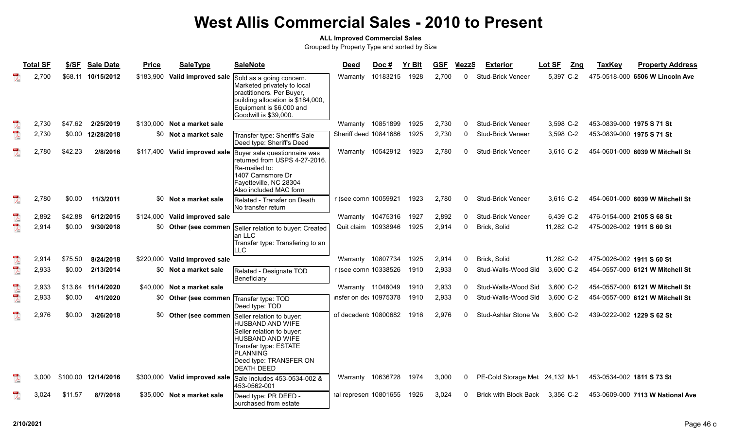# West Allis Commercial Sales - 2010 to Present

**ALL Improved Commercial Sales**

Grouped by Property Type and sorted by Size

| Total SF | $/SF | Sale Date | Price | SaleType | SaleNote | Deed | Doc # | Yr Blt | GSF | MezzS | Exterior | Lot SF | Zng | TaxKey | Property Address |
|---|---|---|---|---|---|---|---|---|---|---|---|---|---|---|---|
| 2,700 | $68.11 | 10/15/2012 | $183,900 | Valid improved sale | Sold as a going concern. Marketed privately to local practitioners. Per Buyer, building allocation is $184,000, Equipment is $6,000 and Goodwill is $39,000. | Warranty | 10183215 | 1928 | 2,700 | 0 | Stud-Brick Veneer | 5,397 | C-2 | 475-0518-000 | 6506 W Lincoln Ave |
| 2,730 | $47.62 | 2/25/2019 | $130,000 | Not a market sale | | Warranty | 10851899 | 1925 | 2,730 | 0 | Stud-Brick Veneer | 3,598 | C-2 | 453-0839-000 | 1975 S 71 St |
| 2,730 | $0.00 | 12/28/2018 | $0 | Not a market sale | Transfer type: Sheriff's Sale Deed type: Sheriff's Deed | Sheriff deed | 10841686 | 1925 | 2,730 | 0 | Stud-Brick Veneer | 3,598 | C-2 | 453-0839-000 | 1975 S 71 St |
| 2,780 | $42.23 | 2/8/2016 | $117,400 | Valid improved sale | Buyer sale questionnaire was returned from USPS 4-27-2016. Re-mailed to: 1407 Carnsmore Dr Fayetteville, NC 28304 Also included MAC form | Warranty | 10542912 | 1923 | 2,780 | 0 | Stud-Brick Veneer | 3,615 | C-2 | 454-0601-000 | 6039 W Mitchell St |
| 2,780 | $0.00 | 11/3/2011 | $0 | Not a market sale | Related - Transfer on Death No transfer return | r (see comn | 10059921 | 1923 | 2,780 | 0 | Stud-Brick Veneer | 3,615 | C-2 | 454-0601-000 | 6039 W Mitchell St |
| 2,892 | $42.88 | 6/12/2015 | $124,000 | Valid improved sale | | Warranty | 10475316 | 1927 | 2,892 | 0 | Stud-Brick Veneer | 6,439 | C-2 | 476-0154-000 | 2105 S 68 St |
| 2,914 | $0.00 | 9/30/2018 | $0 | Other (see commen | Seller relation to buyer: Created an LLC Transfer type: Transfering to an LLC | Quit claim | 10938946 | 1925 | 2,914 | 0 | Brick, Solid | 11,282 | C-2 | 475-0026-002 | 1911 S 60 St |
| 2,914 | $75.50 | 8/24/2018 | $220,000 | Valid improved sale | | Warranty | 10807734 | 1925 | 2,914 | 0 | Brick, Solid | 11,282 | C-2 | 475-0026-002 | 1911 S 60 St |
| 2,933 | $0.00 | 2/13/2014 | $0 | Not a market sale | Related - Designate TOD Beneficiary | r (see comn | 10338526 | 1910 | 2,933 | 0 | Stud-Walls-Wood Sid | 3,600 | C-2 | 454-0557-000 | 6121 W Mitchell St |
| 2,933 | $13.64 | 11/14/2020 | $40,000 | Not a market sale | | Warranty | 11048049 | 1910 | 2,933 | 0 | Stud-Walls-Wood Sid | 3,600 | C-2 | 454-0557-000 | 6121 W Mitchell St |
| 2,933 | $0.00 | 4/1/2020 | $0 | Other (see commen | Transfer type: TOD Deed type: TOD | ansfer on de | 10975378 | 1910 | 2,933 | 0 | Stud-Walls-Wood Sid | 3,600 | C-2 | 454-0557-000 | 6121 W Mitchell St |
| 2,976 | $0.00 | 3/26/2018 | $0 | Other (see commen | Seller relation to buyer: HUSBAND AND WIFE Seller relation to buyer: HUSBAND AND WIFE Transfer type: ESTATE PLANNING Deed type: TRANSFER ON DEATH DEED | of decedent | 10800682 | 1916 | 2,976 | 0 | Stud-Ashlar Stone Ve | 3,600 | C-2 | 439-0222-002 | 1229 S 62 St |
| 3,000 | $100.00 | 12/14/2016 | $300,000 | Valid improved sale | Sale includes 453-0534-002 & 453-0562-001 | Warranty | 10636728 | 1974 | 3,000 | 0 | PE-Cold Storage Met | 24,132 | M-1 | 453-0534-002 | 1811 S 73 St |
| 3,024 | $11.57 | 8/7/2018 | $35,000 | Not a market sale | Deed type: PR DEED - purchased from estate | al represen | 10801655 | 1926 | 3,024 | 0 | Brick with Block Back | 3,356 | C-2 | 453-0609-000 | 7113 W National Ave |

2/10/2021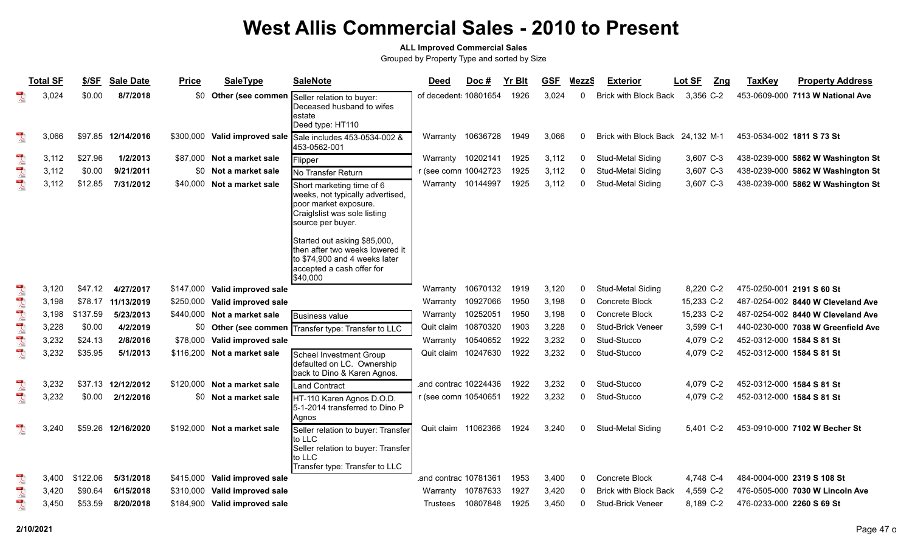# West Allis Commercial Sales - 2010 to Present

**ALL Improved Commercial Sales**

Grouped by Property Type and sorted by Size

| Total SF | $/SF | Sale Date | Price | SaleType | SaleNote | Deed | Doc # | Yr Blt | GSF | MezzS | Exterior | Lot SF | Zng | TaxKey | Property Address |
|---|---|---|---|---|---|---|---|---|---|---|---|---|---|---|---|
| 3,024 | $0.00 | 8/7/2018 | $0 | Other (see commen | Seller relation to buyer: Deceased husband to wifes estate Deed type: HT110 | of decedent: | 10801654 | 1926 | 3,024 | 0 | Brick with Block Back | 3,356 | C-2 | 453-0609-000 | 7113 W National Ave |
| 3,066 | $97.85 | 12/14/2016 | $300,000 | Valid improved sale | Sale includes 453-0534-002 & 453-0562-001 | Warranty | 10636728 | 1949 | 3,066 | 0 | Brick with Block Back | 24,132 | M-1 | 453-0534-002 | 1811 S 73 St |
| 3,112 | $27.96 | 1/2/2013 | $87,000 | Not a market sale | Flipper | Warranty | 10202141 | 1925 | 3,112 | 0 | Stud-Metal Siding | 3,607 | C-3 | 438-0239-000 | 5862 W Washington St |
| 3,112 | $0.00 | 9/21/2011 | $0 | Not a market sale | No Transfer Return | r (see comn | 10042723 | 1925 | 3,112 | 0 | Stud-Metal Siding | 3,607 | C-3 | 438-0239-000 | 5862 W Washington St |
| 3,112 | $12.85 | 7/31/2012 | $40,000 | Not a market sale | Short marketing time of 6 weeks, not typically advertised, poor market exposure. Craigslist was sole listing source per buyer. Started out asking $85,000, then after two weeks lowered it to $74,900 and 4 weeks later accepted a cash offer for $40,000 | Warranty | 10144997 | 1925 | 3,112 | 0 | Stud-Metal Siding | 3,607 | C-3 | 438-0239-000 | 5862 W Washington St |
| 3,120 | $47.12 | 4/27/2017 | $147,000 | Valid improved sale | | Warranty | 10670132 | 1919 | 3,120 | 0 | Stud-Metal Siding | 8,220 | C-2 | 475-0250-001 | 2191 S 60 St |
| 3,198 | $78.17 | 11/13/2019 | $250,000 | Valid improved sale | | Warranty | 10927066 | 1950 | 3,198 | 0 | Concrete Block | 15,233 | C-2 | 487-0254-002 | 8440 W Cleveland Ave |
| 3,198 | $137.59 | 5/23/2013 | $440,000 | Not a market sale | Business value | Warranty | 10252051 | 1950 | 3,198 | 0 | Concrete Block | 15,233 | C-2 | 487-0254-002 | 8440 W Cleveland Ave |
| 3,228 | $0.00 | 4/2/2019 | $0 | Other (see commen | Transfer type: Transfer to LLC | Quit claim | 10870320 | 1903 | 3,228 | 0 | Stud-Brick Veneer | 3,599 | C-1 | 440-0230-000 | 7038 W Greenfield Ave |
| 3,232 | $24.13 | 2/8/2016 | $78,000 | Valid improved sale | | Warranty | 10540652 | 1922 | 3,232 | 0 | Stud-Stucco | 4,079 | C-2 | 452-0312-000 | 1584 S 81 St |
| 3,232 | $35.95 | 5/1/2013 | $116,200 | Not a market sale | Scheel Investment Group defaulted on LC. Ownership back to Dino & Karen Agnos. | Quit claim | 10247630 | 1922 | 3,232 | 0 | Stud-Stucco | 4,079 | C-2 | 452-0312-000 | 1584 S 81 St |
| 3,232 | $37.13 | 12/12/2012 | $120,000 | Not a market sale | Land Contract | .and contrac | 10224436 | 1922 | 3,232 | 0 | Stud-Stucco | 4,079 | C-2 | 452-0312-000 | 1584 S 81 St |
| 3,232 | $0.00 | 2/12/2016 | $0 | Not a market sale | HT-110 Karen Agnos D.O.D. 5-1-2014 transferred to Dino P Agnos | r (see comn | 10540651 | 1922 | 3,232 | 0 | Stud-Stucco | 4,079 | C-2 | 452-0312-000 | 1584 S 81 St |
| 3,240 | $59.26 | 12/16/2020 | $192,000 | Not a market sale | Seller relation to buyer: Transfer to LLC Seller relation to buyer: Transfer to LLC Transfer type: Transfer to LLC | Quit claim | 11062366 | 1924 | 3,240 | 0 | Stud-Metal Siding | 5,401 | C-2 | 453-0910-000 | 7102 W Becher St |
| 3,400 | $122.06 | 5/31/2018 | $415,000 | Valid improved sale | | .and contrac | 10781361 | 1953 | 3,400 | 0 | Concrete Block | 4,748 | C-4 | 484-0004-000 | 2319 S 108 St |
| 3,420 | $90.64 | 6/15/2018 | $310,000 | Valid improved sale | | Warranty | 10787633 | 1927 | 3,420 | 0 | Brick with Block Back | 4,559 | C-2 | 476-0505-000 | 7030 W Lincoln Ave |
| 3,450 | $53.59 | 8/20/2018 | $184,900 | Valid improved sale | | Trustees | 10807848 | 1925 | 3,450 | 0 | Stud-Brick Veneer | 8,189 | C-2 | 476-0233-000 | 2260 S 69 St |

2/10/2021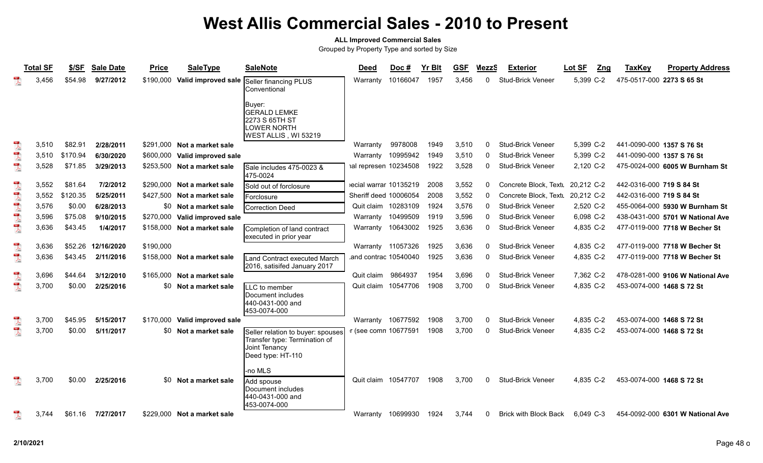# West Allis Commercial Sales - 2010 to Present

**ALL Improved Commercial Sales**

Grouped by Property Type and sorted by Size

| Total SF | $/SF | Sale Date | Price | SaleType | SaleNote | Deed | Doc # | Yr Blt | GSF | MezzS | Exterior | Lot SF | Zng | TaxKey | Property Address |
|---|---|---|---|---|---|---|---|---|---|---|---|---|---|---|---|
| 3,456 | $54.98 | 9/27/2012 | $190,000 | Valid improved sale | Seller financing PLUS Conventional Buyer: GERALD LEMKE 2273 S 65TH ST LOWER NORTH WEST ALLIS , WI 53219 | Warranty | 10166047 | 1957 | 3,456 | 0 | Stud-Brick Veneer | 5,399 | C-2 | 475-0517-000 | **2273 S 65 St** |
| 3,510 | $82.91 | 2/28/2011 | $291,000 | Not a market sale | | Warranty | 9978008 | 1949 | 3,510 | 0 | Stud-Brick Veneer | 5,399 | C-2 | 441-0090-000 | **1357 S 76 St** |
| 3,510 | $170.94 | 6/30/2020 | $600,000 | Valid improved sale | | Warranty | 10995942 | 1949 | 3,510 | 0 | Stud-Brick Veneer | 5,399 | C-2 | 441-0090-000 | **1357 S 76 St** |
| 3,528 | $71.85 | 3/29/2013 | $253,500 | Not a market sale | Sale includes 475-0023 & 475-0024 | nal represen | 10234508 | 1922 | 3,528 | 0 | Stud-Brick Veneer | 2,120 | C-2 | 475-0024-000 | **6005 W Burnham St** |
| 3,552 | $81.64 | 7/2/2012 | $290,000 | Not a market sale | Sold out of forclosure | pecial warrar | 10135219 | 2008 | 3,552 | 0 | Concrete Block, Textu | 20,212 | C-2 | 442-0316-000 | **719 S 84 St** |
| 3,552 | $120.35 | 5/25/2011 | $427,500 | Not a market sale | Forclosure | Sheriff deed | 10006054 | 2008 | 3,552 | 0 | Concrete Block, Textu | 20,212 | C-2 | 442-0316-000 | **719 S 84 St** |
| 3,576 | $0.00 | 6/28/2013 | $0 | Not a market sale | Correction Deed | Quit claim | 10283109 | 1924 | 3,576 | 0 | Stud-Brick Veneer | 2,520 | C-2 | 455-0064-000 | **5930 W Burnham St** |
| 3,596 | $75.08 | 9/10/2015 | $270,000 | Valid improved sale | | Warranty | 10499509 | 1919 | 3,596 | 0 | Stud-Brick Veneer | 6,098 | C-2 | 438-0431-000 | **5701 W National Ave** |
| 3,636 | $43.45 | 1/4/2017 | $158,000 | Not a market sale | Completion of land contract executed in prior year | Warranty | 10643002 | 1925 | 3,636 | 0 | Stud-Brick Veneer | 4,835 | C-2 | 477-0119-000 | **7718 W Becher St** |
| 3,636 | $52.26 | 12/16/2020 | $190,000 | | | Warranty | 11057326 | 1925 | 3,636 | 0 | Stud-Brick Veneer | 4,835 | C-2 | 477-0119-000 | **7718 W Becher St** |
| 3,636 | $43.45 | 2/11/2016 | $158,000 | Not a market sale | Land Contract executed March 2016, satisifed January 2017 | .and contrac | 10540040 | 1925 | 3,636 | 0 | Stud-Brick Veneer | 4,835 | C-2 | 477-0119-000 | **7718 W Becher St** |
| 3,696 | $44.64 | 3/12/2010 | $165,000 | Not a market sale | | Quit claim | 9864937 | 1954 | 3,696 | 0 | Stud-Brick Veneer | 7,362 | C-2 | 478-0281-000 | **9106 W National Ave** |
| 3,700 | $0.00 | 2/25/2016 | $0 | Not a market sale | LLC to member Document includes 440-0431-000 and 453-0074-000 | Quit claim | 10547706 | 1908 | 3,700 | 0 | Stud-Brick Veneer | 4,835 | C-2 | 453-0074-000 | **1468 S 72 St** |
| 3,700 | $45.95 | 5/15/2017 | $170,000 | Valid improved sale | | Warranty | 10677592 | 1908 | 3,700 | 0 | Stud-Brick Veneer | 4,835 | C-2 | 453-0074-000 | **1468 S 72 St** |
| 3,700 | $0.00 | 5/11/2017 | $0 | Not a market sale | Seller relation to buyer: spouses Transfer type: Termination of Joint Tenancy Deed type: HT-110 -no MLS | r (see comn | 10677591 | 1908 | 3,700 | 0 | Stud-Brick Veneer | 4,835 | C-2 | 453-0074-000 | **1468 S 72 St** |
| 3,700 | $0.00 | 2/25/2016 | $0 | Not a market sale | Add spouse Document includes 440-0431-000 and 453-0074-000 | Quit claim | 10547707 | 1908 | 3,700 | 0 | Stud-Brick Veneer | 4,835 | C-2 | 453-0074-000 | **1468 S 72 St** |
| 3,744 | $61.16 | 7/27/2017 | $229,000 | Not a market sale | | Warranty | 10699930 | 1924 | 3,744 | 0 | Brick with Block Back | 6,049 | C-3 | 454-0092-000 | **6301 W National Ave** |

**2/10/2021**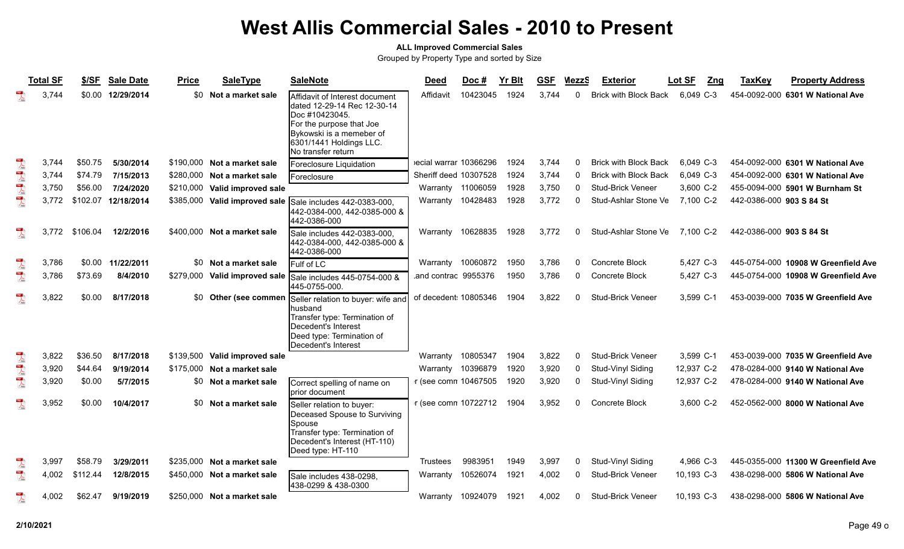# West Allis Commercial Sales - 2010 to Present

**ALL Improved Commercial Sales**

Grouped by Property Type and sorted by Size

| Total SF | $/SF | Sale Date | Price | SaleType | SaleNote | Deed | Doc # | Yr Blt | GSF | MezzS | Exterior | Lot SF | Zng | TaxKey | Property Address |
|---|---|---|---|---|---|---|---|---|---|---|---|---|---|---|---|
| 3,744 | $0.00 | 12/29/2014 | $0 | Not a market sale | Affidavit of Interest document dated 12-29-14 Rec 12-30-14 Doc #10423045. For the purpose that Joe Bykowski is a memeber of 6301/1441 Holdings LLC. No transfer return | Affidavit | 10423045 | 1924 | 3,744 | 0 | Brick with Block Back | 6,049 | C-3 | 454-0092-000 | 6301 W National Ave |
| 3,744 | $50.75 | 5/30/2014 | $190,000 | Not a market sale | Foreclosure Liquidation | ecial warrar | 10366296 | 1924 | 3,744 | 0 | Brick with Block Back | 6,049 | C-3 | 454-0092-000 | 6301 W National Ave |
| 3,744 | $74.79 | 7/15/2013 | $280,000 | Not a market sale | Foreclosure | Sheriff deed | 10307528 | 1924 | 3,744 | 0 | Brick with Block Back | 6,049 | C-3 | 454-0092-000 | 6301 W National Ave |
| 3,750 | $56.00 | 7/24/2020 | $210,000 | Valid improved sale | | Warranty | 11006059 | 1928 | 3,750 | 0 | Stud-Brick Veneer | 3,600 | C-2 | 455-0094-000 | 5901 W Burnham St |
| 3,772 | $102.07 | 12/18/2014 | $385,000 | Valid improved sale | Sale includes 442-0383-000, 442-0384-000, 442-0385-000 & 442-0386-000 | Warranty | 10428483 | 1928 | 3,772 | 0 | Stud-Ashlar Stone Ve | 7,100 | C-2 | 442-0386-000 | 903 S 84 St |
| 3,772 | $106.04 | 12/2/2016 | $400,000 | Not a market sale | Sale includes 442-0383-000, 442-0384-000, 442-0385-000 & 442-0386-000 | Warranty | 10628835 | 1928 | 3,772 | 0 | Stud-Ashlar Stone Ve | 7,100 | C-2 | 442-0386-000 | 903 S 84 St |
| 3,786 | $0.00 | 11/22/2011 | $0 | Not a market sale | Fulf of LC | Warranty | 10060872 | 1950 | 3,786 | 0 | Concrete Block | 5,427 | C-3 | 445-0754-000 | 10908 W Greenfield Ave |
| 3,786 | $73.69 | 8/4/2010 | $279,000 | Valid improved sale | Sale includes 445-0754-000 & 445-0755-000. | and contrac | 9955376 | 1950 | 3,786 | 0 | Concrete Block | 5,427 | C-3 | 445-0754-000 | 10908 W Greenfield Ave |
| 3,822 | $0.00 | 8/17/2018 | $0 | Other (see commen | Seller relation to buyer: wife and husband Transfer type: Termination of Decedent's Interest Deed type: Termination of Decedent's Interest | of decedent | 10805346 | 1904 | 3,822 | 0 | Stud-Brick Veneer | 3,599 | C-1 | 453-0039-000 | 7035 W Greenfield Ave |
| 3,822 | $36.50 | 8/17/2018 | $139,500 | Valid improved sale | | Warranty | 10805347 | 1904 | 3,822 | 0 | Stud-Brick Veneer | 3,599 | C-1 | 453-0039-000 | 7035 W Greenfield Ave |
| 3,920 | $44.64 | 9/19/2014 | $175,000 | Not a market sale | | Warranty | 10396879 | 1920 | 3,920 | 0 | Stud-Vinyl Siding | 12,937 | C-2 | 478-0284-000 | 9140 W National Ave |
| 3,920 | $0.00 | 5/7/2015 | $0 | Not a market sale | Correct spelling of name on prior document | r (see comn | 10467505 | 1920 | 3,920 | 0 | Stud-Vinyl Siding | 12,937 | C-2 | 478-0284-000 | 9140 W National Ave |
| 3,952 | $0.00 | 10/4/2017 | $0 | Not a market sale | Seller relation to buyer: Deceased Spouse to Surviving Spouse Transfer type: Termination of Decedent's Interest (HT-110) Deed type: HT-110 | r (see comn | 10722712 | 1904 | 3,952 | 0 | Concrete Block | 3,600 | C-2 | 452-0562-000 | 8000 W National Ave |
| 3,997 | $58.79 | 3/29/2011 | $235,000 | Not a market sale | | Trustees | 9983951 | 1949 | 3,997 | 0 | Stud-Vinyl Siding | 4,966 | C-3 | 445-0355-000 | 11300 W Greenfield Ave |
| 4,002 | $112.44 | 12/8/2015 | $450,000 | Not a market sale | Sale includes 438-0298, 438-0299 & 438-0300 | Warranty | 10526074 | 1921 | 4,002 | 0 | Stud-Brick Veneer | 10,193 | C-3 | 438-0298-000 | 5806 W National Ave |
| 4,002 | $62.47 | 9/19/2019 | $250,000 | Not a market sale | | Warranty | 10924079 | 1921 | 4,002 | 0 | Stud-Brick Veneer | 10,193 | C-3 | 438-0298-000 | 5806 W National Ave |

2/10/2021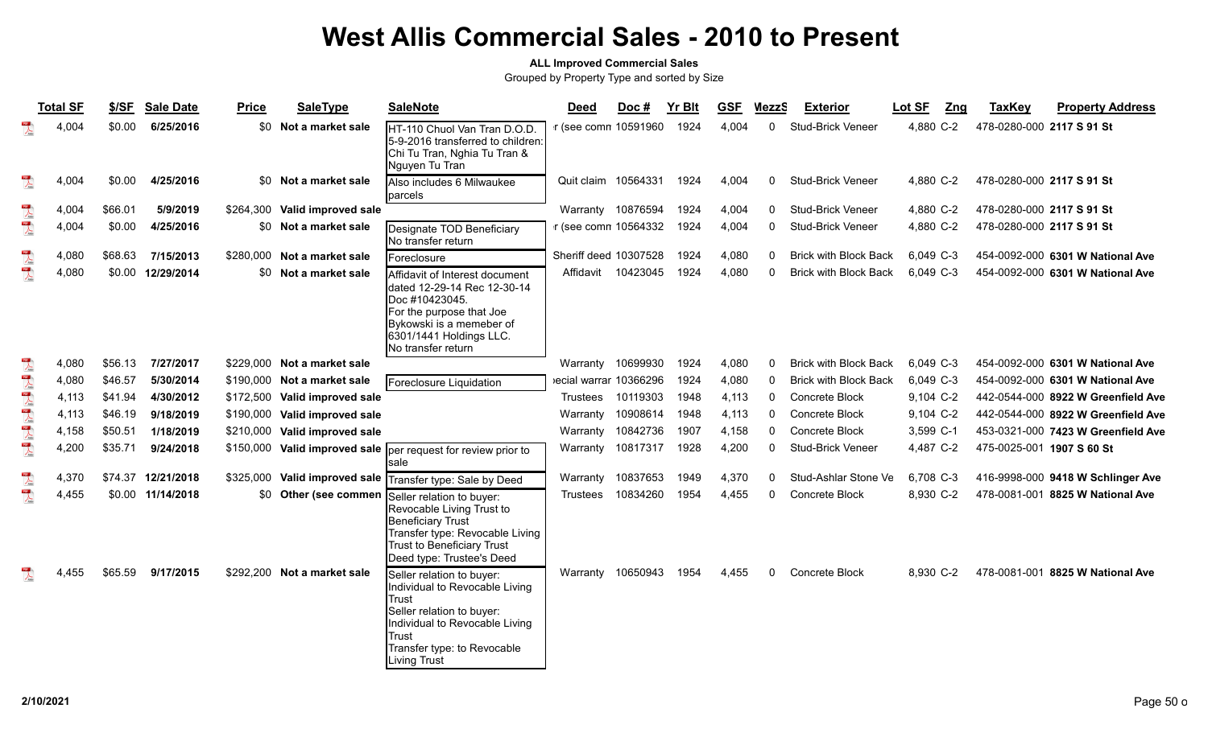# West Allis Commercial Sales - 2010 to Present

**ALL Improved Commercial Sales**

Grouped by Property Type and sorted by Size

| Total SF | $/SF | Sale Date | Price | SaleType | SaleNote | Deed | Doc # | Yr Blt | GSF | MezzS | Exterior | Lot SF | Zng | TaxKey | Property Address |
|---|---|---|---|---|---|---|---|---|---|---|---|---|---|---|---|
| 4,004 | $0.00 | **6/25/2016** | $0 | **Not a market sale** | HT-110 Chuol Van Tran D.O.D. 5-9-2016 transferred to children: Chi Tu Tran, Nghia Tu Tran & Nguyen Tu Tran | r (see comn | 10591960 | 1924 | 4,004 | 0 | Stud-Brick Veneer | 4,880 | C-2 | 478-0280-000 | **2117 S 91 St** |
| 4,004 | $0.00 | **4/25/2016** | $0 | **Not a market sale** | Also includes 6 Milwaukee parcels | Quit claim | 10564331 | 1924 | 4,004 | 0 | Stud-Brick Veneer | 4,880 | C-2 | 478-0280-000 | **2117 S 91 St** |
| 4,004 | $66.01 | **5/9/2019** | $264,300 | **Valid improved sale** | | Warranty | 10876594 | 1924 | 4,004 | 0 | Stud-Brick Veneer | 4,880 | C-2 | 478-0280-000 | **2117 S 91 St** |
| 4,004 | $0.00 | **4/25/2016** | $0 | **Not a market sale** | Designate TOD Beneficiary No transfer return | r (see comn | 10564332 | 1924 | 4,004 | 0 | Stud-Brick Veneer | 4,880 | C-2 | 478-0280-000 | **2117 S 91 St** |
| 4,080 | $68.63 | **7/15/2013** | $280,000 | **Not a market sale** | Foreclosure | Sheriff deed | 10307528 | 1924 | 4,080 | 0 | Brick with Block Back | 6,049 | C-3 | 454-0092-000 | **6301 W National Ave** |
| 4,080 | $0.00 | **12/29/2014** | $0 | **Not a market sale** | Affidavit of Interest document dated 12-29-14 Rec 12-30-14 Doc #10423045. For the purpose that Joe Bykowski is a memeber of 6301/1441 Holdings LLC. No transfer return | Affidavit | 10423045 | 1924 | 4,080 | 0 | Brick with Block Back | 6,049 | C-3 | 454-0092-000 | **6301 W National Ave** |
| 4,080 | $56.13 | **7/27/2017** | $229,000 | **Not a market sale** | | Warranty | 10699930 | 1924 | 4,080 | 0 | Brick with Block Back | 6,049 | C-3 | 454-0092-000 | **6301 W National Ave** |
| 4,080 | $46.57 | **5/30/2014** | $190,000 | **Not a market sale** | Foreclosure Liquidation | ecial warrar | 10366296 | 1924 | 4,080 | 0 | Brick with Block Back | 6,049 | C-3 | 454-0092-000 | **6301 W National Ave** |
| 4,113 | $41.94 | **4/30/2012** | $172,500 | **Valid improved sale** | | Trustees | 10119303 | 1948 | 4,113 | 0 | Concrete Block | 9,104 | C-2 | 442-0544-000 | **8922 W Greenfield Ave** |
| 4,113 | $46.19 | **9/18/2019** | $190,000 | **Valid improved sale** | | Warranty | 10908614 | 1948 | 4,113 | 0 | Concrete Block | 9,104 | C-2 | 442-0544-000 | **8922 W Greenfield Ave** |
| 4,158 | $50.51 | **1/18/2019** | $210,000 | **Valid improved sale** | | Warranty | 10842736 | 1907 | 4,158 | 0 | Concrete Block | 3,599 | C-1 | 453-0321-000 | **7423 W Greenfield Ave** |
| 4,200 | $35.71 | **9/24/2018** | $150,000 | **Valid improved sale** | per request for review prior to sale | Warranty | 10817317 | 1928 | 4,200 | 0 | Stud-Brick Veneer | 4,487 | C-2 | 475-0025-001 | **1907 S 60 St** |
| 4,370 | $74.37 | **12/21/2018** | $325,000 | **Valid improved sale** | Transfer type: Sale by Deed | Warranty | 10837653 | 1949 | 4,370 | 0 | Stud-Ashlar Stone Ve | 6,708 | C-3 | 416-9998-000 | **9418 W Schlinger Ave** |
| 4,455 | $0.00 | **11/14/2018** | $0 | **Other (see commen** | Seller relation to buyer: Revocable Living Trust to Beneficiary Trust Transfer type: Revocable Living Trust to Beneficiary Trust Deed type: Trustee's Deed | Trustees | 10834260 | 1954 | 4,455 | 0 | Concrete Block | 8,930 | C-2 | 478-0081-001 | **8825 W National Ave** |
| 4,455 | $65.59 | **9/17/2015** | $292,200 | **Not a market sale** | Seller relation to buyer: Individual to Revocable Living Trust Seller relation to buyer: Individual to Revocable Living Trust Transfer type: to Revocable Living Trust | Warranty | 10650943 | 1954 | 4,455 | 0 | Concrete Block | 8,930 | C-2 | 478-0081-001 | **8825 W National Ave** |

**2/10/2021**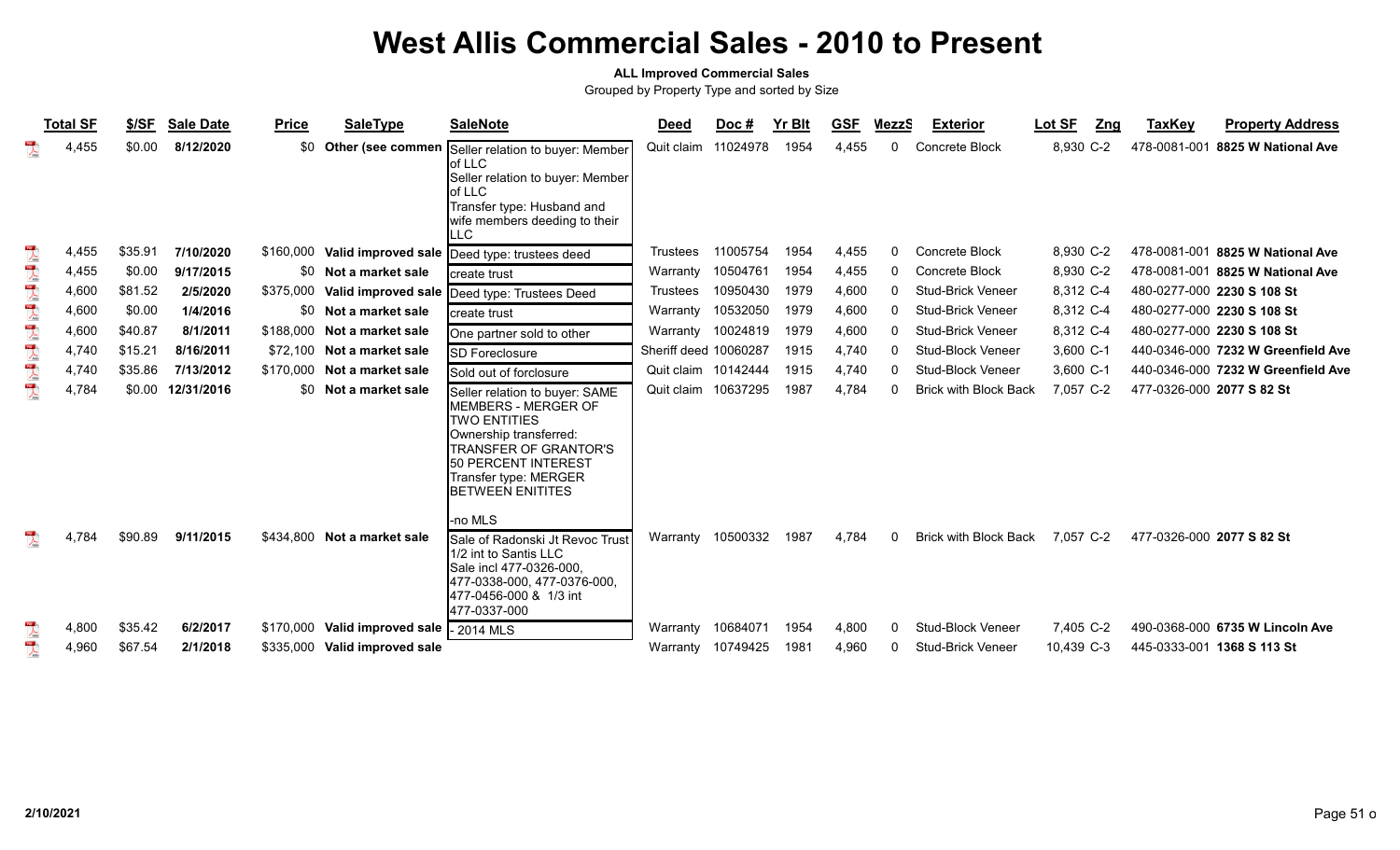# West Allis Commercial Sales - 2010 to Present

**ALL Improved Commercial Sales**

Grouped by Property Type and sorted by Size

| Total SF | $/SF | Sale Date | Price | SaleType | SaleNote | Deed | Doc # | Yr Blt | GSF | MezzS | Exterior | Lot SF | Zng | TaxKey | Property Address |
|---|---|---|---|---|---|---|---|---|---|---|---|---|---|---|---|
| 4,455 | $0.00 | 8/12/2020 | $0 | Other (see commen | Seller relation to buyer: Member of LLC Seller relation to buyer: Member of LLC Transfer type: Husband and wife members deeding to their LLC | Quit claim | 11024978 | 1954 | 4,455 | 0 | Concrete Block | 8,930 | C-2 | 478-0081-001 | 8825 W National Ave |
| 4,455 | $35.91 | 7/10/2020 | $160,000 | Valid improved sale | Deed type: trustees deed | Trustees | 11005754 | 1954 | 4,455 | 0 | Concrete Block | 8,930 | C-2 | 478-0081-001 | 8825 W National Ave |
| 4,455 | $0.00 | 9/17/2015 | $0 | Not a market sale | create trust | Warranty | 10504761 | 1954 | 4,455 | 0 | Concrete Block | 8,930 | C-2 | 478-0081-001 | 8825 W National Ave |
| 4,600 | $81.52 | 2/5/2020 | $375,000 | Valid improved sale | Deed type: Trustees Deed | Trustees | 10950430 | 1979 | 4,600 | 0 | Stud-Brick Veneer | 8,312 | C-4 | 480-0277-000 | 2230 S 108 St |
| 4,600 | $0.00 | 1/4/2016 | $0 | Not a market sale | create trust | Warranty | 10532050 | 1979 | 4,600 | 0 | Stud-Brick Veneer | 8,312 | C-4 | 480-0277-000 | 2230 S 108 St |
| 4,600 | $40.87 | 8/1/2011 | $188,000 | Not a market sale | One partner sold to other | Warranty | 10024819 | 1979 | 4,600 | 0 | Stud-Brick Veneer | 8,312 | C-4 | 480-0277-000 | 2230 S 108 St |
| 4,740 | $15.21 | 8/16/2011 | $72,100 | Not a market sale | SD Foreclosure | Sheriff deed | 10060287 | 1915 | 4,740 | 0 | Stud-Block Veneer | 3,600 | C-1 | 440-0346-000 | 7232 W Greenfield Ave |
| 4,740 | $35.86 | 7/13/2012 | $170,000 | Not a market sale | Sold out of forclosure | Quit claim | 10142444 | 1915 | 4,740 | 0 | Stud-Block Veneer | 3,600 | C-1 | 440-0346-000 | 7232 W Greenfield Ave |
| 4,784 | $0.00 | 12/31/2016 | $0 | Not a market sale | Seller relation to buyer: SAME MEMBERS - MERGER OF TWO ENTITIES Ownership transferred: TRANSFER OF GRANTOR'S 50 PERCENT INTEREST Transfer type: MERGER BETWEEN ENITITES -no MLS | Quit claim | 10637295 | 1987 | 4,784 | 0 | Brick with Block Back | 7,057 | C-2 | 477-0326-000 | 2077 S 82 St |
| 4,784 | $90.89 | 9/11/2015 | $434,800 | Not a market sale | Sale of Radonski Jt Revoc Trust 1/2 int to Santis LLC Sale incl 477-0326-000, 477-0338-000, 477-0376-000, 477-0456-000 & 1/3 int 477-0337-000 | Warranty | 10500332 | 1987 | 4,784 | 0 | Brick with Block Back | 7,057 | C-2 | 477-0326-000 | 2077 S 82 St |
| 4,800 | $35.42 | 6/2/2017 | $170,000 | Valid improved sale | - 2014 MLS | Warranty | 10684071 | 1954 | 4,800 | 0 | Stud-Block Veneer | 7,405 | C-2 | 490-0368-000 | 6735 W Lincoln Ave |
| 4,960 | $67.54 | 2/1/2018 | $335,000 | Valid improved sale | | Warranty | 10749425 | 1981 | 4,960 | 0 | Stud-Brick Veneer | 10,439 | C-3 | 445-0333-001 | 1368 S 113 St |

2/10/2021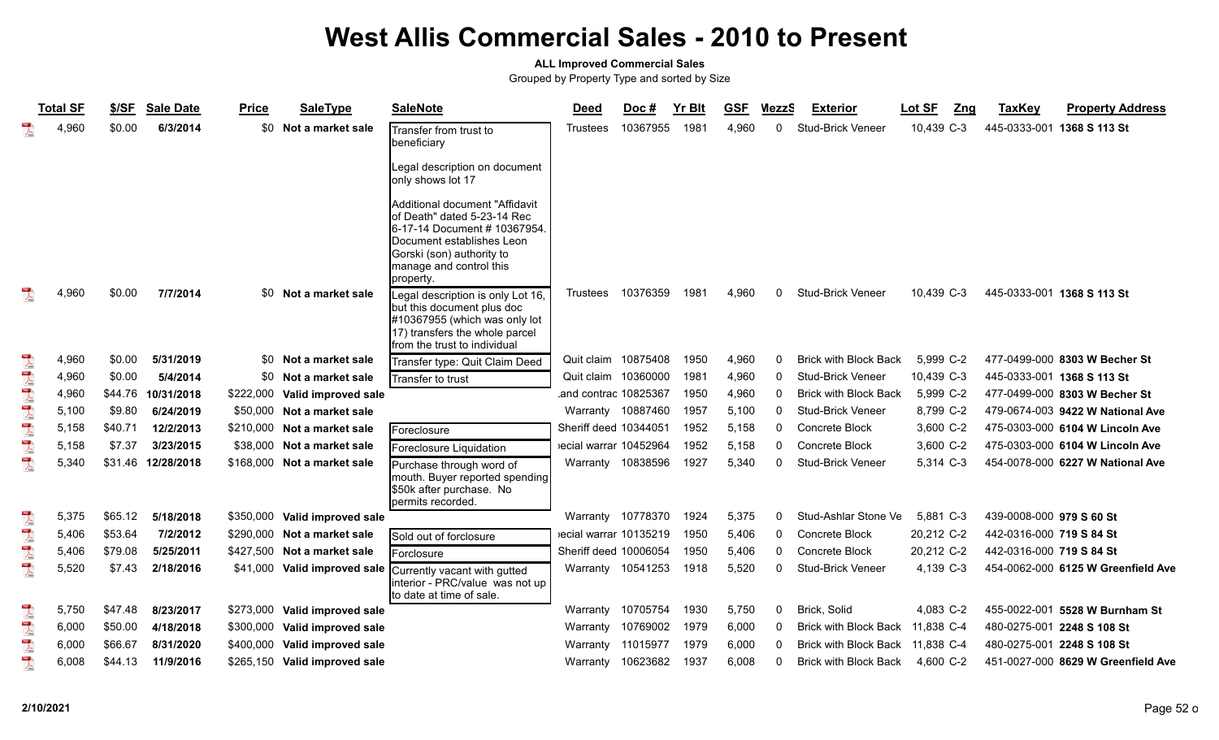# West Allis Commercial Sales - 2010 to Present

**ALL Improved Commercial Sales**

Grouped by Property Type and sorted by Size

| Total SF | $/SF | Sale Date | Price | SaleType | SaleNote | Deed | Doc # | Yr Blt | GSF | MezzS | Exterior | Lot SF | Zng | TaxKey | Property Address |
|---|---|---|---|---|---|---|---|---|---|---|---|---|---|---|---|
| 4,960 | $0.00 | 6/3/2014 | $0 | Not a market sale | Transfer from trust to beneficiary<br><br>Legal description on document only shows lot 17<br><br>Additional document "Affidavit of Death" dated 5-23-14 Rec 6-17-14 Document # 10367954. Document establishes Leon Gorski (son) authority to manage and control this property. | Trustees | 10367955 | 1981 | 4,960 | 0 | Stud-Brick Veneer | 10,439 | C-3 | 445-0333-001 | 1368 S 113 St |
| 4,960 | $0.00 | 7/7/2014 | $0 | Not a market sale | Legal description is only Lot 16, but this document plus doc #10367955 (which was only lot 17) transfers the whole parcel from the trust to individual | Trustees | 10376359 | 1981 | 4,960 | 0 | Stud-Brick Veneer | 10,439 | C-3 | 445-0333-001 | 1368 S 113 St |
| 4,960 | $0.00 | 5/31/2019 | $0 | Not a market sale | Transfer type: Quit Claim Deed | Quit claim | 10875408 | 1950 | 4,960 | 0 | Brick with Block Back | 5,999 | C-2 | 477-0499-000 | 8303 W Becher St |
| 4,960 | $0.00 | 5/4/2014 | $0 | Not a market sale | Transfer to trust | Quit claim | 10360000 | 1981 | 4,960 | 0 | Stud-Brick Veneer | 10,439 | C-3 | 445-0333-001 | 1368 S 113 St |
| 4,960 | $44.76 | 10/31/2018 | $222,000 | Valid improved sale | | .and contrac | 10825367 | 1950 | 4,960 | 0 | Brick with Block Back | 5,999 | C-2 | 477-0499-000 | 8303 W Becher St |
| 5,100 | $9.80 | 6/24/2019 | $50,000 | Not a market sale | | Warranty | 10887460 | 1957 | 5,100 | 0 | Stud-Brick Veneer | 8,799 | C-2 | 479-0674-003 | 9422 W National Ave |
| 5,158 | $40.71 | 12/2/2013 | $210,000 | Not a market sale | Foreclosure | Sheriff deed | 10344051 | 1952 | 5,158 | 0 | Concrete Block | 3,600 | C-2 | 475-0303-000 | 6104 W Lincoln Ave |
| 5,158 | $7.37 | 3/23/2015 | $38,000 | Not a market sale | Foreclosure Liquidation | ›ecial warrar | 10452964 | 1952 | 5,158 | 0 | Concrete Block | 3,600 | C-2 | 475-0303-000 | 6104 W Lincoln Ave |
| 5,340 | $31.46 | 12/28/2018 | $168,000 | Not a market sale | Purchase through word of mouth. Buyer reported spending $50k after purchase. No permits recorded. | Warranty | 10838596 | 1927 | 5,340 | 0 | Stud-Brick Veneer | 5,314 | C-3 | 454-0078-000 | 6227 W National Ave |
| 5,375 | $65.12 | 5/18/2018 | $350,000 | Valid improved sale | | Warranty | 10778370 | 1924 | 5,375 | 0 | Stud-Ashlar Stone Ve | 5,881 | C-3 | 439-0008-000 | 979 S 60 St |
| 5,406 | $53.64 | 7/2/2012 | $290,000 | Not a market sale | Sold out of forclosure | ›ecial warrar | 10135219 | 1950 | 5,406 | 0 | Concrete Block | 20,212 | C-2 | 442-0316-000 | 719 S 84 St |
| 5,406 | $79.08 | 5/25/2011 | $427,500 | Not a market sale | Forclosure | Sheriff deed | 10006054 | 1950 | 5,406 | 0 | Concrete Block | 20,212 | C-2 | 442-0316-000 | 719 S 84 St |
| 5,520 | $7.43 | 2/18/2016 | $41,000 | Valid improved sale | Currently vacant with gutted interior - PRC/value was not up to date at time of sale. | Warranty | 10541253 | 1918 | 5,520 | 0 | Stud-Brick Veneer | 4,139 | C-3 | 454-0062-000 | 6125 W Greenfield Ave |
| 5,750 | $47.48 | 8/23/2017 | $273,000 | Valid improved sale | | Warranty | 10705754 | 1930 | 5,750 | 0 | Brick, Solid | 4,083 | C-2 | 455-0022-001 | 5528 W Burnham St |
| 6,000 | $50.00 | 4/18/2018 | $300,000 | Valid improved sale | | Warranty | 10769002 | 1979 | 6,000 | 0 | Brick with Block Back | 11,838 | C-4 | 480-0275-001 | 2248 S 108 St |
| 6,000 | $66.67 | 8/31/2020 | $400,000 | Valid improved sale | | Warranty | 11015977 | 1979 | 6,000 | 0 | Brick with Block Back | 11,838 | C-4 | 480-0275-001 | 2248 S 108 St |
| 6,008 | $44.13 | 11/9/2016 | $265,150 | Valid improved sale | | Warranty | 10623682 | 1937 | 6,008 | 0 | Brick with Block Back | 4,600 | C-2 | 451-0027-000 | 8629 W Greenfield Ave |

2/10/2021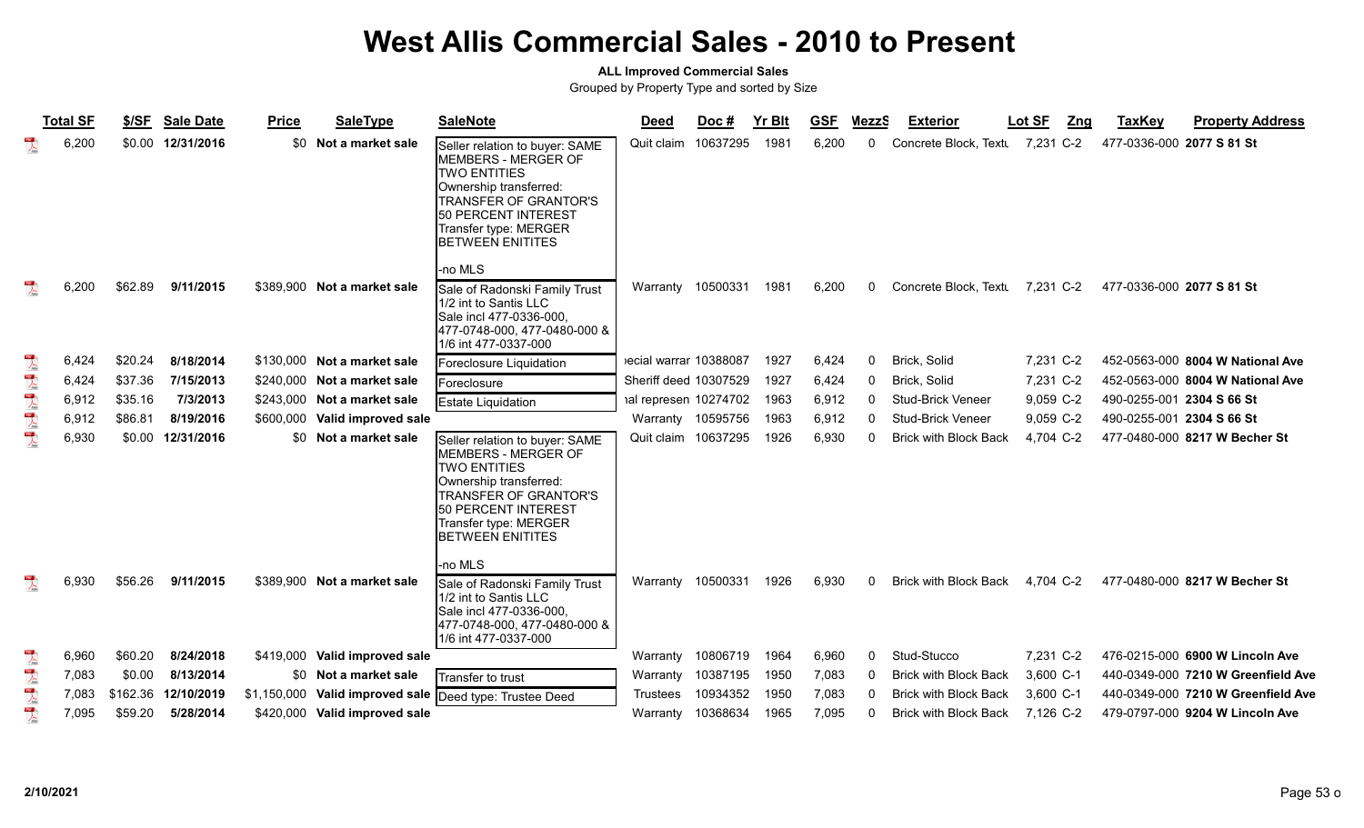# West Allis Commercial Sales - 2010 to Present

**ALL Improved Commercial Sales**

Grouped by Property Type and sorted by Size

| Total SF | $/SF | Sale Date | Price | SaleType | SaleNote | Deed | Doc # | Yr Blt | GSF | MezzS | Exterior | Lot SF | Zng | TaxKey | Property Address |
|---|---|---|---|---|---|---|---|---|---|---|---|---|---|---|---|
| 6,200 | $0.00 | 12/31/2016 | $0 | Not a market sale | Seller relation to buyer: SAME MEMBERS - MERGER OF TWO ENTITIES Ownership transferred: TRANSFER OF GRANTOR'S 50 PERCENT INTEREST Transfer type: MERGER BETWEEN ENITITES -no MLS | Quit claim | 10637295 | 1981 | 6,200 | 0 | Concrete Block, Textu | 7,231 | C-2 | 477-0336-000 | 2077 S 81 St |
| 6,200 | $62.89 | 9/11/2015 | $389,900 | Not a market sale | Sale of Radonski Family Trust 1/2 int to Santis LLC Sale incl 477-0336-000, 477-0748-000, 477-0480-000 & 1/6 int 477-0337-000 | Warranty | 10500331 | 1981 | 6,200 | 0 | Concrete Block, Textu | 7,231 | C-2 | 477-0336-000 | 2077 S 81 St |
| 6,424 | $20.24 | 8/18/2014 | $130,000 | Not a market sale | Foreclosure Liquidation | ecial warrar | 10388087 | 1927 | 6,424 | 0 | Brick, Solid | 7,231 | C-2 | 452-0563-000 | 8004 W National Ave |
| 6,424 | $37.36 | 7/15/2013 | $240,000 | Not a market sale | Foreclosure | Sheriff deed | 10307529 | 1927 | 6,424 | 0 | Brick, Solid | 7,231 | C-2 | 452-0563-000 | 8004 W National Ave |
| 6,912 | $35.16 | 7/3/2013 | $243,000 | Not a market sale | Estate Liquidation | ial represen | 10274702 | 1963 | 6,912 | 0 | Stud-Brick Veneer | 9,059 | C-2 | 490-0255-001 | 2304 S 66 St |
| 6,912 | $86.81 | 8/19/2016 | $600,000 | Valid improved sale | | Warranty | 10595756 | 1963 | 6,912 | 0 | Stud-Brick Veneer | 9,059 | C-2 | 490-0255-001 | 2304 S 66 St |
| 6,930 | $0.00 | 12/31/2016 | $0 | Not a market sale | Seller relation to buyer: SAME MEMBERS - MERGER OF TWO ENTITIES Ownership transferred: TRANSFER OF GRANTOR'S 50 PERCENT INTEREST Transfer type: MERGER BETWEEN ENITITES -no MLS | Quit claim | 10637295 | 1926 | 6,930 | 0 | Brick with Block Back | 4,704 | C-2 | 477-0480-000 | 8217 W Becher St |
| 6,930 | $56.26 | 9/11/2015 | $389,900 | Not a market sale | Sale of Radonski Family Trust 1/2 int to Santis LLC Sale incl 477-0336-000, 477-0748-000, 477-0480-000 & 1/6 int 477-0337-000 | Warranty | 10500331 | 1926 | 6,930 | 0 | Brick with Block Back | 4,704 | C-2 | 477-0480-000 | 8217 W Becher St |
| 6,960 | $60.20 | 8/24/2018 | $419,000 | Valid improved sale | | Warranty | 10806719 | 1964 | 6,960 | 0 | Stud-Stucco | 7,231 | C-2 | 476-0215-000 | 6900 W Lincoln Ave |
| 7,083 | $0.00 | 8/13/2014 | $0 | Not a market sale | Transfer to trust | Warranty | 10387195 | 1950 | 7,083 | 0 | Brick with Block Back | 3,600 | C-1 | 440-0349-000 | 7210 W Greenfield Ave |
| 7,083 | $162.36 | 12/10/2019 | $1,150,000 | Valid improved sale | Deed type: Trustee Deed | Trustees | 10934352 | 1950 | 7,083 | 0 | Brick with Block Back | 3,600 | C-1 | 440-0349-000 | 7210 W Greenfield Ave |
| 7,095 | $59.20 | 5/28/2014 | $420,000 | Valid improved sale | | Warranty | 10368634 | 1965 | 7,095 | 0 | Brick with Block Back | 7,126 | C-2 | 479-0797-000 | 9204 W Lincoln Ave |

2/10/2021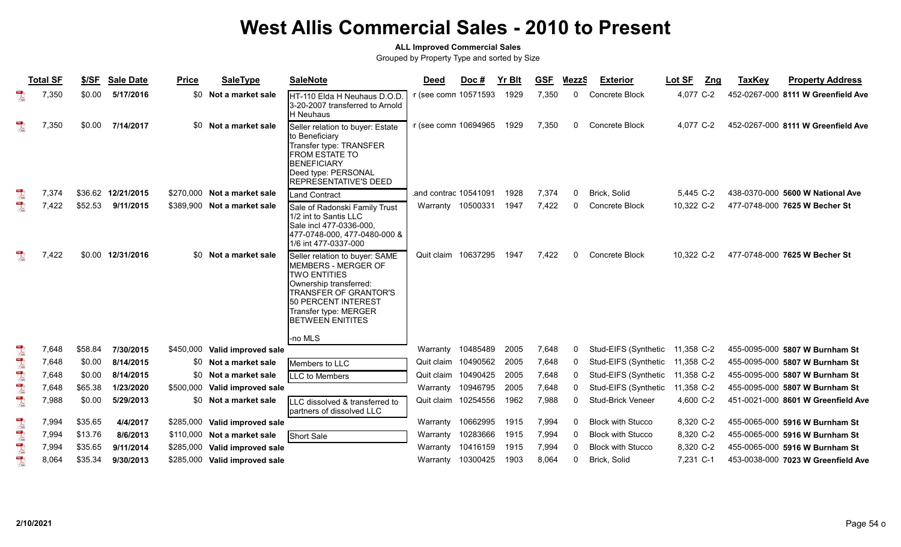# West Allis Commercial Sales - 2010 to Present

**ALL Improved Commercial Sales**

Grouped by Property Type and sorted by Size

| Total SF | $/SF | Sale Date | Price | SaleType | SaleNote | Deed | Doc # | Yr Blt | GSF | MezzS | Exterior | Lot SF | Zng | TaxKey | Property Address |
|---|---|---|---|---|---|---|---|---|---|---|---|---|---|---|---|
| 7,350 | $0.00 | 5/17/2016 | $0 | Not a market sale | HT-110 Elda H Neuhaus D.O.D. 3-20-2007 transferred to Arnold H Neuhaus | r (see comn | 10571593 | 1929 | 7,350 | 0 | Concrete Block | 4,077 | C-2 | 452-0267-000 | 8111 W Greenfield Ave |
| 7,350 | $0.00 | 7/14/2017 | $0 | Not a market sale | Seller relation to buyer: Estate to Beneficiary Transfer type: TRANSFER FROM ESTATE TO BENEFICIARY Deed type: PERSONAL REPRESENTATIVE'S DEED | r (see comn | 10694965 | 1929 | 7,350 | 0 | Concrete Block | 4,077 | C-2 | 452-0267-000 | 8111 W Greenfield Ave |
| 7,374 | $36.62 | 12/21/2015 | $270,000 | Not a market sale | Land Contract | and contrac | 10541091 | 1928 | 7,374 | 0 | Brick, Solid | 5,445 | C-2 | 438-0370-000 | 5600 W National Ave |
| 7,422 | $52.53 | 9/11/2015 | $389,900 | Not a market sale | Sale of Radonski Family Trust 1/2 int to Santis LLC Sale incl 477-0336-000, 477-0748-000, 477-0480-000 & 1/6 int 477-0337-000 | Warranty | 10500331 | 1947 | 7,422 | 0 | Concrete Block | 10,322 | C-2 | 477-0748-000 | 7625 W Becher St |
| 7,422 | $0.00 | 12/31/2016 | $0 | Not a market sale | Seller relation to buyer: SAME MEMBERS - MERGER OF TWO ENTITIES Ownership transferred: TRANSFER OF GRANTOR'S 50 PERCENT INTEREST Transfer type: MERGER BETWEEN ENITITES -no MLS | Quit claim | 10637295 | 1947 | 7,422 | 0 | Concrete Block | 10,322 | C-2 | 477-0748-000 | 7625 W Becher St |
| 7,648 | $58.84 | 7/30/2015 | $450,000 | Valid improved sale | | Warranty | 10485489 | 2005 | 7,648 | 0 | Stud-EIFS (Synthetic | 11,358 | C-2 | 455-0095-000 | 5807 W Burnham St |
| 7,648 | $0.00 | 8/14/2015 | $0 | Not a market sale | Members to LLC | Quit claim | 10490562 | 2005 | 7,648 | 0 | Stud-EIFS (Synthetic | 11,358 | C-2 | 455-0095-000 | 5807 W Burnham St |
| 7,648 | $0.00 | 8/14/2015 | $0 | Not a market sale | LLC to Members | Quit claim | 10490425 | 2005 | 7,648 | 0 | Stud-EIFS (Synthetic | 11,358 | C-2 | 455-0095-000 | 5807 W Burnham St |
| 7,648 | $65.38 | 1/23/2020 | $500,000 | Valid improved sale | | Warranty | 10946795 | 2005 | 7,648 | 0 | Stud-EIFS (Synthetic | 11,358 | C-2 | 455-0095-000 | 5807 W Burnham St |
| 7,988 | $0.00 | 5/29/2013 | $0 | Not a market sale | LLC dissolved & transferred to partners of dissolved LLC | Quit claim | 10254556 | 1962 | 7,988 | 0 | Stud-Brick Veneer | 4,600 | C-2 | 451-0021-000 | 8601 W Greenfield Ave |
| 7,994 | $35.65 | 4/4/2017 | $285,000 | Valid improved sale | | Warranty | 10662995 | 1915 | 7,994 | 0 | Block with Stucco | 8,320 | C-2 | 455-0065-000 | 5916 W Burnham St |
| 7,994 | $13.76 | 8/6/2013 | $110,000 | Not a market sale | Short Sale | Warranty | 10283666 | 1915 | 7,994 | 0 | Block with Stucco | 8,320 | C-2 | 455-0065-000 | 5916 W Burnham St |
| 7,994 | $35.65 | 9/11/2014 | $285,000 | Valid improved sale | | Warranty | 10416159 | 1915 | 7,994 | 0 | Block with Stucco | 8,320 | C-2 | 455-0065-000 | 5916 W Burnham St |
| 8,064 | $35.34 | 9/30/2013 | $285,000 | Valid improved sale | | Warranty | 10300425 | 1903 | 8,064 | 0 | Brick, Solid | 7,231 | C-1 | 453-0038-000 | 7023 W Greenfield Ave |

2/10/2021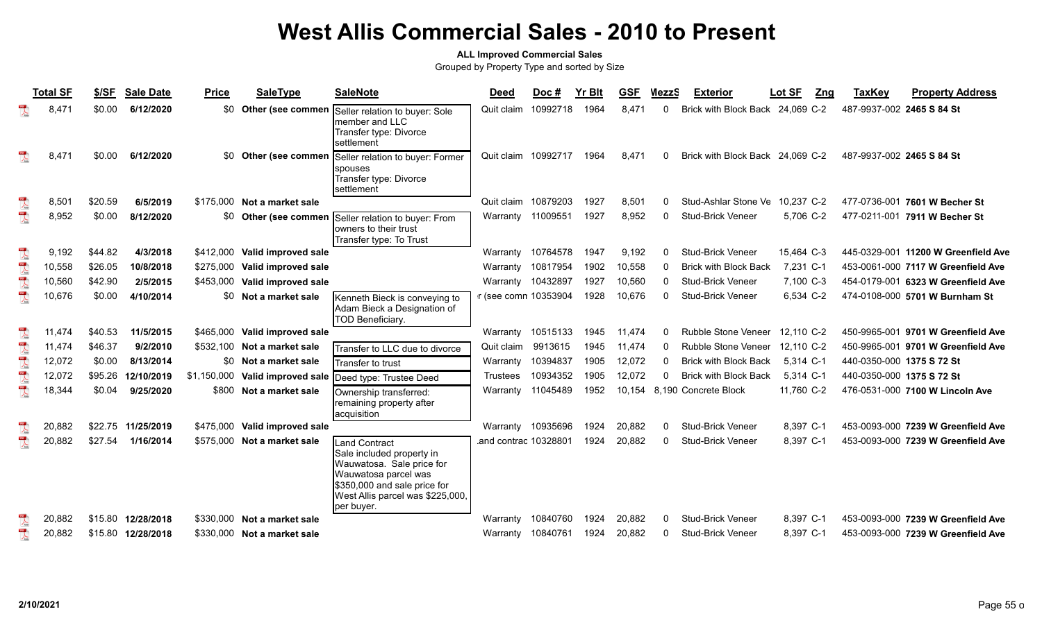# West Allis Commercial Sales - 2010 to Present

**ALL Improved Commercial Sales**

Grouped by Property Type and sorted by Size

| Total SF | $/SF | Sale Date | Price | SaleType | SaleNote | Deed | Doc # | Yr Blt | GSF | MezzS | Exterior | Lot SF | Zng | TaxKey | Property Address |
|---|---|---|---|---|---|---|---|---|---|---|---|---|---|---|---|
| 8,471 | $0.00 | 6/12/2020 | $0 | Other (see commen | Seller relation to buyer: Sole member and LLC Transfer type: Divorce settlement | Quit claim | 10992718 | 1964 | 8,471 | 0 | Brick with Block Back | 24,069 | C-2 | 487-9937-002 | 2465 S 84 St |
| 8,471 | $0.00 | 6/12/2020 | $0 | Other (see commen | Seller relation to buyer: Former spouses Transfer type: Divorce settlement | Quit claim | 10992717 | 1964 | 8,471 | 0 | Brick with Block Back | 24,069 | C-2 | 487-9937-002 | 2465 S 84 St |
| 8,501 | $20.59 | 6/5/2019 | $175,000 | Not a market sale | | Quit claim | 10879203 | 1927 | 8,501 | 0 | Stud-Ashlar Stone Ve | 10,237 | C-2 | 477-0736-001 | 7601 W Becher St |
| 8,952 | $0.00 | 8/12/2020 | $0 | Other (see commen | Seller relation to buyer: From owners to their trust Transfer type: To Trust | Warranty | 11009551 | 1927 | 8,952 | 0 | Stud-Brick Veneer | 5,706 | C-2 | 477-0211-001 | 7911 W Becher St |
| 9,192 | $44.82 | 4/3/2018 | $412,000 | Valid improved sale | | Warranty | 10764578 | 1947 | 9,192 | 0 | Stud-Brick Veneer | 15,464 | C-3 | 445-0329-001 | 11200 W Greenfield Ave |
| 10,558 | $26.05 | 10/8/2018 | $275,000 | Valid improved sale | | Warranty | 10817954 | 1902 | 10,558 | 0 | Brick with Block Back | 7,231 | C-1 | 453-0061-000 | 7117 W Greenfield Ave |
| 10,560 | $42.90 | 2/5/2015 | $453,000 | Valid improved sale | | Warranty | 10432897 | 1927 | 10,560 | 0 | Stud-Brick Veneer | 7,100 | C-3 | 454-0179-001 | 6323 W Greenfield Ave |
| 10,676 | $0.00 | 4/10/2014 | $0 | Not a market sale | Kenneth Bieck is conveying to Adam Bieck a Designation of TOD Beneficiary. | r (see comn | 10353904 | 1928 | 10,676 | 0 | Stud-Brick Veneer | 6,534 | C-2 | 474-0108-000 | 5701 W Burnham St |
| 11,474 | $40.53 | 11/5/2015 | $465,000 | Valid improved sale | | Warranty | 10515133 | 1945 | 11,474 | 0 | Rubble Stone Veneer | 12,110 | C-2 | 450-9965-001 | 9701 W Greenfield Ave |
| 11,474 | $46.37 | 9/2/2010 | $532,100 | Not a market sale | Transfer to LLC due to divorce | Quit claim | 9913615 | 1945 | 11,474 | 0 | Rubble Stone Veneer | 12,110 | C-2 | 450-9965-001 | 9701 W Greenfield Ave |
| 12,072 | $0.00 | 8/13/2014 | $0 | Not a market sale | Transfer to trust | Warranty | 10394837 | 1905 | 12,072 | 0 | Brick with Block Back | 5,314 | C-1 | 440-0350-000 | 1375 S 72 St |
| 12,072 | $95.26 | 12/10/2019 | $1,150,000 | Valid improved sale | Deed type: Trustee Deed | Trustees | 10934352 | 1905 | 12,072 | 0 | Brick with Block Back | 5,314 | C-1 | 440-0350-000 | 1375 S 72 St |
| 18,344 | $0.04 | 9/25/2020 | $800 | Not a market sale | Ownership transferred: remaining property after acquisition | Warranty | 11045489 | 1952 | 10,154 | 8,190 | Concrete Block | 11,760 | C-2 | 476-0531-000 | 7100 W Lincoln Ave |
| 20,882 | $22.75 | 11/25/2019 | $475,000 | Valid improved sale | | Warranty | 10935696 | 1924 | 20,882 | 0 | Stud-Brick Veneer | 8,397 | C-1 | 453-0093-000 | 7239 W Greenfield Ave |
| 20,882 | $27.54 | 1/16/2014 | $575,000 | Not a market sale | Land Contract Sale included property in Wauwatosa. Sale price for Wauwatosa parcel was $350,000 and sale price for West Allis parcel was $225,000, per buyer. | .and contrac | 10328801 | 1924 | 20,882 | 0 | Stud-Brick Veneer | 8,397 | C-1 | 453-0093-000 | 7239 W Greenfield Ave |
| 20,882 | $15.80 | 12/28/2018 | $330,000 | Not a market sale | | Warranty | 10840760 | 1924 | 20,882 | 0 | Stud-Brick Veneer | 8,397 | C-1 | 453-0093-000 | 7239 W Greenfield Ave |
| 20,882 | $15.80 | 12/28/2018 | $330,000 | Not a market sale | | Warranty | 10840761 | 1924 | 20,882 | 0 | Stud-Brick Veneer | 8,397 | C-1 | 453-0093-000 | 7239 W Greenfield Ave |

2/10/2021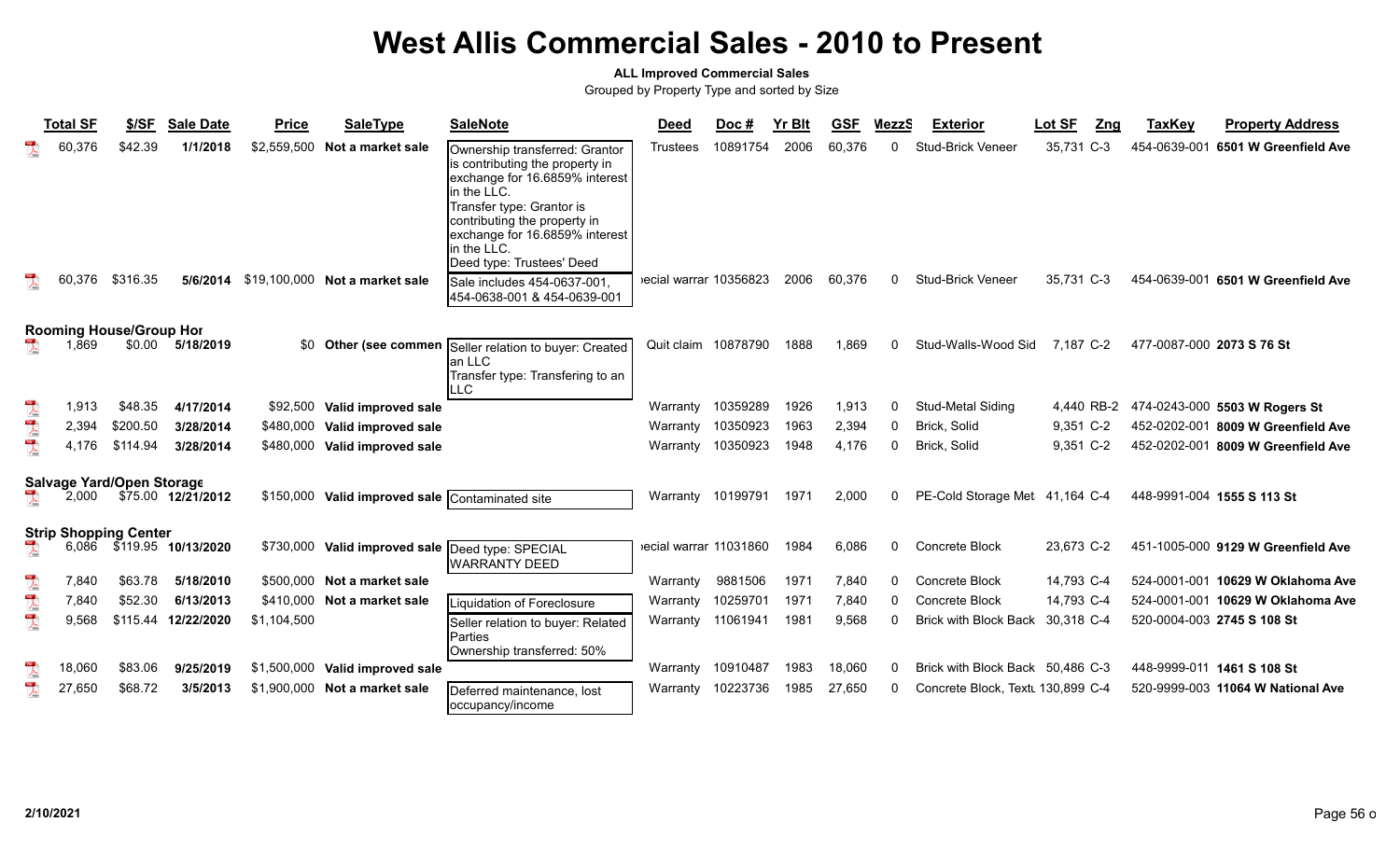# West Allis Commercial Sales - 2010 to Present

**ALL Improved Commercial Sales**

Grouped by Property Type and sorted by Size

| Total SF | $/SF | Sale Date | Price | SaleType | SaleNote | Deed | Doc # | Yr Blt | GSF | MezzS | Exterior | Lot SF | Zng | TaxKey | Property Address |
|---|---|---|---|---|---|---|---|---|---|---|---|---|---|---|---|
| 60,376 | $42.39 | **1/1/2018** | $2,559,500 | **Not a market sale** | Ownership transferred: Grantor is contributing the property in exchange for 16.6859% interest in the LLC. Transfer type: Grantor is contributing the property in exchange for 16.6859% interest in the LLC. Deed type: Trustees' Deed | Trustees | 10891754 | 2006 | 60,376 | 0 | Stud-Brick Veneer | 35,731 | C-3 | 454-0639-001 | **6501 W Greenfield Ave** |
| 60,376 | $316.35 | **5/6/2014** | $19,100,000 | **Not a market sale** | Sale includes 454-0637-001, 454-0638-001 & 454-0639-001 | ecial warrar | 10356823 | 2006 | 60,376 | 0 | Stud-Brick Veneer | 35,731 | C-3 | 454-0639-001 | **6501 W Greenfield Ave** |
| **Rooming House/Group Hor** | | | | | | | | | | | | | | | |
| 1,869 | $0.00 | **5/18/2019** | $0 | **Other (see commen** | Seller relation to buyer: Created an LLC Transfer type: Transfering to an LLC | Quit claim | 10878790 | 1888 | 1,869 | 0 | Stud-Walls-Wood Sid | 7,187 | C-2 | 477-0087-000 | **2073 S 76 St** |
| 1,913 | $48.35 | **4/17/2014** | $92,500 | **Valid improved sale** | | Warranty | 10359289 | 1926 | 1,913 | 0 | Stud-Metal Siding | 4,440 | RB-2 | 474-0243-000 | **5503 W Rogers St** |
| 2,394 | $200.50 | **3/28/2014** | $480,000 | **Valid improved sale** | | Warranty | 10350923 | 1963 | 2,394 | 0 | Brick, Solid | 9,351 | C-2 | 452-0202-001 | **8009 W Greenfield Ave** |
| 4,176 | $114.94 | **3/28/2014** | $480,000 | **Valid improved sale** | | Warranty | 10350923 | 1948 | 4,176 | 0 | Brick, Solid | 9,351 | C-2 | 452-0202-001 | **8009 W Greenfield Ave** |
| **Salvage Yard/Open Storage** | | | | | | | | | | | | | | | |
| 2,000 | $75.00 | **12/21/2012** | $150,000 | **Valid improved sale** | Contaminated site | Warranty | 10199791 | 1971 | 2,000 | 0 | PE-Cold Storage Met | 41,164 | C-4 | 448-9991-004 | **1555 S 113 St** |
| **Strip Shopping Center** | | | | | | | | | | | | | | | |
| 6,086 | $119.95 | **10/13/2020** | $730,000 | **Valid improved sale** | Deed type: SPECIAL WARRANTY DEED | ecial warrar | 11031860 | 1984 | 6,086 | 0 | Concrete Block | 23,673 | C-2 | 451-1005-000 | **9129 W Greenfield Ave** |
| 7,840 | $63.78 | **5/18/2010** | $500,000 | **Not a market sale** | | Warranty | 9881506 | 1971 | 7,840 | 0 | Concrete Block | 14,793 | C-4 | 524-0001-001 | **10629 W Oklahoma Ave** |
| 7,840 | $52.30 | **6/13/2013** | $410,000 | **Not a market sale** | Liquidation of Foreclosure | Warranty | 10259701 | 1971 | 7,840 | 0 | Concrete Block | 14,793 | C-4 | 524-0001-001 | **10629 W Oklahoma Ave** |
| 9,568 | $115.44 | **12/22/2020** | $1,104,500 | | Seller relation to buyer: Related Parties Ownership transferred: 50% | Warranty | 11061941 | 1981 | 9,568 | 0 | Brick with Block Back | 30,318 | C-4 | 520-0004-003 | **2745 S 108 St** |
| 18,060 | $83.06 | **9/25/2019** | $1,500,000 | **Valid improved sale** | | Warranty | 10910487 | 1983 | 18,060 | 0 | Brick with Block Back | 50,486 | C-3 | 448-9999-011 | **1461 S 108 St** |
| 27,650 | $68.72 | **3/5/2013** | $1,900,000 | **Not a market sale** | Deferred maintenance, lost occupancy/income | Warranty | 10223736 | 1985 | 27,650 | 0 | Concrete Block, Textu | 130,899 | C-4 | 520-9999-003 | **11064 W National Ave** |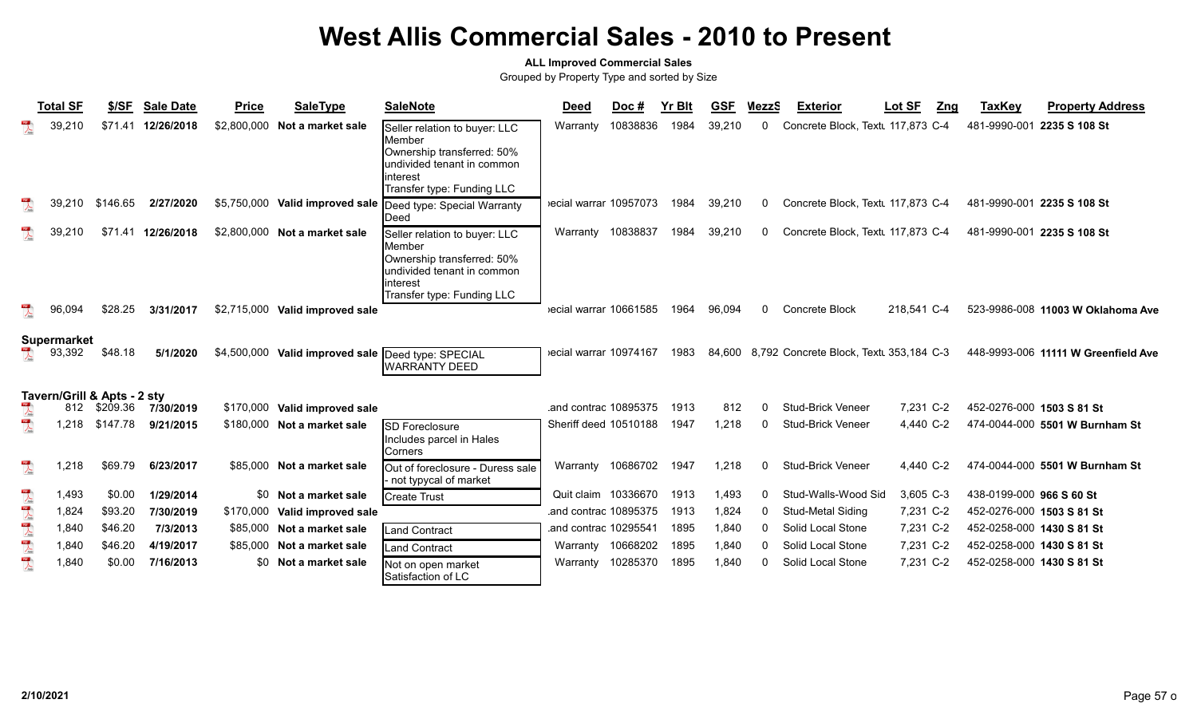# West Allis Commercial Sales - 2010 to Present

**ALL Improved Commercial Sales**

Grouped by Property Type and sorted by Size

| Total SF | $/SF | Sale Date | Price | SaleType | SaleNote | Deed | Doc # | Yr Blt | GSF | MezzS | Exterior | Lot SF | Zng | TaxKey | Property Address |
|---|---|---|---|---|---|---|---|---|---|---|---|---|---|---|---|
| 39,210 | $71.41 | 12/26/2018 | $2,800,000 | Not a market sale | Seller relation to buyer: LLC Member Ownership transferred: 50% undivided tenant in common interest Transfer type: Funding LLC | Warranty | 10838836 | 1984 | 39,210 | 0 | Concrete Block, Textu | 117,873 | C-4 | 481-9990-001 | 2235 S 108 St |
| 39,210 | $146.65 | 2/27/2020 | $5,750,000 | Valid improved sale | Deed type: Special Warranty Deed | ecial warrar | 10957073 | 1984 | 39,210 | 0 | Concrete Block, Textu | 117,873 | C-4 | 481-9990-001 | 2235 S 108 St |
| 39,210 | $71.41 | 12/26/2018 | $2,800,000 | Not a market sale | Seller relation to buyer: LLC Member Ownership transferred: 50% undivided tenant in common interest Transfer type: Funding LLC | Warranty | 10838837 | 1984 | 39,210 | 0 | Concrete Block, Textu | 117,873 | C-4 | 481-9990-001 | 2235 S 108 St |
| 96,094 | $28.25 | 3/31/2017 | $2,715,000 | Valid improved sale | | ecial warrar | 10661585 | 1964 | 96,094 | 0 | Concrete Block | 218,541 | C-4 | 523-9986-008 | 11003 W Oklahoma Ave |
| **Supermarket** | | | | | | | | | | | | | | | |
| 93,392 | $48.18 | 5/1/2020 | $4,500,000 | Valid improved sale | Deed type: SPECIAL WARRANTY DEED | ecial warrar | 10974167 | 1983 | 84,600 | 8,792 | Concrete Block, Textu | 353,184 | C-3 | 448-9993-006 | 11111 W Greenfield Ave |
| **Tavern/Grill & Apts - 2 sty** | | | | | | | | | | | | | | | |
| 812 | $209.36 | 7/30/2019 | $170,000 | Valid improved sale | | and contrac | 10895375 | 1913 | 812 | 0 | Stud-Brick Veneer | 7,231 | C-2 | 452-0276-000 | 1503 S 81 St |
| 1,218 | $147.78 | 9/21/2015 | $180,000 | Not a market sale | SD Foreclosure Includes parcel in Hales Corners | Sheriff deed | 10510188 | 1947 | 1,218 | 0 | Stud-Brick Veneer | 4,440 | C-2 | 474-0044-000 | 5501 W Burnham St |
| 1,218 | $69.79 | 6/23/2017 | $85,000 | Not a market sale | Out of foreclosure - Duress sale - not typycal of market | Warranty | 10686702 | 1947 | 1,218 | 0 | Stud-Brick Veneer | 4,440 | C-2 | 474-0044-000 | 5501 W Burnham St |
| 1,493 | $0.00 | 1/29/2014 | $0 | Not a market sale | Create Trust | Quit claim | 10336670 | 1913 | 1,493 | 0 | Stud-Walls-Wood Sid | 3,605 | C-3 | 438-0199-000 | 966 S 60 St |
| 1,824 | $93.20 | 7/30/2019 | $170,000 | Valid improved sale | | and contrac | 10895375 | 1913 | 1,824 | 0 | Stud-Metal Siding | 7,231 | C-2 | 452-0276-000 | 1503 S 81 St |
| 1,840 | $46.20 | 7/3/2013 | $85,000 | Not a market sale | Land Contract | and contrac | 10295541 | 1895 | 1,840 | 0 | Solid Local Stone | 7,231 | C-2 | 452-0258-000 | 1430 S 81 St |
| 1,840 | $46.20 | 4/19/2017 | $85,000 | Not a market sale | Land Contract | Warranty | 10668202 | 1895 | 1,840 | 0 | Solid Local Stone | 7,231 | C-2 | 452-0258-000 | 1430 S 81 St |
| 1,840 | $0.00 | 7/16/2013 | $0 | Not a market sale | Not on open market Satisfaction of LC | Warranty | 10285370 | 1895 | 1,840 | 0 | Solid Local Stone | 7,231 | C-2 | 452-0258-000 | 1430 S 81 St |

2/10/2021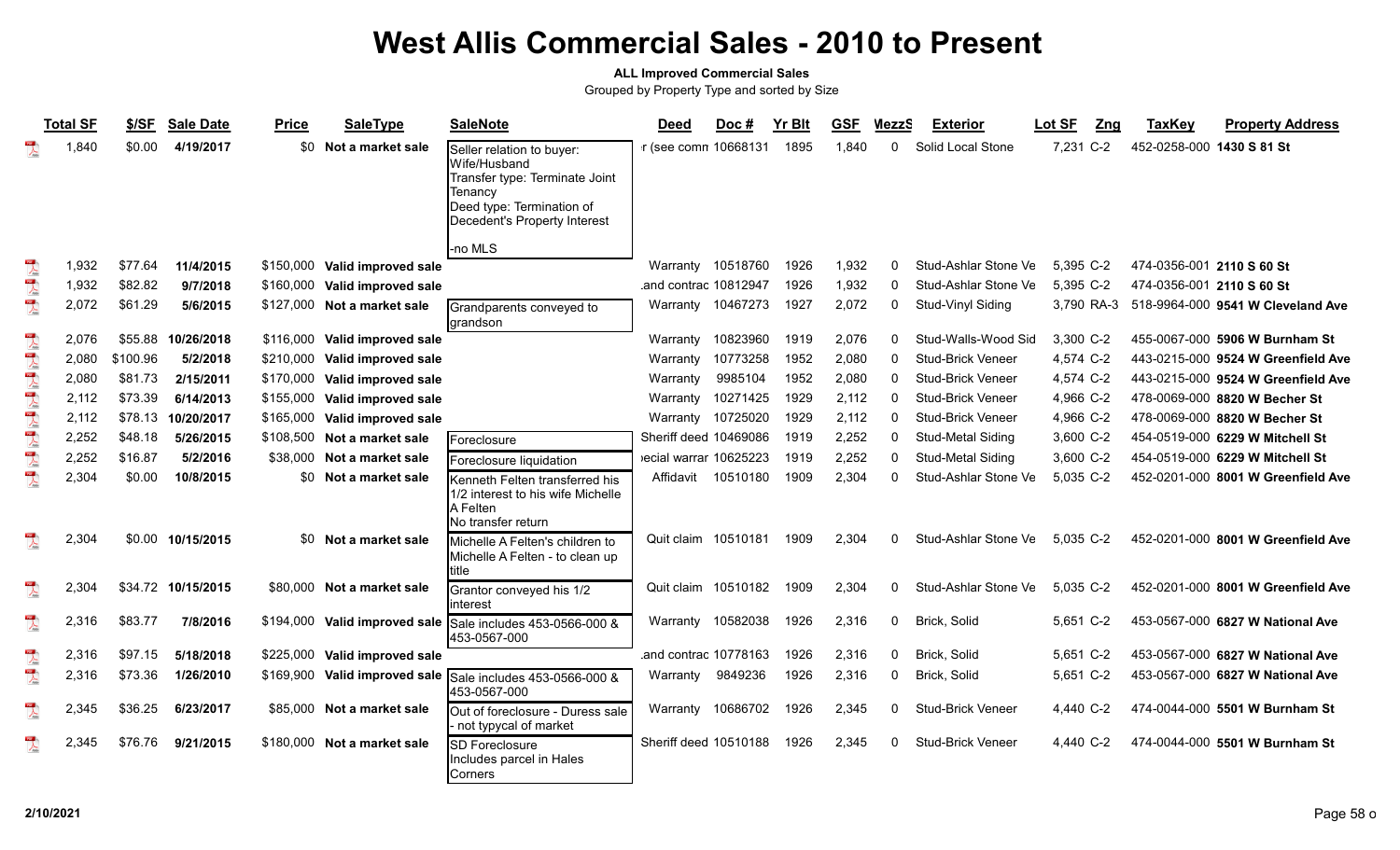# West Allis Commercial Sales - 2010 to Present

**ALL Improved Commercial Sales**

Grouped by Property Type and sorted by Size

| Total SF | $/SF | Sale Date | Price | SaleType | SaleNote | Deed | Doc # | Yr Blt | GSF | MezzS | Exterior | Lot SF | Zng | TaxKey | Property Address |
|---|---|---|---|---|---|---|---|---|---|---|---|---|---|---|---|
| 1,840 | $0.00 | 4/19/2017 | $0 | Not a market sale | Seller relation to buyer: Wife/Husband<br>Transfer type: Terminate Joint Tenancy<br>Deed type: Termination of Decedent's Property Interest<br><br>-no MLS | r (see comn | 10668131 | 1895 | 1,840 | 0 | Solid Local Stone | 7,231 | C-2 | 452-0258-000 | 1430 S 81 St |
| 1,932 | $77.64 | 11/4/2015 | $150,000 | Valid improved sale | | Warranty | 10518760 | 1926 | 1,932 | 0 | Stud-Ashlar Stone Ve | 5,395 | C-2 | 474-0356-001 | 2110 S 60 St |
| 1,932 | $82.82 | 9/7/2018 | $160,000 | Valid improved sale | | .and contrac | 10812947 | 1926 | 1,932 | 0 | Stud-Ashlar Stone Ve | 5,395 | C-2 | 474-0356-001 | 2110 S 60 St |
| 2,072 | $61.29 | 5/6/2015 | $127,000 | Not a market sale | Grandparents conveyed to grandson | Warranty | 10467273 | 1927 | 2,072 | 0 | Stud-Vinyl Siding | 3,790 | RA-3 | 518-9964-000 | 9541 W Cleveland Ave |
| 2,076 | $55.88 | 10/26/2018 | $116,000 | Valid improved sale | | Warranty | 10823960 | 1919 | 2,076 | 0 | Stud-Walls-Wood Sid | 3,300 | C-2 | 455-0067-000 | 5906 W Burnham St |
| 2,080 | $100.96 | 5/2/2018 | $210,000 | Valid improved sale | | Warranty | 10773258 | 1952 | 2,080 | 0 | Stud-Brick Veneer | 4,574 | C-2 | 443-0215-000 | 9524 W Greenfield Ave |
| 2,080 | $81.73 | 2/15/2011 | $170,000 | Valid improved sale | | Warranty | 9985104 | 1952 | 2,080 | 0 | Stud-Brick Veneer | 4,574 | C-2 | 443-0215-000 | 9524 W Greenfield Ave |
| 2,112 | $73.39 | 6/14/2013 | $155,000 | Valid improved sale | | Warranty | 10271425 | 1929 | 2,112 | 0 | Stud-Brick Veneer | 4,966 | C-2 | 478-0069-000 | 8820 W Becher St |
| 2,112 | $78.13 | 10/20/2017 | $165,000 | Valid improved sale | | Warranty | 10725020 | 1929 | 2,112 | 0 | Stud-Brick Veneer | 4,966 | C-2 | 478-0069-000 | 8820 W Becher St |
| 2,252 | $48.18 | 5/26/2015 | $108,500 | Not a market sale | Foreclosure | Sheriff deed | 10469086 | 1919 | 2,252 | 0 | Stud-Metal Siding | 3,600 | C-2 | 454-0519-000 | 6229 W Mitchell St |
| 2,252 | $16.87 | 5/2/2016 | $38,000 | Not a market sale | Foreclosure liquidation | ecial warrar | 10625223 | 1919 | 2,252 | 0 | Stud-Metal Siding | 3,600 | C-2 | 454-0519-000 | 6229 W Mitchell St |
| 2,304 | $0.00 | 10/8/2015 | $0 | Not a market sale | Kenneth Felten transferred his 1/2 interest to his wife Michelle A Felten<br>No transfer return | Affidavit | 10510180 | 1909 | 2,304 | 0 | Stud-Ashlar Stone Ve | 5,035 | C-2 | 452-0201-000 | 8001 W Greenfield Ave |
| 2,304 | $0.00 | 10/15/2015 | $0 | Not a market sale | Michelle A Felten's children to Michelle A Felten - to clean up title | Quit claim | 10510181 | 1909 | 2,304 | 0 | Stud-Ashlar Stone Ve | 5,035 | C-2 | 452-0201-000 | 8001 W Greenfield Ave |
| 2,304 | $34.72 | 10/15/2015 | $80,000 | Not a market sale | Grantor conveyed his 1/2 interest | Quit claim | 10510182 | 1909 | 2,304 | 0 | Stud-Ashlar Stone Ve | 5,035 | C-2 | 452-0201-000 | 8001 W Greenfield Ave |
| 2,316 | $83.77 | 7/8/2016 | $194,000 | Valid improved sale | Sale includes 453-0566-000 & 453-0567-000 | Warranty | 10582038 | 1926 | 2,316 | 0 | Brick, Solid | 5,651 | C-2 | 453-0567-000 | 6827 W National Ave |
| 2,316 | $97.15 | 5/18/2018 | $225,000 | Valid improved sale | | .and contrac | 10778163 | 1926 | 2,316 | 0 | Brick, Solid | 5,651 | C-2 | 453-0567-000 | 6827 W National Ave |
| 2,316 | $73.36 | 1/26/2010 | $169,900 | Valid improved sale | Sale includes 453-0566-000 & 453-0567-000 | Warranty | 9849236 | 1926 | 2,316 | 0 | Brick, Solid | 5,651 | C-2 | 453-0567-000 | 6827 W National Ave |
| 2,345 | $36.25 | 6/23/2017 | $85,000 | Not a market sale | Out of foreclosure - Duress sale - not typycal of market | Warranty | 10686702 | 1926 | 2,345 | 0 | Stud-Brick Veneer | 4,440 | C-2 | 474-0044-000 | 5501 W Burnham St |
| 2,345 | $76.76 | 9/21/2015 | $180,000 | Not a market sale | SD Foreclosure<br>Includes parcel in Hales Corners | Sheriff deed | 10510188 | 1926 | 2,345 | 0 | Stud-Brick Veneer | 4,440 | C-2 | 474-0044-000 | 5501 W Burnham St |

2/10/2021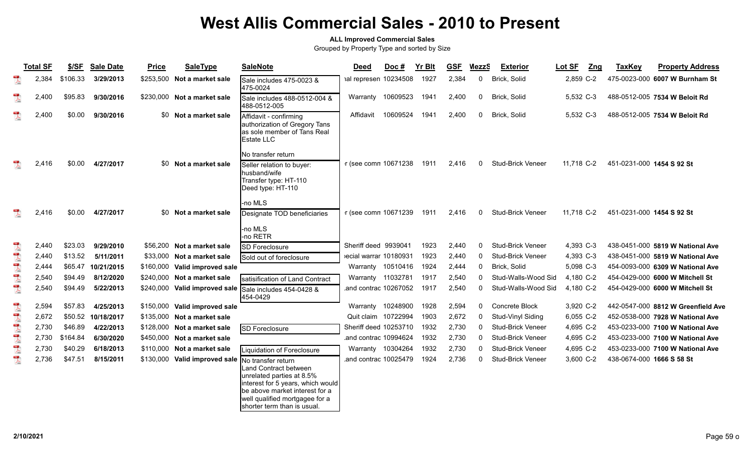# West Allis Commercial Sales - 2010 to Present

**ALL Improved Commercial Sales**

Grouped by Property Type and sorted by Size

| Total SF | $/SF | Sale Date | Price | SaleType | SaleNote | Deed | Doc # | Yr Blt | GSF | MezzS | Exterior | Lot SF | Zng | TaxKey | Property Address |
|---|---|---|---|---|---|---|---|---|---|---|---|---|---|---|---|
| 2,384 | $106.33 | 3/29/2013 | $253,500 | Not a market sale | Sale includes 475-0023 & 475-0024 | al represen | 10234508 | 1927 | 2,384 | 0 | Brick, Solid | 2,859 | C-2 | 475-0023-000 | 6007 W Burnham St |
| 2,400 | $95.83 | 9/30/2016 | $230,000 | Not a market sale | Sale includes 488-0512-004 & 488-0512-005 | Warranty | 10609523 | 1941 | 2,400 | 0 | Brick, Solid | 5,532 | C-3 | 488-0512-005 | 7534 W Beloit Rd |
| 2,400 | $0.00 | 9/30/2016 | $0 | Not a market sale | Affidavit - confirming authorization of Gregory Tans as sole member of Tans Real Estate LLC<br><br>No transfer return | Affidavit | 10609524 | 1941 | 2,400 | 0 | Brick, Solid | 5,532 | C-3 | 488-0512-005 | 7534 W Beloit Rd |
| 2,416 | $0.00 | 4/27/2017 | $0 | Not a market sale | Seller relation to buyer: husband/wife<br>Transfer type: HT-110<br>Deed type: HT-110<br><br>-no MLS | r (see comn | 10671238 | 1911 | 2,416 | 0 | Stud-Brick Veneer | 11,718 | C-2 | 451-0231-000 | 1454 S 92 St |
| 2,416 | $0.00 | 4/27/2017 | $0 | Not a market sale | Designate TOD beneficiaries<br><br>-no MLS<br>-no RETR | r (see comn | 10671239 | 1911 | 2,416 | 0 | Stud-Brick Veneer | 11,718 | C-2 | 451-0231-000 | 1454 S 92 St |
| 2,440 | $23.03 | 9/29/2010 | $56,200 | Not a market sale | SD Foreclosure | Sheriff deed | 9939041 | 1923 | 2,440 | 0 | Stud-Brick Veneer | 4,393 | C-3 | 438-0451-000 | 5819 W National Ave |
| 2,440 | $13.52 | 5/11/2011 | $33,000 | Not a market sale | Sold out of foreclosure | ecial warrar | 10180931 | 1923 | 2,440 | 0 | Stud-Brick Veneer | 4,393 | C-3 | 438-0451-000 | 5819 W National Ave |
| 2,444 | $65.47 | 10/21/2015 | $160,000 | Valid improved sale | | Warranty | 10510416 | 1924 | 2,444 | 0 | Brick, Solid | 5,098 | C-3 | 454-0093-000 | 6309 W National Ave |
| 2,540 | $94.49 | 8/12/2020 | $240,000 | Not a market sale | satisification of Land Contract | Warranty | 11032781 | 1917 | 2,540 | 0 | Stud-Walls-Wood Sid | 4,180 | C-2 | 454-0429-000 | 6000 W Mitchell St |
| 2,540 | $94.49 | 5/22/2013 | $240,000 | Valid improved sale | Sale includes 454-0428 & 454-0429 | and contrac | 10267052 | 1917 | 2,540 | 0 | Stud-Walls-Wood Sid | 4,180 | C-2 | 454-0429-000 | 6000 W Mitchell St |
| 2,594 | $57.83 | 4/25/2013 | $150,000 | Valid improved sale | | Warranty | 10248900 | 1928 | 2,594 | 0 | Concrete Block | 3,920 | C-2 | 442-0547-000 | 8812 W Greenfield Ave |
| 2,672 | $50.52 | 10/18/2017 | $135,000 | Not a market sale | | Quit claim | 10722994 | 1903 | 2,672 | 0 | Stud-Vinyl Siding | 6,055 | C-2 | 452-0538-000 | 7928 W National Ave |
| 2,730 | $46.89 | 4/22/2013 | $128,000 | Not a market sale | SD Foreclosure | Sheriff deed | 10253710 | 1932 | 2,730 | 0 | Stud-Brick Veneer | 4,695 | C-2 | 453-0233-000 | 7100 W National Ave |
| 2,730 | $164.84 | 6/30/2020 | $450,000 | Not a market sale | | and contrac | 10994624 | 1932 | 2,730 | 0 | Stud-Brick Veneer | 4,695 | C-2 | 453-0233-000 | 7100 W National Ave |
| 2,730 | $40.29 | 6/18/2013 | $110,000 | Not a market sale | Liquidation of Foreclosure | Warranty | 10304264 | 1932 | 2,730 | 0 | Stud-Brick Veneer | 4,695 | C-2 | 453-0233-000 | 7100 W National Ave |
| 2,736 | $47.51 | 8/15/2011 | $130,000 | Valid improved sale | No transfer return<br>Land Contract between unrelated parties at 8.5% interest for 5 years, which would be above market interest for a well qualified mortgagee for a shorter term than is usual. | and contrac | 10025479 | 1924 | 2,736 | 0 | Stud-Brick Veneer | 3,600 | C-2 | 438-0674-000 | 1666 S 58 St |

2/10/2021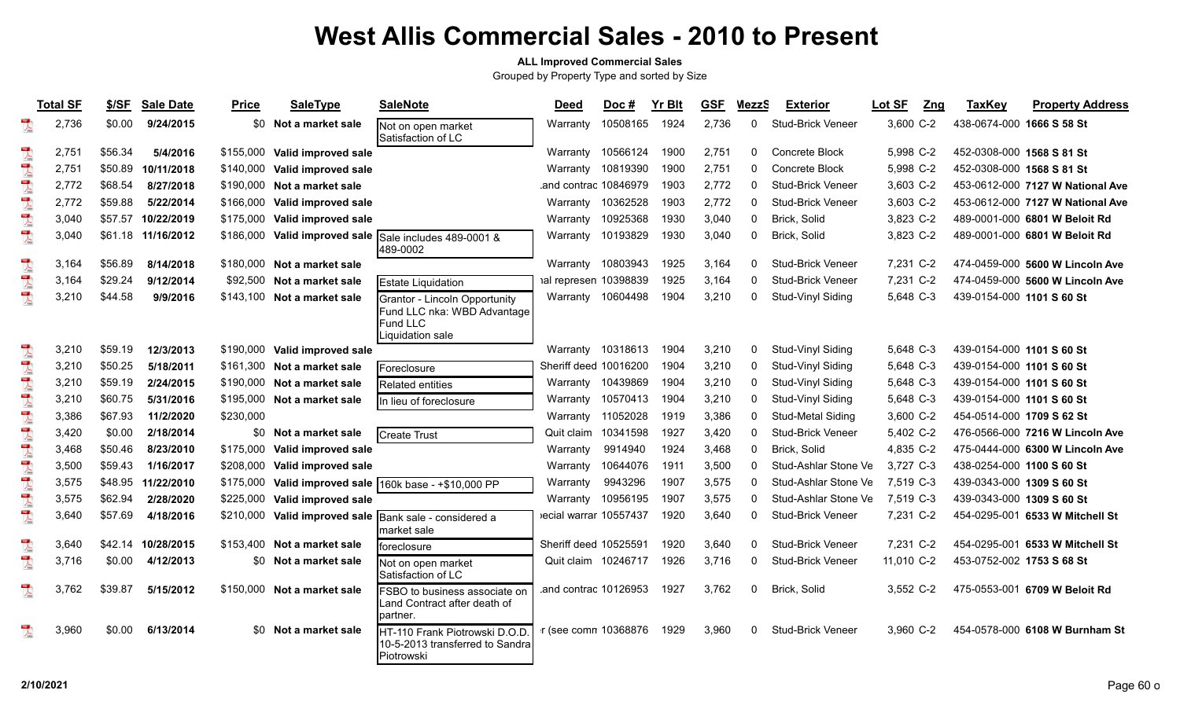# West Allis Commercial Sales - 2010 to Present

**ALL Improved Commercial Sales**

Grouped by Property Type and sorted by Size

| Total SF | $/SF | Sale Date | Price | SaleType | SaleNote | Deed | Doc # | Yr Blt | GSF | MezzS | Exterior | Lot SF | Zng | TaxKey | Property Address |
|---|---|---|---|---|---|---|---|---|---|---|---|---|---|---|---|
| 2,736 | $0.00 | 9/24/2015 | $0 | Not a market sale | Not on open market Satisfaction of LC | Warranty | 10508165 | 1924 | 2,736 | 0 | Stud-Brick Veneer | 3,600 | C-2 | 438-0674-000 | 1666 S 58 St |
| 2,751 | $56.34 | 5/4/2016 | $155,000 | Valid improved sale | | Warranty | 10566124 | 1900 | 2,751 | 0 | Concrete Block | 5,998 | C-2 | 452-0308-000 | 1568 S 81 St |
| 2,751 | $50.89 | 10/11/2018 | $140,000 | Valid improved sale | | Warranty | 10819390 | 1900 | 2,751 | 0 | Concrete Block | 5,998 | C-2 | 452-0308-000 | 1568 S 81 St |
| 2,772 | $68.54 | 8/27/2018 | $190,000 | Not a market sale | | Land contrac | 10846979 | 1903 | 2,772 | 0 | Stud-Brick Veneer | 3,603 | C-2 | 453-0612-000 | 7127 W National Ave |
| 2,772 | $59.88 | 5/22/2014 | $166,000 | Valid improved sale | | Warranty | 10362528 | 1903 | 2,772 | 0 | Stud-Brick Veneer | 3,603 | C-2 | 453-0612-000 | 7127 W National Ave |
| 3,040 | $57.57 | 10/22/2019 | $175,000 | Valid improved sale | | Warranty | 10925368 | 1930 | 3,040 | 0 | Brick, Solid | 3,823 | C-2 | 489-0001-000 | 6801 W Beloit Rd |
| 3,040 | $61.18 | 11/16/2012 | $186,000 | Valid improved sale | Sale includes 489-0001 & 489-0002 | Warranty | 10193829 | 1930 | 3,040 | 0 | Brick, Solid | 3,823 | C-2 | 489-0001-000 | 6801 W Beloit Rd |
| 3,164 | $56.89 | 8/14/2018 | $180,000 | Not a market sale | | Warranty | 10803943 | 1925 | 3,164 | 0 | Stud-Brick Veneer | 7,231 | C-2 | 474-0459-000 | 5600 W Lincoln Ave |
| 3,164 | $29.24 | 9/12/2014 | $92,500 | Not a market sale | Estate Liquidation | nal represen | 10398839 | 1925 | 3,164 | 0 | Stud-Brick Veneer | 7,231 | C-2 | 474-0459-000 | 5600 W Lincoln Ave |
| 3,210 | $44.58 | 9/9/2016 | $143,100 | Not a market sale | Grantor - Lincoln Opportunity Fund LLC nka: WBD Advantage Fund LLC Liquidation sale | Warranty | 10604498 | 1904 | 3,210 | 0 | Stud-Vinyl Siding | 5,648 | C-3 | 439-0154-000 | 1101 S 60 St |
| 3,210 | $59.19 | 12/3/2013 | $190,000 | Valid improved sale | | Warranty | 10318613 | 1904 | 3,210 | 0 | Stud-Vinyl Siding | 5,648 | C-3 | 439-0154-000 | 1101 S 60 St |
| 3,210 | $50.25 | 5/18/2011 | $161,300 | Not a market sale | Foreclosure | Sheriff deed | 10016200 | 1904 | 3,210 | 0 | Stud-Vinyl Siding | 5,648 | C-3 | 439-0154-000 | 1101 S 60 St |
| 3,210 | $59.19 | 2/24/2015 | $190,000 | Not a market sale | Related entities | Warranty | 10439869 | 1904 | 3,210 | 0 | Stud-Vinyl Siding | 5,648 | C-3 | 439-0154-000 | 1101 S 60 St |
| 3,210 | $60.75 | 5/31/2016 | $195,000 | Not a market sale | In lieu of foreclosure | Warranty | 10570413 | 1904 | 3,210 | 0 | Stud-Vinyl Siding | 5,648 | C-3 | 439-0154-000 | 1101 S 60 St |
| 3,386 | $67.93 | 11/2/2020 | $230,000 | | | Warranty | 11052028 | 1919 | 3,386 | 0 | Stud-Metal Siding | 3,600 | C-2 | 454-0514-000 | 1709 S 62 St |
| 3,420 | $0.00 | 2/18/2014 | $0 | Not a market sale | Create Trust | Quit claim | 10341598 | 1927 | 3,420 | 0 | Stud-Brick Veneer | 5,402 | C-2 | 476-0566-000 | 7216 W Lincoln Ave |
| 3,468 | $50.46 | 8/23/2010 | $175,000 | Valid improved sale | | Warranty | 9914940 | 1924 | 3,468 | 0 | Brick, Solid | 4,835 | C-2 | 475-0444-000 | 6300 W Lincoln Ave |
| 3,500 | $59.43 | 1/16/2017 | $208,000 | Valid improved sale | | Warranty | 10644076 | 1911 | 3,500 | 0 | Stud-Ashlar Stone Ve | 3,727 | C-3 | 438-0254-000 | 1100 S 60 St |
| 3,575 | $48.95 | 11/22/2010 | $175,000 | Valid improved sale | 160k base - +$10,000 PP | Warranty | 9943296 | 1907 | 3,575 | 0 | Stud-Ashlar Stone Ve | 7,519 | C-3 | 439-0343-000 | 1309 S 60 St |
| 3,575 | $62.94 | 2/28/2020 | $225,000 | Valid improved sale | | Warranty | 10956195 | 1907 | 3,575 | 0 | Stud-Ashlar Stone Ve | 7,519 | C-3 | 439-0343-000 | 1309 S 60 St |
| 3,640 | $57.69 | 4/18/2016 | $210,000 | Valid improved sale | Bank sale - considered a market sale | ecial warrar | 10557437 | 1920 | 3,640 | 0 | Stud-Brick Veneer | 7,231 | C-2 | 454-0295-001 | 6533 W Mitchell St |
| 3,640 | $42.14 | 10/28/2015 | $153,400 | Not a market sale | foreclosure | Sheriff deed | 10525591 | 1920 | 3,640 | 0 | Stud-Brick Veneer | 7,231 | C-2 | 454-0295-001 | 6533 W Mitchell St |
| 3,716 | $0.00 | 4/12/2013 | $0 | Not a market sale | Not on open market Satisfaction of LC | Quit claim | 10246717 | 1926 | 3,716 | 0 | Stud-Brick Veneer | 11,010 | C-2 | 453-0752-002 | 1753 S 68 St |
| 3,762 | $39.87 | 5/15/2012 | $150,000 | Not a market sale | FSBO to business associate on Land Contract after death of partner. | Land contrac | 10126953 | 1927 | 3,762 | 0 | Brick, Solid | 3,552 | C-2 | 475-0553-001 | 6709 W Beloit Rd |
| 3,960 | $0.00 | 6/13/2014 | $0 | Not a market sale | HT-110 Frank Piotrowski D.O.D. 10-5-2013 transferred to Sandra Piotrowski | r (see comn | 10368876 | 1929 | 3,960 | 0 | Stud-Brick Veneer | 3,960 | C-2 | 454-0578-000 | 6108 W Burnham St |

2/10/2021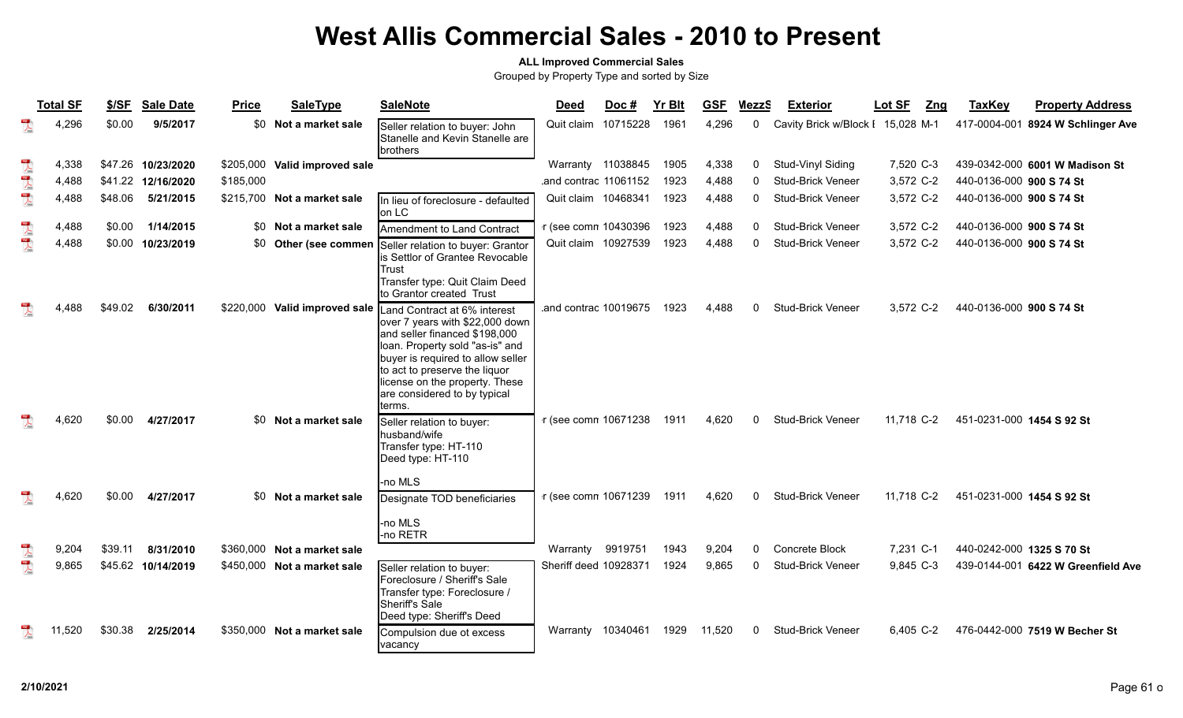# West Allis Commercial Sales - 2010 to Present

**ALL Improved Commercial Sales**

Grouped by Property Type and sorted by Size

| Total SF | $/SF | Sale Date | Price | SaleType | SaleNote | Deed | Doc # | Yr Blt | GSF | MezzS | Exterior | Lot SF | Zng | TaxKey | Property Address |
|---|---|---|---|---|---|---|---|---|---|---|---|---|---|---|---|
| 4,296 | $0.00 | 9/5/2017 | $0 | Not a market sale | Seller relation to buyer: John Stanelle and Kevin Stanelle are brothers | Quit claim | 10715228 | 1961 | 4,296 | 0 | Cavity Brick w/Block I | 15,028 | M-1 | 417-0004-001 | 8924 W Schlinger Ave |
| 4,338 | $47.26 | 10/23/2020 | $205,000 | Valid improved sale | | Warranty | 11038845 | 1905 | 4,338 | 0 | Stud-Vinyl Siding | 7,520 | C-3 | 439-0342-000 | 6001 W Madison St |
| 4,488 | $41.22 | 12/16/2020 | $185,000 | | | .and contrac | 11061152 | 1923 | 4,488 | 0 | Stud-Brick Veneer | 3,572 | C-2 | 440-0136-000 | 900 S 74 St |
| 4,488 | $48.06 | 5/21/2015 | $215,700 | Not a market sale | In lieu of foreclosure - defaulted on LC | Quit claim | 10468341 | 1923 | 4,488 | 0 | Stud-Brick Veneer | 3,572 | C-2 | 440-0136-000 | 900 S 74 St |
| 4,488 | $0.00 | 1/14/2015 | $0 | Not a market sale | Amendment to Land Contract | r (see comn | 10430396 | 1923 | 4,488 | 0 | Stud-Brick Veneer | 3,572 | C-2 | 440-0136-000 | 900 S 74 St |
| 4,488 | $0.00 | 10/23/2019 | $0 | Other (see commen | Seller relation to buyer: Grantor is Settlor of Grantee Revocable Trust<br>Transfer type: Quit Claim Deed to Grantor created Trust | Quit claim | 10927539 | 1923 | 4,488 | 0 | Stud-Brick Veneer | 3,572 | C-2 | 440-0136-000 | 900 S 74 St |
| 4,488 | $49.02 | 6/30/2011 | $220,000 | Valid improved sale | Land Contract at 6% interest over 7 years with $22,000 down and seller financed $198,000 loan. Property sold "as-is" and buyer is required to allow seller to act to preserve the liquor license on the property. These are considered to by typical terms. | .and contrac | 10019675 | 1923 | 4,488 | 0 | Stud-Brick Veneer | 3,572 | C-2 | 440-0136-000 | 900 S 74 St |
| 4,620 | $0.00 | 4/27/2017 | $0 | Not a market sale | Seller relation to buyer: husband/wife<br>Transfer type: HT-110<br>Deed type: HT-110<br><br>-no MLS | r (see comn | 10671238 | 1911 | 4,620 | 0 | Stud-Brick Veneer | 11,718 | C-2 | 451-0231-000 | 1454 S 92 St |
| 4,620 | $0.00 | 4/27/2017 | $0 | Not a market sale | Designate TOD beneficiaries<br><br>-no MLS<br>-no RETR | r (see comn | 10671239 | 1911 | 4,620 | 0 | Stud-Brick Veneer | 11,718 | C-2 | 451-0231-000 | 1454 S 92 St |
| 9,204 | $39.11 | 8/31/2010 | $360,000 | Not a market sale | | Warranty | 9919751 | 1943 | 9,204 | 0 | Concrete Block | 7,231 | C-1 | 440-0242-000 | 1325 S 70 St |
| 9,865 | $45.62 | 10/14/2019 | $450,000 | Not a market sale | Seller relation to buyer: Foreclosure / Sheriff's Sale<br>Transfer type: Foreclosure / Sheriff's Sale<br>Deed type: Sheriff's Deed | Sheriff deed | 10928371 | 1924 | 9,865 | 0 | Stud-Brick Veneer | 9,845 | C-3 | 439-0144-001 | 6422 W Greenfield Ave |
| 11,520 | $30.38 | 2/25/2014 | $350,000 | Not a market sale | Compulsion due ot excess vacancy | Warranty | 10340461 | 1929 | 11,520 | 0 | Stud-Brick Veneer | 6,405 | C-2 | 476-0442-000 | 7519 W Becher St |

2/10/2021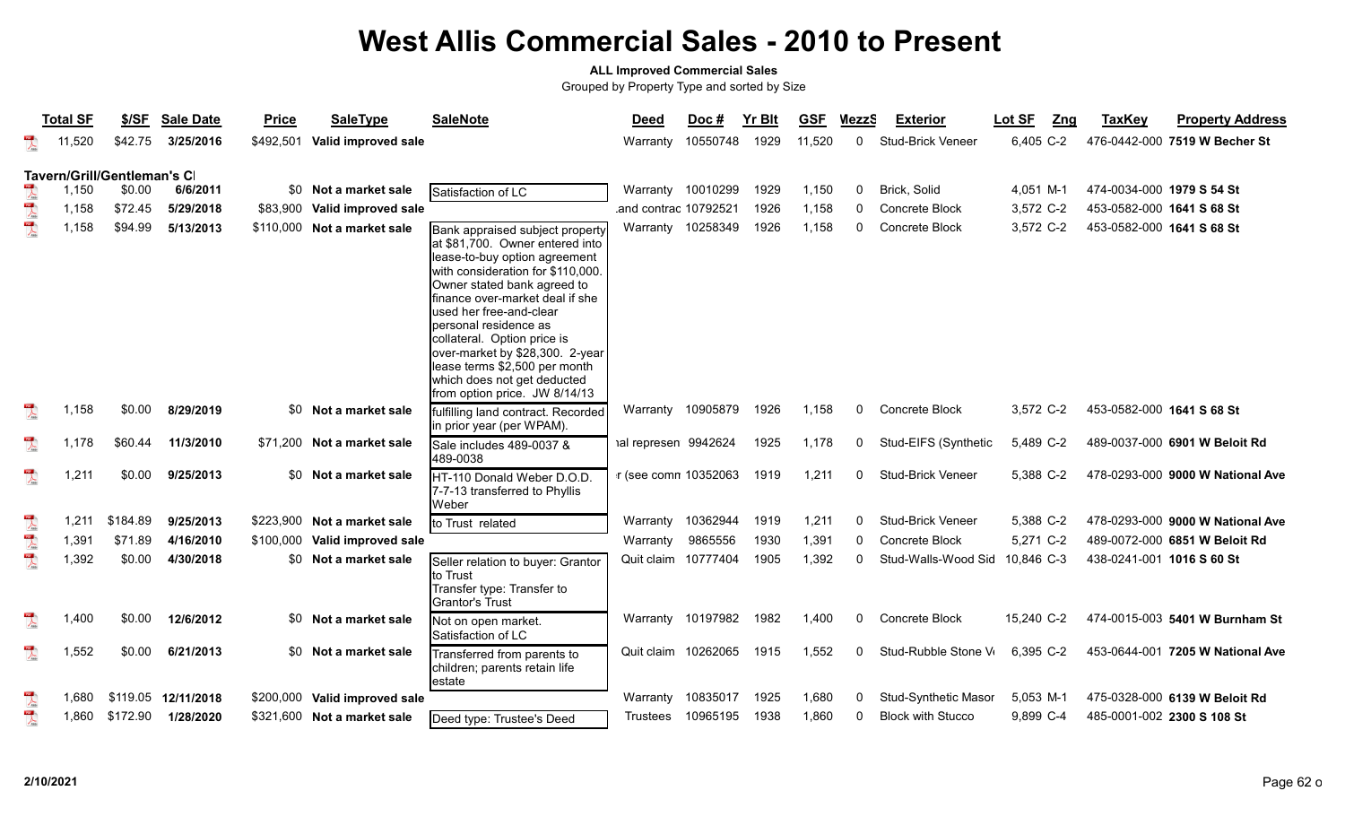# West Allis Commercial Sales - 2010 to Present

**ALL Improved Commercial Sales**

Grouped by Property Type and sorted by Size

| Total SF | $/SF | Sale Date | Price | SaleType | SaleNote | Deed | Doc # | Yr Blt | GSF | MezzS | Exterior | Lot SF | Zng | TaxKey | Property Address |
|---|---|---|---|---|---|---|---|---|---|---|---|---|---|---|---|
| 11,520 | $42.75 | 3/25/2016 | $492,501 | Valid improved sale | | Warranty | 10550748 | 1929 | 11,520 | 0 | Stud-Brick Veneer | 6,405 | C-2 | 476-0442-000 | 7519 W Becher St |
| **Tavern/Grill/Gentleman's Cl** | | | | | | | | | | | | | | | |
| 1,150 | $0.00 | 6/6/2011 | $0 | Not a market sale | Satisfaction of LC | Warranty | 10010299 | 1929 | 1,150 | 0 | Brick, Solid | 4,051 | M-1 | 474-0034-000 | 1979 S 54 St |
| 1,158 | $72.45 | 5/29/2018 | $83,900 | Valid improved sale | | .and contrac | 10792521 | 1926 | 1,158 | 0 | Concrete Block | 3,572 | C-2 | 453-0582-000 | 1641 S 68 St |
| 1,158 | $94.99 | 5/13/2013 | $110,000 | Not a market sale | Bank appraised subject property at $81,700. Owner entered into lease-to-buy option agreement with consideration for $110,000. Owner stated bank agreed to finance over-market deal if she used her free-and-clear personal residence as collateral. Option price is over-market by $28,300. 2-year lease terms $2,500 per month which does not get deducted from option price. JW 8/14/13 | Warranty | 10258349 | 1926 | 1,158 | 0 | Concrete Block | 3,572 | C-2 | 453-0582-000 | 1641 S 68 St |
| 1,158 | $0.00 | 8/29/2019 | $0 | Not a market sale | fulfilling land contract. Recorded in prior year (per WPAM). | Warranty | 10905879 | 1926 | 1,158 | 0 | Concrete Block | 3,572 | C-2 | 453-0582-000 | 1641 S 68 St |
| 1,178 | $60.44 | 11/3/2010 | $71,200 | Not a market sale | Sale includes 489-0037 & 489-0038 | ial represen | 9942624 | 1925 | 1,178 | 0 | Stud-EIFS (Synthetic | 5,489 | C-2 | 489-0037-000 | 6901 W Beloit Rd |
| 1,211 | $0.00 | 9/25/2013 | $0 | Not a market sale | HT-110 Donald Weber D.O.D. 7-7-13 transferred to Phyllis Weber | r (see comn | 10352063 | 1919 | 1,211 | 0 | Stud-Brick Veneer | 5,388 | C-2 | 478-0293-000 | 9000 W National Ave |
| 1,211 | $184.89 | 9/25/2013 | $223,900 | Not a market sale | to Trust related | Warranty | 10362944 | 1919 | 1,211 | 0 | Stud-Brick Veneer | 5,388 | C-2 | 478-0293-000 | 9000 W National Ave |
| 1,391 | $71.89 | 4/16/2010 | $100,000 | Valid improved sale | | Warranty | 9865556 | 1930 | 1,391 | 0 | Concrete Block | 5,271 | C-2 | 489-0072-000 | 6851 W Beloit Rd |
| 1,392 | $0.00 | 4/30/2018 | $0 | Not a market sale | Seller relation to buyer: Grantor to Trust Transfer type: Transfer to Grantor's Trust | Quit claim | 10777404 | 1905 | 1,392 | 0 | Stud-Walls-Wood Sid | 10,846 | C-3 | 438-0241-001 | 1016 S 60 St |
| 1,400 | $0.00 | 12/6/2012 | $0 | Not a market sale | Not on open market. Satisfaction of LC | Warranty | 10197982 | 1982 | 1,400 | 0 | Concrete Block | 15,240 | C-2 | 474-0015-003 | 5401 W Burnham St |
| 1,552 | $0.00 | 6/21/2013 | $0 | Not a market sale | Transferred from parents to children; parents retain life estate | Quit claim | 10262065 | 1915 | 1,552 | 0 | Stud-Rubble Stone V | 6,395 | C-2 | 453-0644-001 | 7205 W National Ave |
| 1,680 | $119.05 | 12/11/2018 | $200,000 | Valid improved sale | | Warranty | 10835017 | 1925 | 1,680 | 0 | Stud-Synthetic Masor | 5,053 | M-1 | 475-0328-000 | 6139 W Beloit Rd |
| 1,860 | $172.90 | 1/28/2020 | $321,600 | Not a market sale | Deed type: Trustee's Deed | Trustees | 10965195 | 1938 | 1,860 | 0 | Block with Stucco | 9,899 | C-4 | 485-0001-002 | 2300 S 108 St |

2/10/2021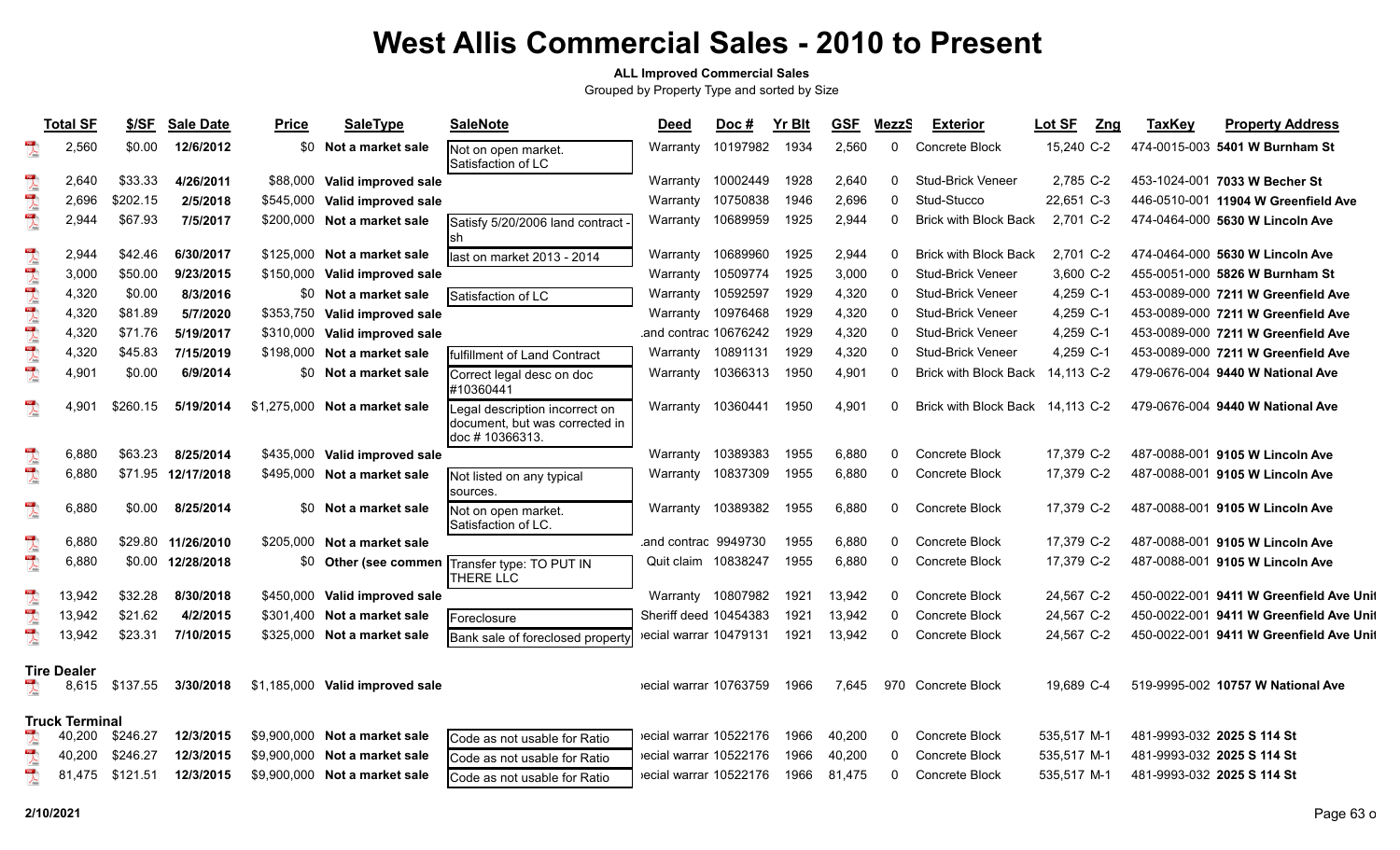# West Allis Commercial Sales - 2010 to Present

**ALL Improved Commercial Sales**

Grouped by Property Type and sorted by Size

| Total SF | $/SF | Sale Date | Price | SaleType | SaleNote | Deed | Doc # | Yr Blt | GSF | MezzS | Exterior | Lot SF | Zng | TaxKey | Property Address |
|---|---|---|---|---|---|---|---|---|---|---|---|---|---|---|---|
| 2,560 | $0.00 | **12/6/2012** | $0 | **Not a market sale** | Not on open market. Satisfaction of LC | Warranty | 10197982 | 1934 | 2,560 | 0 | Concrete Block | 15,240 | C-2 | 474-0015-003 | **5401 W Burnham St** |
| 2,640 | $33.33 | **4/26/2011** | $88,000 | **Valid improved sale** | | Warranty | 10002449 | 1928 | 2,640 | 0 | Stud-Brick Veneer | 2,785 | C-2 | 453-1024-001 | **7033 W Becher St** |
| 2,696 | $202.15 | **2/5/2018** | $545,000 | **Valid improved sale** | | Warranty | 10750838 | 1946 | 2,696 | 0 | Stud-Stucco | 22,651 | C-3 | 446-0510-001 | **11904 W Greenfield Ave** |
| 2,944 | $67.93 | **7/5/2017** | $200,000 | **Not a market sale** | Satisfy 5/20/2006 land contract - sh | Warranty | 10689959 | 1925 | 2,944 | 0 | Brick with Block Back | 2,701 | C-2 | 474-0464-000 | **5630 W Lincoln Ave** |
| 2,944 | $42.46 | **6/30/2017** | $125,000 | **Not a market sale** | last on market 2013 - 2014 | Warranty | 10689960 | 1925 | 2,944 | 0 | Brick with Block Back | 2,701 | C-2 | 474-0464-000 | **5630 W Lincoln Ave** |
| 3,000 | $50.00 | **9/23/2015** | $150,000 | **Valid improved sale** | | Warranty | 10509774 | 1925 | 3,000 | 0 | Stud-Brick Veneer | 3,600 | C-2 | 455-0051-000 | **5826 W Burnham St** |
| 4,320 | $0.00 | **8/3/2016** | $0 | **Not a market sale** | Satisfaction of LC | Warranty | 10592597 | 1929 | 4,320 | 0 | Stud-Brick Veneer | 4,259 | C-1 | 453-0089-000 | **7211 W Greenfield Ave** |
| 4,320 | $81.89 | **5/7/2020** | $353,750 | **Valid improved sale** | | Warranty | 10976468 | 1929 | 4,320 | 0 | Stud-Brick Veneer | 4,259 | C-1 | 453-0089-000 | **7211 W Greenfield Ave** |
| 4,320 | $71.76 | **5/19/2017** | $310,000 | **Valid improved sale** | | and contrac | 10676242 | 1929 | 4,320 | 0 | Stud-Brick Veneer | 4,259 | C-1 | 453-0089-000 | **7211 W Greenfield Ave** |
| 4,320 | $45.83 | **7/15/2019** | $198,000 | **Not a market sale** | fulfillment of Land Contract | Warranty | 10891131 | 1929 | 4,320 | 0 | Stud-Brick Veneer | 4,259 | C-1 | 453-0089-000 | **7211 W Greenfield Ave** |
| 4,901 | $0.00 | **6/9/2014** | $0 | **Not a market sale** | Correct legal desc on doc #10360441 | Warranty | 10366313 | 1950 | 4,901 | 0 | Brick with Block Back | 14,113 | C-2 | 479-0676-004 | **9440 W National Ave** |
| 4,901 | $260.15 | **5/19/2014** | $1,275,000 | **Not a market sale** | Legal description incorrect on document, but was corrected in doc # 10366313. | Warranty | 10360441 | 1950 | 4,901 | 0 | Brick with Block Back | 14,113 | C-2 | 479-0676-004 | **9440 W National Ave** |
| 6,880 | $63.23 | **8/25/2014** | $435,000 | **Valid improved sale** | | Warranty | 10389383 | 1955 | 6,880 | 0 | Concrete Block | 17,379 | C-2 | 487-0088-001 | **9105 W Lincoln Ave** |
| 6,880 | $71.95 | **12/17/2018** | $495,000 | **Not a market sale** | Not listed on any typical sources. | Warranty | 10837309 | 1955 | 6,880 | 0 | Concrete Block | 17,379 | C-2 | 487-0088-001 | **9105 W Lincoln Ave** |
| 6,880 | $0.00 | **8/25/2014** | $0 | **Not a market sale** | Not on open market. Satisfaction of LC. | Warranty | 10389382 | 1955 | 6,880 | 0 | Concrete Block | 17,379 | C-2 | 487-0088-001 | **9105 W Lincoln Ave** |
| 6,880 | $29.80 | **11/26/2010** | $205,000 | **Not a market sale** | | and contrac | 9949730 | 1955 | 6,880 | 0 | Concrete Block | 17,379 | C-2 | 487-0088-001 | **9105 W Lincoln Ave** |
| 6,880 | $0.00 | **12/28/2018** | $0 | **Other (see commen** | Transfer type: TO PUT IN THERE LLC | Quit claim | 10838247 | 1955 | 6,880 | 0 | Concrete Block | 17,379 | C-2 | 487-0088-001 | **9105 W Lincoln Ave** |
| 13,942 | $32.28 | **8/30/2018** | $450,000 | **Valid improved sale** | | Warranty | 10807982 | 1921 | 13,942 | 0 | Concrete Block | 24,567 | C-2 | 450-0022-001 | **9411 W Greenfield Ave Unit** |
| 13,942 | $21.62 | **4/2/2015** | $301,400 | **Not a market sale** | Foreclosure | Sheriff deed | 10454383 | 1921 | 13,942 | 0 | Concrete Block | 24,567 | C-2 | 450-0022-001 | **9411 W Greenfield Ave Unit** |
| 13,942 | $23.31 | **7/10/2015** | $325,000 | **Not a market sale** | Bank sale of foreclosed property | ecial warrar | 10479131 | 1921 | 13,942 | 0 | Concrete Block | 24,567 | C-2 | 450-0022-001 | **9411 W Greenfield Ave Unit** |
| **Tire Dealer** | | | | | | | | | | | | | | | |
| 8,615 | $137.55 | **3/30/2018** | $1,185,000 | **Valid improved sale** | | ecial warrar | 10763759 | 1966 | 7,645 | 970 | Concrete Block | 19,689 | C-4 | 519-9995-002 | **10757 W National Ave** |
| **Truck Terminal** | | | | | | | | | | | | | | | |
| 40,200 | $246.27 | **12/3/2015** | $9,900,000 | **Not a market sale** | Code as not usable for Ratio | ecial warrar | 10522176 | 1966 | 40,200 | 0 | Concrete Block | 535,517 | M-1 | 481-9993-032 | **2025 S 114 St** |
| 40,200 | $246.27 | **12/3/2015** | $9,900,000 | **Not a market sale** | Code as not usable for Ratio | ecial warrar | 10522176 | 1966 | 40,200 | 0 | Concrete Block | 535,517 | M-1 | 481-9993-032 | **2025 S 114 St** |
| 81,475 | $121.51 | **12/3/2015** | $9,900,000 | **Not a market sale** | Code as not usable for Ratio | ecial warrar | 10522176 | 1966 | 81,475 | 0 | Concrete Block | 535,517 | M-1 | 481-9993-032 | **2025 S 114 St** |

**2/10/2021**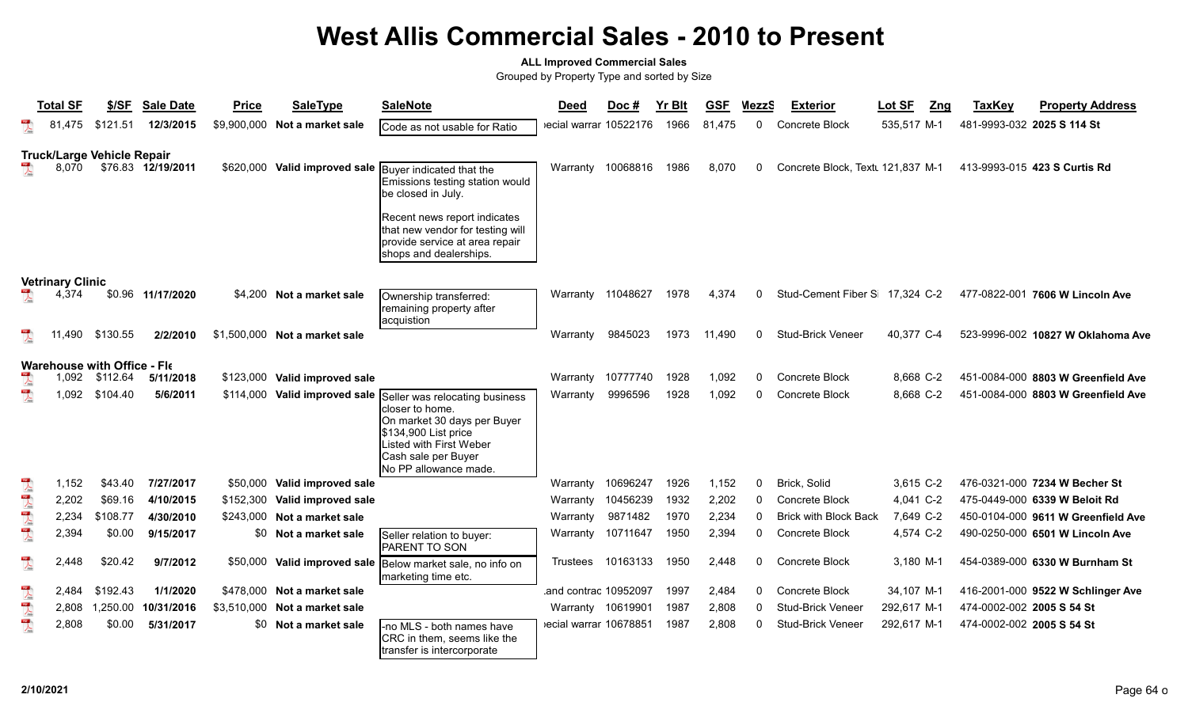# West Allis Commercial Sales - 2010 to Present

**ALL Improved Commercial Sales**

Grouped by Property Type and sorted by Size

| Total SF | $/SF | Sale Date | Price | SaleType | SaleNote | Deed | Doc # | Yr Blt | GSF | MezzS | Exterior | Lot SF | Zng | TaxKey | Property Address |
|---|---|---|---|---|---|---|---|---|---|---|---|---|---|---|---|
| 81,475 | $121.51 | 12/3/2015 | $9,900,000 | Not a market sale | Code as not usable for Ratio | ecial warrar | 10522176 | 1966 | 81,475 | 0 | Concrete Block | 535,517 | M-1 | 481-9993-032 | 2025 S 114 St |
| **Truck/Large Vehicle Repair** | | | | | | | | | | | | | | | |
| 8,070 | $76.83 | 12/19/2011 | $620,000 | Valid improved sale | Buyer indicated that the Emissions testing station would be closed in July. Recent news report indicates that new vendor for testing will provide service at area repair shops and dealerships. | Warranty | 10068816 | 1986 | 8,070 | 0 | Concrete Block, Textu | 121,837 | M-1 | 413-9993-015 | 423 S Curtis Rd |
| **Vetrinary Clinic** | | | | | | | | | | | | | | | |
| 4,374 | $0.96 | 11/17/2020 | $4,200 | Not a market sale | Ownership transferred: remaining property after acquistion | Warranty | 11048627 | 1978 | 4,374 | 0 | Stud-Cement Fiber Si | 17,324 | C-2 | 477-0822-001 | 7606 W Lincoln Ave |
| 11,490 | $130.55 | 2/2/2010 | $1,500,000 | Not a market sale | | Warranty | 9845023 | 1973 | 11,490 | 0 | Stud-Brick Veneer | 40,377 | C-4 | 523-9996-002 | 10827 W Oklahoma Ave |
| **Warehouse with Office - Fle** | | | | | | | | | | | | | | | |
| 1,092 | $112.64 | 5/11/2018 | $123,000 | Valid improved sale | | Warranty | 10777740 | 1928 | 1,092 | 0 | Concrete Block | 8,668 | C-2 | 451-0084-000 | 8803 W Greenfield Ave |
| 1,092 | $104.40 | 5/6/2011 | $114,000 | Valid improved sale | Seller was relocating business closer to home. On market 30 days per Buyer $134,900 List price Listed with First Weber Cash sale per Buyer No PP allowance made. | Warranty | 9996596 | 1928 | 1,092 | 0 | Concrete Block | 8,668 | C-2 | 451-0084-000 | 8803 W Greenfield Ave |
| 1,152 | $43.40 | 7/27/2017 | $50,000 | Valid improved sale | | Warranty | 10696247 | 1926 | 1,152 | 0 | Brick, Solid | 3,615 | C-2 | 476-0321-000 | 7234 W Becher St |
| 2,202 | $69.16 | 4/10/2015 | $152,300 | Valid improved sale | | Warranty | 10456239 | 1932 | 2,202 | 0 | Concrete Block | 4,041 | C-2 | 475-0449-000 | 6339 W Beloit Rd |
| 2,234 | $108.77 | 4/30/2010 | $243,000 | Not a market sale | | Warranty | 9871482 | 1970 | 2,234 | 0 | Brick with Block Back | 7,649 | C-2 | 450-0104-000 | 9611 W Greenfield Ave |
| 2,394 | $0.00 | 9/15/2017 | $0 | Not a market sale | Seller relation to buyer: PARENT TO SON | Warranty | 10711647 | 1950 | 2,394 | 0 | Concrete Block | 4,574 | C-2 | 490-0250-000 | 6501 W Lincoln Ave |
| 2,448 | $20.42 | 9/7/2012 | $50,000 | Valid improved sale | Below market sale, no info on marketing time etc. | Trustees | 10163133 | 1950 | 2,448 | 0 | Concrete Block | 3,180 | M-1 | 454-0389-000 | 6330 W Burnham St |
| 2,484 | $192.43 | 1/1/2020 | $478,000 | Not a market sale | | and contrac | 10952097 | 1997 | 2,484 | 0 | Concrete Block | 34,107 | M-1 | 416-2001-000 | 9522 W Schlinger Ave |
| 2,808 | 1,250.00 | 10/31/2016 | $3,510,000 | Not a market sale | | Warranty | 10619901 | 1987 | 2,808 | 0 | Stud-Brick Veneer | 292,617 | M-1 | 474-0002-002 | 2005 S 54 St |
| 2,808 | $0.00 | 5/31/2017 | $0 | Not a market sale | -no MLS - both names have CRC in them, seems like the transfer is intercorporate | ecial warrar | 10678851 | 1987 | 2,808 | 0 | Stud-Brick Veneer | 292,617 | M-1 | 474-0002-002 | 2005 S 54 St |

2/10/2021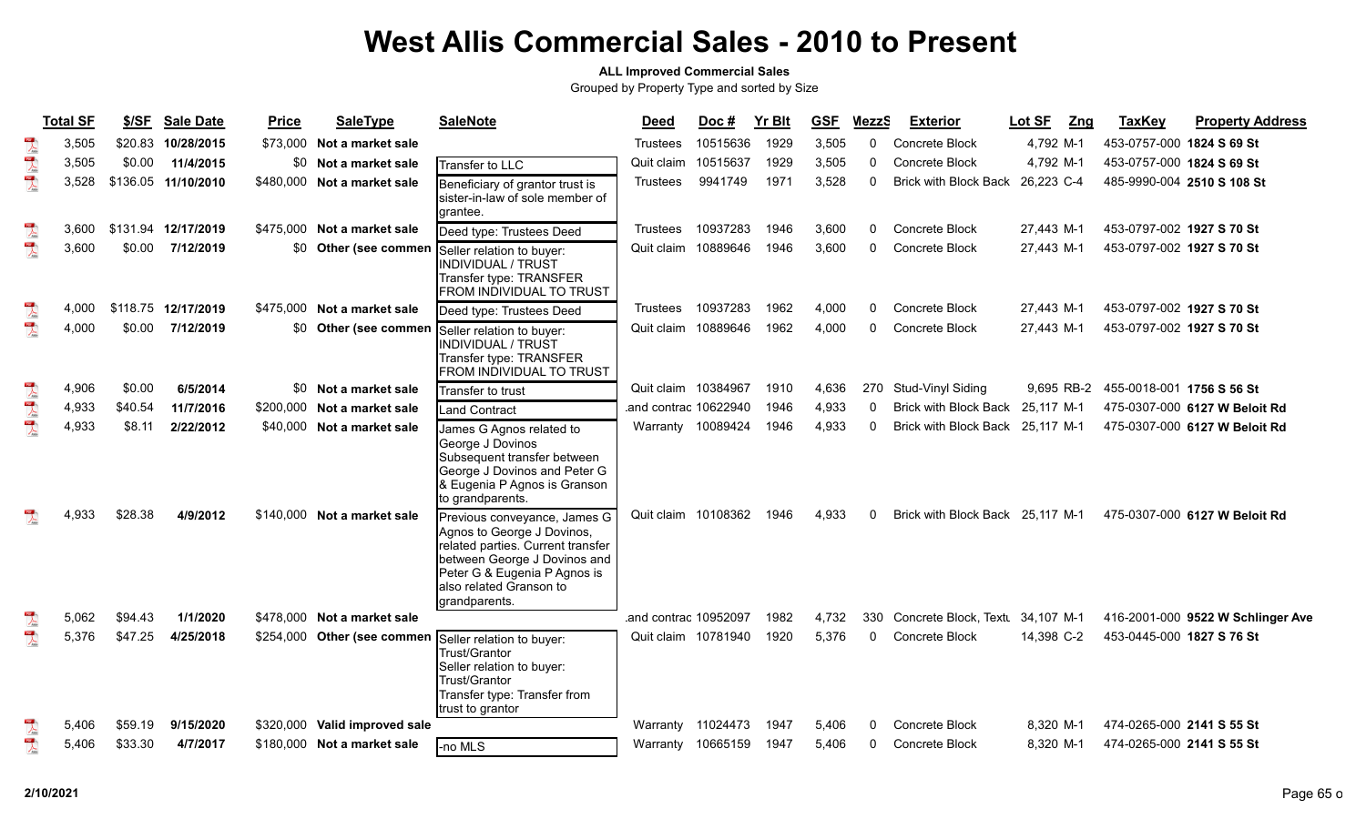# West Allis Commercial Sales - 2010 to Present

**ALL Improved Commercial Sales**

Grouped by Property Type and sorted by Size

| Total SF | $/SF | Sale Date | Price | SaleType | SaleNote | Deed | Doc # | Yr Blt | GSF | MezzS | Exterior | Lot SF | Zng | TaxKey | Property Address |
|---|---|---|---|---|---|---|---|---|---|---|---|---|---|---|---|
| 3,505 | $20.83 | 10/28/2015 | $73,000 | Not a market sale | | Trustees | 10515636 | 1929 | 3,505 | 0 | Concrete Block | 4,792 | M-1 | 453-0757-000 | 1824 S 69 St |
| 3,505 | $0.00 | 11/4/2015 | $0 | Not a market sale | Transfer to LLC | Quit claim | 10515637 | 1929 | 3,505 | 0 | Concrete Block | 4,792 | M-1 | 453-0757-000 | 1824 S 69 St |
| 3,528 | $136.05 | 11/10/2010 | $480,000 | Not a market sale | Beneficiary of grantor trust is sister-in-law of sole member of grantee. | Trustees | 9941749 | 1971 | 3,528 | 0 | Brick with Block Back | 26,223 | C-4 | 485-9990-004 | 2510 S 108 St |
| 3,600 | $131.94 | 12/17/2019 | $475,000 | Not a market sale | Deed type: Trustees Deed | Trustees | 10937283 | 1946 | 3,600 | 0 | Concrete Block | 27,443 | M-1 | 453-0797-002 | 1927 S 70 St |
| 3,600 | $0.00 | 7/12/2019 | $0 | Other (see commen | Seller relation to buyer: INDIVIDUAL / TRUST Transfer type: TRANSFER FROM INDIVIDUAL TO TRUST | Quit claim | 10889646 | 1946 | 3,600 | 0 | Concrete Block | 27,443 | M-1 | 453-0797-002 | 1927 S 70 St |
| 4,000 | $118.75 | 12/17/2019 | $475,000 | Not a market sale | Deed type: Trustees Deed | Trustees | 10937283 | 1962 | 4,000 | 0 | Concrete Block | 27,443 | M-1 | 453-0797-002 | 1927 S 70 St |
| 4,000 | $0.00 | 7/12/2019 | $0 | Other (see commen | Seller relation to buyer: INDIVIDUAL / TRUST Transfer type: TRANSFER FROM INDIVIDUAL TO TRUST | Quit claim | 10889646 | 1962 | 4,000 | 0 | Concrete Block | 27,443 | M-1 | 453-0797-002 | 1927 S 70 St |
| 4,906 | $0.00 | 6/5/2014 | $0 | Not a market sale | Transfer to trust | Quit claim | 10384967 | 1910 | 4,636 | 270 | Stud-Vinyl Siding | 9,695 | RB-2 | 455-0018-001 | 1756 S 56 St |
| 4,933 | $40.54 | 11/7/2016 | $200,000 | Not a market sale | Land Contract | .and contrac | 10622940 | 1946 | 4,933 | 0 | Brick with Block Back | 25,117 | M-1 | 475-0307-000 | 6127 W Beloit Rd |
| 4,933 | $8.11 | 2/22/2012 | $40,000 | Not a market sale | James G Agnos related to George J Dovinos Subsequent transfer between George J Dovinos and Peter G & Eugenia P Agnos is Granson to grandparents. | Warranty | 10089424 | 1946 | 4,933 | 0 | Brick with Block Back | 25,117 | M-1 | 475-0307-000 | 6127 W Beloit Rd |
| 4,933 | $28.38 | 4/9/2012 | $140,000 | Not a market sale | Previous conveyance, James G Agnos to George J Dovinos, related parties. Current transfer between George J Dovinos and Peter G & Eugenia P Agnos is also related Granson to grandparents. | Quit claim | 10108362 | 1946 | 4,933 | 0 | Brick with Block Back | 25,117 | M-1 | 475-0307-000 | 6127 W Beloit Rd |
| 5,062 | $94.43 | 1/1/2020 | $478,000 | Not a market sale | | .and contrac | 10952097 | 1982 | 4,732 | 330 | Concrete Block, Textu | 34,107 | M-1 | 416-2001-000 | 9522 W Schlinger Ave |
| 5,376 | $47.25 | 4/25/2018 | $254,000 | Other (see commen | Seller relation to buyer: Trust/Grantor Seller relation to buyer: Trust/Grantor Transfer type: Transfer from trust to grantor | Quit claim | 10781940 | 1920 | 5,376 | 0 | Concrete Block | 14,398 | C-2 | 453-0445-000 | 1827 S 76 St |
| 5,406 | $59.19 | 9/15/2020 | $320,000 | Valid improved sale | | Warranty | 11024473 | 1947 | 5,406 | 0 | Concrete Block | 8,320 | M-1 | 474-0265-000 | 2141 S 55 St |
| 5,406 | $33.30 | 4/7/2017 | $180,000 | Not a market sale | -no MLS | Warranty | 10665159 | 1947 | 5,406 | 0 | Concrete Block | 8,320 | M-1 | 474-0265-000 | 2141 S 55 St |

2/10/2021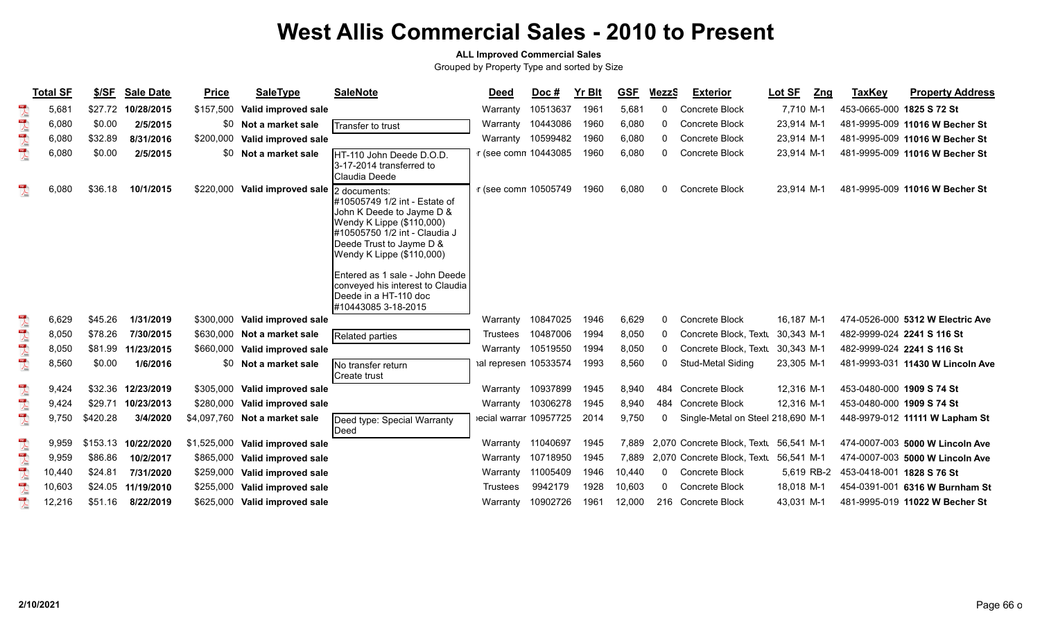# West Allis Commercial Sales - 2010 to Present

**ALL Improved Commercial Sales**

Grouped by Property Type and sorted by Size

| Total SF | $/SF | Sale Date | Price | SaleType | SaleNote | Deed | Doc # | Yr Blt | GSF | MezzS | Exterior | Lot SF | Zng | TaxKey | Property Address |
|---|---|---|---|---|---|---|---|---|---|---|---|---|---|---|---|
| 5,681 | $27.72 | 10/28/2015 | $157,500 | Valid improved sale | | Warranty | 10513637 | 1961 | 5,681 | 0 | Concrete Block | 7,710 | M-1 | 453-0665-000 | 1825 S 72 St |
| 6,080 | $0.00 | 2/5/2015 | $0 | Not a market sale | Transfer to trust | Warranty | 10443086 | 1960 | 6,080 | 0 | Concrete Block | 23,914 | M-1 | 481-9995-009 | 11016 W Becher St |
| 6,080 | $32.89 | 8/31/2016 | $200,000 | Valid improved sale | | Warranty | 10599482 | 1960 | 6,080 | 0 | Concrete Block | 23,914 | M-1 | 481-9995-009 | 11016 W Becher St |
| 6,080 | $0.00 | 2/5/2015 | $0 | Not a market sale | HT-110 John Deede D.O.D. 3-17-2014 transferred to Claudia Deede | r (see comm | 10443085 | 1960 | 6,080 | 0 | Concrete Block | 23,914 | M-1 | 481-9995-009 | 11016 W Becher St |
| 6,080 | $36.18 | 10/1/2015 | $220,000 | Valid improved sale | 2 documents: #10505749 1/2 int - Estate of John K Deede to Jayme D & Wendy K Lippe ($110,000) #10505750 1/2 int - Claudia J Deede Trust to Jayme D & Wendy K Lippe ($110,000) Entered as 1 sale - John Deede conveyed his interest to Claudia Deede in a HT-110 doc #10443085 3-18-2015 | r (see comm | 10505749 | 1960 | 6,080 | 0 | Concrete Block | 23,914 | M-1 | 481-9995-009 | 11016 W Becher St |
| 6,629 | $45.26 | 1/31/2019 | $300,000 | Valid improved sale | | Warranty | 10847025 | 1946 | 6,629 | 0 | Concrete Block | 16,187 | M-1 | 474-0526-000 | 5312 W Electric Ave |
| 8,050 | $78.26 | 7/30/2015 | $630,000 | Not a market sale | Related parties | Trustees | 10487006 | 1994 | 8,050 | 0 | Concrete Block, Textu | 30,343 | M-1 | 482-9999-024 | 2241 S 116 St |
| 8,050 | $81.99 | 11/23/2015 | $660,000 | Valid improved sale | | Warranty | 10519550 | 1994 | 8,050 | 0 | Concrete Block, Textu | 30,343 | M-1 | 482-9999-024 | 2241 S 116 St |
| 8,560 | $0.00 | 1/6/2016 | $0 | Not a market sale | No transfer return Create trust | al represen | 10533574 | 1993 | 8,560 | 0 | Stud-Metal Siding | 23,305 | M-1 | 481-9993-031 | 11430 W Lincoln Ave |
| 9,424 | $32.36 | 12/23/2019 | $305,000 | Valid improved sale | | Warranty | 10937899 | 1945 | 8,940 | 484 | Concrete Block | 12,316 | M-1 | 453-0480-000 | 1909 S 74 St |
| 9,424 | $29.71 | 10/23/2013 | $280,000 | Valid improved sale | | Warranty | 10306278 | 1945 | 8,940 | 484 | Concrete Block | 12,316 | M-1 | 453-0480-000 | 1909 S 74 St |
| 9,750 | $420.28 | 3/4/2020 | $4,097,760 | Not a market sale | Deed type: Special Warranty Deed | pecial warran | 10957725 | 2014 | 9,750 | 0 | Single-Metal on Steel | 218,690 | M-1 | 448-9979-012 | 11111 W Lapham St |
| 9,959 | $153.13 | 10/22/2020 | $1,525,000 | Valid improved sale | | Warranty | 11040697 | 1945 | 7,889 | 2,070 | Concrete Block, Textu | 56,541 | M-1 | 474-0007-003 | 5000 W Lincoln Ave |
| 9,959 | $86.86 | 10/2/2017 | $865,000 | Valid improved sale | | Warranty | 10718950 | 1945 | 7,889 | 2,070 | Concrete Block, Textu | 56,541 | M-1 | 474-0007-003 | 5000 W Lincoln Ave |
| 10,440 | $24.81 | 7/31/2020 | $259,000 | Valid improved sale | | Warranty | 11005409 | 1946 | 10,440 | 0 | Concrete Block | 5,619 | RB-2 | 453-0418-001 | 1828 S 76 St |
| 10,603 | $24.05 | 11/19/2010 | $255,000 | Valid improved sale | | Trustees | 9942179 | 1928 | 10,603 | 0 | Concrete Block | 18,018 | M-1 | 454-0391-001 | 6316 W Burnham St |
| 12,216 | $51.16 | 8/22/2019 | $625,000 | Valid improved sale | | Warranty | 10902726 | 1961 | 12,000 | 216 | Concrete Block | 43,031 | M-1 | 481-9995-019 | 11022 W Becher St |

2/10/2021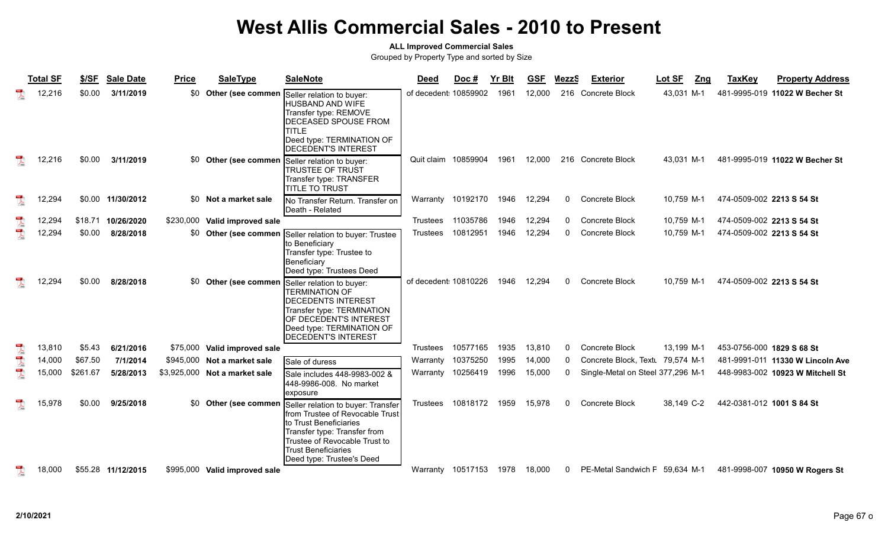# West Allis Commercial Sales - 2010 to Present

**ALL Improved Commercial Sales**

Grouped by Property Type and sorted by Size

| Total SF | $/SF | Sale Date | Price | SaleType | SaleNote | Deed | Doc # | Yr Blt | GSF | MezzS | Exterior | Lot SF | Zng | TaxKey | Property Address |
|---|---|---|---|---|---|---|---|---|---|---|---|---|---|---|---|
| 12,216 | $0.00 | 3/11/2019 | $0 | Other (see commen | Seller relation to buyer: HUSBAND AND WIFE Transfer type: REMOVE DECEASED SPOUSE FROM TITLE Deed type: TERMINATION OF DECEDENT'S INTEREST | of decedent | 10859902 | 1961 | 12,000 | 216 | Concrete Block | 43,031 | M-1 | 481-9995-019 | 11022 W Becher St |
| 12,216 | $0.00 | 3/11/2019 | $0 | Other (see commen | Seller relation to buyer: TRUSTEE OF TRUST Transfer type: TRANSFER TITLE TO TRUST | Quit claim | 10859904 | 1961 | 12,000 | 216 | Concrete Block | 43,031 | M-1 | 481-9995-019 | 11022 W Becher St |
| 12,294 | $0.00 | 11/30/2012 | $0 | Not a market sale | No Transfer Return. Transfer on Death - Related | Warranty | 10192170 | 1946 | 12,294 | 0 | Concrete Block | 10,759 | M-1 | 474-0509-002 | 2213 S 54 St |
| 12,294 | $18.71 | 10/26/2020 | $230,000 | Valid improved sale | | Trustees | 11035786 | 1946 | 12,294 | 0 | Concrete Block | 10,759 | M-1 | 474-0509-002 | 2213 S 54 St |
| 12,294 | $0.00 | 8/28/2018 | $0 | Other (see commen | Seller relation to buyer: Trustee to Beneficiary Transfer type: Trustee to Beneficiary Deed type: Trustees Deed | Trustees | 10812951 | 1946 | 12,294 | 0 | Concrete Block | 10,759 | M-1 | 474-0509-002 | 2213 S 54 St |
| 12,294 | $0.00 | 8/28/2018 | $0 | Other (see commen | Seller relation to buyer: TERMINATION OF DECEDENTS INTEREST Transfer type: TERMINATION OF DECEDENT'S INTEREST Deed type: TERMINATION OF DECEDENT'S INTEREST | of decedent | 10810226 | 1946 | 12,294 | 0 | Concrete Block | 10,759 | M-1 | 474-0509-002 | 2213 S 54 St |
| 13,810 | $5.43 | 6/21/2016 | $75,000 | Valid improved sale | | Trustees | 10577165 | 1935 | 13,810 | 0 | Concrete Block | 13,199 | M-1 | 453-0756-000 | 1829 S 68 St |
| 14,000 | $67.50 | 7/1/2014 | $945,000 | Not a market sale | Sale of duress | Warranty | 10375250 | 1995 | 14,000 | 0 | Concrete Block, Textu | 79,574 | M-1 | 481-9991-011 | 11330 W Lincoln Ave |
| 15,000 | $261.67 | 5/28/2013 | $3,925,000 | Not a market sale | Sale includes 448-9983-002 & 448-9986-008. No market exposure | Warranty | 10256419 | 1996 | 15,000 | 0 | Single-Metal on Steel | 377,296 | M-1 | 448-9983-002 | 10923 W Mitchell St |
| 15,978 | $0.00 | 9/25/2018 | $0 | Other (see commen | Seller relation to buyer: Transfer from Trustee of Revocable Trust to Trust Beneficiaries Transfer type: Transfer from Trustee of Revocable Trust to Trust Beneficiaries Deed type: Trustee's Deed | Trustees | 10818172 | 1959 | 15,978 | 0 | Concrete Block | 38,149 | C-2 | 442-0381-012 | 1001 S 84 St |
| 18,000 | $55.28 | 11/12/2015 | $995,000 | Valid improved sale | | Warranty | 10517153 | 1978 | 18,000 | 0 | PE-Metal Sandwich F | 59,634 | M-1 | 481-9998-007 | 10950 W Rogers St |

2/10/2021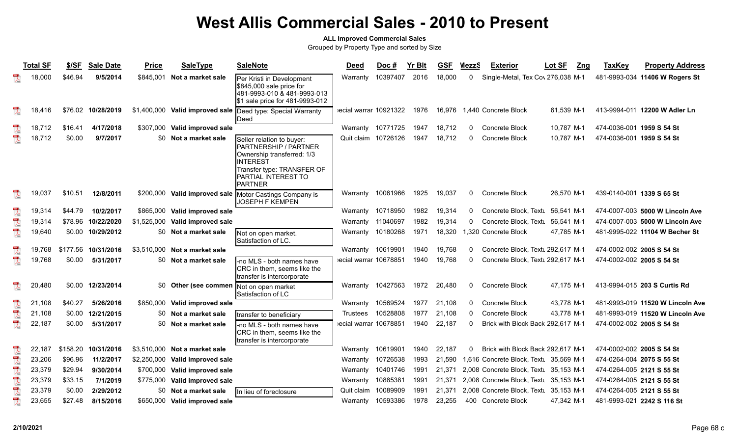# West Allis Commercial Sales - 2010 to Present

**ALL Improved Commercial Sales**

Grouped by Property Type and sorted by Size

| Total SF | $/SF | Sale Date | Price | SaleType | SaleNote | Deed | Doc # | Yr Blt | GSF | MezzS | Exterior | Lot SF | Zng | TaxKey | Property Address |
|---|---|---|---|---|---|---|---|---|---|---|---|---|---|---|---|
| 18,000 | $46.94 | 9/5/2014 | $845,001 | Not a market sale | Per Kristi in Development $845,000 sale price for 481-9993-010 & 481-9993-013 $1 sale price for 481-9993-012 | Warranty | 10397407 | 2016 | 18,000 | 0 | Single-Metal, Tex Cov | 276,038 | M-1 | 481-9993-034 | 11406 W Rogers St |
| 18,416 | $76.02 | 10/28/2019 | $1,400,000 | Valid improved sale | Deed type: Special Warranty Deed | pecial warrar | 10921322 | 1976 | 16,976 | 1,440 | Concrete Block | 61,539 | M-1 | 413-9994-011 | 12200 W Adler Ln |
| 18,712 | $16.41 | 4/17/2018 | $307,000 | Valid improved sale | | Warranty | 10771725 | 1947 | 18,712 | 0 | Concrete Block | 10,787 | M-1 | 474-0036-001 | 1959 S 54 St |
| 18,712 | $0.00 | 9/7/2017 | $0 | Not a market sale | Seller relation to buyer: PARTNERSHIP / PARTNER Ownership transferred: 1/3 INTEREST Transfer type: TRANSFER OF PARTIAL INTEREST TO PARTNER | Quit claim | 10726126 | 1947 | 18,712 | 0 | Concrete Block | 10,787 | M-1 | 474-0036-001 | 1959 S 54 St |
| 19,037 | $10.51 | 12/8/2011 | $200,000 | Valid improved sale | Motor Castings Company is JOSEPH F KEMPEN | Warranty | 10061966 | 1925 | 19,037 | 0 | Concrete Block | 26,570 | M-1 | 439-0140-001 | 1339 S 65 St |
| 19,314 | $44.79 | 10/2/2017 | $865,000 | Valid improved sale | | Warranty | 10718950 | 1982 | 19,314 | 0 | Concrete Block, Textu | 56,541 | M-1 | 474-0007-003 | 5000 W Lincoln Ave |
| 19,314 | $78.96 | 10/22/2020 | $1,525,000 | Valid improved sale | | Warranty | 11040697 | 1982 | 19,314 | 0 | Concrete Block, Textu | 56,541 | M-1 | 474-0007-003 | 5000 W Lincoln Ave |
| 19,640 | $0.00 | 10/29/2012 | $0 | Not a market sale | Not on open market. Satisfaction of LC. | Warranty | 10180268 | 1971 | 18,320 | 1,320 | Concrete Block | 47,785 | M-1 | 481-9995-022 | 11104 W Becher St |
| 19,768 | $177.56 | 10/31/2016 | $3,510,000 | Not a market sale | | Warranty | 10619901 | 1940 | 19,768 | 0 | Concrete Block, Textu | 292,617 | M-1 | 474-0002-002 | 2005 S 54 St |
| 19,768 | $0.00 | 5/31/2017 | $0 | Not a market sale | -no MLS - both names have CRC in them, seems like the transfer is intercorporate | pecial warrar | 10678851 | 1940 | 19,768 | 0 | Concrete Block, Textu | 292,617 | M-1 | 474-0002-002 | 2005 S 54 St |
| 20,480 | $0.00 | 12/23/2014 | $0 | Other (see commen | Not on open market Satisfaction of LC | Warranty | 10427563 | 1972 | 20,480 | 0 | Concrete Block | 47,175 | M-1 | 413-9994-015 | 203 S Curtis Rd |
| 21,108 | $40.27 | 5/26/2016 | $850,000 | Valid improved sale | | Warranty | 10569524 | 1977 | 21,108 | 0 | Concrete Block | 43,778 | M-1 | 481-9993-019 | 11520 W Lincoln Ave |
| 21,108 | $0.00 | 12/21/2015 | $0 | Not a market sale | transfer to beneficiary | Trustees | 10528808 | 1977 | 21,108 | 0 | Concrete Block | 43,778 | M-1 | 481-9993-019 | 11520 W Lincoln Ave |
| 22,187 | $0.00 | 5/31/2017 | $0 | Not a market sale | -no MLS - both names have CRC in them, seems like the transfer is intercorporate | pecial warrar | 10678851 | 1940 | 22,187 | 0 | Brick with Block Back | 292,617 | M-1 | 474-0002-002 | 2005 S 54 St |
| 22,187 | $158.20 | 10/31/2016 | $3,510,000 | Not a market sale | | Warranty | 10619901 | 1940 | 22,187 | 0 | Brick with Block Back | 292,617 | M-1 | 474-0002-002 | 2005 S 54 St |
| 23,206 | $96.96 | 11/2/2017 | $2,250,000 | Valid improved sale | | Warranty | 10726538 | 1993 | 21,590 | 1,616 | Concrete Block, Textu | 35,569 | M-1 | 474-0264-004 | 2075 S 55 St |
| 23,379 | $29.94 | 9/30/2014 | $700,000 | Valid improved sale | | Warranty | 10401746 | 1991 | 21,371 | 2,008 | Concrete Block, Textu | 35,153 | M-1 | 474-0264-005 | 2121 S 55 St |
| 23,379 | $33.15 | 7/1/2019 | $775,000 | Valid improved sale | | Warranty | 10885381 | 1991 | 21,371 | 2,008 | Concrete Block, Textu | 35,153 | M-1 | 474-0264-005 | 2121 S 55 St |
| 23,379 | $0.00 | 2/29/2012 | $0 | Not a market sale | In lieu of foreclosure | Quit claim | 10089909 | 1991 | 21,371 | 2,008 | Concrete Block, Textu | 35,153 | M-1 | 474-0264-005 | 2121 S 55 St |
| 23,655 | $27.48 | 8/15/2016 | $650,000 | Valid improved sale | | Warranty | 10593386 | 1978 | 23,255 | 400 | Concrete Block | 47,342 | M-1 | 481-9993-021 | 2242 S 116 St |

2/10/2021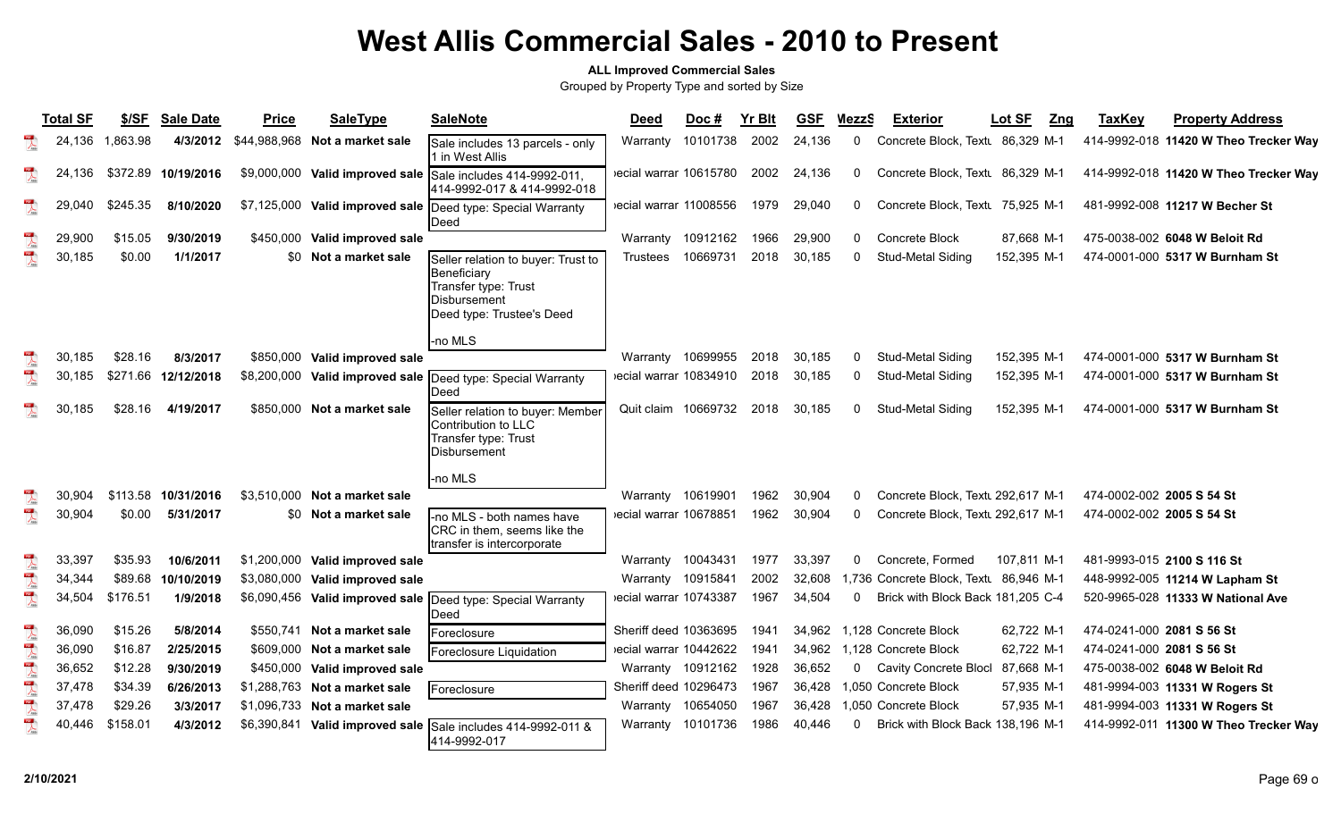# West Allis Commercial Sales - 2010 to Present

**ALL Improved Commercial Sales**

Grouped by Property Type and sorted by Size

| Total SF | $/SF | Sale Date | Price | SaleType | SaleNote | Deed | Doc # | Yr Blt | GSF | MezzS | Exterior | Lot SF | Zng | TaxKey | Property Address |
|---|---|---|---|---|---|---|---|---|---|---|---|---|---|---|---|
| 24,136 | 1,863.98 | 4/3/2012 | $44,988,968 | Not a market sale | Sale includes 13 parcels - only 1 in West Allis | Warranty | 10101738 | 2002 | 24,136 | 0 | Concrete Block, Textu | 86,329 | M-1 | 414-9992-018 | 11420 W Theo Trecker Way |
| 24,136 | $372.89 | 10/19/2016 | $9,000,000 | Valid improved sale | Sale includes 414-9992-011, 414-9992-017 & 414-9992-018 | ecial warrar | 10615780 | 2002 | 24,136 | 0 | Concrete Block, Textu | 86,329 | M-1 | 414-9992-018 | 11420 W Theo Trecker Way |
| 29,040 | $245.35 | 8/10/2020 | $7,125,000 | Valid improved sale | Deed type: Special Warranty Deed | ecial warrar | 11008556 | 1979 | 29,040 | 0 | Concrete Block, Textu | 75,925 | M-1 | 481-9992-008 | 11217 W Becher St |
| 29,900 | $15.05 | 9/30/2019 | $450,000 | Valid improved sale | | Warranty | 10912162 | 1966 | 29,900 | 0 | Concrete Block | 87,668 | M-1 | 475-0038-002 | 6048 W Beloit Rd |
| 30,185 | $0.00 | 1/1/2017 | $0 | Not a market sale | Seller relation to buyer: Trust to Beneficiary<br>Transfer type: Trust Disbursement<br>Deed type: Trustee's Deed<br><br>-no MLS | Trustees | 10669731 | 2018 | 30,185 | 0 | Stud-Metal Siding | 152,395 | M-1 | 474-0001-000 | 5317 W Burnham St |
| 30,185 | $28.16 | 8/3/2017 | $850,000 | Valid improved sale | | Warranty | 10699955 | 2018 | 30,185 | 0 | Stud-Metal Siding | 152,395 | M-1 | 474-0001-000 | 5317 W Burnham St |
| 30,185 | $271.66 | 12/12/2018 | $8,200,000 | Valid improved sale | Deed type: Special Warranty Deed | ecial warrar | 10834910 | 2018 | 30,185 | 0 | Stud-Metal Siding | 152,395 | M-1 | 474-0001-000 | 5317 W Burnham St |
| 30,185 | $28.16 | 4/19/2017 | $850,000 | Not a market sale | Seller relation to buyer: Member Contribution to LLC<br>Transfer type: Trust Disbursement<br><br>-no MLS | Quit claim | 10669732 | 2018 | 30,185 | 0 | Stud-Metal Siding | 152,395 | M-1 | 474-0001-000 | 5317 W Burnham St |
| 30,904 | $113.58 | 10/31/2016 | $3,510,000 | Not a market sale | | Warranty | 10619901 | 1962 | 30,904 | 0 | Concrete Block, Textu | 292,617 | M-1 | 474-0002-002 | 2005 S 54 St |
| 30,904 | $0.00 | 5/31/2017 | $0 | Not a market sale | -no MLS - both names have CRC in them, seems like the transfer is intercorporate | ecial warrar | 10678851 | 1962 | 30,904 | 0 | Concrete Block, Textu | 292,617 | M-1 | 474-0002-002 | 2005 S 54 St |
| 33,397 | $35.93 | 10/6/2011 | $1,200,000 | Valid improved sale | | Warranty | 10043431 | 1977 | 33,397 | 0 | Concrete, Formed | 107,811 | M-1 | 481-9993-015 | 2100 S 116 St |
| 34,344 | $89.68 | 10/10/2019 | $3,080,000 | Valid improved sale | | Warranty | 10915841 | 2002 | 32,608 | 1,736 | Concrete Block, Textu | 86,946 | M-1 | 448-9992-005 | 11214 W Lapham St |
| 34,504 | $176.51 | 1/9/2018 | $6,090,456 | Valid improved sale | Deed type: Special Warranty Deed | ecial warrar | 10743387 | 1967 | 34,504 | 0 | Brick with Block Back | 181,205 | C-4 | 520-9965-028 | 11333 W National Ave |
| 36,090 | $15.26 | 5/8/2014 | $550,741 | Not a market sale | Foreclosure | Sheriff deed | 10363695 | 1941 | 34,962 | 1,128 | Concrete Block | 62,722 | M-1 | 474-0241-000 | 2081 S 56 St |
| 36,090 | $16.87 | 2/25/2015 | $609,000 | Not a market sale | Foreclosure Liquidation | ecial warrar | 10442622 | 1941 | 34,962 | 1,128 | Concrete Block | 62,722 | M-1 | 474-0241-000 | 2081 S 56 St |
| 36,652 | $12.28 | 9/30/2019 | $450,000 | Valid improved sale | | Warranty | 10912162 | 1928 | 36,652 | 0 | Cavity Concrete Blocl | 87,668 | M-1 | 475-0038-002 | 6048 W Beloit Rd |
| 37,478 | $34.39 | 6/26/2013 | $1,288,763 | Not a market sale | Foreclosure | Sheriff deed | 10296473 | 1967 | 36,428 | 1,050 | Concrete Block | 57,935 | M-1 | 481-9994-003 | 11331 W Rogers St |
| 37,478 | $29.26 | 3/3/2017 | $1,096,733 | Not a market sale | | Warranty | 10654050 | 1967 | 36,428 | 1,050 | Concrete Block | 57,935 | M-1 | 481-9994-003 | 11331 W Rogers St |
| 40,446 | $158.01 | 4/3/2012 | $6,390,841 | Valid improved sale | Sale includes 414-9992-011 & 414-9992-017 | Warranty | 10101736 | 1986 | 40,446 | 0 | Brick with Block Back | 138,196 | M-1 | 414-9992-011 | 11300 W Theo Trecker Way |

2/10/2021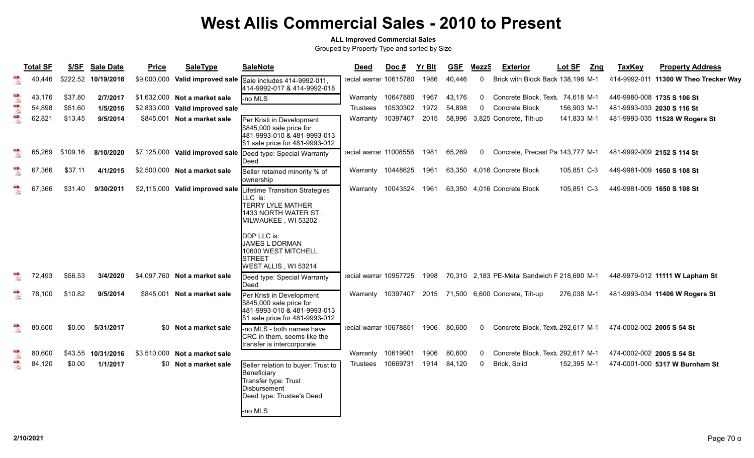# West Allis Commercial Sales - 2010 to Present

**ALL Improved Commercial Sales**

Grouped by Property Type and sorted by Size

| Total SF | $/SF | Sale Date | Price | SaleType | SaleNote | Deed | Doc # | Yr Blt | GSF | MezzS | Exterior | Lot SF | Zng | TaxKey | Property Address |
|---|---|---|---|---|---|---|---|---|---|---|---|---|---|---|---|
| 40,446 | $222.52 | 10/19/2016 | $9,000,000 | Valid improved sale | Sale includes 414-9992-011, 414-9992-017 & 414-9992-018 | pecial warrar | 10615780 | 1986 | 40,446 | 0 | Brick with Block Back | 138,196 | M-1 | 414-9992-011 | 11300 W Theo Trecker Way |
| 43,176 | $37.80 | 2/7/2017 | $1,632,000 | Not a market sale | -no MLS | Warranty | 10647880 | 1967 | 43,176 | 0 | Concrete Block, Textu | 74,618 | M-1 | 449-9980-008 | 1735 S 106 St |
| 54,898 | $51.60 | 1/5/2016 | $2,833,000 | Valid improved sale | | Trustees | 10530302 | 1972 | 54,898 | 0 | Concrete Block | 156,903 | M-1 | 481-9993-033 | 2030 S 116 St |
| 62,821 | $13.45 | 9/5/2014 | $845,001 | Not a market sale | Per Kristi in Development $845,000 sale price for 481-9993-010 & 481-9993-013 $1 sale price for 481-9993-012 | Warranty | 10397407 | 2015 | 58,996 | 3,825 | Concrete, Tilt-up | 141,833 | M-1 | 481-9993-035 | 11528 W Rogers St |
| 65,269 | $109.16 | 8/10/2020 | $7,125,000 | Valid improved sale | Deed type: Special Warranty Deed | pecial warrar | 11008556 | 1981 | 65,269 | 0 | Concrete, Precast Pa | 143,777 | M-1 | 481-9992-009 | 2152 S 114 St |
| 67,366 | $37.11 | 4/1/2015 | $2,500,000 | Not a market sale | Seller retained minority % of ownership | Warranty | 10448625 | 1961 | 63,350 | 4,016 | Concrete Block | 105,851 | C-3 | 449-9981-009 | 1650 S 108 St |
| 67,366 | $31.40 | 9/30/2011 | $2,115,000 | Valid improved sale | Lifetime Transition Strategies LLC is: TERRY LYLE MATHER 1433 NORTH WATER ST. MILWAUKEE , WI 53202 DDP LLC is: JAMES L DORMAN 10600 WEST MITCHELL STREET WEST ALLIS , WI 53214 | Warranty | 10043524 | 1961 | 63,350 | 4,016 | Concrete Block | 105,851 | C-3 | 449-9981-009 | 1650 S 108 St |
| 72,493 | $56.53 | 3/4/2020 | $4,097,760 | Not a market sale | Deed type: Special Warranty Deed | pecial warrar | 10957725 | 1998 | 70,310 | 2,183 | PE-Metal Sandwich F | 218,690 | M-1 | 448-9979-012 | 11111 W Lapham St |
| 78,100 | $10.82 | 9/5/2014 | $845,001 | Not a market sale | Per Kristi in Development $845,000 sale price for 481-9993-010 & 481-9993-013 $1 sale price for 481-9993-012 | Warranty | 10397407 | 2015 | 71,500 | 6,600 | Concrete, Tilt-up | 276,038 | M-1 | 481-9993-034 | 11406 W Rogers St |
| 80,600 | $0.00 | 5/31/2017 | $0 | Not a market sale | -no MLS - both names have CRC in them, seems like the transfer is intercorporate | pecial warrar | 10678851 | 1906 | 80,600 | 0 | Concrete Block, Textu | 292,617 | M-1 | 474-0002-002 | 2005 S 54 St |
| 80,600 | $43.55 | 10/31/2016 | $3,510,000 | Not a market sale | | Warranty | 10619901 | 1906 | 80,600 | 0 | Concrete Block, Textu | 292,617 | M-1 | 474-0002-002 | 2005 S 54 St |
| 84,120 | $0.00 | 1/1/2017 | $0 | Not a market sale | Seller relation to buyer: Trust to Beneficiary Transfer type: Trust Disbursement Deed type: Trustee's Deed -no MLS | Trustees | 10669731 | 1914 | 84,120 | 0 | Brick, Solid | 152,395 | M-1 | 474-0001-000 | 5317 W Burnham St |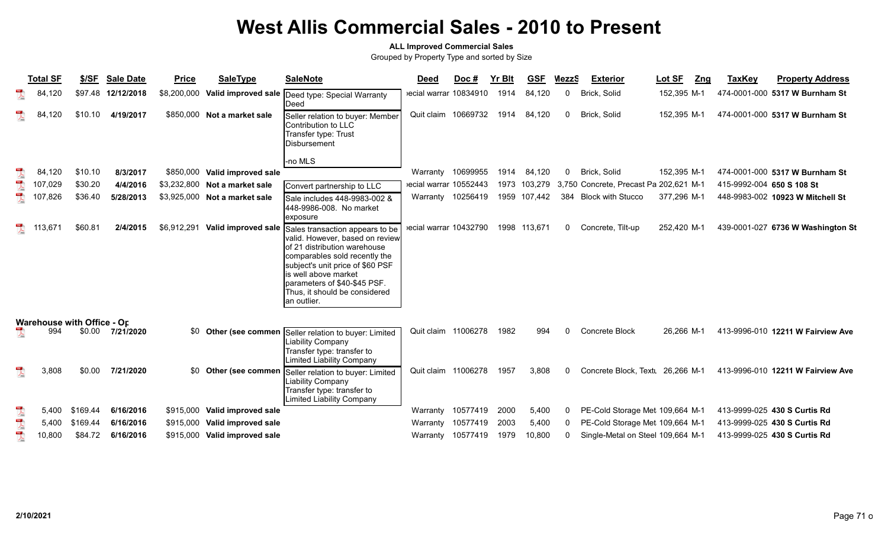# West Allis Commercial Sales - 2010 to Present

**ALL Improved Commercial Sales**

Grouped by Property Type and sorted by Size

| Total SF | $/SF | Sale Date | Price | SaleType | SaleNote | Deed | Doc # | Yr Blt | GSF | MezzS | Exterior | Lot SF | Zng | TaxKey | Property Address |
|---|---|---|---|---|---|---|---|---|---|---|---|---|---|---|---|
| 84,120 | $97.48 | 12/12/2018 | $8,200,000 | Valid improved sale | Deed type: Special Warranty Deed | ›ecial warrar | 10834910 | 1914 | 84,120 | 0 | Brick, Solid | 152,395 | M-1 | 474-0001-000 | 5317 W Burnham St |
| 84,120 | $10.10 | 4/19/2017 | $850,000 | Not a market sale | Seller relation to buyer: Member Contribution to LLC Transfer type: Trust Disbursement -no MLS | Quit claim | 10669732 | 1914 | 84,120 | 0 | Brick, Solid | 152,395 | M-1 | 474-0001-000 | 5317 W Burnham St |
| 84,120 | $10.10 | 8/3/2017 | $850,000 | Valid improved sale | | Warranty | 10699955 | 1914 | 84,120 | 0 | Brick, Solid | 152,395 | M-1 | 474-0001-000 | 5317 W Burnham St |
| 107,029 | $30.20 | 4/4/2016 | $3,232,800 | Not a market sale | Convert partnership to LLC | ›ecial warrar | 10552443 | 1973 | 103,279 | 3,750 | Concrete, Precast Pa | 202,621 | M-1 | 415-9992-004 | 650 S 108 St |
| 107,826 | $36.40 | 5/28/2013 | $3,925,000 | Not a market sale | Sale includes 448-9983-002 & 448-9986-008. No market exposure | Warranty | 10256419 | 1959 | 107,442 | 384 | Block with Stucco | 377,296 | M-1 | 448-9983-002 | 10923 W Mitchell St |
| 113,671 | $60.81 | 2/4/2015 | $6,912,291 | Valid improved sale | Sales transaction appears to be valid. However, based on review of 21 distribution warehouse comparables sold recently the subject's unit price of $60 PSF is well above market parameters of $40-$45 PSF. Thus, it should be considered an outlier. | ›ecial warrar | 10432790 | 1998 | 113,671 | 0 | Concrete, Tilt-up | 252,420 | M-1 | 439-0001-027 | 6736 W Washington St |
| **Warehouse with Office - Op** | | | | | | | | | | | | | | | |
| 994 | $0.00 | 7/21/2020 | $0 | Other (see commen | Seller relation to buyer: Limited Liability Company Transfer type: transfer to Limited Liability Company | Quit claim | 11006278 | 1982 | 994 | 0 | Concrete Block | 26,266 | M-1 | 413-9996-010 | 12211 W Fairview Ave |
| 3,808 | $0.00 | 7/21/2020 | $0 | Other (see commen | Seller relation to buyer: Limited Liability Company Transfer type: transfer to Limited Liability Company | Quit claim | 11006278 | 1957 | 3,808 | 0 | Concrete Block, Textu | 26,266 | M-1 | 413-9996-010 | 12211 W Fairview Ave |
| 5,400 | $169.44 | 6/16/2016 | $915,000 | Valid improved sale | | Warranty | 10577419 | 2000 | 5,400 | 0 | PE-Cold Storage Met | 109,664 | M-1 | 413-9999-025 | 430 S Curtis Rd |
| 5,400 | $169.44 | 6/16/2016 | $915,000 | Valid improved sale | | Warranty | 10577419 | 2003 | 5,400 | 0 | PE-Cold Storage Met | 109,664 | M-1 | 413-9999-025 | 430 S Curtis Rd |
| 10,800 | $84.72 | 6/16/2016 | $915,000 | Valid improved sale | | Warranty | 10577419 | 1979 | 10,800 | 0 | Single-Metal on Steel | 109,664 | M-1 | 413-9999-025 | 430 S Curtis Rd |

2/10/2021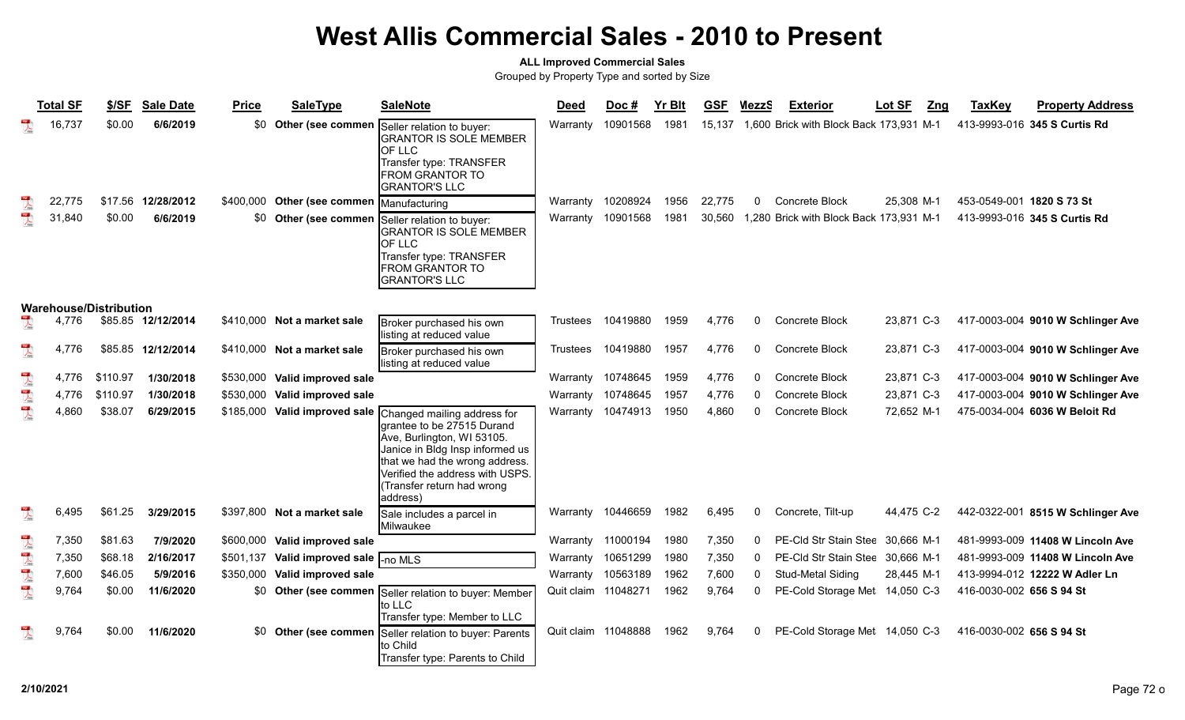# West Allis Commercial Sales - 2010 to Present

**ALL Improved Commercial Sales**

Grouped by Property Type and sorted by Size

| Total SF | $/SF | Sale Date | Price | SaleType | SaleNote | Deed | Doc # | Yr Blt | GSF | MezzS | Exterior | Lot SF | Zng | TaxKey | Property Address |
|---|---|---|---|---|---|---|---|---|---|---|---|---|---|---|---|
| 16,737 | $0.00 | 6/6/2019 | $0 | Other (see commen | Seller relation to buyer: GRANTOR IS SOLE MEMBER OF LLC Transfer type: TRANSFER FROM GRANTOR TO GRANTOR'S LLC | Warranty | 10901568 | 1981 | 15,137 | 1,600 | Brick with Block Back | 173,931 | M-1 | 413-9993-016 | **345 S Curtis Rd** |
| 22,775 | $17.56 | 12/28/2012 | $400,000 | Other (see commen | Manufacturing | Warranty | 10208924 | 1956 | 22,775 | 0 | Concrete Block | 25,308 | M-1 | 453-0549-001 | **1820 S 73 St** |
| 31,840 | $0.00 | 6/6/2019 | $0 | Other (see commen | Seller relation to buyer: GRANTOR IS SOLE MEMBER OF LLC Transfer type: TRANSFER FROM GRANTOR TO GRANTOR'S LLC | Warranty | 10901568 | 1981 | 30,560 | 1,280 | Brick with Block Back | 173,931 | M-1 | 413-9993-016 | **345 S Curtis Rd** |
| **Warehouse/Distribution** | | | | | | | | | | | | | | | |
| 4,776 | $85.85 | 12/12/2014 | $410,000 | Not a market sale | Broker purchased his own listing at reduced value | Trustees | 10419880 | 1959 | 4,776 | 0 | Concrete Block | 23,871 | C-3 | 417-0003-004 | **9010 W Schlinger Ave** |
| 4,776 | $85.85 | 12/12/2014 | $410,000 | Not a market sale | Broker purchased his own listing at reduced value | Trustees | 10419880 | 1957 | 4,776 | 0 | Concrete Block | 23,871 | C-3 | 417-0003-004 | **9010 W Schlinger Ave** |
| 4,776 | $110.97 | 1/30/2018 | $530,000 | Valid improved sale | | Warranty | 10748645 | 1959 | 4,776 | 0 | Concrete Block | 23,871 | C-3 | 417-0003-004 | **9010 W Schlinger Ave** |
| 4,776 | $110.97 | 1/30/2018 | $530,000 | Valid improved sale | | Warranty | 10748645 | 1957 | 4,776 | 0 | Concrete Block | 23,871 | C-3 | 417-0003-004 | **9010 W Schlinger Ave** |
| 4,860 | $38.07 | 6/29/2015 | $185,000 | Valid improved sale | Changed mailing address for grantee to be 27515 Durand Ave, Burlington, WI 53105. Janice in Bldg Insp informed us that we had the wrong address. Verified the address with USPS. (Transfer return had wrong address) | Warranty | 10474913 | 1950 | 4,860 | 0 | Concrete Block | 72,652 | M-1 | 475-0034-004 | **6036 W Beloit Rd** |
| 6,495 | $61.25 | 3/29/2015 | $397,800 | Not a market sale | Sale includes a parcel in Milwaukee | Warranty | 10446659 | 1982 | 6,495 | 0 | Concrete, Tilt-up | 44,475 | C-2 | 442-0322-001 | **8515 W Schlinger Ave** |
| 7,350 | $81.63 | 7/9/2020 | $600,000 | Valid improved sale | | Warranty | 11000194 | 1980 | 7,350 | 0 | PE-Cld Str Stain Stee | 30,666 | M-1 | 481-9993-009 | **11408 W Lincoln Ave** |
| 7,350 | $68.18 | 2/16/2017 | $501,137 | Valid improved sale | -no MLS | Warranty | 10651299 | 1980 | 7,350 | 0 | PE-Cld Str Stain Stee | 30,666 | M-1 | 481-9993-009 | **11408 W Lincoln Ave** |
| 7,600 | $46.05 | 5/9/2016 | $350,000 | Valid improved sale | | Warranty | 10563189 | 1962 | 7,600 | 0 | Stud-Metal Siding | 28,445 | M-1 | 413-9994-012 | **12222 W Adler Ln** |
| 9,764 | $0.00 | 11/6/2020 | $0 | Other (see commen | Seller relation to buyer: Member to LLC Transfer type: Member to LLC | Quit claim | 11048271 | 1962 | 9,764 | 0 | PE-Cold Storage Met | 14,050 | C-3 | 416-0030-002 | **656 S 94 St** |
| 9,764 | $0.00 | 11/6/2020 | $0 | Other (see commen | Seller relation to buyer: Parents to Child Transfer type: Parents to Child | Quit claim | 11048888 | 1962 | 9,764 | 0 | PE-Cold Storage Met | 14,050 | C-3 | 416-0030-002 | **656 S 94 St** |

2/10/2021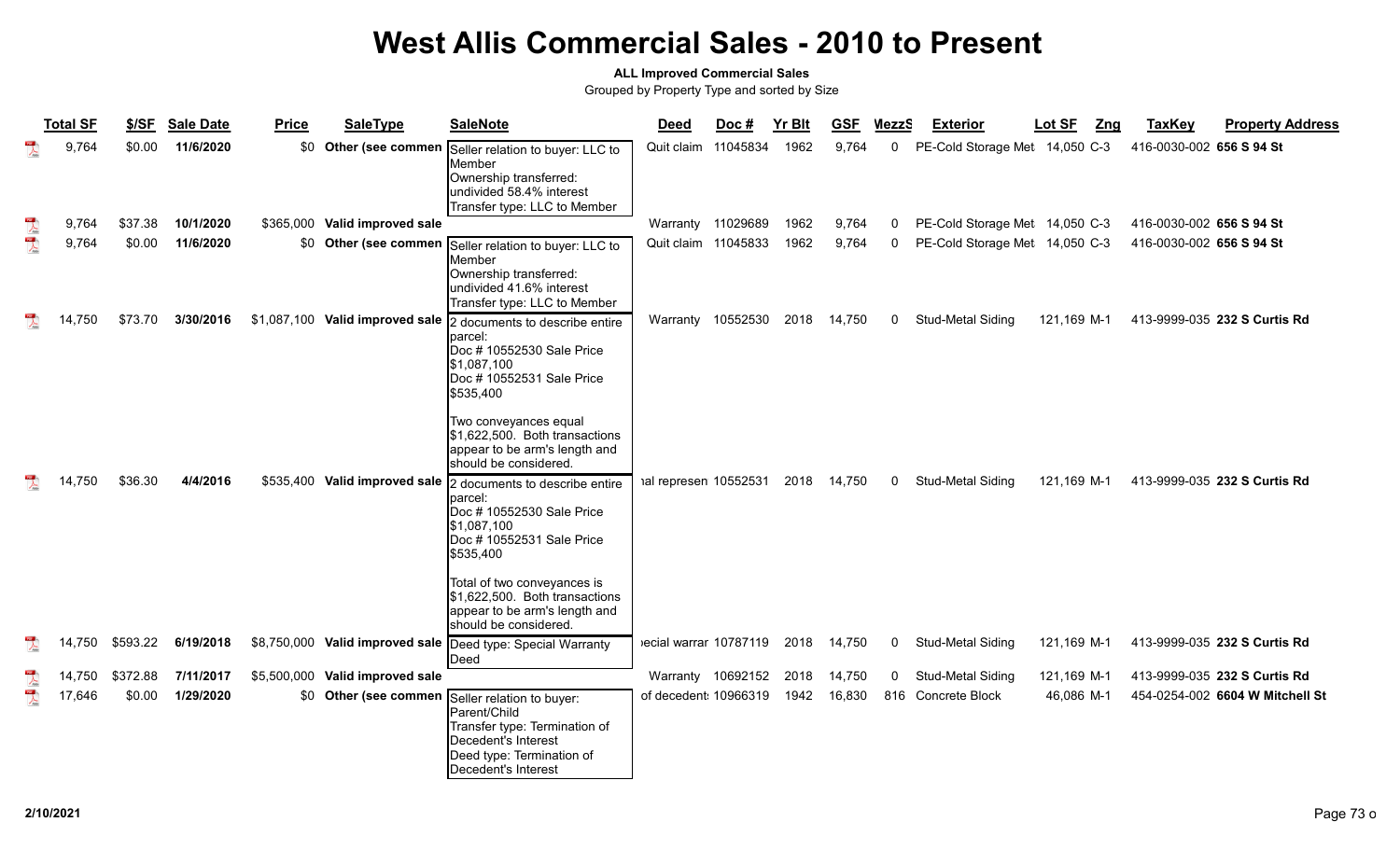# West Allis Commercial Sales - 2010 to Present

**ALL Improved Commercial Sales**

Grouped by Property Type and sorted by Size

| Total SF | $/SF | Sale Date | Price | SaleType | SaleNote | Deed | Doc # | Yr Blt | GSF | MezzS | Exterior | Lot SF | Zng | TaxKey | Property Address |
|---|---|---|---|---|---|---|---|---|---|---|---|---|---|---|---|
| 9,764 | $0.00 | 11/6/2020 | $0 | Other (see commen | Seller relation to buyer: LLC to Member<br>Ownership transferred: undivided 58.4% interest<br>Transfer type: LLC to Member | Quit claim | 11045834 | 1962 | 9,764 | 0 | PE-Cold Storage Met | 14,050 | C-3 | 416-0030-002 | 656 S 94 St |
| 9,764 | $37.38 | 10/1/2020 | $365,000 | Valid improved sale | | Warranty | 11029689 | 1962 | 9,764 | 0 | PE-Cold Storage Met | 14,050 | C-3 | 416-0030-002 | 656 S 94 St |
| 9,764 | $0.00 | 11/6/2020 | $0 | Other (see commen | Seller relation to buyer: LLC to Member<br>Ownership transferred: undivided 41.6% interest<br>Transfer type: LLC to Member | Quit claim | 11045833 | 1962 | 9,764 | 0 | PE-Cold Storage Met | 14,050 | C-3 | 416-0030-002 | 656 S 94 St |
| 14,750 | $73.70 | 3/30/2016 | $1,087,100 | Valid improved sale | 2 documents to describe entire parcel:<br>Doc # 10552530 Sale Price $1,087,100<br>Doc # 10552531 Sale Price $535,400<br><br>Two conveyances equal $1,622,500. Both transactions appear to be arm's length and should be considered. | Warranty | 10552530 | 2018 | 14,750 | 0 | Stud-Metal Siding | 121,169 | M-1 | 413-9999-035 | 232 S Curtis Rd |
| 14,750 | $36.30 | 4/4/2016 | $535,400 | Valid improved sale | 2 documents to describe entire parcel:<br>Doc # 10552530 Sale Price $1,087,100<br>Doc # 10552531 Sale Price $535,400<br><br>Total of two conveyances is $1,622,500. Both transactions appear to be arm's length and should be considered. | nal represen | 10552531 | 2018 | 14,750 | 0 | Stud-Metal Siding | 121,169 | M-1 | 413-9999-035 | 232 S Curtis Rd |
| 14,750 | $593.22 | 6/19/2018 | $8,750,000 | Valid improved sale | Deed type: Special Warranty Deed | pecial warrar | 10787119 | 2018 | 14,750 | 0 | Stud-Metal Siding | 121,169 | M-1 | 413-9999-035 | 232 S Curtis Rd |
| 14,750 | $372.88 | 7/11/2017 | $5,500,000 | Valid improved sale | | Warranty | 10692152 | 2018 | 14,750 | 0 | Stud-Metal Siding | 121,169 | M-1 | 413-9999-035 | 232 S Curtis Rd |
| 17,646 | $0.00 | 1/29/2020 | $0 | Other (see commen | Seller relation to buyer: Parent/Child<br>Transfer type: Termination of Decedent's Interest<br>Deed type: Termination of Decedent's Interest | of decedent | 10966319 | 1942 | 16,830 | 816 | Concrete Block | 46,086 | M-1 | 454-0254-002 | 6604 W Mitchell St |

2/10/2021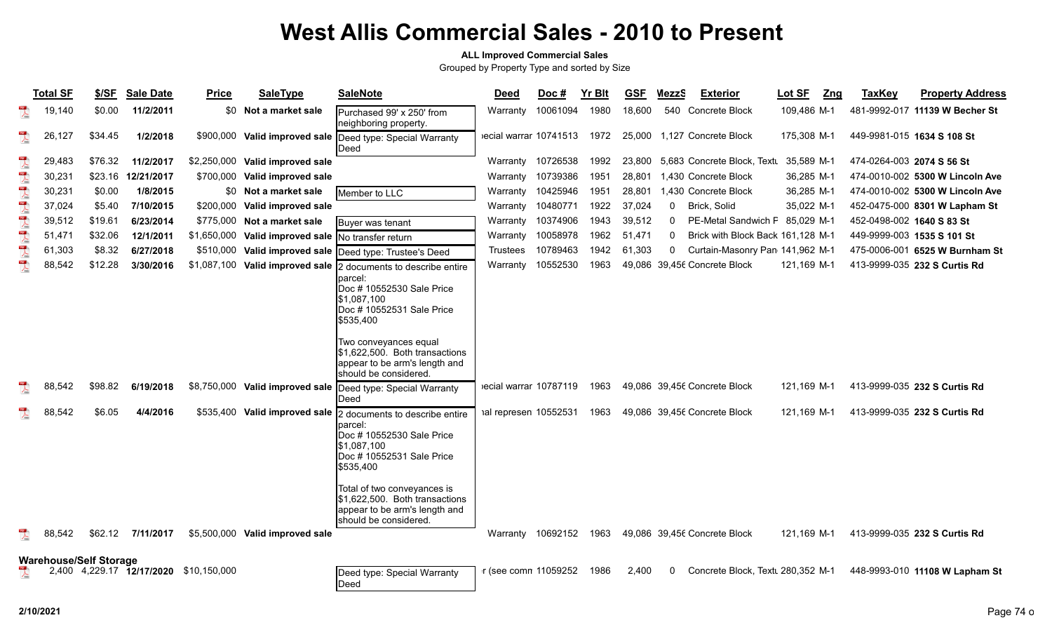# West Allis Commercial Sales - 2010 to Present

**ALL Improved Commercial Sales**

Grouped by Property Type and sorted by Size

| Total SF | $/SF | Sale Date | Price | SaleType | SaleNote | Deed | Doc # | Yr Blt | GSF | MezzS | Exterior | Lot SF | Zng | TaxKey | Property Address |
|---|---|---|---|---|---|---|---|---|---|---|---|---|---|---|---|
| 19,140 | $0.00 | 11/2/2011 | $0 | Not a market sale | Purchased 99' x 250' from neighboring property. | Warranty | 10061094 | 1980 | 18,600 | 540 | Concrete Block | 109,486 | M-1 | 481-9992-017 | 11139 W Becher St |
| 26,127 | $34.45 | 1/2/2018 | $900,000 | Valid improved sale | Deed type: Special Warranty Deed | pecial warrar | 10741513 | 1972 | 25,000 | 1,127 | Concrete Block | 175,308 | M-1 | 449-9981-015 | 1634 S 108 St |
| 29,483 | $76.32 | 11/2/2017 | $2,250,000 | Valid improved sale | | Warranty | 10726538 | 1992 | 23,800 | 5,683 | Concrete Block, Textu | 35,589 | M-1 | 474-0264-003 | 2074 S 56 St |
| 30,231 | $23.16 | 12/21/2017 | $700,000 | Valid improved sale | | Warranty | 10739386 | 1951 | 28,801 | 1,430 | Concrete Block | 36,285 | M-1 | 474-0010-002 | 5300 W Lincoln Ave |
| 30,231 | $0.00 | 1/8/2015 | $0 | Not a market sale | Member to LLC | Warranty | 10425946 | 1951 | 28,801 | 1,430 | Concrete Block | 36,285 | M-1 | 474-0010-002 | 5300 W Lincoln Ave |
| 37,024 | $5.40 | 7/10/2015 | $200,000 | Valid improved sale | | Warranty | 10480771 | 1922 | 37,024 | 0 | Brick, Solid | 35,022 | M-1 | 452-0475-000 | 8301 W Lapham St |
| 39,512 | $19.61 | 6/23/2014 | $775,000 | Not a market sale | Buyer was tenant | Warranty | 10374906 | 1943 | 39,512 | 0 | PE-Metal Sandwich P | 85,029 | M-1 | 452-0498-002 | 1640 S 83 St |
| 51,471 | $32.06 | 12/1/2011 | $1,650,000 | Valid improved sale | No transfer return | Warranty | 10058978 | 1962 | 51,471 | 0 | Brick with Block Back | 161,128 | M-1 | 449-9999-003 | 1535 S 101 St |
| 61,303 | $8.32 | 6/27/2018 | $510,000 | Valid improved sale | Deed type: Trustee's Deed | Trustees | 10789463 | 1942 | 61,303 | 0 | Curtain-Masonry Pan | 141,962 | M-1 | 475-0006-001 | 6525 W Burnham St |
| 88,542 | $12.28 | 3/30/2016 | $1,087,100 | Valid improved sale | 2 documents to describe entire parcel: Doc # 10552530 Sale Price $1,087,100 Doc # 10552531 Sale Price $535,400 Two conveyances equal $1,622,500. Both transactions appear to be arm's length and should be considered. | Warranty | 10552530 | 1963 | 49,086 | 39,456 | Concrete Block | 121,169 | M-1 | 413-9999-035 | 232 S Curtis Rd |
| 88,542 | $98.82 | 6/19/2018 | $8,750,000 | Valid improved sale | Deed type: Special Warranty Deed | pecial warrar | 10787119 | 1963 | 49,086 | 39,456 | Concrete Block | 121,169 | M-1 | 413-9999-035 | 232 S Curtis Rd |
| 88,542 | $6.05 | 4/4/2016 | $535,400 | Valid improved sale | 2 documents to describe entire parcel: Doc # 10552530 Sale Price $1,087,100 Doc # 10552531 Sale Price $535,400 Total of two conveyances is $1,622,500. Both transactions appear to be arm's length and should be considered. | nal represen | 10552531 | 1963 | 49,086 | 39,456 | Concrete Block | 121,169 | M-1 | 413-9999-035 | 232 S Curtis Rd |
| 88,542 | $62.12 | 7/11/2017 | $5,500,000 | Valid improved sale | | Warranty | 10692152 | 1963 | 49,086 | 39,456 | Concrete Block | 121,169 | M-1 | 413-9999-035 | 232 S Curtis Rd |
| **Warehouse/Self Storage** | | | | | | | | | | | | | | | |
| 2,400 | 4,229.17 | 12/17/2020 | $10,150,000 | | Deed type: Special Warranty Deed | r (see comn | 11059252 | 1986 | 2,400 | 0 | Concrete Block, Textu | 280,352 | M-1 | 448-9993-010 | 11108 W Lapham St |

2/10/2021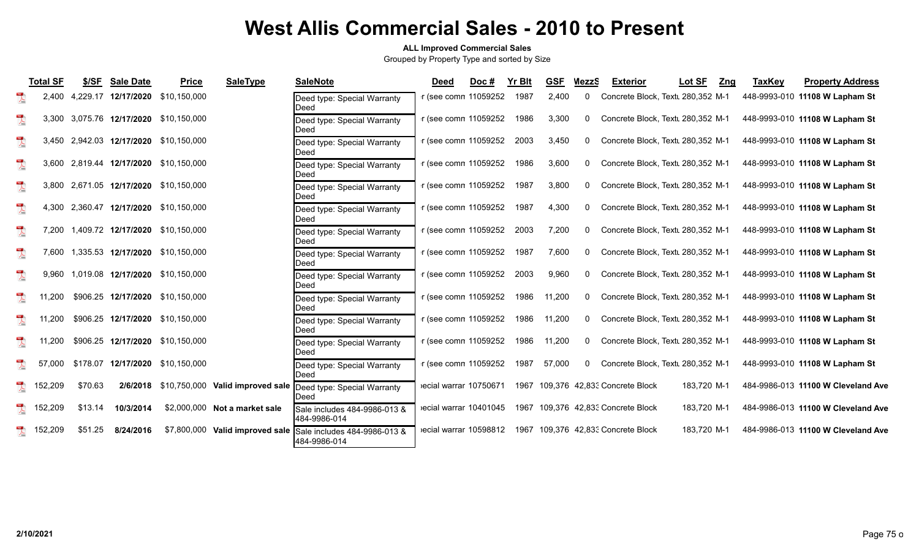# West Allis Commercial Sales - 2010 to Present

**ALL Improved Commercial Sales**

Grouped by Property Type and sorted by Size

| Total SF | $/SF | Sale Date | Price | SaleType | SaleNote | Deed | Doc # | Yr Blt | GSF | MezzS | Exterior | Lot SF | Zng | TaxKey | Property Address |
|---|---|---|---|---|---|---|---|---|---|---|---|---|---|---|---|
| 2,400 | 4,229.17 | **12/17/2020** | $10,150,000 | | Deed type: Special Warranty Deed | r (see comn | 11059252 | 1987 | 2,400 | 0 | Concrete Block, Textu | 280,352 | M-1 | 448-9993-010 | **11108 W Lapham St** |
| 3,300 | 3,075.76 | **12/17/2020** | $10,150,000 | | Deed type: Special Warranty Deed | r (see comn | 11059252 | 1986 | 3,300 | 0 | Concrete Block, Textu | 280,352 | M-1 | 448-9993-010 | **11108 W Lapham St** |
| 3,450 | 2,942.03 | **12/17/2020** | $10,150,000 | | Deed type: Special Warranty Deed | r (see comn | 11059252 | 2003 | 3,450 | 0 | Concrete Block, Textu | 280,352 | M-1 | 448-9993-010 | **11108 W Lapham St** |
| 3,600 | 2,819.44 | **12/17/2020** | $10,150,000 | | Deed type: Special Warranty Deed | r (see comn | 11059252 | 1986 | 3,600 | 0 | Concrete Block, Textu | 280,352 | M-1 | 448-9993-010 | **11108 W Lapham St** |
| 3,800 | 2,671.05 | **12/17/2020** | $10,150,000 | | Deed type: Special Warranty Deed | r (see comn | 11059252 | 1987 | 3,800 | 0 | Concrete Block, Textu | 280,352 | M-1 | 448-9993-010 | **11108 W Lapham St** |
| 4,300 | 2,360.47 | **12/17/2020** | $10,150,000 | | Deed type: Special Warranty Deed | r (see comn | 11059252 | 1987 | 4,300 | 0 | Concrete Block, Textu | 280,352 | M-1 | 448-9993-010 | **11108 W Lapham St** |
| 7,200 | 1,409.72 | **12/17/2020** | $10,150,000 | | Deed type: Special Warranty Deed | r (see comn | 11059252 | 2003 | 7,200 | 0 | Concrete Block, Textu | 280,352 | M-1 | 448-9993-010 | **11108 W Lapham St** |
| 7,600 | 1,335.53 | **12/17/2020** | $10,150,000 | | Deed type: Special Warranty Deed | r (see comn | 11059252 | 1987 | 7,600 | 0 | Concrete Block, Textu | 280,352 | M-1 | 448-9993-010 | **11108 W Lapham St** |
| 9,960 | 1,019.08 | **12/17/2020** | $10,150,000 | | Deed type: Special Warranty Deed | r (see comn | 11059252 | 2003 | 9,960 | 0 | Concrete Block, Textu | 280,352 | M-1 | 448-9993-010 | **11108 W Lapham St** |
| 11,200 | $906.25 | **12/17/2020** | $10,150,000 | | Deed type: Special Warranty Deed | r (see comn | 11059252 | 1986 | 11,200 | 0 | Concrete Block, Textu | 280,352 | M-1 | 448-9993-010 | **11108 W Lapham St** |
| 11,200 | $906.25 | **12/17/2020** | $10,150,000 | | Deed type: Special Warranty Deed | r (see comn | 11059252 | 1986 | 11,200 | 0 | Concrete Block, Textu | 280,352 | M-1 | 448-9993-010 | **11108 W Lapham St** |
| 11,200 | $906.25 | **12/17/2020** | $10,150,000 | | Deed type: Special Warranty Deed | r (see comn | 11059252 | 1986 | 11,200 | 0 | Concrete Block, Textu | 280,352 | M-1 | 448-9993-010 | **11108 W Lapham St** |
| 57,000 | $178.07 | **12/17/2020** | $10,150,000 | | Deed type: Special Warranty Deed | r (see comn | 11059252 | 1987 | 57,000 | 0 | Concrete Block, Textu | 280,352 | M-1 | 448-9993-010 | **11108 W Lapham St** |
| 152,209 | $70.63 | **2/6/2018** | $10,750,000 | **Valid improved sale** | Deed type: Special Warranty Deed | ecial warrar | 10750671 | 1967 | 109,376 | 42,833 | Concrete Block | 183,720 | M-1 | 484-9986-013 | **11100 W Cleveland Ave** |
| 152,209 | $13.14 | **10/3/2014** | $2,000,000 | **Not a market sale** | Sale includes 484-9986-013 & 484-9986-014 | ecial warrar | 10401045 | 1967 | 109,376 | 42,833 | Concrete Block | 183,720 | M-1 | 484-9986-013 | **11100 W Cleveland Ave** |
| 152,209 | $51.25 | **8/24/2016** | $7,800,000 | **Valid improved sale** | Sale includes 484-9986-013 & 484-9986-014 | ecial warrar | 10598812 | 1967 | 109,376 | 42,833 | Concrete Block | 183,720 | M-1 | 484-9986-013 | **11100 W Cleveland Ave** |

**2/10/2021**